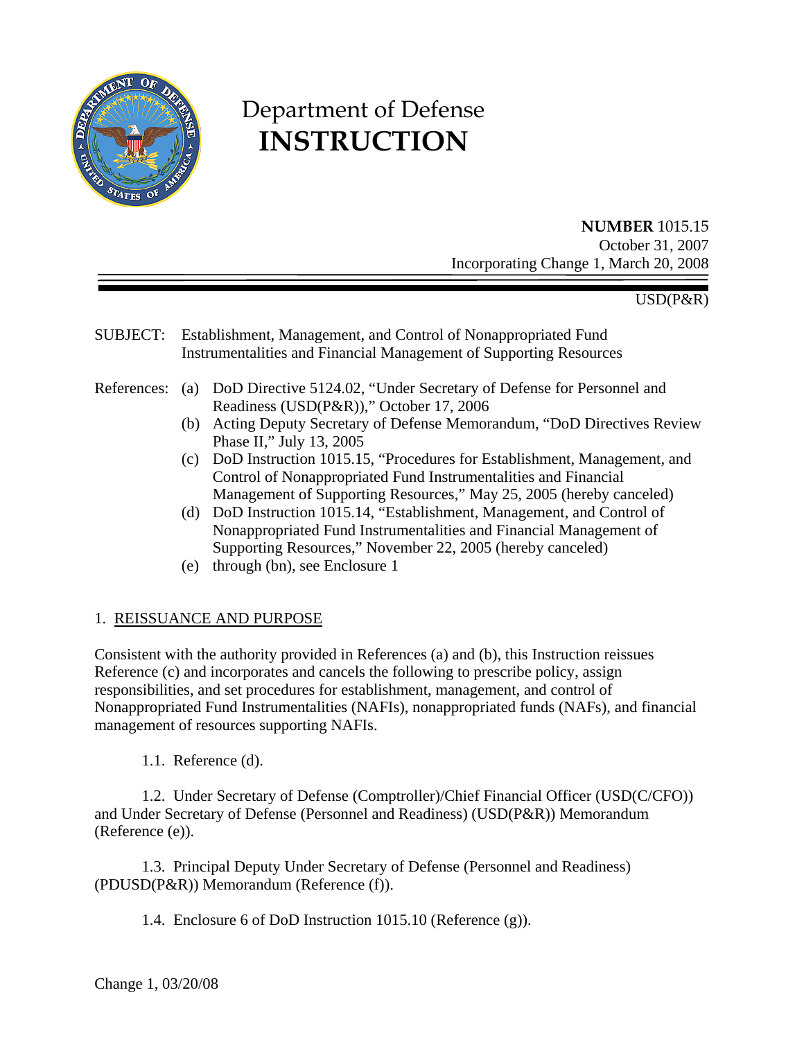# Department of Defense **INSTRUCTION**

**NUMBER** 1015.15
October 31, 2007
Incorporating Change 1, March 20, 2008

USD(P&R)

SUBJECT: Establishment, Management, and Control of Nonappropriated Fund Instrumentalities and Financial Management of Supporting Resources

References:
- (a) DoD Directive 5124.02, "Under Secretary of Defense for Personnel and Readiness (USD(P&R))," October 17, 2006
- (b) Acting Deputy Secretary of Defense Memorandum, "DoD Directives Review Phase II," July 13, 2005
- (c) DoD Instruction 1015.15, "Procedures for Establishment, Management, and Control of Nonappropriated Fund Instrumentalities and Financial Management of Supporting Resources," May 25, 2005 (hereby canceled)
- (d) DoD Instruction 1015.14, "Establishment, Management, and Control of Nonappropriated Fund Instrumentalities and Financial Management of Supporting Resources," November 22, 2005 (hereby canceled)
- (e) through (bn), see Enclosure 1

## 1. REISSUANCE AND PURPOSE

Consistent with the authority provided in References (a) and (b), this Instruction reissues Reference (c) and incorporates and cancels the following to prescribe policy, assign responsibilities, and set procedures for establishment, management, and control of Nonappropriated Fund Instrumentalities (NAFIs), nonappropriated funds (NAFs), and financial management of resources supporting NAFIs.

1.1. Reference (d).

1.2. Under Secretary of Defense (Comptroller)/Chief Financial Officer (USD(C/CFO)) and Under Secretary of Defense (Personnel and Readiness) (USD(P&R)) Memorandum (Reference (e)).

1.3. Principal Deputy Under Secretary of Defense (Personnel and Readiness) (PDUSD(P&R)) Memorandum (Reference (f)).

1.4. Enclosure 6 of DoD Instruction 1015.10 (Reference (g)).

Change 1, 03/20/08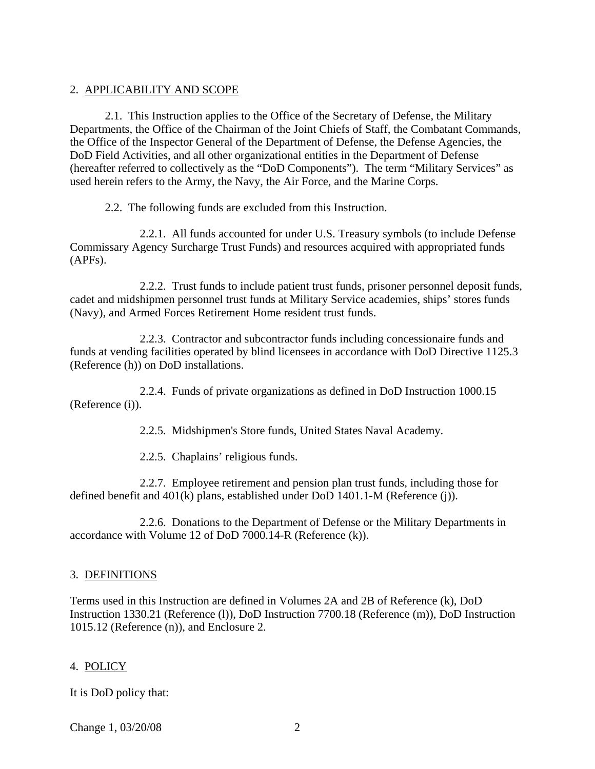## 2. APPLICABILITY AND SCOPE

2.1. This Instruction applies to the Office of the Secretary of Defense, the Military Departments, the Office of the Chairman of the Joint Chiefs of Staff, the Combatant Commands, the Office of the Inspector General of the Department of Defense, the Defense Agencies, the DoD Field Activities, and all other organizational entities in the Department of Defense (hereafter referred to collectively as the "DoD Components"). The term "Military Services" as used herein refers to the Army, the Navy, the Air Force, and the Marine Corps.

2.2. The following funds are excluded from this Instruction.

2.2.1. All funds accounted for under U.S. Treasury symbols (to include Defense Commissary Agency Surcharge Trust Funds) and resources acquired with appropriated funds (APFs).

2.2.2. Trust funds to include patient trust funds, prisoner personnel deposit funds, cadet and midshipmen personnel trust funds at Military Service academies, ships' stores funds (Navy), and Armed Forces Retirement Home resident trust funds.

2.2.3. Contractor and subcontractor funds including concessionaire funds and funds at vending facilities operated by blind licensees in accordance with DoD Directive 1125.3 (Reference (h)) on DoD installations.

2.2.4. Funds of private organizations as defined in DoD Instruction 1000.15 (Reference (i)).

2.2.5. Midshipmen's Store funds, United States Naval Academy.

2.2.5. Chaplains' religious funds.

2.2.7. Employee retirement and pension plan trust funds, including those for defined benefit and 401(k) plans, established under DoD 1401.1-M (Reference (j)).

2.2.6. Donations to the Department of Defense or the Military Departments in accordance with Volume 12 of DoD 7000.14-R (Reference (k)).

## 3. DEFINITIONS

Terms used in this Instruction are defined in Volumes 2A and 2B of Reference (k), DoD Instruction 1330.21 (Reference (l)), DoD Instruction 7700.18 (Reference (m)), DoD Instruction 1015.12 (Reference (n)), and Enclosure 2.

## 4. POLICY

It is DoD policy that: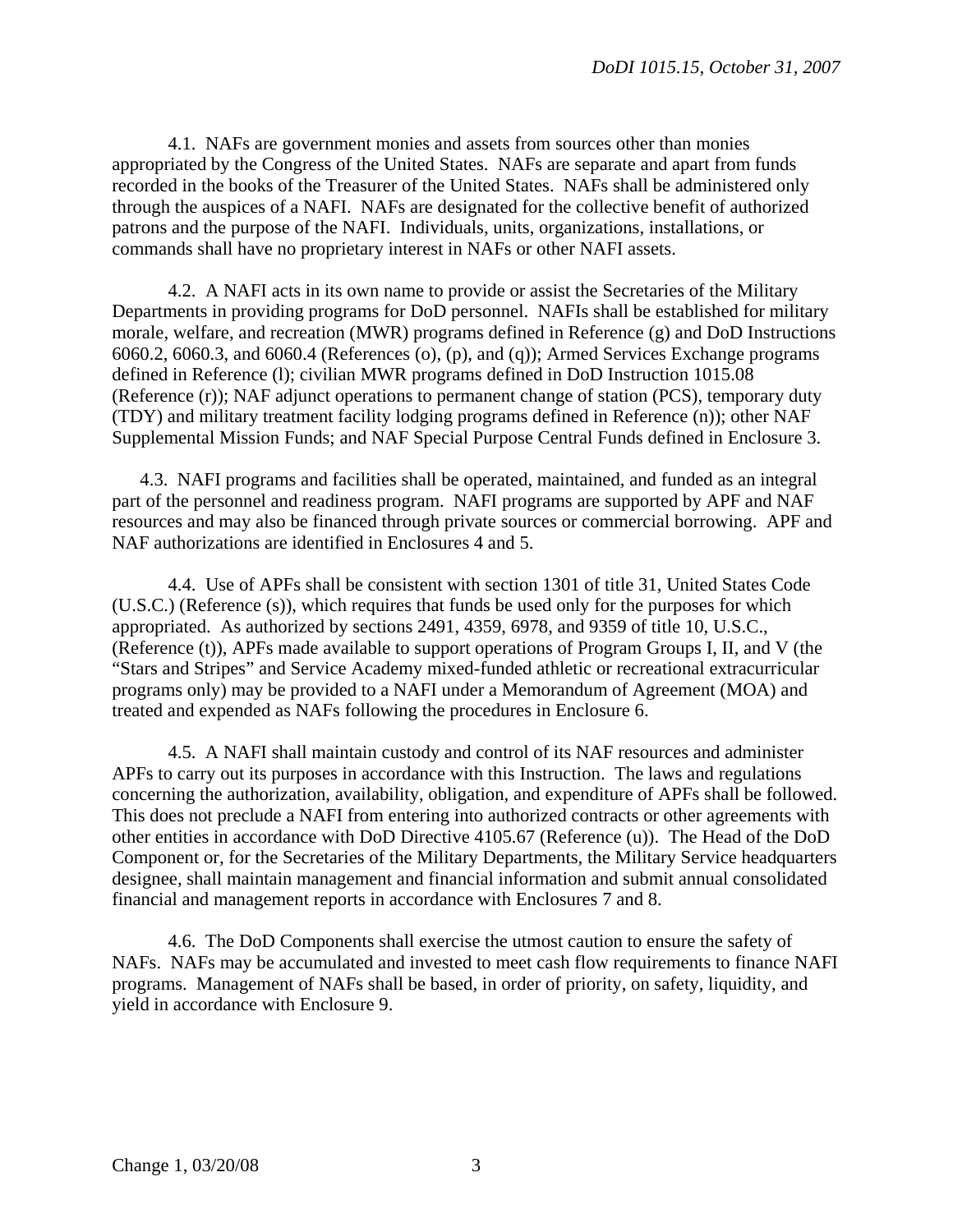4.1. NAFs are government monies and assets from sources other than monies appropriated by the Congress of the United States. NAFs are separate and apart from funds recorded in the books of the Treasurer of the United States. NAFs shall be administered only through the auspices of a NAFI. NAFs are designated for the collective benefit of authorized patrons and the purpose of the NAFI. Individuals, units, organizations, installations, or commands shall have no proprietary interest in NAFs or other NAFI assets.

4.2. A NAFI acts in its own name to provide or assist the Secretaries of the Military Departments in providing programs for DoD personnel. NAFIs shall be established for military morale, welfare, and recreation (MWR) programs defined in Reference (g) and DoD Instructions 6060.2, 6060.3, and 6060.4 (References (o), (p), and (q)); Armed Services Exchange programs defined in Reference (l); civilian MWR programs defined in DoD Instruction 1015.08 (Reference (r)); NAF adjunct operations to permanent change of station (PCS), temporary duty (TDY) and military treatment facility lodging programs defined in Reference (n)); other NAF Supplemental Mission Funds; and NAF Special Purpose Central Funds defined in Enclosure 3.

4.3. NAFI programs and facilities shall be operated, maintained, and funded as an integral part of the personnel and readiness program. NAFI programs are supported by APF and NAF resources and may also be financed through private sources or commercial borrowing. APF and NAF authorizations are identified in Enclosures 4 and 5.

4.4. Use of APFs shall be consistent with section 1301 of title 31, United States Code (U.S.C.) (Reference (s)), which requires that funds be used only for the purposes for which appropriated. As authorized by sections 2491, 4359, 6978, and 9359 of title 10, U.S.C., (Reference (t)), APFs made available to support operations of Program Groups I, II, and V (the "Stars and Stripes" and Service Academy mixed-funded athletic or recreational extracurricular programs only) may be provided to a NAFI under a Memorandum of Agreement (MOA) and treated and expended as NAFs following the procedures in Enclosure 6.

4.5. A NAFI shall maintain custody and control of its NAF resources and administer APFs to carry out its purposes in accordance with this Instruction. The laws and regulations concerning the authorization, availability, obligation, and expenditure of APFs shall be followed. This does not preclude a NAFI from entering into authorized contracts or other agreements with other entities in accordance with DoD Directive 4105.67 (Reference (u)). The Head of the DoD Component or, for the Secretaries of the Military Departments, the Military Service headquarters designee, shall maintain management and financial information and submit annual consolidated financial and management reports in accordance with Enclosures 7 and 8.

4.6. The DoD Components shall exercise the utmost caution to ensure the safety of NAFs. NAFs may be accumulated and invested to meet cash flow requirements to finance NAFI programs. Management of NAFs shall be based, in order of priority, on safety, liquidity, and yield in accordance with Enclosure 9.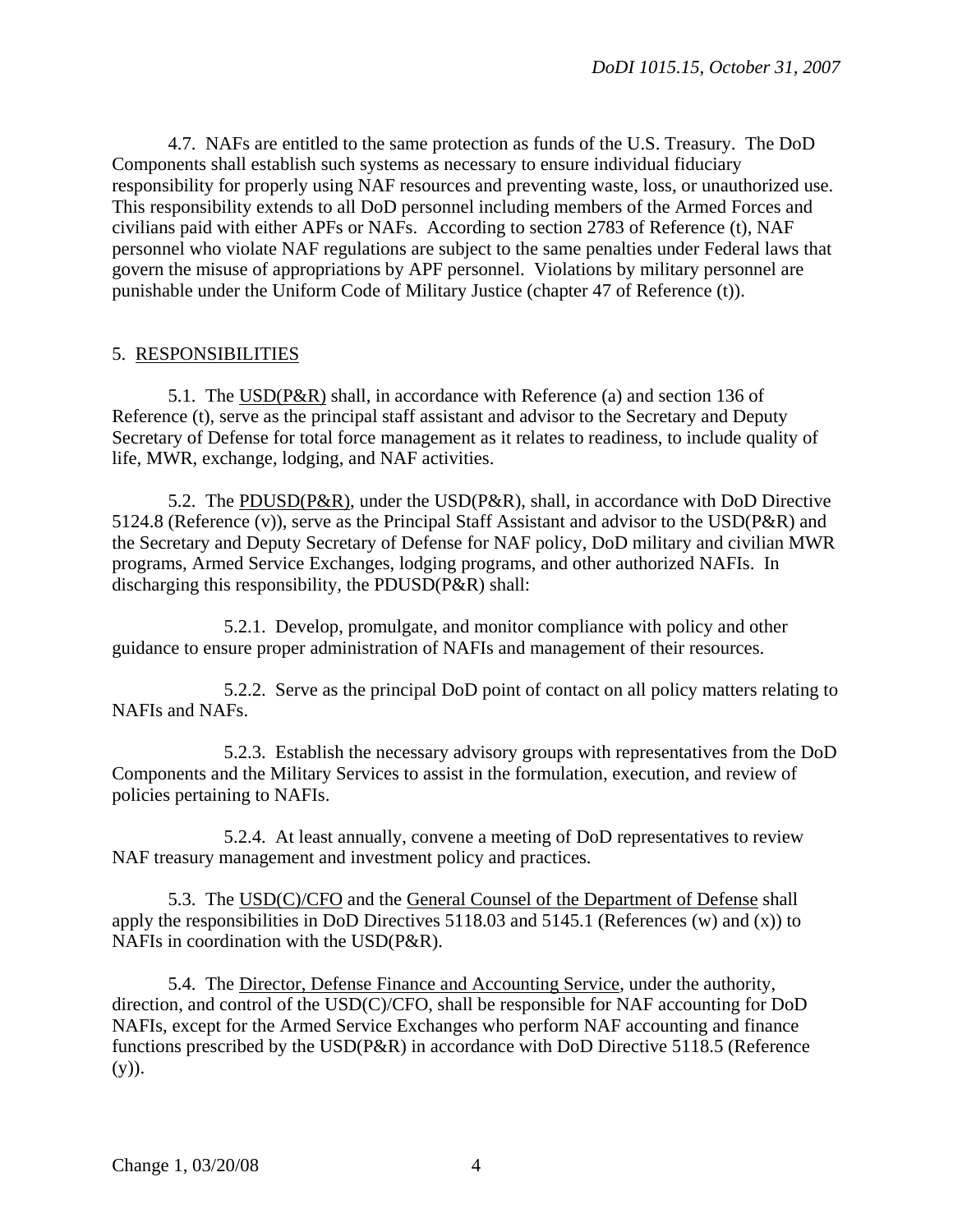4.7. NAFs are entitled to the same protection as funds of the U.S. Treasury. The DoD Components shall establish such systems as necessary to ensure individual fiduciary responsibility for properly using NAF resources and preventing waste, loss, or unauthorized use. This responsibility extends to all DoD personnel including members of the Armed Forces and civilians paid with either APFs or NAFs. According to section 2783 of Reference (t), NAF personnel who violate NAF regulations are subject to the same penalties under Federal laws that govern the misuse of appropriations by APF personnel. Violations by military personnel are punishable under the Uniform Code of Military Justice (chapter 47 of Reference (t)).

## 5. RESPONSIBILITIES

5.1. The USD(P&R) shall, in accordance with Reference (a) and section 136 of Reference (t), serve as the principal staff assistant and advisor to the Secretary and Deputy Secretary of Defense for total force management as it relates to readiness, to include quality of life, MWR, exchange, lodging, and NAF activities.

5.2. The PDUSD(P&R), under the USD(P&R), shall, in accordance with DoD Directive 5124.8 (Reference (v)), serve as the Principal Staff Assistant and advisor to the USD(P&R) and the Secretary and Deputy Secretary of Defense for NAF policy, DoD military and civilian MWR programs, Armed Service Exchanges, lodging programs, and other authorized NAFIs. In discharging this responsibility, the PDUSD(P&R) shall:

5.2.1. Develop, promulgate, and monitor compliance with policy and other guidance to ensure proper administration of NAFIs and management of their resources.

5.2.2. Serve as the principal DoD point of contact on all policy matters relating to NAFIs and NAFs.

5.2.3. Establish the necessary advisory groups with representatives from the DoD Components and the Military Services to assist in the formulation, execution, and review of policies pertaining to NAFIs.

5.2.4. At least annually, convene a meeting of DoD representatives to review NAF treasury management and investment policy and practices.

5.3. The USD(C)/CFO and the General Counsel of the Department of Defense shall apply the responsibilities in DoD Directives 5118.03 and 5145.1 (References (w) and (x)) to NAFIs in coordination with the USD(P&R).

5.4. The Director, Defense Finance and Accounting Service, under the authority, direction, and control of the USD(C)/CFO, shall be responsible for NAF accounting for DoD NAFIs, except for the Armed Service Exchanges who perform NAF accounting and finance functions prescribed by the USD(P&R) in accordance with DoD Directive 5118.5 (Reference (y)).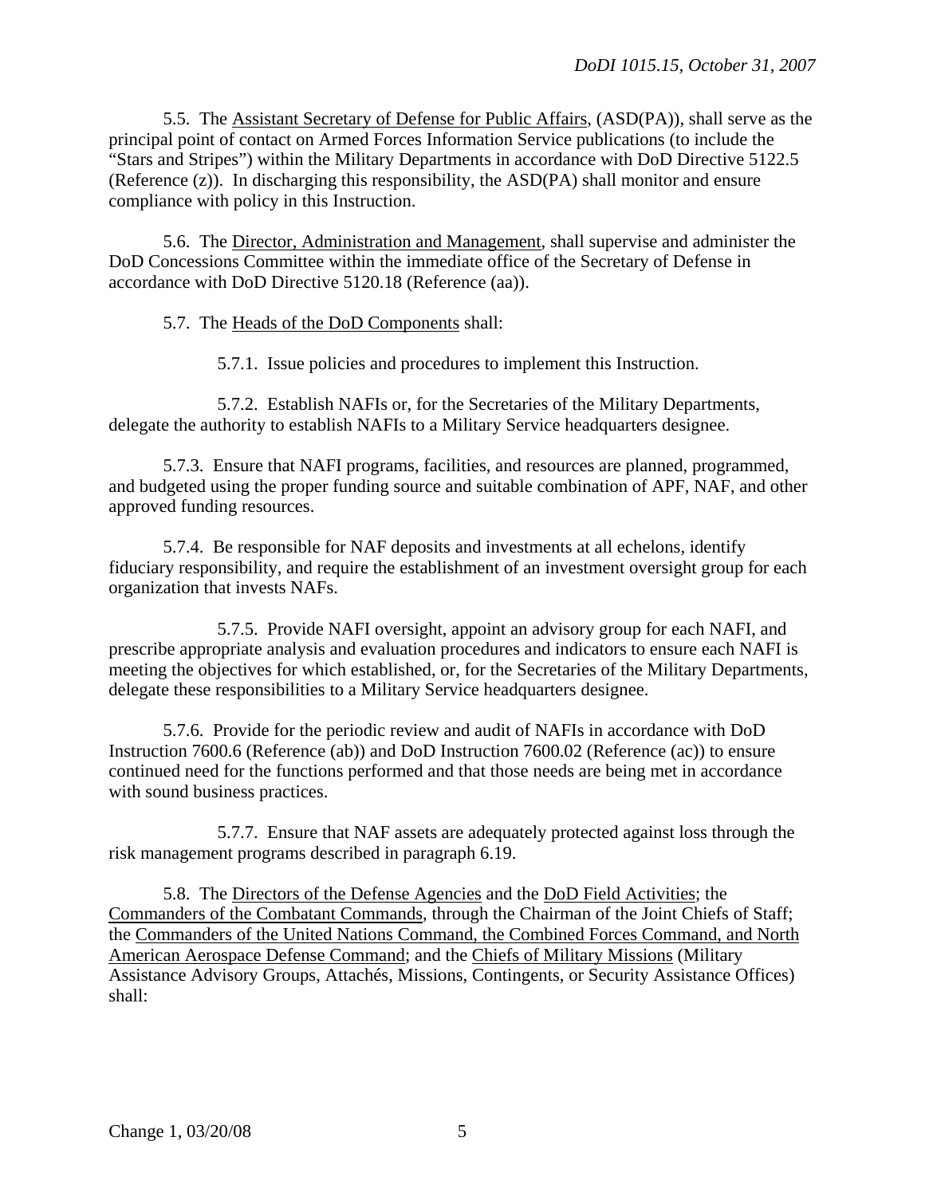5.5. The Assistant Secretary of Defense for Public Affairs, (ASD(PA)), shall serve as the principal point of contact on Armed Forces Information Service publications (to include the "Stars and Stripes") within the Military Departments in accordance with DoD Directive 5122.5 (Reference (z)). In discharging this responsibility, the ASD(PA) shall monitor and ensure compliance with policy in this Instruction.

5.6. The Director, Administration and Management, shall supervise and administer the DoD Concessions Committee within the immediate office of the Secretary of Defense in accordance with DoD Directive 5120.18 (Reference (aa)).

5.7. The Heads of the DoD Components shall:

5.7.1. Issue policies and procedures to implement this Instruction.

5.7.2. Establish NAFIs or, for the Secretaries of the Military Departments, delegate the authority to establish NAFIs to a Military Service headquarters designee.

5.7.3. Ensure that NAFI programs, facilities, and resources are planned, programmed, and budgeted using the proper funding source and suitable combination of APF, NAF, and other approved funding resources.

5.7.4. Be responsible for NAF deposits and investments at all echelons, identify fiduciary responsibility, and require the establishment of an investment oversight group for each organization that invests NAFs.

5.7.5. Provide NAFI oversight, appoint an advisory group for each NAFI, and prescribe appropriate analysis and evaluation procedures and indicators to ensure each NAFI is meeting the objectives for which established, or, for the Secretaries of the Military Departments, delegate these responsibilities to a Military Service headquarters designee.

5.7.6. Provide for the periodic review and audit of NAFIs in accordance with DoD Instruction 7600.6 (Reference (ab)) and DoD Instruction 7600.02 (Reference (ac)) to ensure continued need for the functions performed and that those needs are being met in accordance with sound business practices.

5.7.7. Ensure that NAF assets are adequately protected against loss through the risk management programs described in paragraph 6.19.

5.8. The Directors of the Defense Agencies and the DoD Field Activities; the Commanders of the Combatant Commands, through the Chairman of the Joint Chiefs of Staff; the Commanders of the United Nations Command, the Combined Forces Command, and North American Aerospace Defense Command; and the Chiefs of Military Missions (Military Assistance Advisory Groups, Attachés, Missions, Contingents, or Security Assistance Offices) shall: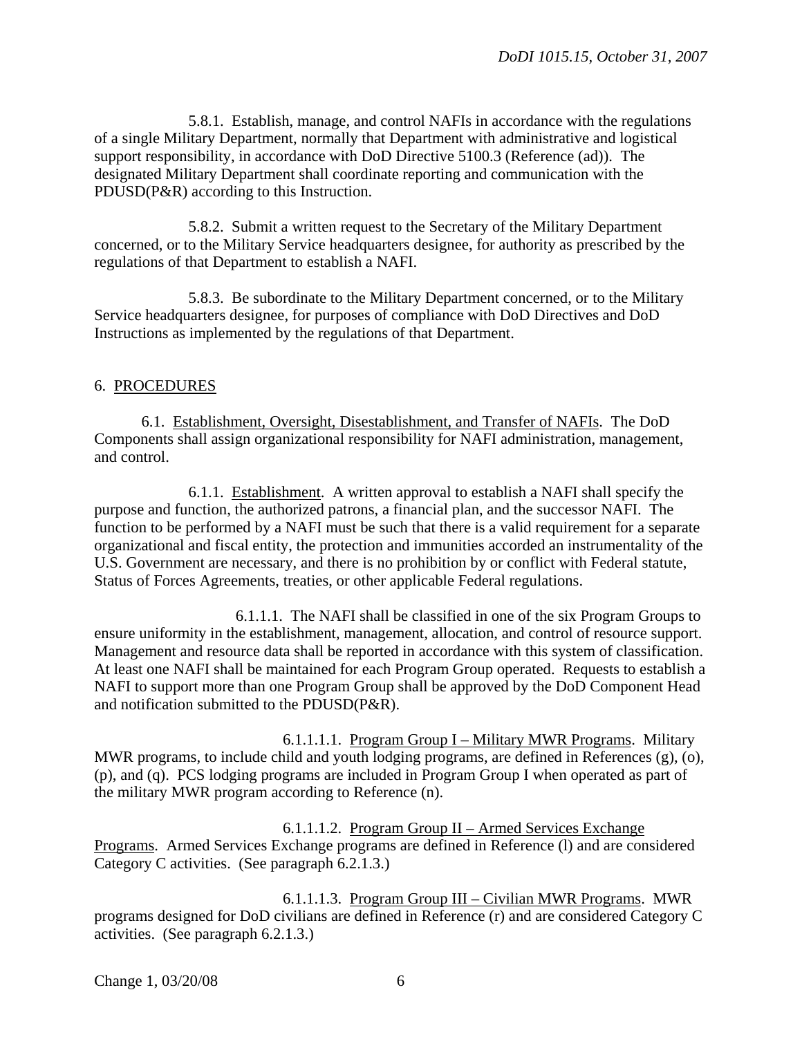5.8.1. Establish, manage, and control NAFIs in accordance with the regulations of a single Military Department, normally that Department with administrative and logistical support responsibility, in accordance with DoD Directive 5100.3 (Reference (ad)). The designated Military Department shall coordinate reporting and communication with the PDUSD(P&R) according to this Instruction.

5.8.2. Submit a written request to the Secretary of the Military Department concerned, or to the Military Service headquarters designee, for authority as prescribed by the regulations of that Department to establish a NAFI.

5.8.3. Be subordinate to the Military Department concerned, or to the Military Service headquarters designee, for purposes of compliance with DoD Directives and DoD Instructions as implemented by the regulations of that Department.

## 6. PROCEDURES

6.1. Establishment, Oversight, Disestablishment, and Transfer of NAFIs. The DoD Components shall assign organizational responsibility for NAFI administration, management, and control.

6.1.1. Establishment. A written approval to establish a NAFI shall specify the purpose and function, the authorized patrons, a financial plan, and the successor NAFI. The function to be performed by a NAFI must be such that there is a valid requirement for a separate organizational and fiscal entity, the protection and immunities accorded an instrumentality of the U.S. Government are necessary, and there is no prohibition by or conflict with Federal statute, Status of Forces Agreements, treaties, or other applicable Federal regulations.

6.1.1.1. The NAFI shall be classified in one of the six Program Groups to ensure uniformity in the establishment, management, allocation, and control of resource support. Management and resource data shall be reported in accordance with this system of classification. At least one NAFI shall be maintained for each Program Group operated. Requests to establish a NAFI to support more than one Program Group shall be approved by the DoD Component Head and notification submitted to the PDUSD(P&R).

6.1.1.1.1. Program Group I – Military MWR Programs. Military MWR programs, to include child and youth lodging programs, are defined in References (g), (o), (p), and (q). PCS lodging programs are included in Program Group I when operated as part of the military MWR program according to Reference (n).

6.1.1.1.2. Program Group II – Armed Services Exchange Programs. Armed Services Exchange programs are defined in Reference (l) and are considered Category C activities. (See paragraph 6.2.1.3.)

6.1.1.1.3. Program Group III – Civilian MWR Programs. MWR programs designed for DoD civilians are defined in Reference (r) and are considered Category C activities. (See paragraph 6.2.1.3.)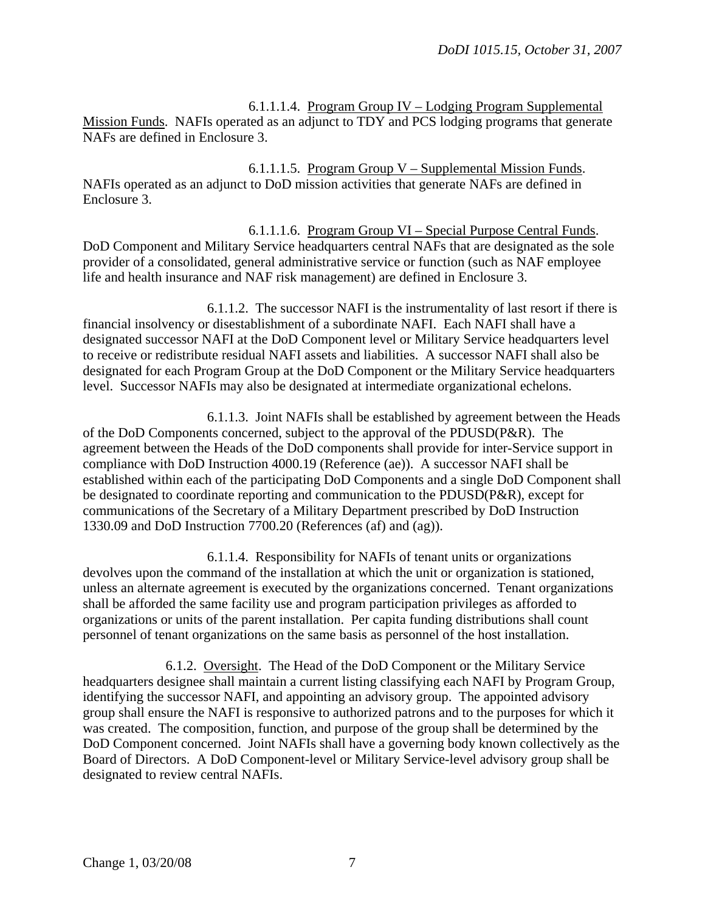6.1.1.1.4. Program Group IV – Lodging Program Supplemental Mission Funds. NAFIs operated as an adjunct to TDY and PCS lodging programs that generate NAFs are defined in Enclosure 3.

6.1.1.1.5. Program Group V – Supplemental Mission Funds. NAFIs operated as an adjunct to DoD mission activities that generate NAFs are defined in Enclosure 3.

6.1.1.1.6. Program Group VI – Special Purpose Central Funds. DoD Component and Military Service headquarters central NAFs that are designated as the sole provider of a consolidated, general administrative service or function (such as NAF employee life and health insurance and NAF risk management) are defined in Enclosure 3.

6.1.1.2. The successor NAFI is the instrumentality of last resort if there is financial insolvency or disestablishment of a subordinate NAFI. Each NAFI shall have a designated successor NAFI at the DoD Component level or Military Service headquarters level to receive or redistribute residual NAFI assets and liabilities. A successor NAFI shall also be designated for each Program Group at the DoD Component or the Military Service headquarters level. Successor NAFIs may also be designated at intermediate organizational echelons.

6.1.1.3. Joint NAFIs shall be established by agreement between the Heads of the DoD Components concerned, subject to the approval of the PDUSD(P&R). The agreement between the Heads of the DoD components shall provide for inter-Service support in compliance with DoD Instruction 4000.19 (Reference (ae)). A successor NAFI shall be established within each of the participating DoD Components and a single DoD Component shall be designated to coordinate reporting and communication to the PDUSD(P&R), except for communications of the Secretary of a Military Department prescribed by DoD Instruction 1330.09 and DoD Instruction 7700.20 (References (af) and (ag)).

6.1.1.4. Responsibility for NAFIs of tenant units or organizations devolves upon the command of the installation at which the unit or organization is stationed, unless an alternate agreement is executed by the organizations concerned. Tenant organizations shall be afforded the same facility use and program participation privileges as afforded to organizations or units of the parent installation. Per capita funding distributions shall count personnel of tenant organizations on the same basis as personnel of the host installation.

6.1.2. Oversight. The Head of the DoD Component or the Military Service headquarters designee shall maintain a current listing classifying each NAFI by Program Group, identifying the successor NAFI, and appointing an advisory group. The appointed advisory group shall ensure the NAFI is responsive to authorized patrons and to the purposes for which it was created. The composition, function, and purpose of the group shall be determined by the DoD Component concerned. Joint NAFIs shall have a governing body known collectively as the Board of Directors. A DoD Component-level or Military Service-level advisory group shall be designated to review central NAFIs.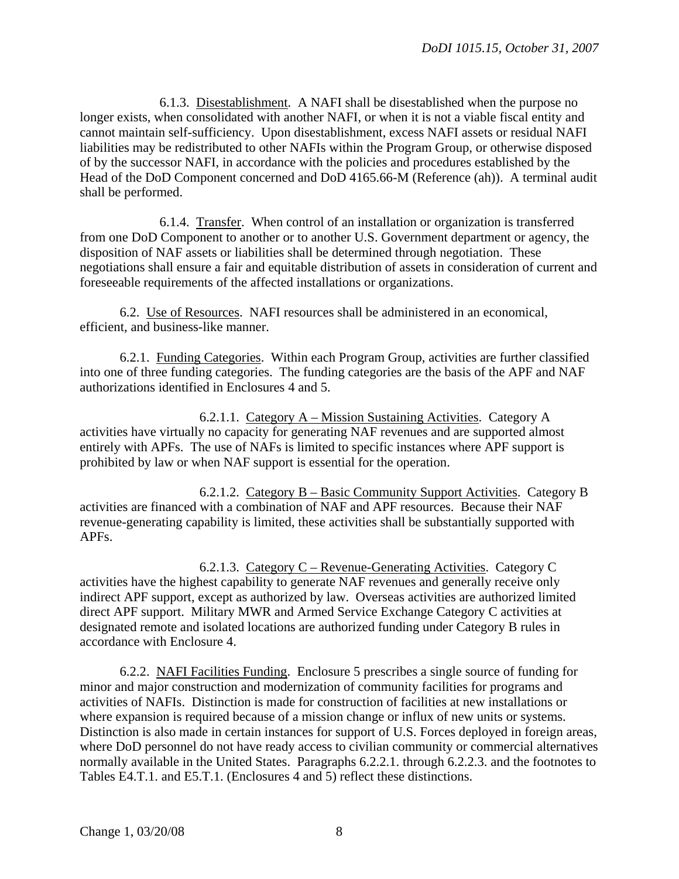6.1.3. Disestablishment. A NAFI shall be disestablished when the purpose no longer exists, when consolidated with another NAFI, or when it is not a viable fiscal entity and cannot maintain self-sufficiency. Upon disestablishment, excess NAFI assets or residual NAFI liabilities may be redistributed to other NAFIs within the Program Group, or otherwise disposed of by the successor NAFI, in accordance with the policies and procedures established by the Head of the DoD Component concerned and DoD 4165.66-M (Reference (ah)). A terminal audit shall be performed.

6.1.4. Transfer. When control of an installation or organization is transferred from one DoD Component to another or to another U.S. Government department or agency, the disposition of NAF assets or liabilities shall be determined through negotiation. These negotiations shall ensure a fair and equitable distribution of assets in consideration of current and foreseeable requirements of the affected installations or organizations.

6.2. Use of Resources. NAFI resources shall be administered in an economical, efficient, and business-like manner.

6.2.1. Funding Categories. Within each Program Group, activities are further classified into one of three funding categories. The funding categories are the basis of the APF and NAF authorizations identified in Enclosures 4 and 5.

6.2.1.1. Category A – Mission Sustaining Activities. Category A activities have virtually no capacity for generating NAF revenues and are supported almost entirely with APFs. The use of NAFs is limited to specific instances where APF support is prohibited by law or when NAF support is essential for the operation.

6.2.1.2. Category B – Basic Community Support Activities. Category B activities are financed with a combination of NAF and APF resources. Because their NAF revenue-generating capability is limited, these activities shall be substantially supported with APFs.

6.2.1.3. Category C – Revenue-Generating Activities. Category C activities have the highest capability to generate NAF revenues and generally receive only indirect APF support, except as authorized by law. Overseas activities are authorized limited direct APF support. Military MWR and Armed Service Exchange Category C activities at designated remote and isolated locations are authorized funding under Category B rules in accordance with Enclosure 4.

6.2.2. NAFI Facilities Funding. Enclosure 5 prescribes a single source of funding for minor and major construction and modernization of community facilities for programs and activities of NAFIs. Distinction is made for construction of facilities at new installations or where expansion is required because of a mission change or influx of new units or systems. Distinction is also made in certain instances for support of U.S. Forces deployed in foreign areas, where DoD personnel do not have ready access to civilian community or commercial alternatives normally available in the United States. Paragraphs 6.2.2.1. through 6.2.2.3. and the footnotes to Tables E4.T.1. and E5.T.1. (Enclosures 4 and 5) reflect these distinctions.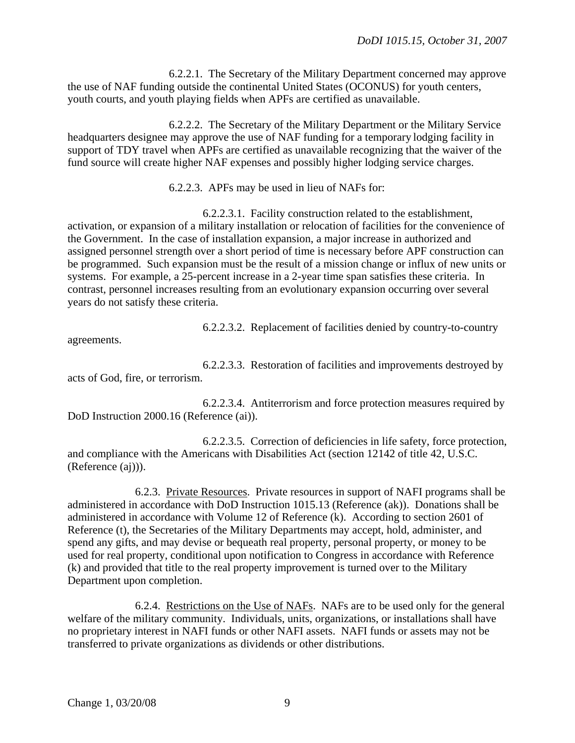6.2.2.1. The Secretary of the Military Department concerned may approve the use of NAF funding outside the continental United States (OCONUS) for youth centers, youth courts, and youth playing fields when APFs are certified as unavailable.

6.2.2.2. The Secretary of the Military Department or the Military Service headquarters designee may approve the use of NAF funding for a temporary lodging facility in support of TDY travel when APFs are certified as unavailable recognizing that the waiver of the fund source will create higher NAF expenses and possibly higher lodging service charges.

6.2.2.3. APFs may be used in lieu of NAFs for:

6.2.2.3.1. Facility construction related to the establishment, activation, or expansion of a military installation or relocation of facilities for the convenience of the Government. In the case of installation expansion, a major increase in authorized and assigned personnel strength over a short period of time is necessary before APF construction can be programmed. Such expansion must be the result of a mission change or influx of new units or systems. For example, a 25-percent increase in a 2-year time span satisfies these criteria. In contrast, personnel increases resulting from an evolutionary expansion occurring over several years do not satisfy these criteria.

6.2.2.3.2. Replacement of facilities denied by country-to-country agreements.

6.2.2.3.3. Restoration of facilities and improvements destroyed by acts of God, fire, or terrorism.

6.2.2.3.4. Antiterrorism and force protection measures required by DoD Instruction 2000.16 (Reference (ai)).

6.2.2.3.5. Correction of deficiencies in life safety, force protection, and compliance with the Americans with Disabilities Act (section 12142 of title 42, U.S.C. (Reference (aj))).

6.2.3. Private Resources. Private resources in support of NAFI programs shall be administered in accordance with DoD Instruction 1015.13 (Reference (ak)). Donations shall be administered in accordance with Volume 12 of Reference (k). According to section 2601 of Reference (t), the Secretaries of the Military Departments may accept, hold, administer, and spend any gifts, and may devise or bequeath real property, personal property, or money to be used for real property, conditional upon notification to Congress in accordance with Reference (k) and provided that title to the real property improvement is turned over to the Military Department upon completion.

6.2.4. Restrictions on the Use of NAFs. NAFs are to be used only for the general welfare of the military community. Individuals, units, organizations, or installations shall have no proprietary interest in NAFI funds or other NAFI assets. NAFI funds or assets may not be transferred to private organizations as dividends or other distributions.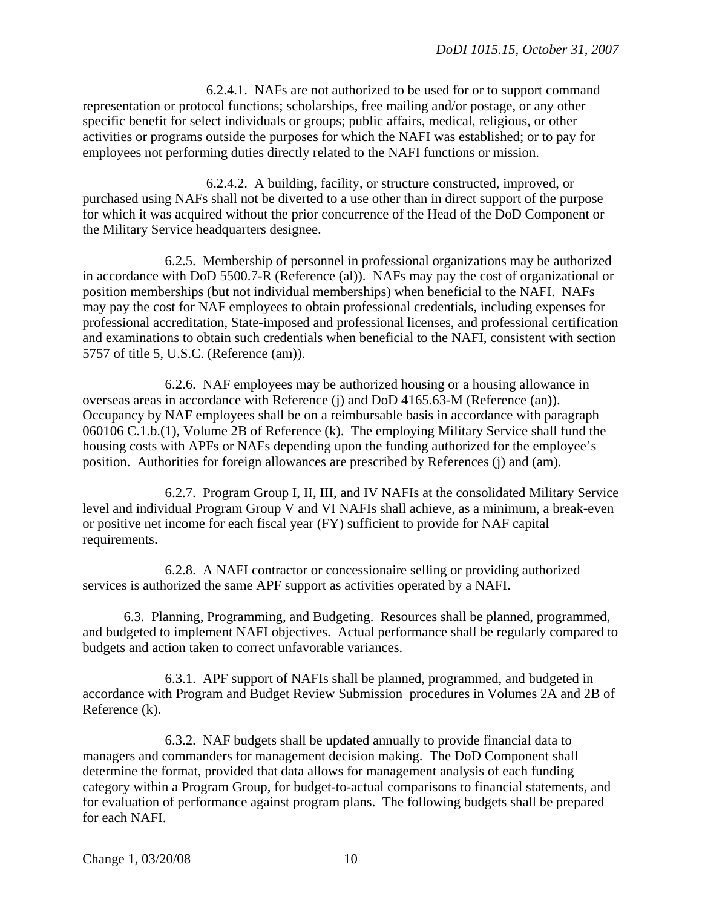6.2.4.1. NAFs are not authorized to be used for or to support command representation or protocol functions; scholarships, free mailing and/or postage, or any other specific benefit for select individuals or groups; public affairs, medical, religious, or other activities or programs outside the purposes for which the NAFI was established; or to pay for employees not performing duties directly related to the NAFI functions or mission.

6.2.4.2. A building, facility, or structure constructed, improved, or purchased using NAFs shall not be diverted to a use other than in direct support of the purpose for which it was acquired without the prior concurrence of the Head of the DoD Component or the Military Service headquarters designee.

6.2.5. Membership of personnel in professional organizations may be authorized in accordance with DoD 5500.7-R (Reference (al)). NAFs may pay the cost of organizational or position memberships (but not individual memberships) when beneficial to the NAFI. NAFs may pay the cost for NAF employees to obtain professional credentials, including expenses for professional accreditation, State-imposed and professional licenses, and professional certification and examinations to obtain such credentials when beneficial to the NAFI, consistent with section 5757 of title 5, U.S.C. (Reference (am)).

6.2.6. NAF employees may be authorized housing or a housing allowance in overseas areas in accordance with Reference (j) and DoD 4165.63-M (Reference (an)). Occupancy by NAF employees shall be on a reimbursable basis in accordance with paragraph 060106 C.1.b.(1), Volume 2B of Reference (k). The employing Military Service shall fund the housing costs with APFs or NAFs depending upon the funding authorized for the employee's position. Authorities for foreign allowances are prescribed by References (j) and (am).

6.2.7. Program Group I, II, III, and IV NAFIs at the consolidated Military Service level and individual Program Group V and VI NAFIs shall achieve, as a minimum, a break-even or positive net income for each fiscal year (FY) sufficient to provide for NAF capital requirements.

6.2.8. A NAFI contractor or concessionaire selling or providing authorized services is authorized the same APF support as activities operated by a NAFI.

6.3. Planning, Programming, and Budgeting. Resources shall be planned, programmed, and budgeted to implement NAFI objectives. Actual performance shall be regularly compared to budgets and action taken to correct unfavorable variances.

6.3.1. APF support of NAFIs shall be planned, programmed, and budgeted in accordance with Program and Budget Review Submission procedures in Volumes 2A and 2B of Reference (k).

6.3.2. NAF budgets shall be updated annually to provide financial data to managers and commanders for management decision making. The DoD Component shall determine the format, provided that data allows for management analysis of each funding category within a Program Group, for budget-to-actual comparisons to financial statements, and for evaluation of performance against program plans. The following budgets shall be prepared for each NAFI.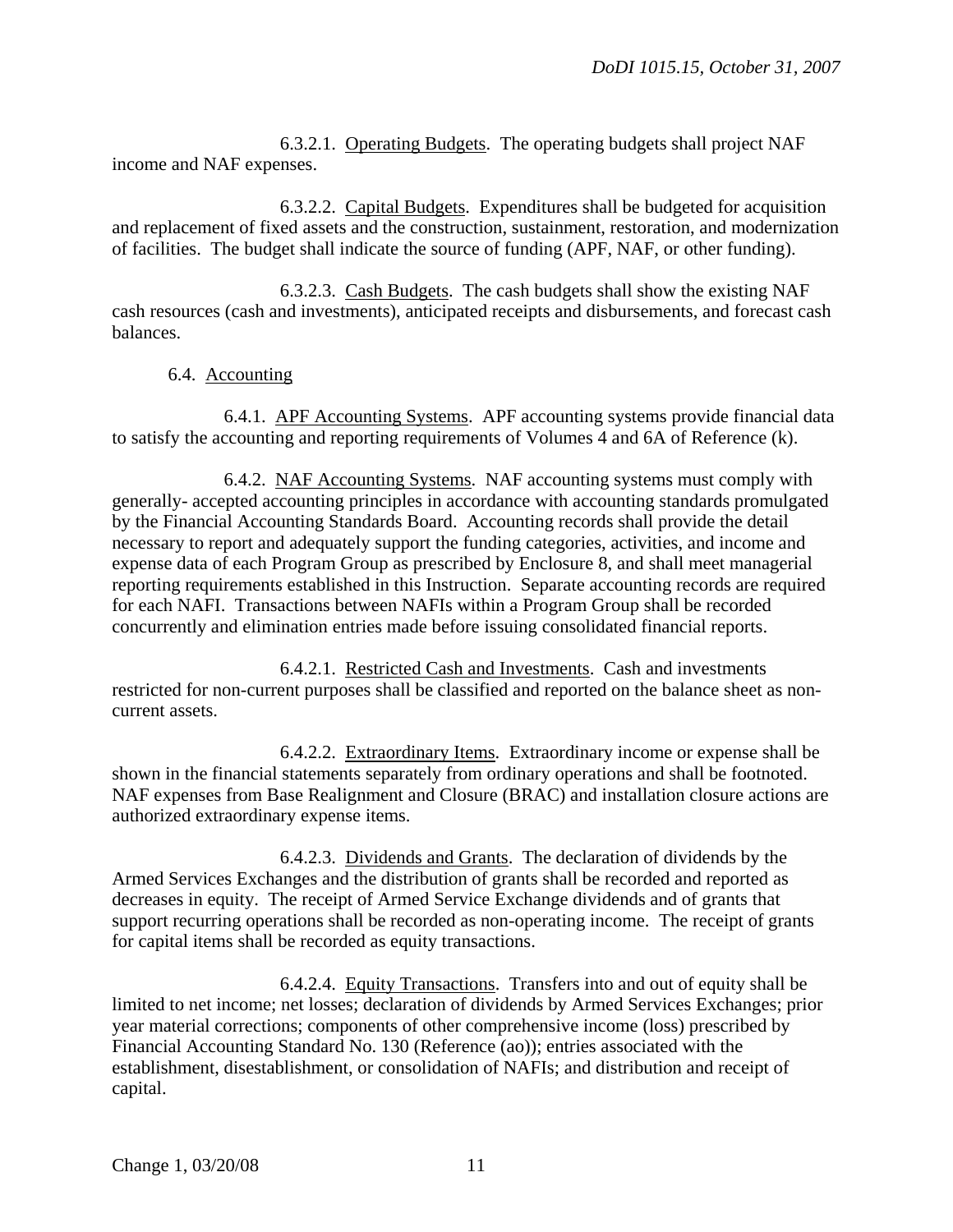6.3.2.1. Operating Budgets. The operating budgets shall project NAF income and NAF expenses.

6.3.2.2. Capital Budgets. Expenditures shall be budgeted for acquisition and replacement of fixed assets and the construction, sustainment, restoration, and modernization of facilities. The budget shall indicate the source of funding (APF, NAF, or other funding).

6.3.2.3. Cash Budgets. The cash budgets shall show the existing NAF cash resources (cash and investments), anticipated receipts and disbursements, and forecast cash balances.

6.4. Accounting

6.4.1. APF Accounting Systems. APF accounting systems provide financial data to satisfy the accounting and reporting requirements of Volumes 4 and 6A of Reference (k).

6.4.2. NAF Accounting Systems. NAF accounting systems must comply with generally- accepted accounting principles in accordance with accounting standards promulgated by the Financial Accounting Standards Board. Accounting records shall provide the detail necessary to report and adequately support the funding categories, activities, and income and expense data of each Program Group as prescribed by Enclosure 8, and shall meet managerial reporting requirements established in this Instruction. Separate accounting records are required for each NAFI. Transactions between NAFIs within a Program Group shall be recorded concurrently and elimination entries made before issuing consolidated financial reports.

6.4.2.1. Restricted Cash and Investments. Cash and investments restricted for non-current purposes shall be classified and reported on the balance sheet as non-current assets.

6.4.2.2. Extraordinary Items. Extraordinary income or expense shall be shown in the financial statements separately from ordinary operations and shall be footnoted. NAF expenses from Base Realignment and Closure (BRAC) and installation closure actions are authorized extraordinary expense items.

6.4.2.3. Dividends and Grants. The declaration of dividends by the Armed Services Exchanges and the distribution of grants shall be recorded and reported as decreases in equity. The receipt of Armed Service Exchange dividends and of grants that support recurring operations shall be recorded as non-operating income. The receipt of grants for capital items shall be recorded as equity transactions.

6.4.2.4. Equity Transactions. Transfers into and out of equity shall be limited to net income; net losses; declaration of dividends by Armed Services Exchanges; prior year material corrections; components of other comprehensive income (loss) prescribed by Financial Accounting Standard No. 130 (Reference (ao)); entries associated with the establishment, disestablishment, or consolidation of NAFIs; and distribution and receipt of capital.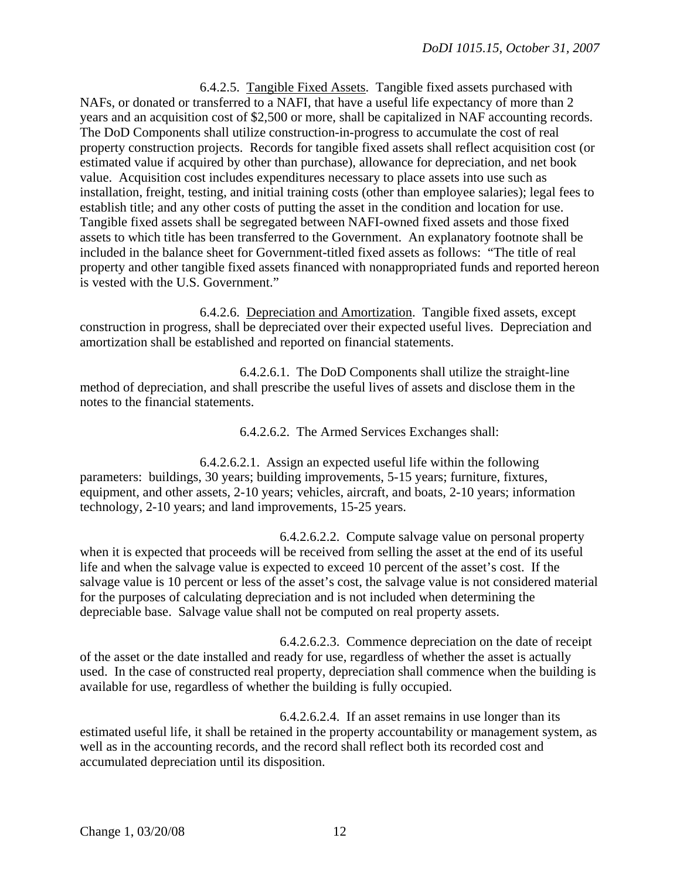6.4.2.5. Tangible Fixed Assets. Tangible fixed assets purchased with NAFs, or donated or transferred to a NAFI, that have a useful life expectancy of more than 2 years and an acquisition cost of $2,500 or more, shall be capitalized in NAF accounting records. The DoD Components shall utilize construction-in-progress to accumulate the cost of real property construction projects. Records for tangible fixed assets shall reflect acquisition cost (or estimated value if acquired by other than purchase), allowance for depreciation, and net book value. Acquisition cost includes expenditures necessary to place assets into use such as installation, freight, testing, and initial training costs (other than employee salaries); legal fees to establish title; and any other costs of putting the asset in the condition and location for use. Tangible fixed assets shall be segregated between NAFI-owned fixed assets and those fixed assets to which title has been transferred to the Government. An explanatory footnote shall be included in the balance sheet for Government-titled fixed assets as follows: "The title of real property and other tangible fixed assets financed with nonappropriated funds and reported hereon is vested with the U.S. Government."

6.4.2.6. Depreciation and Amortization. Tangible fixed assets, except construction in progress, shall be depreciated over their expected useful lives. Depreciation and amortization shall be established and reported on financial statements.

6.4.2.6.1. The DoD Components shall utilize the straight-line method of depreciation, and shall prescribe the useful lives of assets and disclose them in the notes to the financial statements.

6.4.2.6.2. The Armed Services Exchanges shall:

6.4.2.6.2.1. Assign an expected useful life within the following parameters: buildings, 30 years; building improvements, 5-15 years; furniture, fixtures, equipment, and other assets, 2-10 years; vehicles, aircraft, and boats, 2-10 years; information technology, 2-10 years; and land improvements, 15-25 years.

6.4.2.6.2.2. Compute salvage value on personal property when it is expected that proceeds will be received from selling the asset at the end of its useful life and when the salvage value is expected to exceed 10 percent of the asset's cost. If the salvage value is 10 percent or less of the asset's cost, the salvage value is not considered material for the purposes of calculating depreciation and is not included when determining the depreciable base. Salvage value shall not be computed on real property assets.

6.4.2.6.2.3. Commence depreciation on the date of receipt of the asset or the date installed and ready for use, regardless of whether the asset is actually used. In the case of constructed real property, depreciation shall commence when the building is available for use, regardless of whether the building is fully occupied.

6.4.2.6.2.4. If an asset remains in use longer than its estimated useful life, it shall be retained in the property accountability or management system, as well as in the accounting records, and the record shall reflect both its recorded cost and accumulated depreciation until its disposition.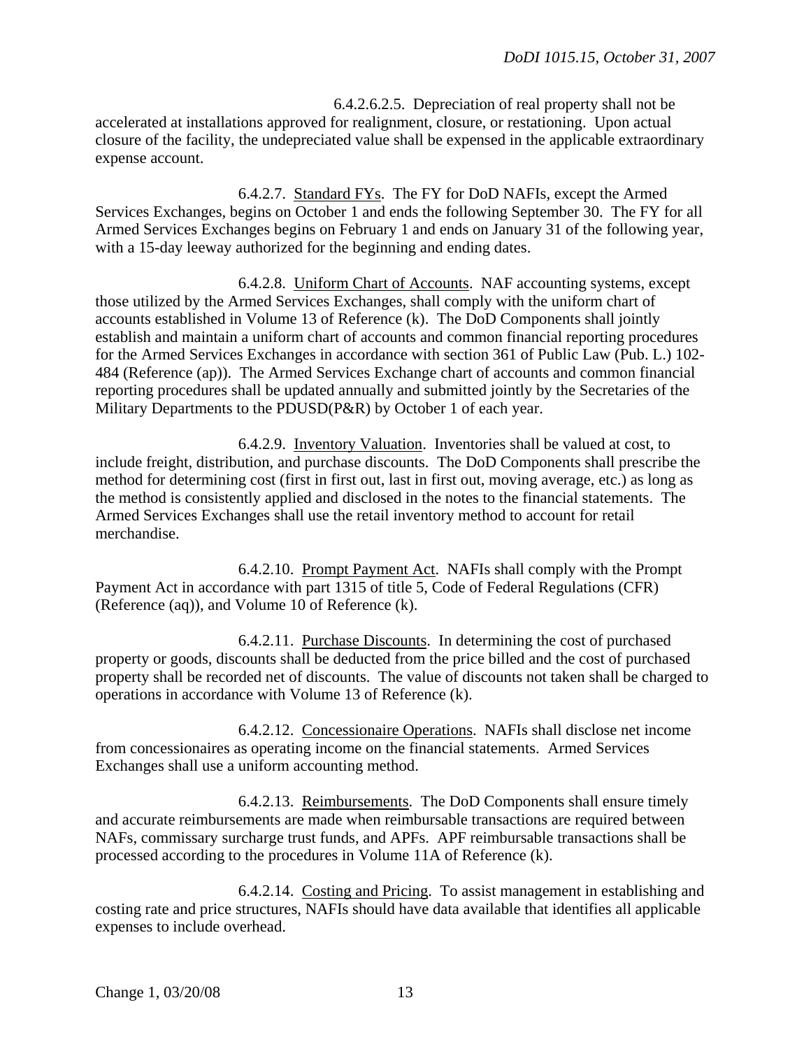6.4.2.6.2.5. Depreciation of real property shall not be accelerated at installations approved for realignment, closure, or restationing. Upon actual closure of the facility, the undepreciated value shall be expensed in the applicable extraordinary expense account.

6.4.2.7. Standard FYs. The FY for DoD NAFIs, except the Armed Services Exchanges, begins on October 1 and ends the following September 30. The FY for all Armed Services Exchanges begins on February 1 and ends on January 31 of the following year, with a 15-day leeway authorized for the beginning and ending dates.

6.4.2.8. Uniform Chart of Accounts. NAF accounting systems, except those utilized by the Armed Services Exchanges, shall comply with the uniform chart of accounts established in Volume 13 of Reference (k). The DoD Components shall jointly establish and maintain a uniform chart of accounts and common financial reporting procedures for the Armed Services Exchanges in accordance with section 361 of Public Law (Pub. L.) 102-484 (Reference (ap)). The Armed Services Exchange chart of accounts and common financial reporting procedures shall be updated annually and submitted jointly by the Secretaries of the Military Departments to the PDUSD(P&R) by October 1 of each year.

6.4.2.9. Inventory Valuation. Inventories shall be valued at cost, to include freight, distribution, and purchase discounts. The DoD Components shall prescribe the method for determining cost (first in first out, last in first out, moving average, etc.) as long as the method is consistently applied and disclosed in the notes to the financial statements. The Armed Services Exchanges shall use the retail inventory method to account for retail merchandise.

6.4.2.10. Prompt Payment Act. NAFIs shall comply with the Prompt Payment Act in accordance with part 1315 of title 5, Code of Federal Regulations (CFR) (Reference (aq)), and Volume 10 of Reference (k).

6.4.2.11. Purchase Discounts. In determining the cost of purchased property or goods, discounts shall be deducted from the price billed and the cost of purchased property shall be recorded net of discounts. The value of discounts not taken shall be charged to operations in accordance with Volume 13 of Reference (k).

6.4.2.12. Concessionaire Operations. NAFIs shall disclose net income from concessionaires as operating income on the financial statements. Armed Services Exchanges shall use a uniform accounting method.

6.4.2.13. Reimbursements. The DoD Components shall ensure timely and accurate reimbursements are made when reimbursable transactions are required between NAFs, commissary surcharge trust funds, and APFs. APF reimbursable transactions shall be processed according to the procedures in Volume 11A of Reference (k).

6.4.2.14. Costing and Pricing. To assist management in establishing and costing rate and price structures, NAFIs should have data available that identifies all applicable expenses to include overhead.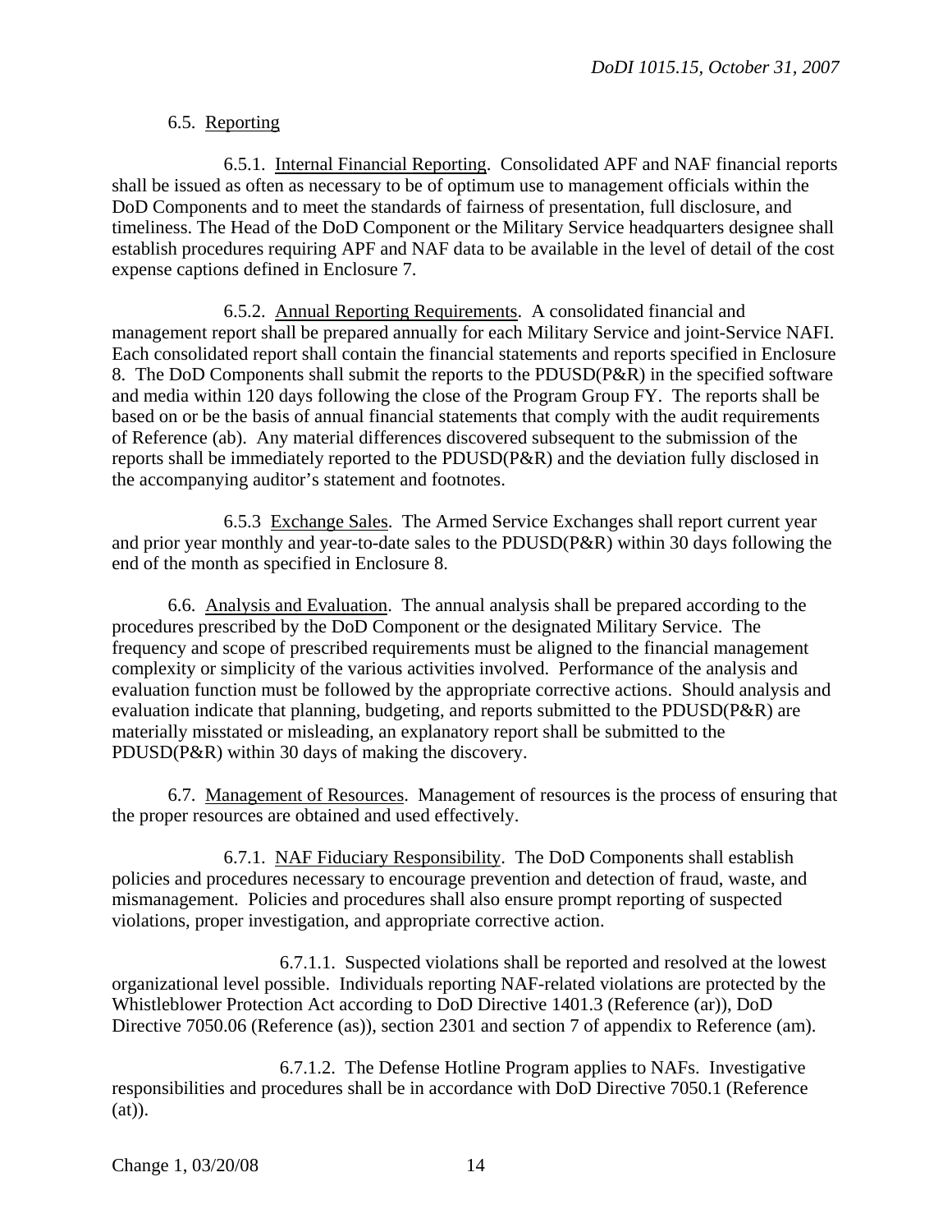6.5. Reporting

6.5.1. Internal Financial Reporting. Consolidated APF and NAF financial reports shall be issued as often as necessary to be of optimum use to management officials within the DoD Components and to meet the standards of fairness of presentation, full disclosure, and timeliness. The Head of the DoD Component or the Military Service headquarters designee shall establish procedures requiring APF and NAF data to be available in the level of detail of the cost expense captions defined in Enclosure 7.

6.5.2. Annual Reporting Requirements. A consolidated financial and management report shall be prepared annually for each Military Service and joint-Service NAFI. Each consolidated report shall contain the financial statements and reports specified in Enclosure 8. The DoD Components shall submit the reports to the PDUSD(P&R) in the specified software and media within 120 days following the close of the Program Group FY. The reports shall be based on or be the basis of annual financial statements that comply with the audit requirements of Reference (ab). Any material differences discovered subsequent to the submission of the reports shall be immediately reported to the PDUSD(P&R) and the deviation fully disclosed in the accompanying auditor's statement and footnotes.

6.5.3 Exchange Sales. The Armed Service Exchanges shall report current year and prior year monthly and year-to-date sales to the PDUSD(P&R) within 30 days following the end of the month as specified in Enclosure 8.

6.6. Analysis and Evaluation. The annual analysis shall be prepared according to the procedures prescribed by the DoD Component or the designated Military Service. The frequency and scope of prescribed requirements must be aligned to the financial management complexity or simplicity of the various activities involved. Performance of the analysis and evaluation function must be followed by the appropriate corrective actions. Should analysis and evaluation indicate that planning, budgeting, and reports submitted to the PDUSD(P&R) are materially misstated or misleading, an explanatory report shall be submitted to the PDUSD(P&R) within 30 days of making the discovery.

6.7. Management of Resources. Management of resources is the process of ensuring that the proper resources are obtained and used effectively.

6.7.1. NAF Fiduciary Responsibility. The DoD Components shall establish policies and procedures necessary to encourage prevention and detection of fraud, waste, and mismanagement. Policies and procedures shall also ensure prompt reporting of suspected violations, proper investigation, and appropriate corrective action.

6.7.1.1. Suspected violations shall be reported and resolved at the lowest organizational level possible. Individuals reporting NAF-related violations are protected by the Whistleblower Protection Act according to DoD Directive 1401.3 (Reference (ar)), DoD Directive 7050.06 (Reference (as)), section 2301 and section 7 of appendix to Reference (am).

6.7.1.2. The Defense Hotline Program applies to NAFs. Investigative responsibilities and procedures shall be in accordance with DoD Directive 7050.1 (Reference (at)).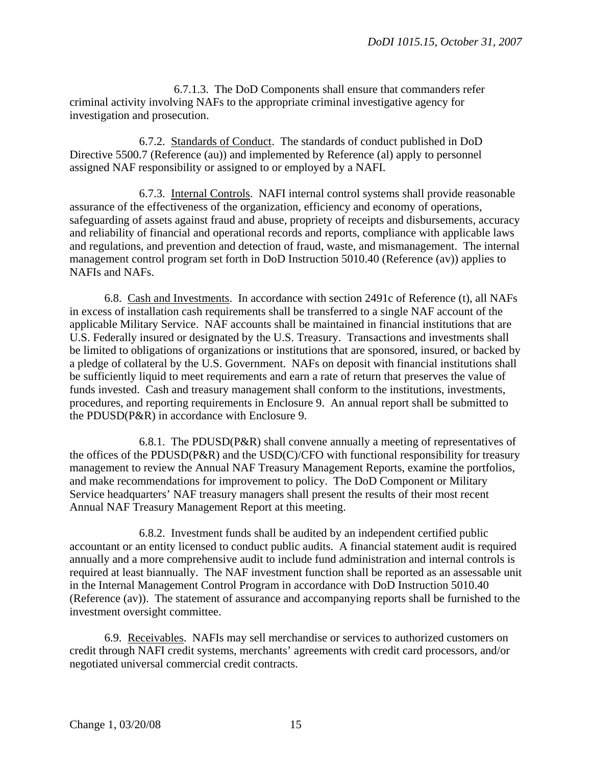6.7.1.3. The DoD Components shall ensure that commanders refer criminal activity involving NAFs to the appropriate criminal investigative agency for investigation and prosecution.

6.7.2. Standards of Conduct. The standards of conduct published in DoD Directive 5500.7 (Reference (au)) and implemented by Reference (al) apply to personnel assigned NAF responsibility or assigned to or employed by a NAFI.

6.7.3. Internal Controls. NAFI internal control systems shall provide reasonable assurance of the effectiveness of the organization, efficiency and economy of operations, safeguarding of assets against fraud and abuse, propriety of receipts and disbursements, accuracy and reliability of financial and operational records and reports, compliance with applicable laws and regulations, and prevention and detection of fraud, waste, and mismanagement. The internal management control program set forth in DoD Instruction 5010.40 (Reference (av)) applies to NAFIs and NAFs.

6.8. Cash and Investments. In accordance with section 2491c of Reference (t), all NAFs in excess of installation cash requirements shall be transferred to a single NAF account of the applicable Military Service. NAF accounts shall be maintained in financial institutions that are U.S. Federally insured or designated by the U.S. Treasury. Transactions and investments shall be limited to obligations of organizations or institutions that are sponsored, insured, or backed by a pledge of collateral by the U.S. Government. NAFs on deposit with financial institutions shall be sufficiently liquid to meet requirements and earn a rate of return that preserves the value of funds invested. Cash and treasury management shall conform to the institutions, investments, procedures, and reporting requirements in Enclosure 9. An annual report shall be submitted to the PDUSD(P&R) in accordance with Enclosure 9.

6.8.1. The PDUSD(P&R) shall convene annually a meeting of representatives of the offices of the PDUSD(P&R) and the USD(C)/CFO with functional responsibility for treasury management to review the Annual NAF Treasury Management Reports, examine the portfolios, and make recommendations for improvement to policy. The DoD Component or Military Service headquarters' NAF treasury managers shall present the results of their most recent Annual NAF Treasury Management Report at this meeting.

6.8.2. Investment funds shall be audited by an independent certified public accountant or an entity licensed to conduct public audits. A financial statement audit is required annually and a more comprehensive audit to include fund administration and internal controls is required at least biannually. The NAF investment function shall be reported as an assessable unit in the Internal Management Control Program in accordance with DoD Instruction 5010.40 (Reference (av)). The statement of assurance and accompanying reports shall be furnished to the investment oversight committee.

6.9. Receivables. NAFIs may sell merchandise or services to authorized customers on credit through NAFI credit systems, merchants' agreements with credit card processors, and/or negotiated universal commercial credit contracts.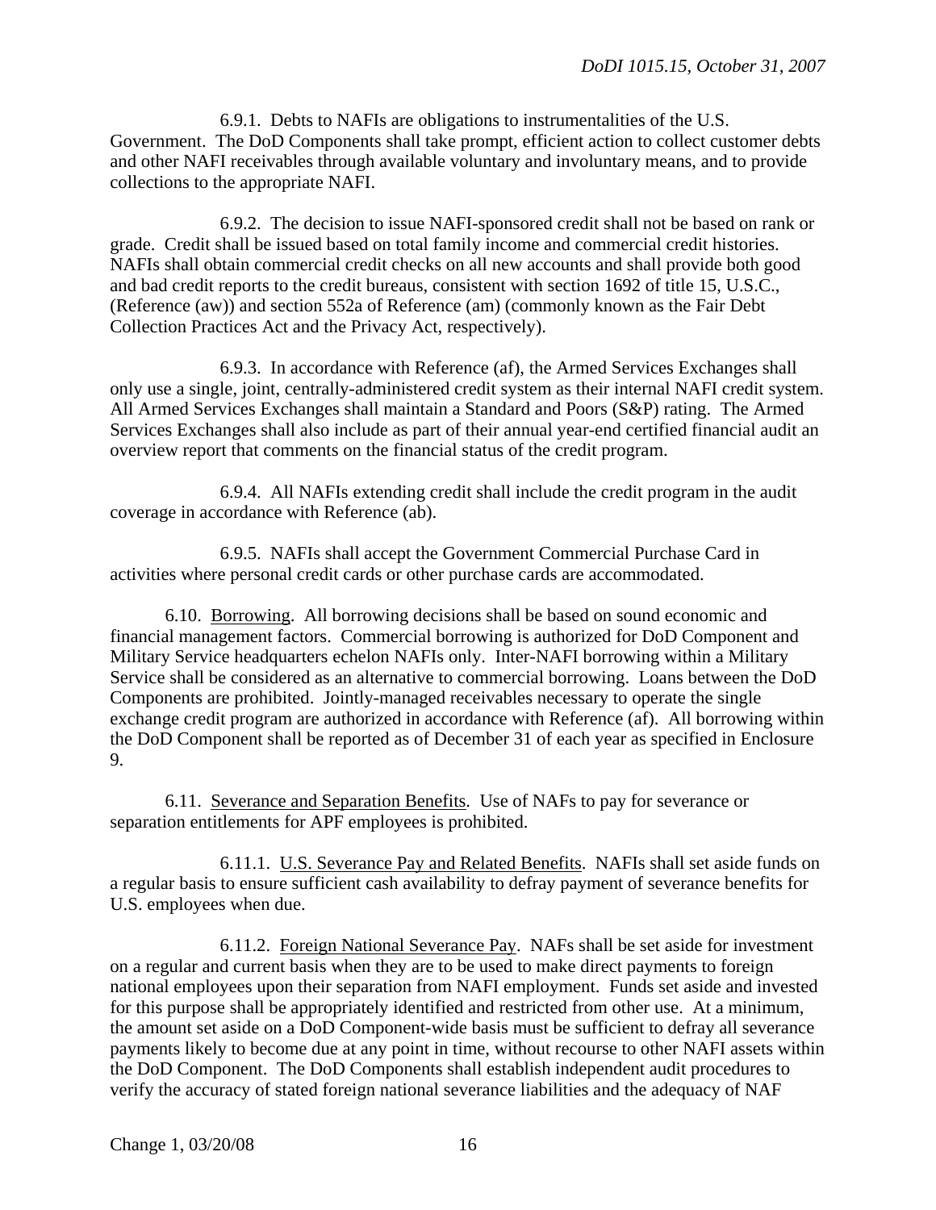6.9.1. Debts to NAFIs are obligations to instrumentalities of the U.S. Government. The DoD Components shall take prompt, efficient action to collect customer debts and other NAFI receivables through available voluntary and involuntary means, and to provide collections to the appropriate NAFI.

6.9.2. The decision to issue NAFI-sponsored credit shall not be based on rank or grade. Credit shall be issued based on total family income and commercial credit histories. NAFIs shall obtain commercial credit checks on all new accounts and shall provide both good and bad credit reports to the credit bureaus, consistent with section 1692 of title 15, U.S.C., (Reference (aw)) and section 552a of Reference (am) (commonly known as the Fair Debt Collection Practices Act and the Privacy Act, respectively).

6.9.3. In accordance with Reference (af), the Armed Services Exchanges shall only use a single, joint, centrally-administered credit system as their internal NAFI credit system. All Armed Services Exchanges shall maintain a Standard and Poors (S&P) rating. The Armed Services Exchanges shall also include as part of their annual year-end certified financial audit an overview report that comments on the financial status of the credit program.

6.9.4. All NAFIs extending credit shall include the credit program in the audit coverage in accordance with Reference (ab).

6.9.5. NAFIs shall accept the Government Commercial Purchase Card in activities where personal credit cards or other purchase cards are accommodated.

6.10. Borrowing. All borrowing decisions shall be based on sound economic and financial management factors. Commercial borrowing is authorized for DoD Component and Military Service headquarters echelon NAFIs only. Inter-NAFI borrowing within a Military Service shall be considered as an alternative to commercial borrowing. Loans between the DoD Components are prohibited. Jointly-managed receivables necessary to operate the single exchange credit program are authorized in accordance with Reference (af). All borrowing within the DoD Component shall be reported as of December 31 of each year as specified in Enclosure 9.

6.11. Severance and Separation Benefits. Use of NAFs to pay for severance or separation entitlements for APF employees is prohibited.

6.11.1. U.S. Severance Pay and Related Benefits. NAFIs shall set aside funds on a regular basis to ensure sufficient cash availability to defray payment of severance benefits for U.S. employees when due.

6.11.2. Foreign National Severance Pay. NAFs shall be set aside for investment on a regular and current basis when they are to be used to make direct payments to foreign national employees upon their separation from NAFI employment. Funds set aside and invested for this purpose shall be appropriately identified and restricted from other use. At a minimum, the amount set aside on a DoD Component-wide basis must be sufficient to defray all severance payments likely to become due at any point in time, without recourse to other NAFI assets within the DoD Component. The DoD Components shall establish independent audit procedures to verify the accuracy of stated foreign national severance liabilities and the adequacy of NAF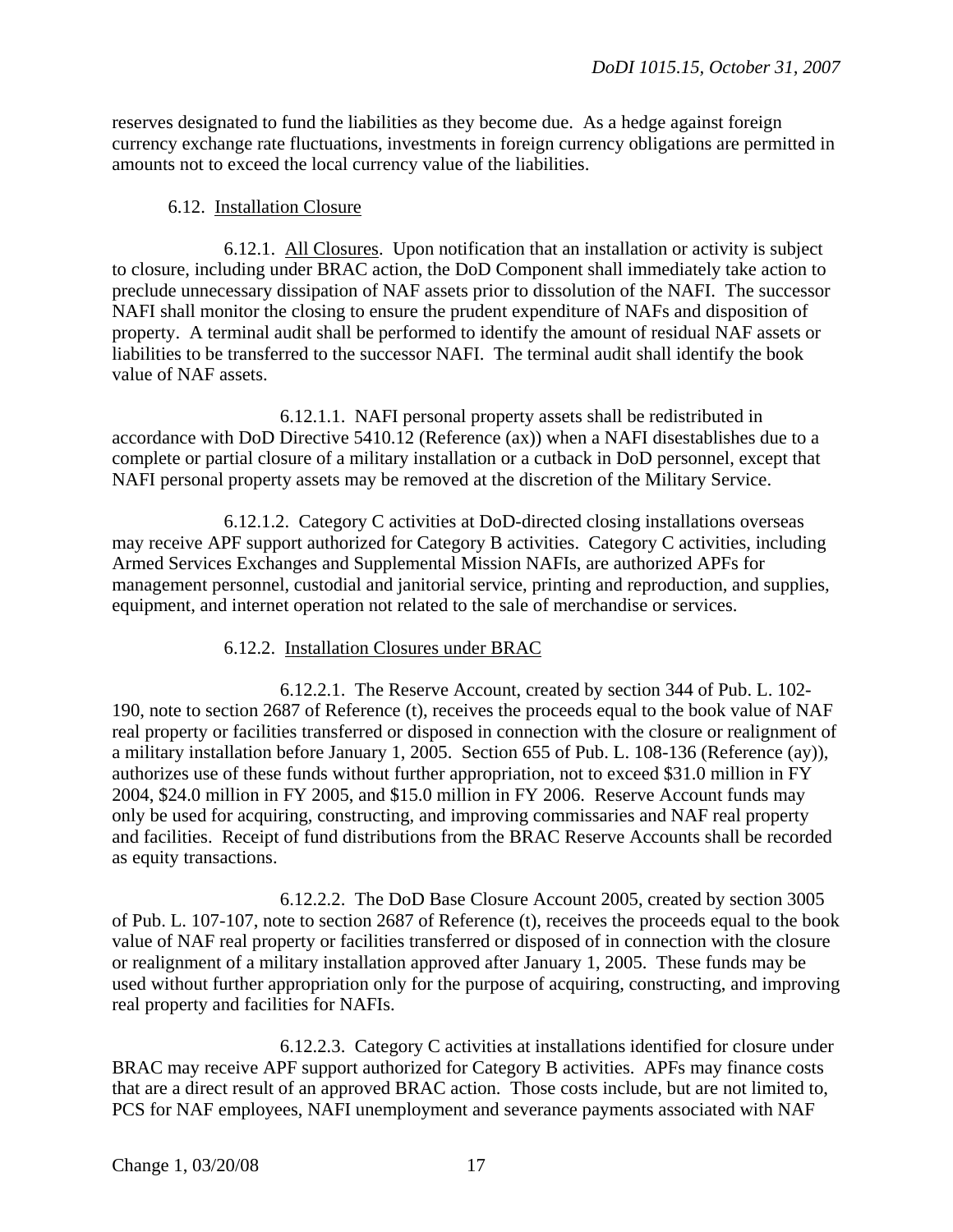reserves designated to fund the liabilities as they become due. As a hedge against foreign currency exchange rate fluctuations, investments in foreign currency obligations are permitted in amounts not to exceed the local currency value of the liabilities.

6.12. Installation Closure

6.12.1. All Closures. Upon notification that an installation or activity is subject to closure, including under BRAC action, the DoD Component shall immediately take action to preclude unnecessary dissipation of NAF assets prior to dissolution of the NAFI. The successor NAFI shall monitor the closing to ensure the prudent expenditure of NAFs and disposition of property. A terminal audit shall be performed to identify the amount of residual NAF assets or liabilities to be transferred to the successor NAFI. The terminal audit shall identify the book value of NAF assets.

6.12.1.1. NAFI personal property assets shall be redistributed in accordance with DoD Directive 5410.12 (Reference (ax)) when a NAFI disestablishes due to a complete or partial closure of a military installation or a cutback in DoD personnel, except that NAFI personal property assets may be removed at the discretion of the Military Service.

6.12.1.2. Category C activities at DoD-directed closing installations overseas may receive APF support authorized for Category B activities. Category C activities, including Armed Services Exchanges and Supplemental Mission NAFIs, are authorized APFs for management personnel, custodial and janitorial service, printing and reproduction, and supplies, equipment, and internet operation not related to the sale of merchandise or services.

6.12.2. Installation Closures under BRAC

6.12.2.1. The Reserve Account, created by section 344 of Pub. L. 102-190, note to section 2687 of Reference (t), receives the proceeds equal to the book value of NAF real property or facilities transferred or disposed in connection with the closure or realignment of a military installation before January 1, 2005. Section 655 of Pub. L. 108-136 (Reference (ay)), authorizes use of these funds without further appropriation, not to exceed $31.0 million in FY 2004, $24.0 million in FY 2005, and $15.0 million in FY 2006. Reserve Account funds may only be used for acquiring, constructing, and improving commissaries and NAF real property and facilities. Receipt of fund distributions from the BRAC Reserve Accounts shall be recorded as equity transactions.

6.12.2.2. The DoD Base Closure Account 2005, created by section 3005 of Pub. L. 107-107, note to section 2687 of Reference (t), receives the proceeds equal to the book value of NAF real property or facilities transferred or disposed of in connection with the closure or realignment of a military installation approved after January 1, 2005. These funds may be used without further appropriation only for the purpose of acquiring, constructing, and improving real property and facilities for NAFIs.

6.12.2.3. Category C activities at installations identified for closure under BRAC may receive APF support authorized for Category B activities. APFs may finance costs that are a direct result of an approved BRAC action. Those costs include, but are not limited to, PCS for NAF employees, NAFI unemployment and severance payments associated with NAF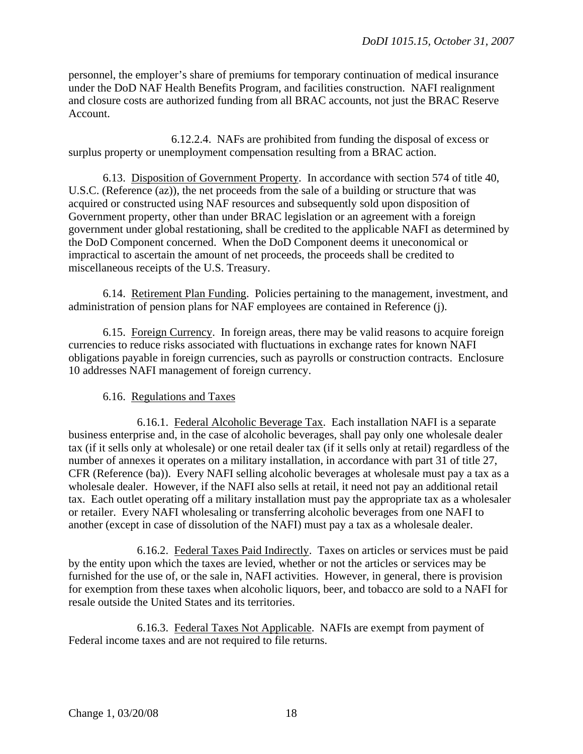personnel, the employer's share of premiums for temporary continuation of medical insurance under the DoD NAF Health Benefits Program, and facilities construction. NAFI realignment and closure costs are authorized funding from all BRAC accounts, not just the BRAC Reserve Account.

6.12.2.4. NAFs are prohibited from funding the disposal of excess or surplus property or unemployment compensation resulting from a BRAC action.

6.13. Disposition of Government Property. In accordance with section 574 of title 40, U.S.C. (Reference (az)), the net proceeds from the sale of a building or structure that was acquired or constructed using NAF resources and subsequently sold upon disposition of Government property, other than under BRAC legislation or an agreement with a foreign government under global restationing, shall be credited to the applicable NAFI as determined by the DoD Component concerned. When the DoD Component deems it uneconomical or impractical to ascertain the amount of net proceeds, the proceeds shall be credited to miscellaneous receipts of the U.S. Treasury.

6.14. Retirement Plan Funding. Policies pertaining to the management, investment, and administration of pension plans for NAF employees are contained in Reference (j).

6.15. Foreign Currency. In foreign areas, there may be valid reasons to acquire foreign currencies to reduce risks associated with fluctuations in exchange rates for known NAFI obligations payable in foreign currencies, such as payrolls or construction contracts. Enclosure 10 addresses NAFI management of foreign currency.

6.16. Regulations and Taxes

6.16.1. Federal Alcoholic Beverage Tax. Each installation NAFI is a separate business enterprise and, in the case of alcoholic beverages, shall pay only one wholesale dealer tax (if it sells only at wholesale) or one retail dealer tax (if it sells only at retail) regardless of the number of annexes it operates on a military installation, in accordance with part 31 of title 27, CFR (Reference (ba)). Every NAFI selling alcoholic beverages at wholesale must pay a tax as a wholesale dealer. However, if the NAFI also sells at retail, it need not pay an additional retail tax. Each outlet operating off a military installation must pay the appropriate tax as a wholesaler or retailer. Every NAFI wholesaling or transferring alcoholic beverages from one NAFI to another (except in case of dissolution of the NAFI) must pay a tax as a wholesale dealer.

6.16.2. Federal Taxes Paid Indirectly. Taxes on articles or services must be paid by the entity upon which the taxes are levied, whether or not the articles or services may be furnished for the use of, or the sale in, NAFI activities. However, in general, there is provision for exemption from these taxes when alcoholic liquors, beer, and tobacco are sold to a NAFI for resale outside the United States and its territories.

6.16.3. Federal Taxes Not Applicable. NAFIs are exempt from payment of Federal income taxes and are not required to file returns.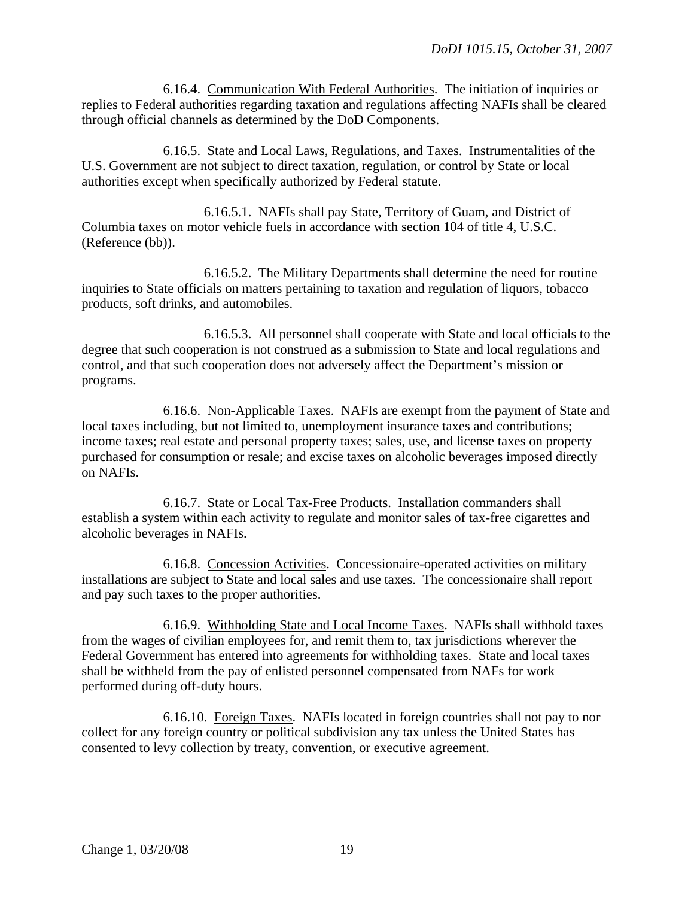6.16.4. Communication With Federal Authorities. The initiation of inquiries or replies to Federal authorities regarding taxation and regulations affecting NAFIs shall be cleared through official channels as determined by the DoD Components.

6.16.5. State and Local Laws, Regulations, and Taxes. Instrumentalities of the U.S. Government are not subject to direct taxation, regulation, or control by State or local authorities except when specifically authorized by Federal statute.

6.16.5.1. NAFIs shall pay State, Territory of Guam, and District of Columbia taxes on motor vehicle fuels in accordance with section 104 of title 4, U.S.C. (Reference (bb)).

6.16.5.2. The Military Departments shall determine the need for routine inquiries to State officials on matters pertaining to taxation and regulation of liquors, tobacco products, soft drinks, and automobiles.

6.16.5.3. All personnel shall cooperate with State and local officials to the degree that such cooperation is not construed as a submission to State and local regulations and control, and that such cooperation does not adversely affect the Department's mission or programs.

6.16.6. Non-Applicable Taxes. NAFIs are exempt from the payment of State and local taxes including, but not limited to, unemployment insurance taxes and contributions; income taxes; real estate and personal property taxes; sales, use, and license taxes on property purchased for consumption or resale; and excise taxes on alcoholic beverages imposed directly on NAFIs.

6.16.7. State or Local Tax-Free Products. Installation commanders shall establish a system within each activity to regulate and monitor sales of tax-free cigarettes and alcoholic beverages in NAFIs.

6.16.8. Concession Activities. Concessionaire-operated activities on military installations are subject to State and local sales and use taxes. The concessionaire shall report and pay such taxes to the proper authorities.

6.16.9. Withholding State and Local Income Taxes. NAFIs shall withhold taxes from the wages of civilian employees for, and remit them to, tax jurisdictions wherever the Federal Government has entered into agreements for withholding taxes. State and local taxes shall be withheld from the pay of enlisted personnel compensated from NAFs for work performed during off-duty hours.

6.16.10. Foreign Taxes. NAFIs located in foreign countries shall not pay to nor collect for any foreign country or political subdivision any tax unless the United States has consented to levy collection by treaty, convention, or executive agreement.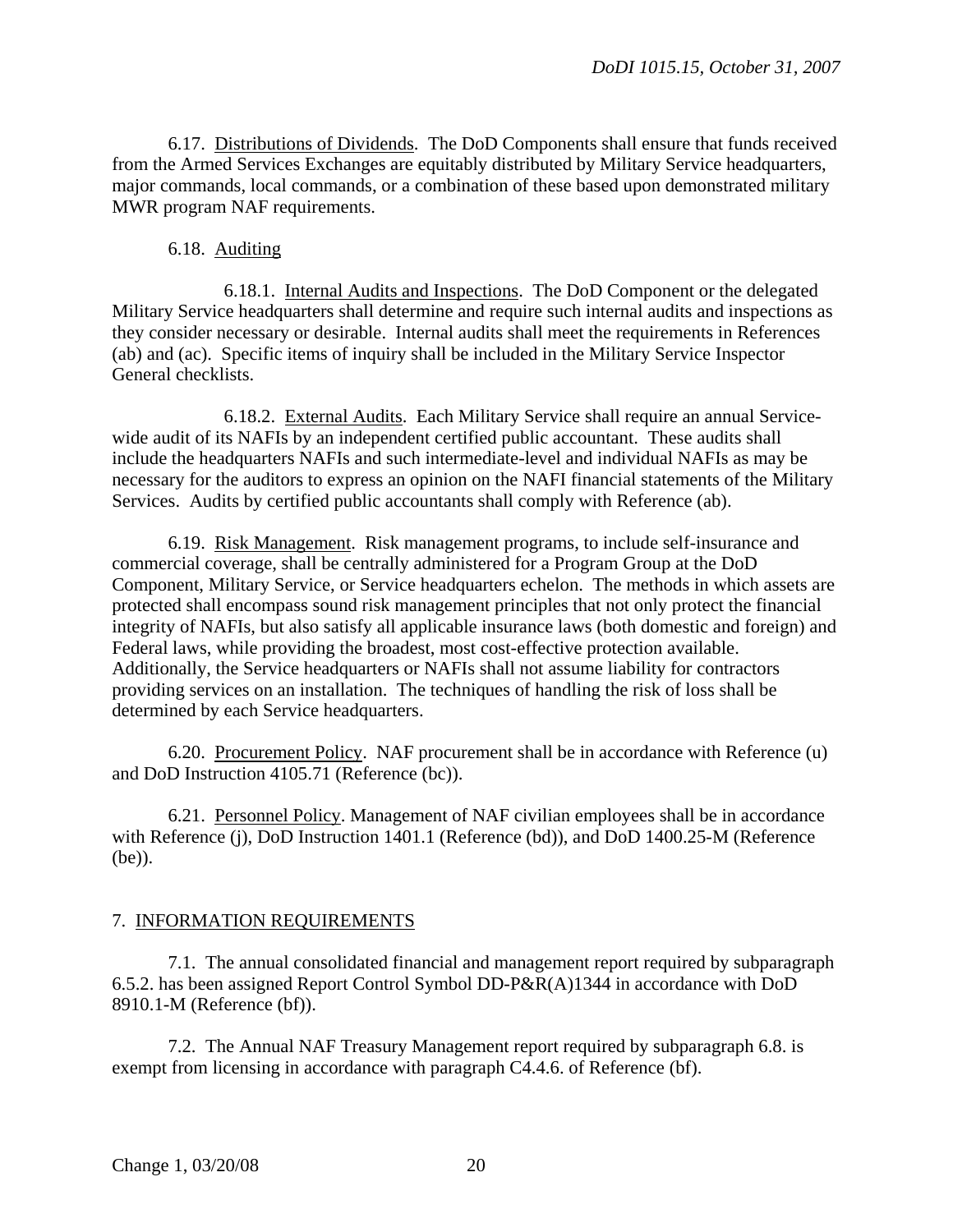6.17. Distributions of Dividends. The DoD Components shall ensure that funds received from the Armed Services Exchanges are equitably distributed by Military Service headquarters, major commands, local commands, or a combination of these based upon demonstrated military MWR program NAF requirements.

6.18. Auditing

6.18.1. Internal Audits and Inspections. The DoD Component or the delegated Military Service headquarters shall determine and require such internal audits and inspections as they consider necessary or desirable. Internal audits shall meet the requirements in References (ab) and (ac). Specific items of inquiry shall be included in the Military Service Inspector General checklists.

6.18.2. External Audits. Each Military Service shall require an annual Service-wide audit of its NAFIs by an independent certified public accountant. These audits shall include the headquarters NAFIs and such intermediate-level and individual NAFIs as may be necessary for the auditors to express an opinion on the NAFI financial statements of the Military Services. Audits by certified public accountants shall comply with Reference (ab).

6.19. Risk Management. Risk management programs, to include self-insurance and commercial coverage, shall be centrally administered for a Program Group at the DoD Component, Military Service, or Service headquarters echelon. The methods in which assets are protected shall encompass sound risk management principles that not only protect the financial integrity of NAFIs, but also satisfy all applicable insurance laws (both domestic and foreign) and Federal laws, while providing the broadest, most cost-effective protection available. Additionally, the Service headquarters or NAFIs shall not assume liability for contractors providing services on an installation. The techniques of handling the risk of loss shall be determined by each Service headquarters.

6.20. Procurement Policy. NAF procurement shall be in accordance with Reference (u) and DoD Instruction 4105.71 (Reference (bc)).

6.21. Personnel Policy. Management of NAF civilian employees shall be in accordance with Reference (j), DoD Instruction 1401.1 (Reference (bd)), and DoD 1400.25-M (Reference (be)).

## 7. INFORMATION REQUIREMENTS

7.1. The annual consolidated financial and management report required by subparagraph 6.5.2. has been assigned Report Control Symbol DD-P&R(A)1344 in accordance with DoD 8910.1-M (Reference (bf)).

7.2. The Annual NAF Treasury Management report required by subparagraph 6.8. is exempt from licensing in accordance with paragraph C4.4.6. of Reference (bf).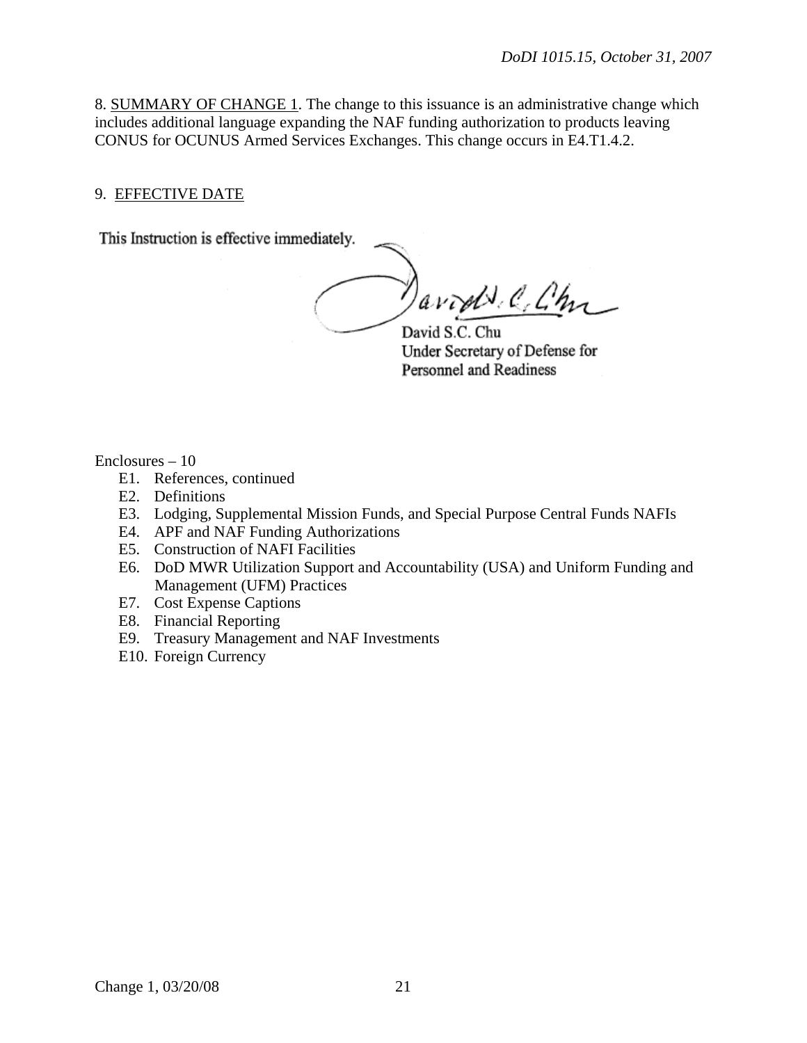8. <u>SUMMARY OF CHANGE 1</u>. The change to this issuance is an administrative change which includes additional language expanding the NAF funding authorization to products leaving CONUS for OCUNUS Armed Services Exchanges. This change occurs in E4.T1.4.2.

9. <u>EFFECTIVE DATE</u>

This Instruction is effective immediately.

David S.C. Chu
Under Secretary of Defense for
Personnel and Readiness

Enclosures – 10

- E1. References, continued
- E2. Definitions
- E3. Lodging, Supplemental Mission Funds, and Special Purpose Central Funds NAFIs
- E4. APF and NAF Funding Authorizations
- E5. Construction of NAFI Facilities
- E6. DoD MWR Utilization Support and Accountability (USA) and Uniform Funding and Management (UFM) Practices
- E7. Cost Expense Captions
- E8. Financial Reporting
- E9. Treasury Management and NAF Investments
- E10. Foreign Currency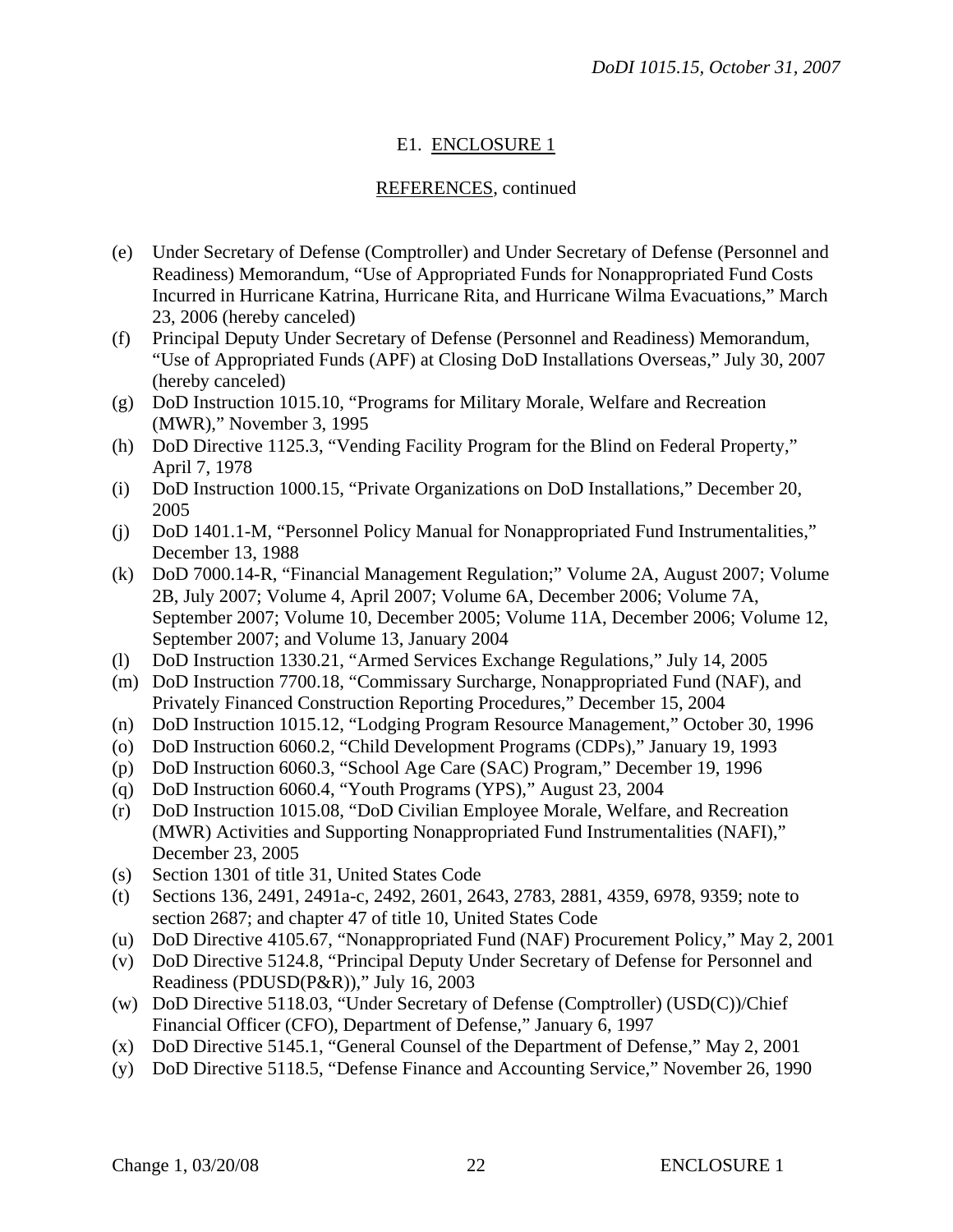## E1. ENCLOSURE 1

### REFERENCES, continued

(e) Under Secretary of Defense (Comptroller) and Under Secretary of Defense (Personnel and Readiness) Memorandum, "Use of Appropriated Funds for Nonappropriated Fund Costs Incurred in Hurricane Katrina, Hurricane Rita, and Hurricane Wilma Evacuations," March 23, 2006 (hereby canceled)

(f) Principal Deputy Under Secretary of Defense (Personnel and Readiness) Memorandum, "Use of Appropriated Funds (APF) at Closing DoD Installations Overseas," July 30, 2007 (hereby canceled)

(g) DoD Instruction 1015.10, "Programs for Military Morale, Welfare and Recreation (MWR)," November 3, 1995

(h) DoD Directive 1125.3, "Vending Facility Program for the Blind on Federal Property," April 7, 1978

(i) DoD Instruction 1000.15, "Private Organizations on DoD Installations," December 20, 2005

(j) DoD 1401.1-M, "Personnel Policy Manual for Nonappropriated Fund Instrumentalities," December 13, 1988

(k) DoD 7000.14-R, "Financial Management Regulation;" Volume 2A, August 2007; Volume 2B, July 2007; Volume 4, April 2007; Volume 6A, December 2006; Volume 7A, September 2007; Volume 10, December 2005; Volume 11A, December 2006; Volume 12, September 2007; and Volume 13, January 2004

(l) DoD Instruction 1330.21, "Armed Services Exchange Regulations," July 14, 2005

(m) DoD Instruction 7700.18, "Commissary Surcharge, Nonappropriated Fund (NAF), and Privately Financed Construction Reporting Procedures," December 15, 2004

(n) DoD Instruction 1015.12, "Lodging Program Resource Management," October 30, 1996

(o) DoD Instruction 6060.2, "Child Development Programs (CDPs)," January 19, 1993

(p) DoD Instruction 6060.3, "School Age Care (SAC) Program," December 19, 1996

(q) DoD Instruction 6060.4, "Youth Programs (YPS)," August 23, 2004

(r) DoD Instruction 1015.08, "DoD Civilian Employee Morale, Welfare, and Recreation (MWR) Activities and Supporting Nonappropriated Fund Instrumentalities (NAFI)," December 23, 2005

(s) Section 1301 of title 31, United States Code

(t) Sections 136, 2491, 2491a-c, 2492, 2601, 2643, 2783, 2881, 4359, 6978, 9359; note to section 2687; and chapter 47 of title 10, United States Code

(u) DoD Directive 4105.67, "Nonappropriated Fund (NAF) Procurement Policy," May 2, 2001

(v) DoD Directive 5124.8, "Principal Deputy Under Secretary of Defense for Personnel and Readiness (PDUSD(P&R))," July 16, 2003

(w) DoD Directive 5118.03, "Under Secretary of Defense (Comptroller) (USD(C))/Chief Financial Officer (CFO), Department of Defense," January 6, 1997

(x) DoD Directive 5145.1, "General Counsel of the Department of Defense," May 2, 2001

(y) DoD Directive 5118.5, "Defense Finance and Accounting Service," November 26, 1990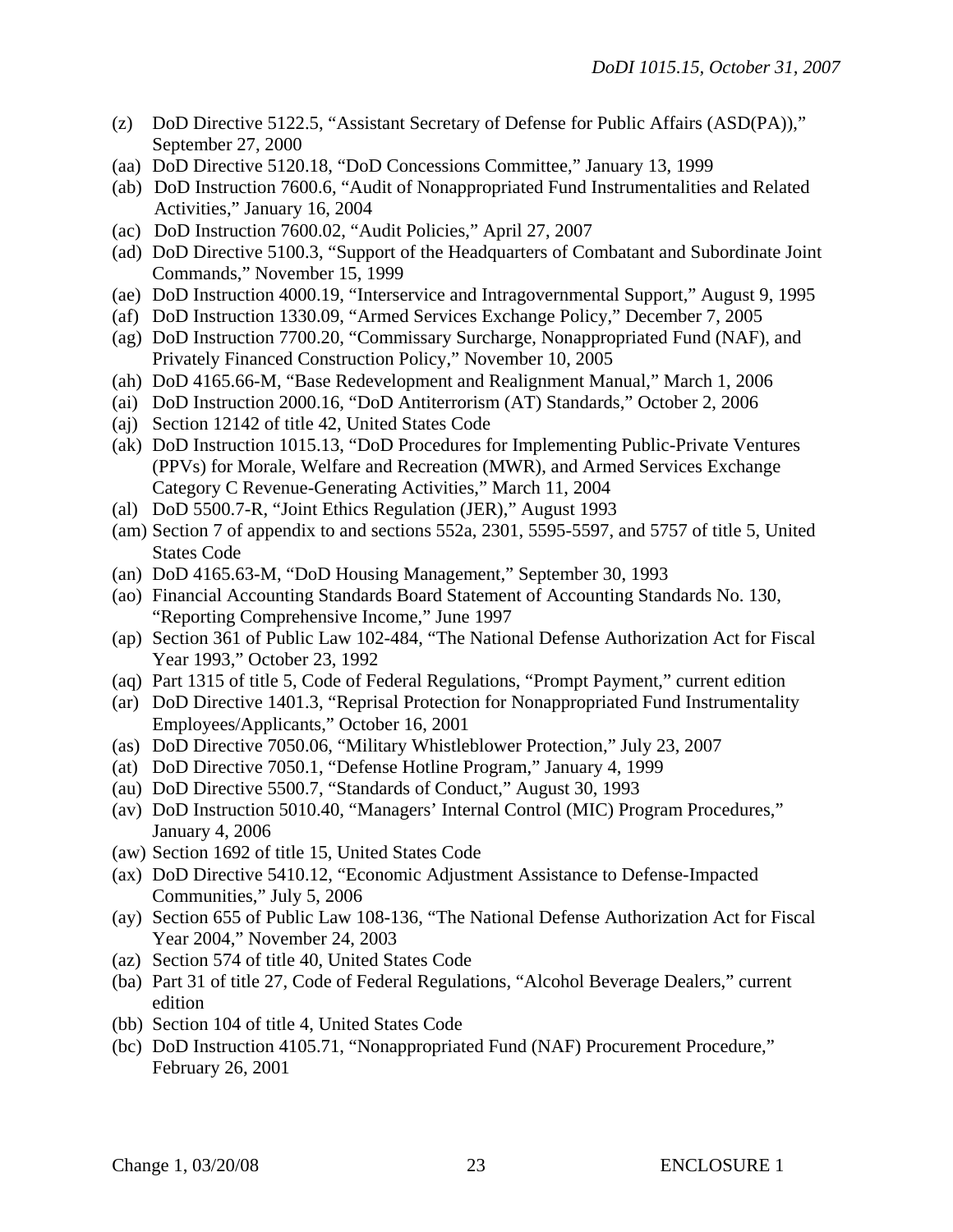(z) DoD Directive 5122.5, "Assistant Secretary of Defense for Public Affairs (ASD(PA))," September 27, 2000

(aa) DoD Directive 5120.18, "DoD Concessions Committee," January 13, 1999

(ab) DoD Instruction 7600.6, "Audit of Nonappropriated Fund Instrumentalities and Related Activities," January 16, 2004

(ac) DoD Instruction 7600.02, "Audit Policies," April 27, 2007

(ad) DoD Directive 5100.3, "Support of the Headquarters of Combatant and Subordinate Joint Commands," November 15, 1999

(ae) DoD Instruction 4000.19, "Interservice and Intragovernmental Support," August 9, 1995

(af) DoD Instruction 1330.09, "Armed Services Exchange Policy," December 7, 2005

(ag) DoD Instruction 7700.20, "Commissary Surcharge, Nonappropriated Fund (NAF), and Privately Financed Construction Policy," November 10, 2005

(ah) DoD 4165.66-M, "Base Redevelopment and Realignment Manual," March 1, 2006

(ai) DoD Instruction 2000.16, "DoD Antiterrorism (AT) Standards," October 2, 2006

(aj) Section 12142 of title 42, United States Code

(ak) DoD Instruction 1015.13, "DoD Procedures for Implementing Public-Private Ventures (PPVs) for Morale, Welfare and Recreation (MWR), and Armed Services Exchange Category C Revenue-Generating Activities," March 11, 2004

(al) DoD 5500.7-R, "Joint Ethics Regulation (JER)," August 1993

(am) Section 7 of appendix to and sections 552a, 2301, 5595-5597, and 5757 of title 5, United States Code

(an) DoD 4165.63-M, "DoD Housing Management," September 30, 1993

(ao) Financial Accounting Standards Board Statement of Accounting Standards No. 130, "Reporting Comprehensive Income," June 1997

(ap) Section 361 of Public Law 102-484, "The National Defense Authorization Act for Fiscal Year 1993," October 23, 1992

(aq) Part 1315 of title 5, Code of Federal Regulations, "Prompt Payment," current edition

(ar) DoD Directive 1401.3, "Reprisal Protection for Nonappropriated Fund Instrumentality Employees/Applicants," October 16, 2001

(as) DoD Directive 7050.06, "Military Whistleblower Protection," July 23, 2007

(at) DoD Directive 7050.1, "Defense Hotline Program," January 4, 1999

(au) DoD Directive 5500.7, "Standards of Conduct," August 30, 1993

(av) DoD Instruction 5010.40, "Managers' Internal Control (MIC) Program Procedures," January 4, 2006

(aw) Section 1692 of title 15, United States Code

(ax) DoD Directive 5410.12, "Economic Adjustment Assistance to Defense-Impacted Communities," July 5, 2006

(ay) Section 655 of Public Law 108-136, "The National Defense Authorization Act for Fiscal Year 2004," November 24, 2003

(az) Section 574 of title 40, United States Code

(ba) Part 31 of title 27, Code of Federal Regulations, "Alcohol Beverage Dealers," current edition

(bb) Section 104 of title 4, United States Code

(bc) DoD Instruction 4105.71, "Nonappropriated Fund (NAF) Procurement Procedure," February 26, 2001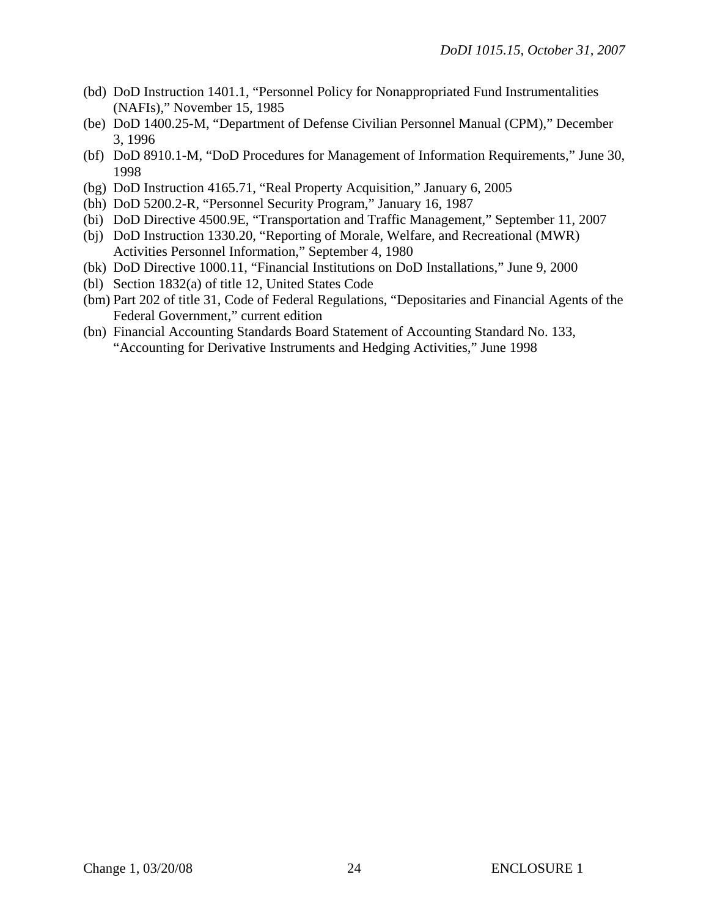(bd) DoD Instruction 1401.1, “Personnel Policy for Nonappropriated Fund Instrumentalities (NAFIs),” November 15, 1985

(be) DoD 1400.25-M, “Department of Defense Civilian Personnel Manual (CPM),” December 3, 1996

(bf) DoD 8910.1-M, “DoD Procedures for Management of Information Requirements,” June 30, 1998

(bg) DoD Instruction 4165.71, “Real Property Acquisition,” January 6, 2005

(bh) DoD 5200.2-R, “Personnel Security Program,” January 16, 1987

(bi) DoD Directive 4500.9E, “Transportation and Traffic Management,” September 11, 2007

(bj) DoD Instruction 1330.20, “Reporting of Morale, Welfare, and Recreational (MWR) Activities Personnel Information,” September 4, 1980

(bk) DoD Directive 1000.11, “Financial Institutions on DoD Installations,” June 9, 2000

(bl) Section 1832(a) of title 12, United States Code

(bm) Part 202 of title 31, Code of Federal Regulations, “Depositaries and Financial Agents of the Federal Government,” current edition

(bn) Financial Accounting Standards Board Statement of Accounting Standard No. 133, “Accounting for Derivative Instruments and Hedging Activities,” June 1998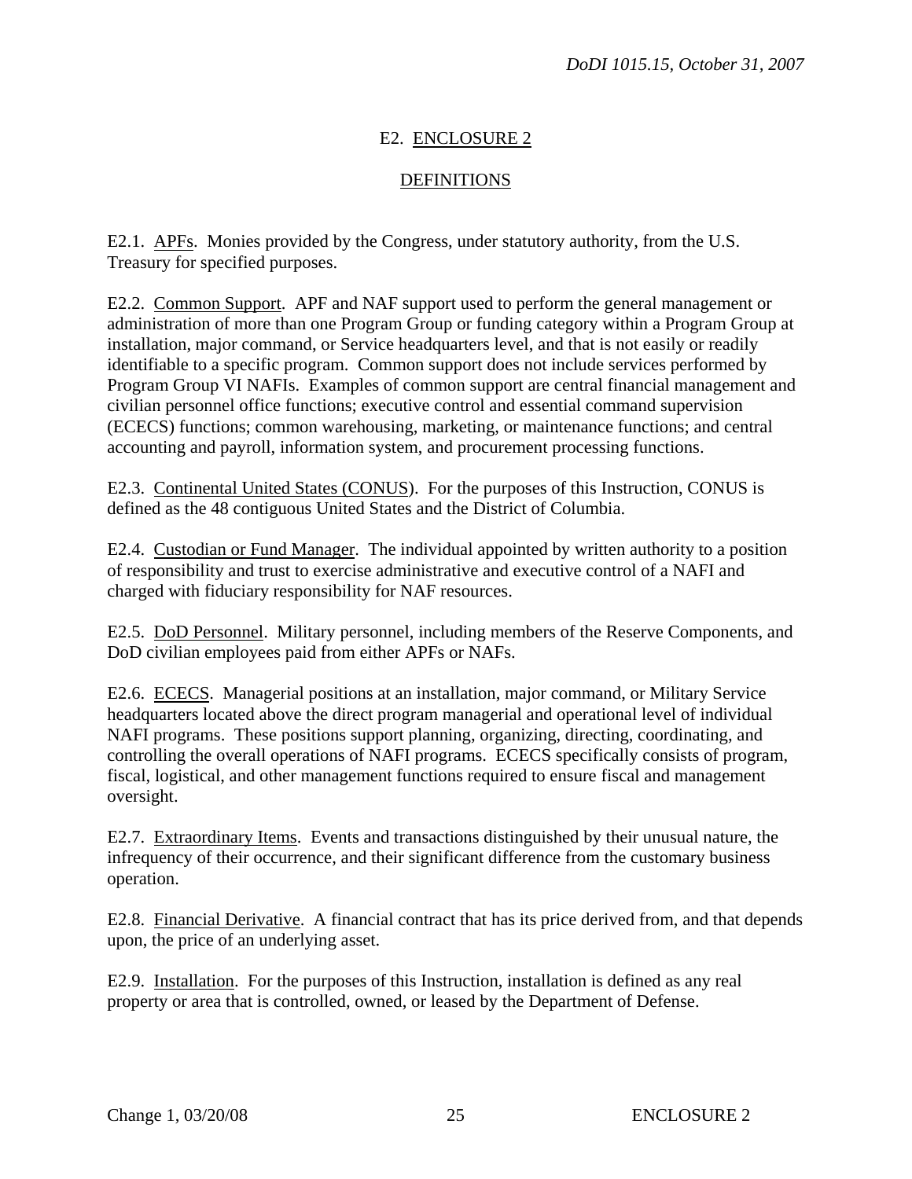## E2. ENCLOSURE 2

## DEFINITIONS

E2.1. APFs. Monies provided by the Congress, under statutory authority, from the U.S. Treasury for specified purposes.

E2.2. Common Support. APF and NAF support used to perform the general management or administration of more than one Program Group or funding category within a Program Group at installation, major command, or Service headquarters level, and that is not easily or readily identifiable to a specific program. Common support does not include services performed by Program Group VI NAFIs. Examples of common support are central financial management and civilian personnel office functions; executive control and essential command supervision (ECECS) functions; common warehousing, marketing, or maintenance functions; and central accounting and payroll, information system, and procurement processing functions.

E2.3. Continental United States (CONUS). For the purposes of this Instruction, CONUS is defined as the 48 contiguous United States and the District of Columbia.

E2.4. Custodian or Fund Manager. The individual appointed by written authority to a position of responsibility and trust to exercise administrative and executive control of a NAFI and charged with fiduciary responsibility for NAF resources.

E2.5. DoD Personnel. Military personnel, including members of the Reserve Components, and DoD civilian employees paid from either APFs or NAFs.

E2.6. ECECS. Managerial positions at an installation, major command, or Military Service headquarters located above the direct program managerial and operational level of individual NAFI programs. These positions support planning, organizing, directing, coordinating, and controlling the overall operations of NAFI programs. ECECS specifically consists of program, fiscal, logistical, and other management functions required to ensure fiscal and management oversight.

E2.7. Extraordinary Items. Events and transactions distinguished by their unusual nature, the infrequency of their occurrence, and their significant difference from the customary business operation.

E2.8. Financial Derivative. A financial contract that has its price derived from, and that depends upon, the price of an underlying asset.

E2.9. Installation. For the purposes of this Instruction, installation is defined as any real property or area that is controlled, owned, or leased by the Department of Defense.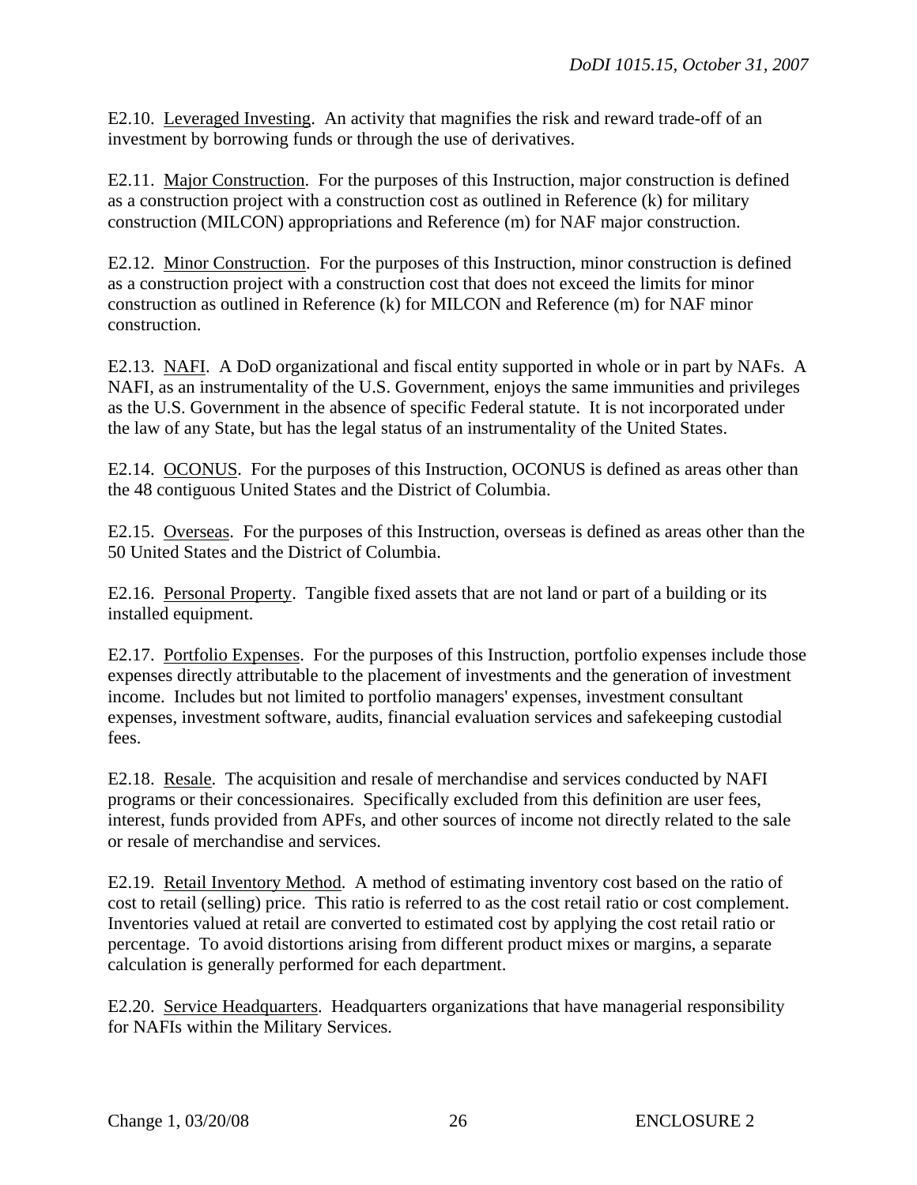E2.10. Leveraged Investing. An activity that magnifies the risk and reward trade-off of an investment by borrowing funds or through the use of derivatives.

E2.11. Major Construction. For the purposes of this Instruction, major construction is defined as a construction project with a construction cost as outlined in Reference (k) for military construction (MILCON) appropriations and Reference (m) for NAF major construction.

E2.12. Minor Construction. For the purposes of this Instruction, minor construction is defined as a construction project with a construction cost that does not exceed the limits for minor construction as outlined in Reference (k) for MILCON and Reference (m) for NAF minor construction.

E2.13. NAFI. A DoD organizational and fiscal entity supported in whole or in part by NAFs. A NAFI, as an instrumentality of the U.S. Government, enjoys the same immunities and privileges as the U.S. Government in the absence of specific Federal statute. It is not incorporated under the law of any State, but has the legal status of an instrumentality of the United States.

E2.14. OCONUS. For the purposes of this Instruction, OCONUS is defined as areas other than the 48 contiguous United States and the District of Columbia.

E2.15. Overseas. For the purposes of this Instruction, overseas is defined as areas other than the 50 United States and the District of Columbia.

E2.16. Personal Property. Tangible fixed assets that are not land or part of a building or its installed equipment.

E2.17. Portfolio Expenses. For the purposes of this Instruction, portfolio expenses include those expenses directly attributable to the placement of investments and the generation of investment income. Includes but not limited to portfolio managers' expenses, investment consultant expenses, investment software, audits, financial evaluation services and safekeeping custodial fees.

E2.18. Resale. The acquisition and resale of merchandise and services conducted by NAFI programs or their concessionaires. Specifically excluded from this definition are user fees, interest, funds provided from APFs, and other sources of income not directly related to the sale or resale of merchandise and services.

E2.19. Retail Inventory Method. A method of estimating inventory cost based on the ratio of cost to retail (selling) price. This ratio is referred to as the cost retail ratio or cost complement. Inventories valued at retail are converted to estimated cost by applying the cost retail ratio or percentage. To avoid distortions arising from different product mixes or margins, a separate calculation is generally performed for each department.

E2.20. Service Headquarters. Headquarters organizations that have managerial responsibility for NAFIs within the Military Services.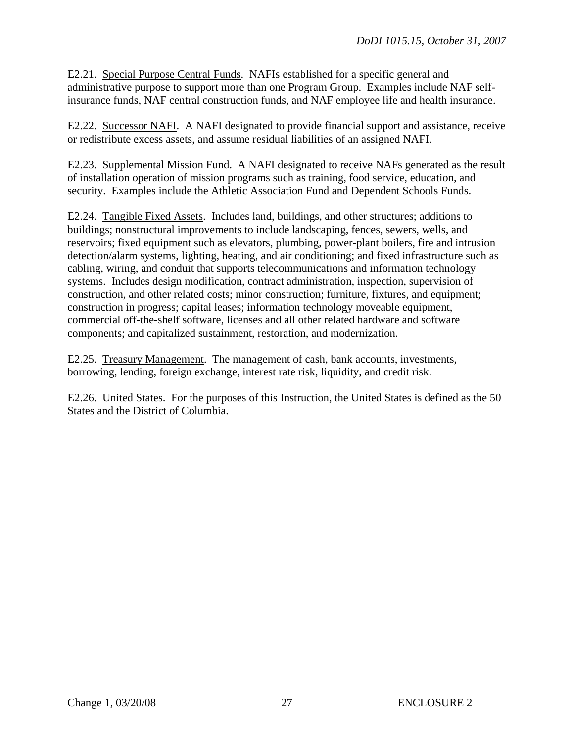E2.21. Special Purpose Central Funds. NAFIs established for a specific general and administrative purpose to support more than one Program Group. Examples include NAF self-insurance funds, NAF central construction funds, and NAF employee life and health insurance.

E2.22. Successor NAFI. A NAFI designated to provide financial support and assistance, receive or redistribute excess assets, and assume residual liabilities of an assigned NAFI.

E2.23. Supplemental Mission Fund. A NAFI designated to receive NAFs generated as the result of installation operation of mission programs such as training, food service, education, and security. Examples include the Athletic Association Fund and Dependent Schools Funds.

E2.24. Tangible Fixed Assets. Includes land, buildings, and other structures; additions to buildings; nonstructural improvements to include landscaping, fences, sewers, wells, and reservoirs; fixed equipment such as elevators, plumbing, power-plant boilers, fire and intrusion detection/alarm systems, lighting, heating, and air conditioning; and fixed infrastructure such as cabling, wiring, and conduit that supports telecommunications and information technology systems. Includes design modification, contract administration, inspection, supervision of construction, and other related costs; minor construction; furniture, fixtures, and equipment; construction in progress; capital leases; information technology moveable equipment, commercial off-the-shelf software, licenses and all other related hardware and software components; and capitalized sustainment, restoration, and modernization.

E2.25. Treasury Management. The management of cash, bank accounts, investments, borrowing, lending, foreign exchange, interest rate risk, liquidity, and credit risk.

E2.26. United States. For the purposes of this Instruction, the United States is defined as the 50 States and the District of Columbia.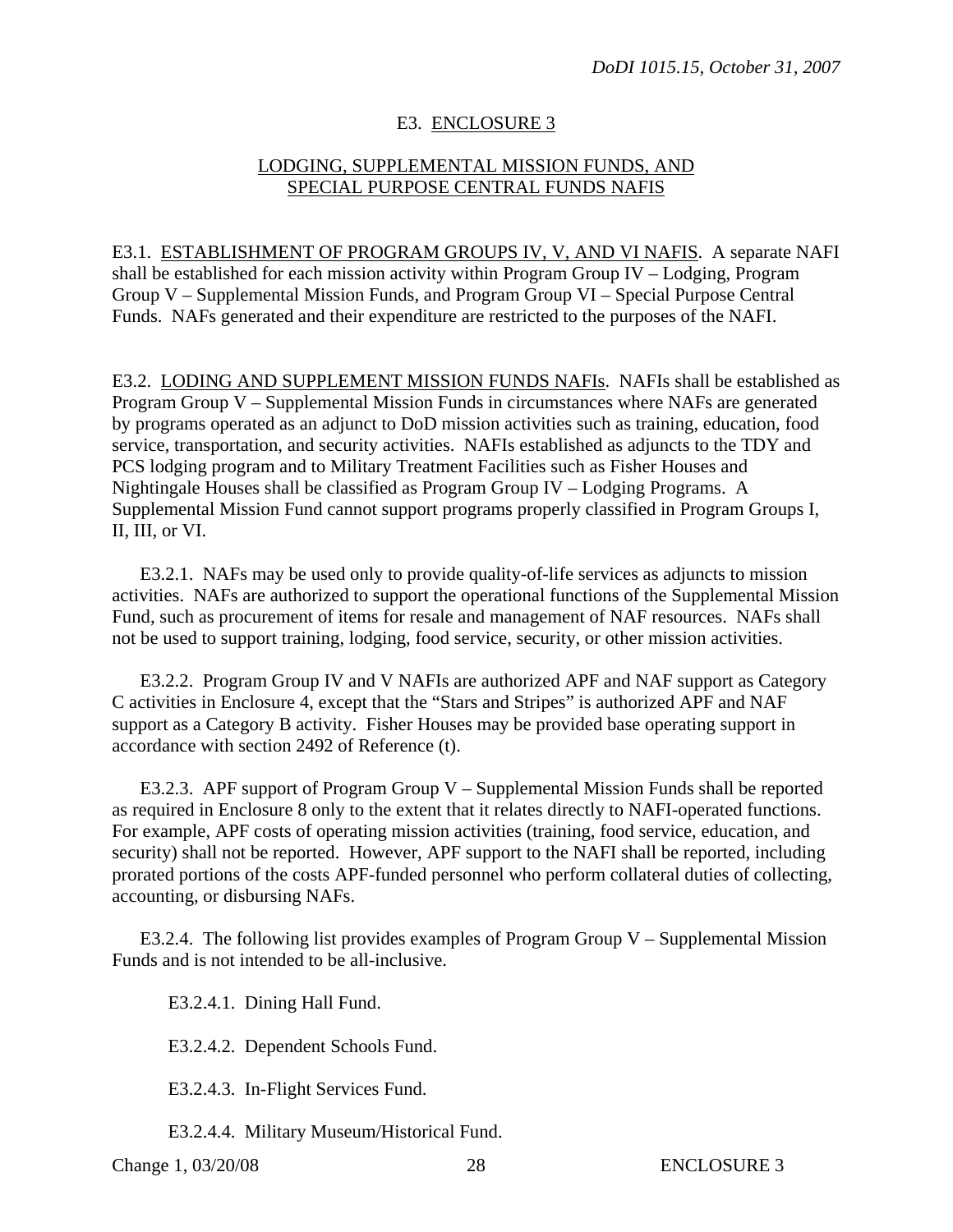## E3. ENCLOSURE 3

## LODGING, SUPPLEMENTAL MISSION FUNDS, AND SPECIAL PURPOSE CENTRAL FUNDS NAFIS

E3.1. ESTABLISHMENT OF PROGRAM GROUPS IV, V, AND VI NAFIS. A separate NAFI shall be established for each mission activity within Program Group IV – Lodging, Program Group V – Supplemental Mission Funds, and Program Group VI – Special Purpose Central Funds. NAFs generated and their expenditure are restricted to the purposes of the NAFI.

E3.2. LODING AND SUPPLEMENT MISSION FUNDS NAFIs. NAFIs shall be established as Program Group V – Supplemental Mission Funds in circumstances where NAFs are generated by programs operated as an adjunct to DoD mission activities such as training, education, food service, transportation, and security activities. NAFIs established as adjuncts to the TDY and PCS lodging program and to Military Treatment Facilities such as Fisher Houses and Nightingale Houses shall be classified as Program Group IV – Lodging Programs. A Supplemental Mission Fund cannot support programs properly classified in Program Groups I, II, III, or VI.

E3.2.1. NAFs may be used only to provide quality-of-life services as adjuncts to mission activities. NAFs are authorized to support the operational functions of the Supplemental Mission Fund, such as procurement of items for resale and management of NAF resources. NAFs shall not be used to support training, lodging, food service, security, or other mission activities.

E3.2.2. Program Group IV and V NAFIs are authorized APF and NAF support as Category C activities in Enclosure 4, except that the "Stars and Stripes" is authorized APF and NAF support as a Category B activity. Fisher Houses may be provided base operating support in accordance with section 2492 of Reference (t).

E3.2.3. APF support of Program Group V – Supplemental Mission Funds shall be reported as required in Enclosure 8 only to the extent that it relates directly to NAFI-operated functions. For example, APF costs of operating mission activities (training, food service, education, and security) shall not be reported. However, APF support to the NAFI shall be reported, including prorated portions of the costs APF-funded personnel who perform collateral duties of collecting, accounting, or disbursing NAFs.

E3.2.4. The following list provides examples of Program Group V – Supplemental Mission Funds and is not intended to be all-inclusive.

E3.2.4.1. Dining Hall Fund.

E3.2.4.2. Dependent Schools Fund.

E3.2.4.3. In-Flight Services Fund.

E3.2.4.4. Military Museum/Historical Fund.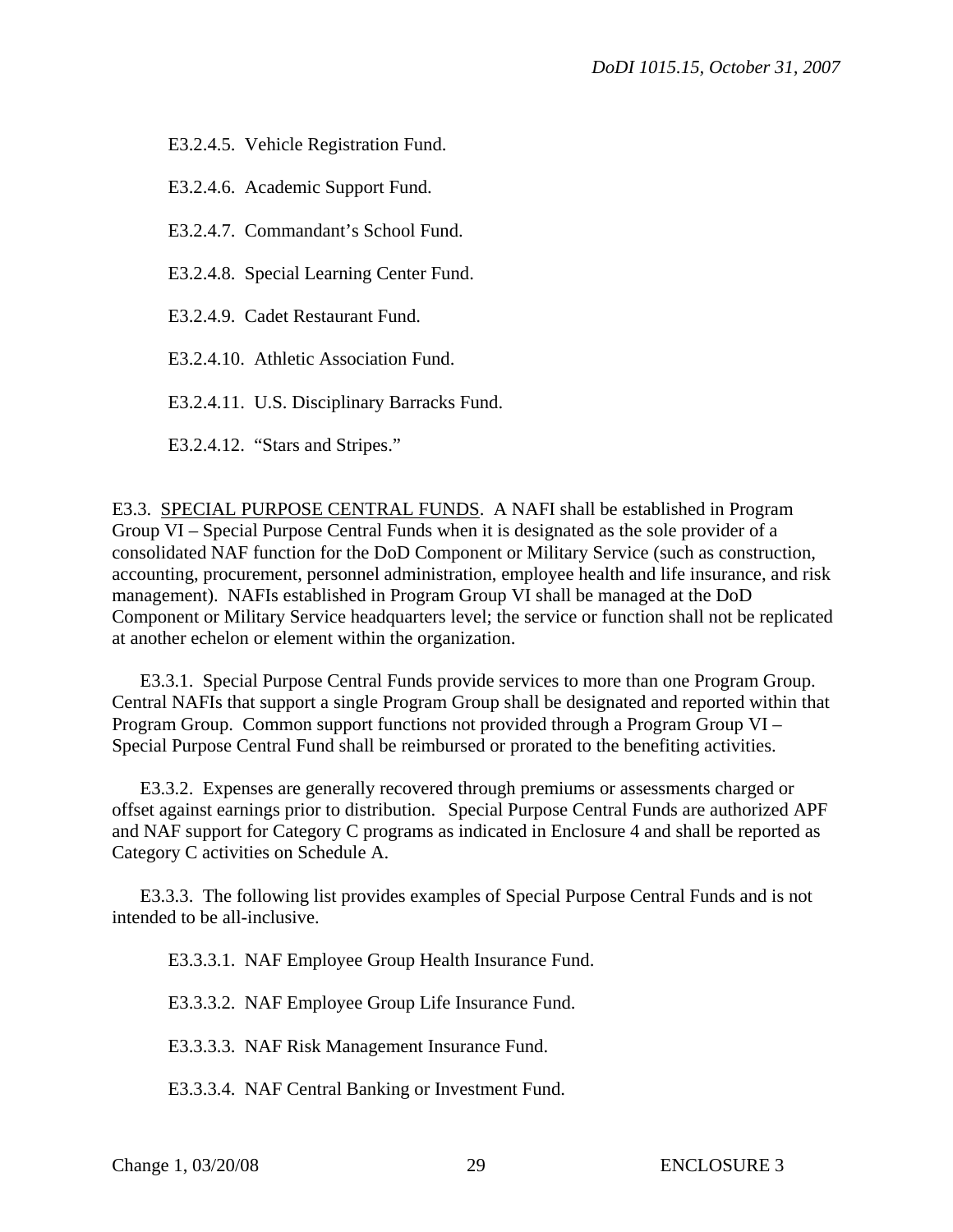E3.2.4.5. Vehicle Registration Fund.

E3.2.4.6. Academic Support Fund.

E3.2.4.7. Commandant's School Fund.

E3.2.4.8. Special Learning Center Fund.

E3.2.4.9. Cadet Restaurant Fund.

E3.2.4.10. Athletic Association Fund.

E3.2.4.11. U.S. Disciplinary Barracks Fund.

E3.2.4.12. "Stars and Stripes."

E3.3. <u>SPECIAL PURPOSE CENTRAL FUNDS</u>. A NAFI shall be established in Program Group VI – Special Purpose Central Funds when it is designated as the sole provider of a consolidated NAF function for the DoD Component or Military Service (such as construction, accounting, procurement, personnel administration, employee health and life insurance, and risk management). NAFIs established in Program Group VI shall be managed at the DoD Component or Military Service headquarters level; the service or function shall not be replicated at another echelon or element within the organization.

E3.3.1. Special Purpose Central Funds provide services to more than one Program Group. Central NAFIs that support a single Program Group shall be designated and reported within that Program Group. Common support functions not provided through a Program Group VI – Special Purpose Central Fund shall be reimbursed or prorated to the benefiting activities.

E3.3.2. Expenses are generally recovered through premiums or assessments charged or offset against earnings prior to distribution. Special Purpose Central Funds are authorized APF and NAF support for Category C programs as indicated in Enclosure 4 and shall be reported as Category C activities on Schedule A.

E3.3.3. The following list provides examples of Special Purpose Central Funds and is not intended to be all-inclusive.

E3.3.3.1. NAF Employee Group Health Insurance Fund.

E3.3.3.2. NAF Employee Group Life Insurance Fund.

E3.3.3.3. NAF Risk Management Insurance Fund.

E3.3.3.4. NAF Central Banking or Investment Fund.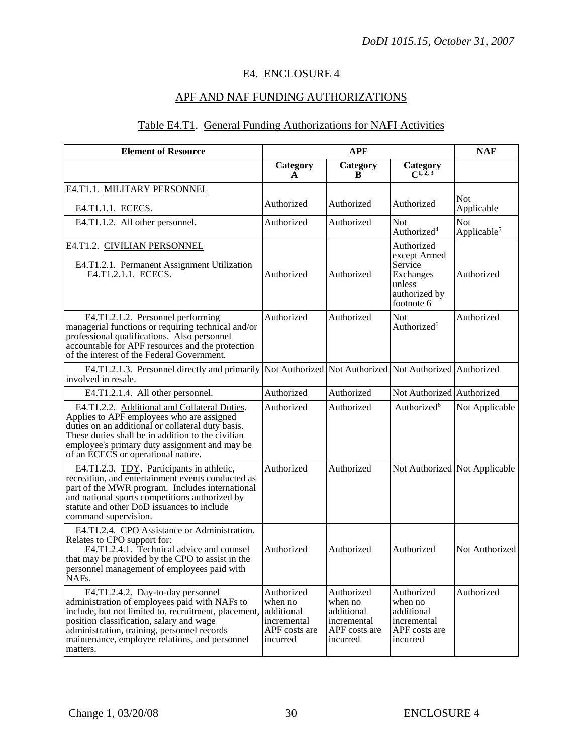# E4. ENCLOSURE 4

## APF AND NAF FUNDING AUTHORIZATIONS

### Table E4.T1. General Funding Authorizations for NAFI Activities

| Element of Resource | APF | | | NAF |
|---|---|---|---|---|
| | Category A | Category B | Category C[1, 2, 3] | |
| E4.T1.1. MILITARY PERSONNEL<br><br>E4.T1.1.1. ECECS. | Authorized | Authorized | Authorized | Not Applicable |
| E4.T1.1.2. All other personnel. | Authorized | Authorized | Not Authorized[4] | Not Applicable[5] |
| E4.T1.2. CIVILIAN PERSONNEL<br><br>E4.T1.2.1. Permanent Assignment Utilization<br>E4.T1.2.1.1. ECECS. | Authorized | Authorized | Authorized except Armed Service Exchanges unless authorized by footnote 6 | Authorized |
| E4.T1.2.1.2. Personnel performing managerial functions or requiring technical and/or professional qualifications. Also personnel accountable for APF resources and the protection of the interest of the Federal Government. | Authorized | Authorized | Not Authorized[6] | Authorized |
| E4.T1.2.1.3. Personnel directly and primarily involved in resale. | Not Authorized | Not Authorized | Not Authorized | Authorized |
| E4.T1.2.1.4. All other personnel. | Authorized | Authorized | Not Authorized | Authorized |
| E4.T1.2.2. Additional and Collateral Duties. Applies to APF employees who are assigned duties on an additional or collateral duty basis. These duties shall be in addition to the civilian employee's primary duty assignment and may be of an ECECS or operational nature. | Authorized | Authorized | Authorized[6] | Not Applicable |
| E4.T1.2.3. TDY. Participants in athletic, recreation, and entertainment events conducted as part of the MWR program. Includes international and national sports competitions authorized by statute and other DoD issuances to include command supervision. | Authorized | Authorized | Not Authorized | Not Applicable |
| E4.T1.2.4. CPO Assistance or Administration. Relates to CPO support for:<br>E4.T1.2.4.1. Technical advice and counsel that may be provided by the CPO to assist in the personnel management of employees paid with NAFs. | Authorized | Authorized | Authorized | Not Authorized |
| E4.T1.2.4.2. Day-to-day personnel administration of employees paid with NAFs to include, but not limited to, recruitment, placement, position classification, salary and wage administration, training, personnel records maintenance, employee relations, and personnel matters. | Authorized when no additional incremental APF costs are incurred | Authorized when no additional incremental APF costs are incurred | Authorized when no additional incremental APF costs are incurred | Authorized |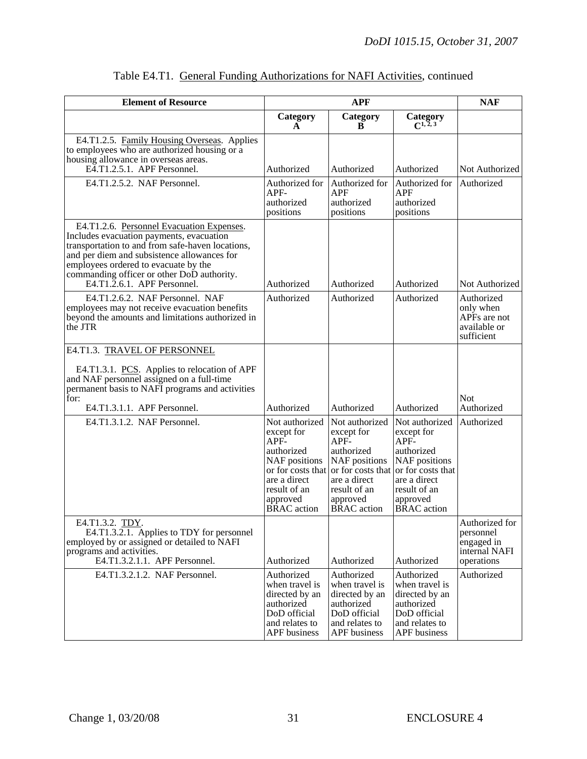Table E4.T1. General Funding Authorizations for NAFI Activities, continued

| Element of Resource | APF | | | NAF |
|---|---|---|---|---|
| | Category A | Category B | Category C[1, 2, 3] | |
| E4.T1.2.5. Family Housing Overseas. Applies to employees who are authorized housing or a housing allowance in overseas areas.<br>E4.T1.2.5.1. APF Personnel. | Authorized | Authorized | Authorized | Not Authorized |
| E4.T1.2.5.2. NAF Personnel. | Authorized for APF-authorized positions | Authorized for APF authorized positions | Authorized for APF authorized positions | Authorized |
| E4.T1.2.6. Personnel Evacuation Expenses. Includes evacuation payments, evacuation transportation to and from safe-haven locations, and per diem and subsistence allowances for employees ordered to evacuate by the commanding officer or other DoD authority.<br>E4.T1.2.6.1. APF Personnel. | Authorized | Authorized | Authorized | Not Authorized |
| E4.T1.2.6.2. NAF Personnel. NAF employees may not receive evacuation benefits beyond the amounts and limitations authorized in the JTR | Authorized | Authorized | Authorized | Authorized only when APFs are not available or sufficient |
| E4.T1.3. TRAVEL OF PERSONNEL<br><br>E4.T1.3.1. PCS. Applies to relocation of APF and NAF personnel assigned on a full-time permanent basis to NAFI programs and activities for:<br>E4.T1.3.1.1. APF Personnel. | Authorized | Authorized | Authorized | Not Authorized |
| E4.T1.3.1.2. NAF Personnel. | Not authorized except for APF-authorized NAF positions or for costs that are a direct result of an approved BRAC action | Not authorized except for APF-authorized NAF positions or for costs that are a direct result of an approved BRAC action | Not authorized except for APF-authorized NAF positions or for costs that are a direct result of an approved BRAC action | Authorized |
| E4.T1.3.2. TDY.<br>E4.T1.3.2.1. Applies to TDY for personnel employed by or assigned or detailed to NAFI programs and activities.<br>E4.T1.3.2.1.1. APF Personnel. | Authorized | Authorized | Authorized | Authorized for personnel engaged in internal NAFI operations |
| E4.T1.3.2.1.2. NAF Personnel. | Authorized when travel is directed by an authorized DoD official and relates to APF business | Authorized when travel is directed by an authorized DoD official and relates to APF business | Authorized when travel is directed by an authorized DoD official and relates to APF business | Authorized |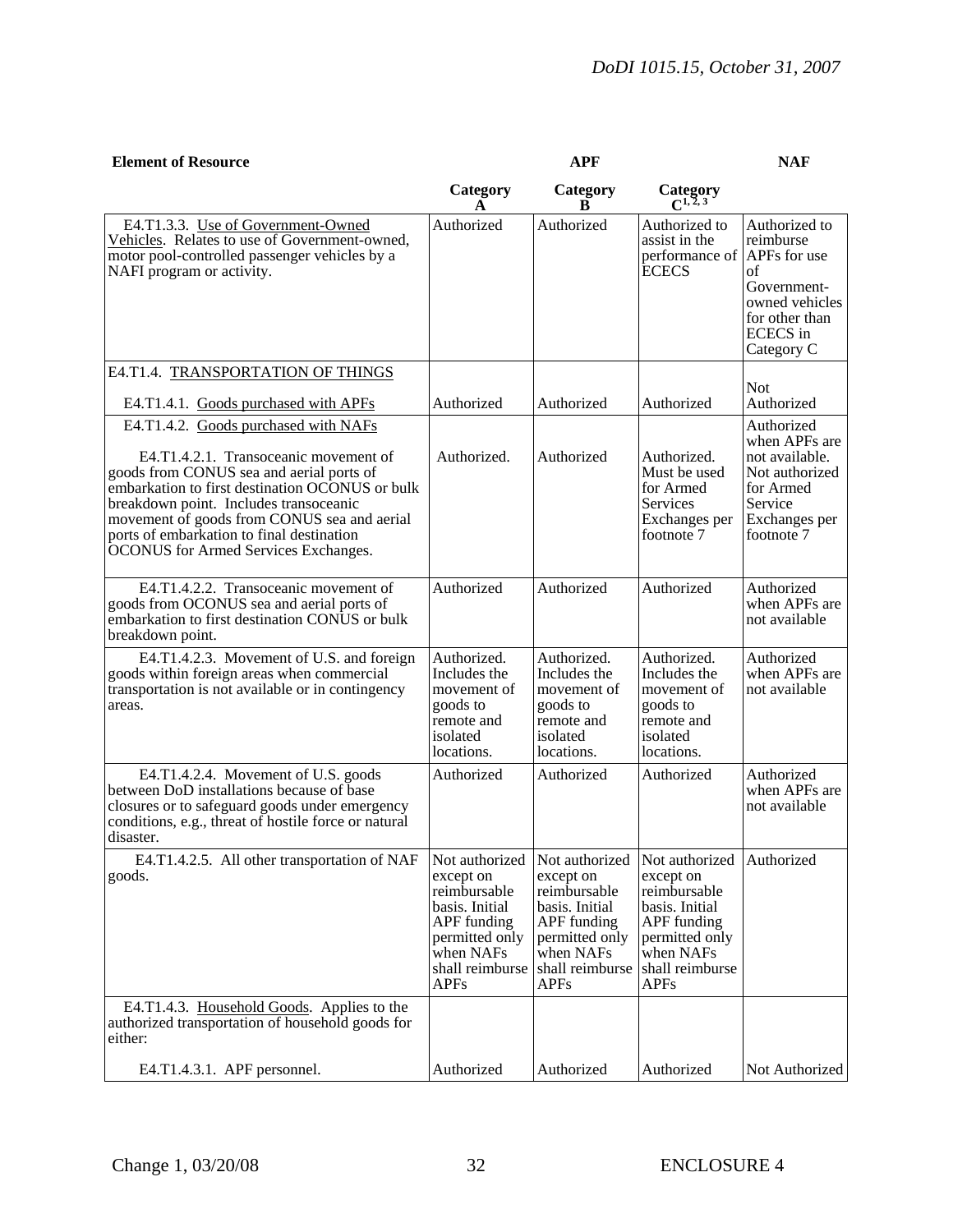| Element of Resource | APF | | | NAF |
|---|---|---|---|---|
| | Category A | Category B | Category C[1, 2, 3] | |
| E4.T1.3.3. Use of Government-Owned Vehicles. Relates to use of Government-owned, motor pool-controlled passenger vehicles by a NAFI program or activity. | Authorized | Authorized | Authorized to assist in the performance of ECECS | Authorized to reimburse APFs for use of Government-owned vehicles for other than ECECS in Category C |
| E4.T1.4. TRANSPORTATION OF THINGS | | | | |
| E4.T1.4.1. Goods purchased with APFs | Authorized | Authorized | Authorized | Not Authorized |
| E4.T1.4.2. Goods purchased with NAFs<br><br>E4.T1.4.2.1. Transoceanic movement of goods from CONUS sea and aerial ports of embarkation to first destination OCONUS or bulk breakdown point. Includes transoceanic movement of goods from CONUS sea and aerial ports of embarkation to final destination OCONUS for Armed Services Exchanges. | Authorized. | Authorized | Authorized. Must be used for Armed Services Exchanges per footnote 7 | Authorized when APFs are not available. Not authorized for Armed Service Exchanges per footnote 7 |
| E4.T1.4.2.2. Transoceanic movement of goods from OCONUS sea and aerial ports of embarkation to first destination CONUS or bulk breakdown point. | Authorized | Authorized | Authorized | Authorized when APFs are not available |
| E4.T1.4.2.3. Movement of U.S. and foreign goods within foreign areas when commercial transportation is not available or in contingency areas. | Authorized. Includes the movement of goods to remote and isolated locations. | Authorized. Includes the movement of goods to remote and isolated locations. | Authorized. Includes the movement of goods to remote and isolated locations. | Authorized when APFs are not available |
| E4.T1.4.2.4. Movement of U.S. goods between DoD installations because of base closures or to safeguard goods under emergency conditions, e.g., threat of hostile force or natural disaster. | Authorized | Authorized | Authorized | Authorized when APFs are not available |
| E4.T1.4.2.5. All other transportation of NAF goods. | Not authorized except on reimbursable basis. Initial APF funding permitted only when NAFs shall reimburse APFs | Not authorized except on reimbursable basis. Initial APF funding permitted only when NAFs shall reimburse APFs | Not authorized except on reimbursable basis. Initial APF funding permitted only when NAFs shall reimburse APFs | Authorized |
| E4.T1.4.3. Household Goods. Applies to the authorized transportation of household goods for either: | | | | |
| E4.T1.4.3.1. APF personnel. | Authorized | Authorized | Authorized | Not Authorized |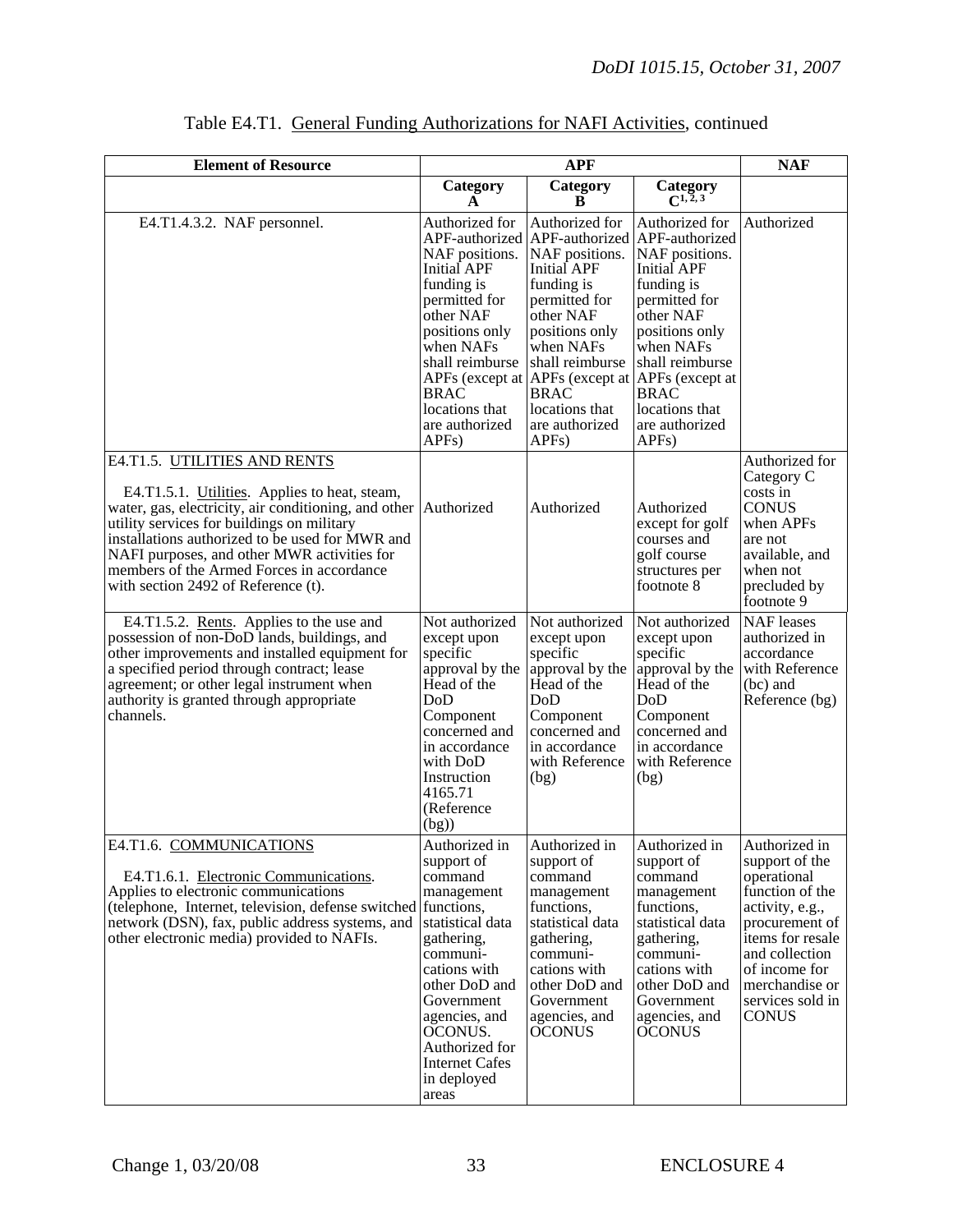Table E4.T1. General Funding Authorizations for NAFI Activities, continued

| Element of Resource | APF | | | NAF |
|---|---|---|---|---|
| | Category A | Category B | Category C[1, 2, 3] | |
| E4.T1.4.3.2. NAF personnel. | Authorized for APF-authorized NAF positions. Initial APF funding is permitted for other NAF positions only when NAFs shall reimburse APFs (except at BRAC locations that are authorized APFs) | Authorized for APF-authorized NAF positions. Initial APF funding is permitted for other NAF positions only when NAFs shall reimburse APFs (except at BRAC locations that are authorized APFs) | Authorized for APF-authorized NAF positions. Initial APF funding is permitted for other NAF positions only when NAFs shall reimburse APFs (except at BRAC locations that are authorized APFs) | Authorized |
| E4.T1.5. UTILITIES AND RENTS<br><br>E4.T1.5.1. Utilities. Applies to heat, steam, water, gas, electricity, air conditioning, and other utility services for buildings on military installations authorized to be used for MWR and NAFI purposes, and other MWR activities for members of the Armed Forces in accordance with section 2492 of Reference (t). | Authorized | Authorized | Authorized except for golf courses and golf course structures per footnote 8 | Authorized for Category C costs in CONUS when APFs are not available, and when not precluded by footnote 9 |
| E4.T1.5.2. Rents. Applies to the use and possession of non-DoD lands, buildings, and other improvements and installed equipment for a specified period through contract; lease agreement; or other legal instrument when authority is granted through appropriate channels. | Not authorized except upon specific approval by the Head of the DoD Component concerned and in accordance with DoD Instruction 4165.71 (Reference (bg)) | Not authorized except upon specific approval by the Head of the DoD Component concerned and in accordance with Reference (bg) | Not authorized except upon specific approval by the Head of the DoD Component concerned and in accordance with Reference (bg) | NAF leases authorized in accordance with Reference (bc) and Reference (bg) |
| E4.T1.6. COMMUNICATIONS<br><br>E4.T1.6.1. Electronic Communications. Applies to electronic communications (telephone, Internet, television, defense switched network (DSN), fax, public address systems, and other electronic media) provided to NAFIs. | Authorized in support of command management functions, statistical data gathering, communi-cations with other DoD and Government agencies, and OCONUS. Authorized for Internet Cafes in deployed areas | Authorized in support of command management functions, statistical data gathering, communi-cations with other DoD and Government agencies, and OCONUS | Authorized in support of command management functions, statistical data gathering, communi-cations with other DoD and Government agencies, and OCONUS | Authorized in support of the operational function of the activity, e.g., procurement of items for resale and collection of income for merchandise or services sold in CONUS |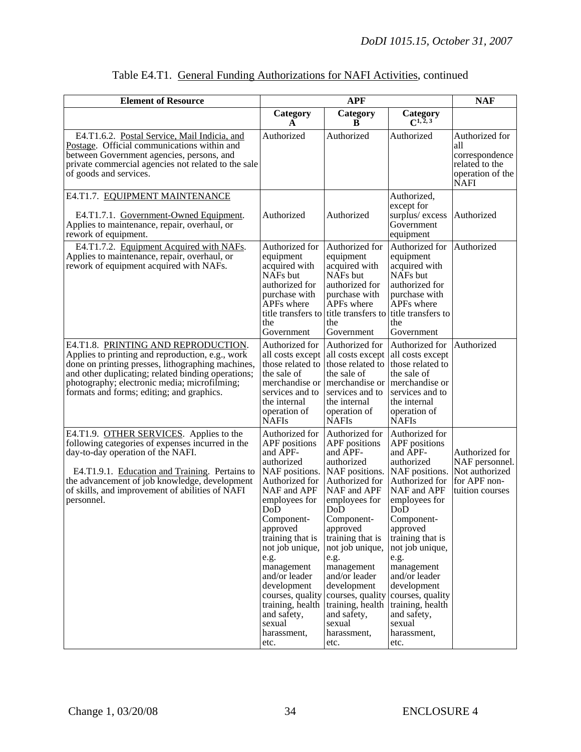Table E4.T1. General Funding Authorizations for NAFI Activities, continued

| Element of Resource | APF | | | NAF |
|---|---|---|---|---|
| | Category A | Category B | Category C[1, 2, 3] | |
| E4.T1.6.2. Postal Service, Mail Indicia, and Postage. Official communications within and between Government agencies, persons, and private commercial agencies not related to the sale of goods and services. | Authorized | Authorized | Authorized | Authorized for all correspondence related to the operation of the NAFI |
| E4.T1.7. EQUIPMENT MAINTENANCE<br><br>E4.T1.7.1. Government-Owned Equipment. Applies to maintenance, repair, overhaul, or rework of equipment. | Authorized | Authorized | Authorized, except for surplus/ excess Government equipment | Authorized |
| E4.T1.7.2. Equipment Acquired with NAFs. Applies to maintenance, repair, overhaul, or rework of equipment acquired with NAFs. | Authorized for equipment acquired with NAFs but authorized for purchase with APFs where title transfers to the Government | Authorized for equipment acquired with NAFs but authorized for purchase with APFs where title transfers to the Government | Authorized for equipment acquired with NAFs but authorized for purchase with APFs where title transfers to the Government | Authorized |
| E4.T1.8. PRINTING AND REPRODUCTION. Applies to printing and reproduction, e.g., work done on printing presses, lithographing machines, and other duplicating; related binding operations; photography; electronic media; microfilming; formats and forms; editing; and graphics. | Authorized for all costs except those related to the sale of merchandise or services and to the internal operation of NAFIs | Authorized for all costs except those related to the sale of merchandise or services and to the internal operation of NAFIs | Authorized for all costs except those related to the sale of merchandise or services and to the internal operation of NAFIs | Authorized |
| E4.T1.9. OTHER SERVICES. Applies to the following categories of expenses incurred in the day-to-day operation of the NAFI.<br><br>E4.T1.9.1. Education and Training. Pertains to the advancement of job knowledge, development of skills, and improvement of abilities of NAFI personnel. | Authorized for APF positions and APF-authorized NAF positions. Authorized for NAF and APF employees for DoD Component-approved training that is not job unique, e.g. management and/or leader development courses, quality training, health and safety, sexual harassment, etc. | Authorized for APF positions and APF-authorized NAF positions. Authorized for NAF and APF employees for DoD Component-approved training that is not job unique, e.g. management and/or leader development courses, quality training, health and safety, sexual harassment, etc. | Authorized for APF positions and APF-authorized NAF positions. Authorized for NAF and APF employees for DoD Component-approved training that is not job unique, e.g. management and/or leader development courses, quality training, health and safety, sexual harassment, etc. | Authorized for NAF personnel. Not authorized for APF non-tuition courses |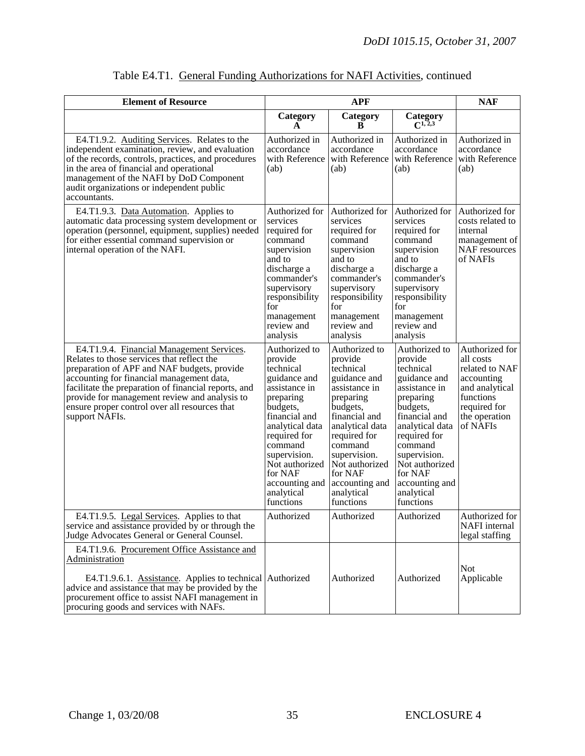Table E4.T1. General Funding Authorizations for NAFI Activities, continued

| Element of Resource | APF | | | NAF |
|---|---|---|---|---|
| | Category A | Category B | Category C[1, 2,3] | |
| E4.T1.9.2. Auditing Services. Relates to the independent examination, review, and evaluation of the records, controls, practices, and procedures in the area of financial and operational management of the NAFI by DoD Component audit organizations or independent public accountants. | Authorized in accordance with Reference (ab) | Authorized in accordance with Reference (ab) | Authorized in accordance with Reference (ab) | Authorized in accordance with Reference (ab) |
| E4.T1.9.3. Data Automation. Applies to automatic data processing system development or operation (personnel, equipment, supplies) needed for either essential command supervision or internal operation of the NAFI. | Authorized for services required for command supervision and to discharge a commander's supervisory responsibility for management review and analysis | Authorized for services required for command supervision and to discharge a commander's supervisory responsibility for management review and analysis | Authorized for services required for command supervision and to discharge a commander's supervisory responsibility for management review and analysis | Authorized for costs related to internal management of NAF resources of NAFIs |
| E4.T1.9.4. Financial Management Services. Relates to those services that reflect the preparation of APF and NAF budgets, provide accounting for financial management data, facilitate the preparation of financial reports, and provide for management review and analysis to ensure proper control over all resources that support NAFIs. | Authorized to provide technical guidance and assistance in preparing budgets, financial and analytical data required for command supervision. Not authorized for NAF accounting and analytical functions | Authorized to provide technical guidance and assistance in preparing budgets, financial and analytical data required for command supervision. Not authorized for NAF accounting and analytical functions | Authorized to provide technical guidance and assistance in preparing budgets, financial and analytical data required for command supervision. Not authorized for NAF accounting and analytical functions | Authorized for all costs related to NAF accounting and analytical functions required for the operation of NAFIs |
| E4.T1.9.5. Legal Services. Applies to that service and assistance provided by or through the Judge Advocates General or General Counsel. | Authorized | Authorized | Authorized | Authorized for NAFI internal legal staffing |
| E4.T1.9.6. Procurement Office Assistance and Administration<br><br>E4.T1.9.6.1. Assistance. Applies to technical advice and assistance that may be provided by the procurement office to assist NAFI management in procuring goods and services with NAFs. | Authorized | Authorized | Authorized | Not Applicable |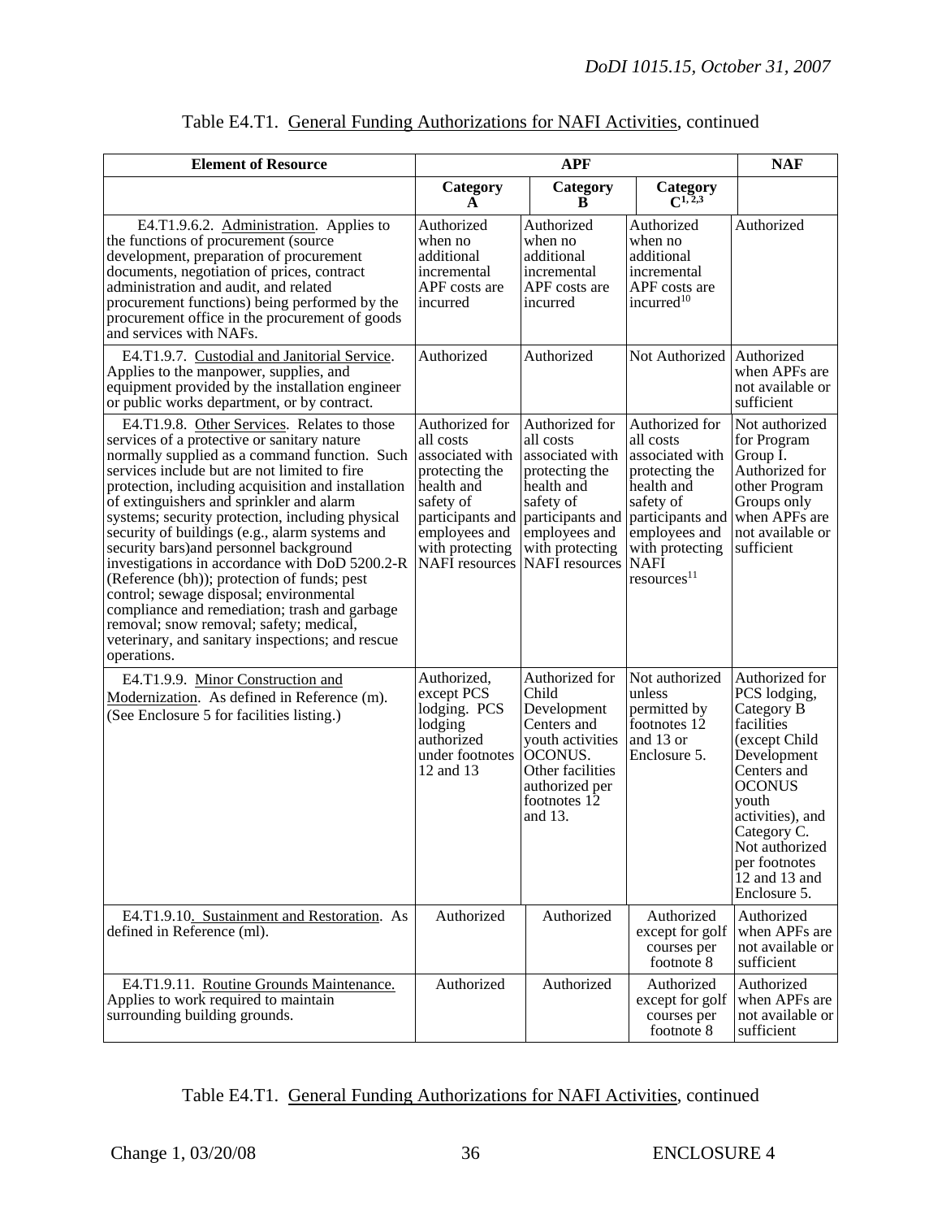Table E4.T1. General Funding Authorizations for NAFI Activities, continued

| Element of Resource | APF | | | NAF |
|---|---|---|---|---|
| | Category A | Category B | Category C[1, 2,3] | |
| E4.T1.9.6.2. Administration. Applies to the functions of procurement (source development, preparation of procurement documents, negotiation of prices, contract administration and audit, and related procurement functions) being performed by the procurement office in the procurement of goods and services with NAFs. | Authorized when no additional incremental APF costs are incurred | Authorized when no additional incremental APF costs are incurred | Authorized when no additional incremental APF costs are incurred[10] | Authorized |
| E4.T1.9.7. Custodial and Janitorial Service. Applies to the manpower, supplies, and equipment provided by the installation engineer or public works department, or by contract. | Authorized | Authorized | Not Authorized | Authorized when APFs are not available or sufficient |
| E4.T1.9.8. Other Services. Relates to those services of a protective or sanitary nature normally supplied as a command function. Such services include but are not limited to fire protection, including acquisition and installation of extinguishers and sprinkler and alarm systems; security protection, including physical security of buildings (e.g., alarm systems and security bars)and personnel background investigations in accordance with DoD 5200.2-R (Reference (bh)); protection of funds; pest control; sewage disposal; environmental compliance and remediation; trash and garbage removal; snow removal; safety; medical, veterinary, and sanitary inspections; and rescue operations. | Authorized for all costs associated with protecting the health and safety of participants and employees and with protecting NAFI resources | Authorized for all costs associated with protecting the health and safety of participants and employees and with protecting NAFI resources | Authorized for all costs associated with protecting the health and safety of participants and employees and with protecting NAFI resources[11] | Not authorized for Program Group I. Authorized for other Program Groups only when APFs are not available or sufficient |
| E4.T1.9.9. Minor Construction and Modernization. As defined in Reference (m). (See Enclosure 5 for facilities listing.) | Authorized, except PCS lodging. PCS lodging authorized under footnotes 12 and 13 | Authorized for Child Development Centers and youth activities OCONUS. Other facilities authorized per footnotes 12 and 13. | Not authorized unless permitted by footnotes 12 and 13 or Enclosure 5. | Authorized for PCS lodging, Category B facilities (except Child Development Centers and OCONUS youth activities), and Category C. Not authorized per footnotes 12 and 13 and Enclosure 5. |
| E4.T1.9.10. Sustainment and Restoration. As defined in Reference (ml). | Authorized | Authorized | Authorized except for golf courses per footnote 8 | Authorized when APFs are not available or sufficient |
| E4.T1.9.11. Routine Grounds Maintenance. Applies to work required to maintain surrounding building grounds. | Authorized | Authorized | Authorized except for golf courses per footnote 8 | Authorized when APFs are not available or sufficient |

Table E4.T1. General Funding Authorizations for NAFI Activities, continued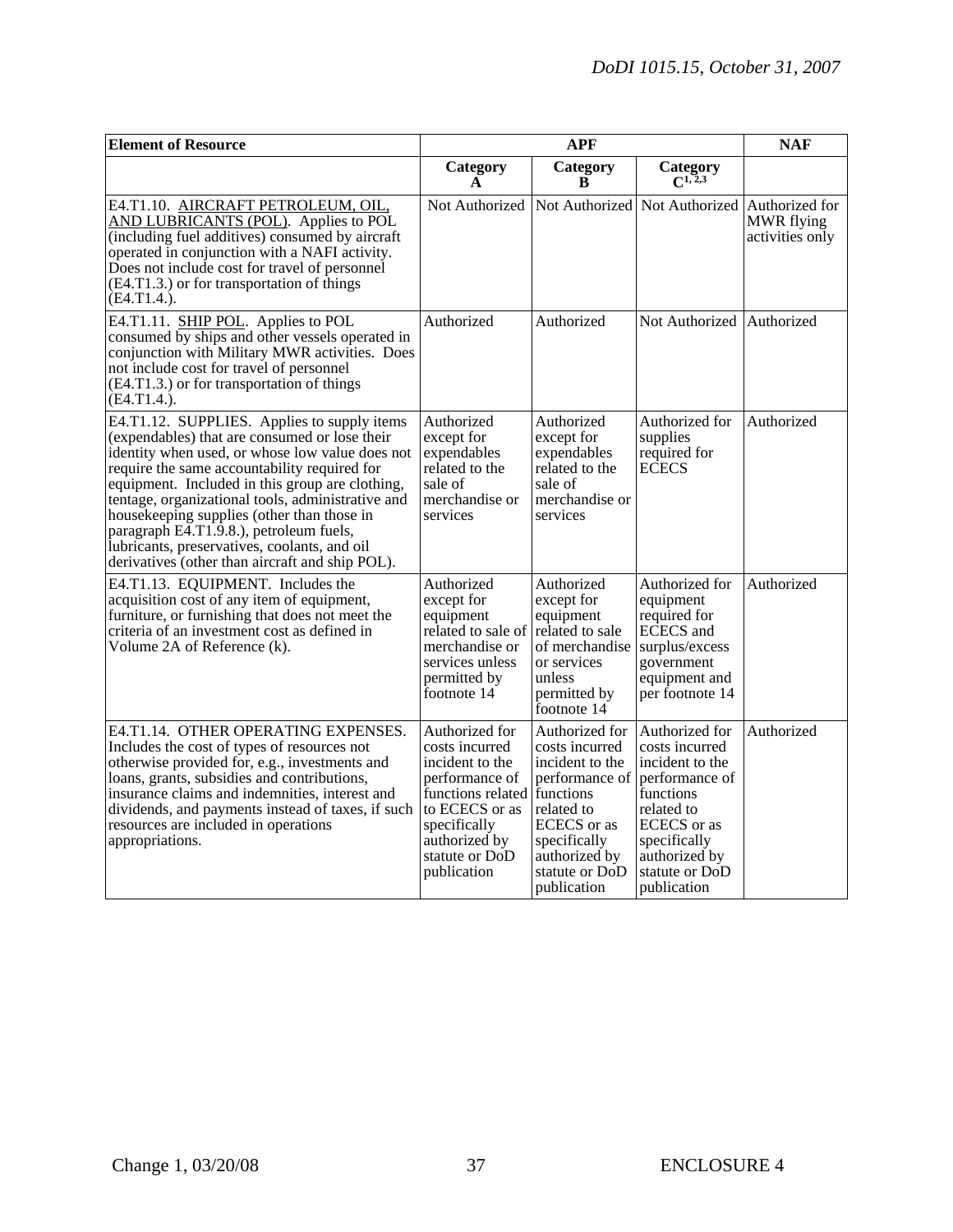| Element of Resource | APF | | | NAF |
|---|---|---|---|---|
| | Category A | Category B | Category C[1, 2,3] | |
| E4.T1.10. AIRCRAFT PETROLEUM, OIL, AND LUBRICANTS (POL). Applies to POL (including fuel additives) consumed by aircraft operated in conjunction with a NAFI activity. Does not include cost for travel of personnel (E4.T1.3.) or for transportation of things (E4.T1.4.). | Not Authorized | Not Authorized | Not Authorized | Authorized for MWR flying activities only |
| E4.T1.11. SHIP POL. Applies to POL consumed by ships and other vessels operated in conjunction with Military MWR activities. Does not include cost for travel of personnel (E4.T1.3.) or for transportation of things (E4.T1.4.). | Authorized | Authorized | Not Authorized | Authorized |
| E4.T1.12. SUPPLIES. Applies to supply items (expendables) that are consumed or lose their identity when used, or whose low value does not require the same accountability required for equipment. Included in this group are clothing, tentage, organizational tools, administrative and housekeeping supplies (other than those in paragraph E4.T1.9.8.), petroleum fuels, lubricants, preservatives, coolants, and oil derivatives (other than aircraft and ship POL). | Authorized except for expendables related to the sale of merchandise or services | Authorized except for expendables related to the sale of merchandise or services | Authorized for supplies required for ECECS | Authorized |
| E4.T1.13. EQUIPMENT. Includes the acquisition cost of any item of equipment, furniture, or furnishing that does not meet the criteria of an investment cost as defined in Volume 2A of Reference (k). | Authorized except for equipment related to sale of merchandise or services unless permitted by footnote 14 | Authorized except for equipment related to sale of merchandise or services unless permitted by footnote 14 | Authorized for equipment required for ECECS and surplus/excess government equipment and per footnote 14 | Authorized |
| E4.T1.14. OTHER OPERATING EXPENSES. Includes the cost of types of resources not otherwise provided for, e.g., investments and loans, grants, subsidies and contributions, insurance claims and indemnities, interest and dividends, and payments instead of taxes, if such resources are included in operations appropriations. | Authorized for costs incurred incident to the performance of functions related to ECECS or as specifically authorized by statute or DoD publication | Authorized for costs incurred incident to the performance of functions related to ECECS or as specifically authorized by statute or DoD publication | Authorized for costs incurred incident to the performance of functions related to ECECS or as specifically authorized by statute or DoD publication | Authorized |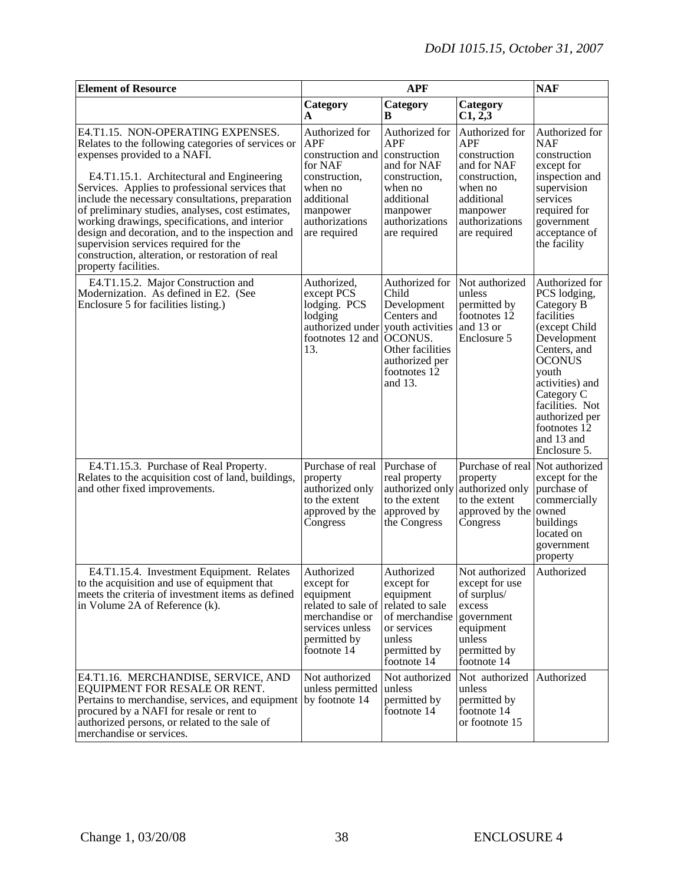| Element of Resource | APF | | | NAF |
|---|---|---|---|---|
| | Category A | Category B | Category C1, 2,3 | |
| E4.T1.15. NON-OPERATING EXPENSES. Relates to the following categories of services or expenses provided to a NAFI.<br><br>E4.T1.15.1. Architectural and Engineering Services. Applies to professional services that include the necessary consultations, preparation of preliminary studies, analyses, cost estimates, working drawings, specifications, and interior design and decoration, and to the inspection and supervision services required for the construction, alteration, or restoration of real property facilities. | Authorized for APF construction and for NAF construction, when no additional manpower authorizations are required | Authorized for APF construction and for NAF construction, when no additional manpower authorizations are required | Authorized for APF construction and for NAF construction, when no additional manpower authorizations are required | Authorized for NAF construction except for inspection and supervision services required for government acceptance of the facility |
| E4.T1.15.2. Major Construction and Modernization. As defined in E2. (See Enclosure 5 for facilities listing.) | Authorized, except PCS lodging. PCS lodging authorized under footnotes 12 and 13. | Authorized for Child Development Centers and youth activities OCONUS. Other facilities authorized per footnotes 12 and 13. | Not authorized unless permitted by footnotes 12 and 13 or Enclosure 5 | Authorized for PCS lodging, Category B facilities (except Child Development Centers, and OCONUS youth activities) and Category C facilities. Not authorized per footnotes 12 and 13 and Enclosure 5. |
| E4.T1.15.3. Purchase of Real Property. Relates to the acquisition cost of land, buildings, and other fixed improvements. | Purchase of real property authorized only to the extent approved by the Congress | Purchase of real property authorized only to the extent approved by the Congress | Purchase of real property authorized only to the extent approved by the Congress | Not authorized except for the purchase of commercially owned buildings located on government property |
| E4.T1.15.4. Investment Equipment. Relates to the acquisition and use of equipment that meets the criteria of investment items as defined in Volume 2A of Reference (k). | Authorized except for equipment related to sale of merchandise or services unless permitted by footnote 14 | Authorized except for equipment related to sale of merchandise or services unless permitted by footnote 14 | Not authorized except for use of surplus/ excess government equipment unless permitted by footnote 14 | Authorized |
| E4.T1.16. MERCHANDISE, SERVICE, AND EQUIPMENT FOR RESALE OR RENT. Pertains to merchandise, services, and equipment procured by a NAFI for resale or rent to authorized persons, or related to the sale of merchandise or services. | Not authorized unless permitted by footnote 14 | Not authorized unless permitted by footnote 14 | Not authorized unless permitted by footnote 14 or footnote 15 | Authorized |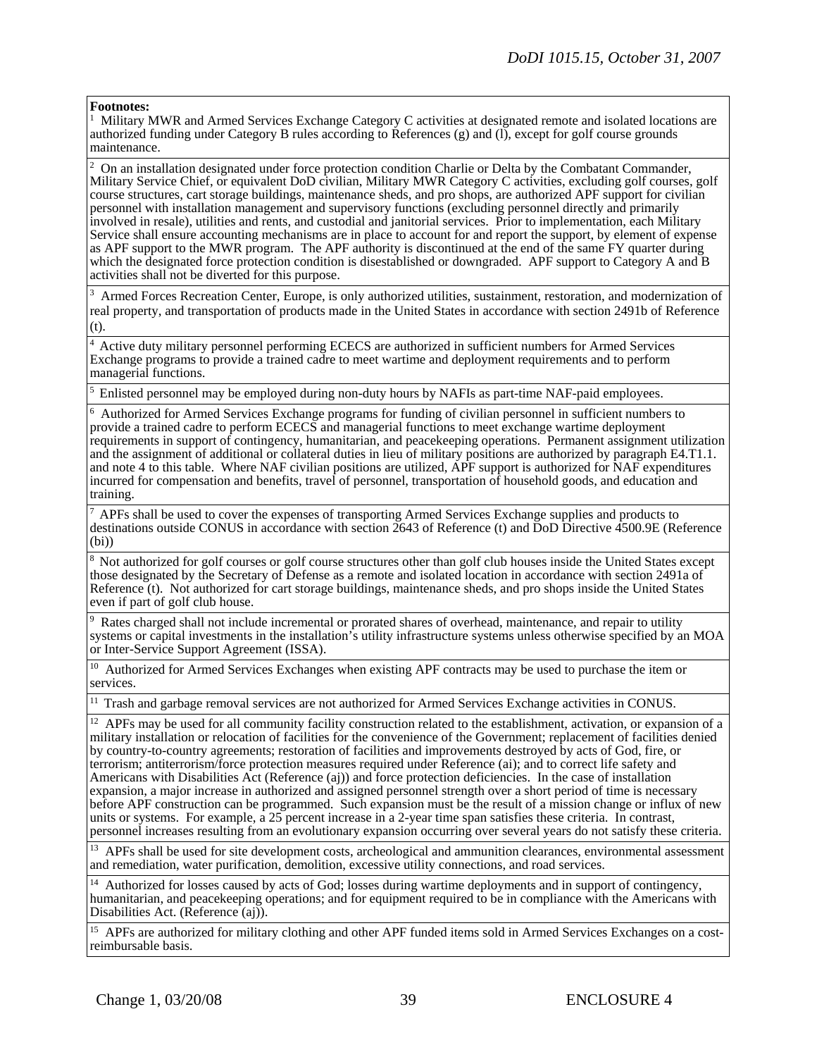**Footnotes:**

[1] Military MWR and Armed Services Exchange Category C activities at designated remote and isolated locations are authorized funding under Category B rules according to References (g) and (l), except for golf course grounds maintenance.

[2] On an installation designated under force protection condition Charlie or Delta by the Combatant Commander, Military Service Chief, or equivalent DoD civilian, Military MWR Category C activities, excluding golf courses, golf course structures, cart storage buildings, maintenance sheds, and pro shops, are authorized APF support for civilian personnel with installation management and supervisory functions (excluding personnel directly and primarily involved in resale), utilities and rents, and custodial and janitorial services. Prior to implementation, each Military Service shall ensure accounting mechanisms are in place to account for and report the support, by element of expense as APF support to the MWR program. The APF authority is discontinued at the end of the same FY quarter during which the designated force protection condition is disestablished or downgraded. APF support to Category A and B activities shall not be diverted for this purpose.

[3] Armed Forces Recreation Center, Europe, is only authorized utilities, sustainment, restoration, and modernization of real property, and transportation of products made in the United States in accordance with section 2491b of Reference (t).

[4] Active duty military personnel performing ECECS are authorized in sufficient numbers for Armed Services Exchange programs to provide a trained cadre to meet wartime and deployment requirements and to perform managerial functions.

[5] Enlisted personnel may be employed during non-duty hours by NAFIs as part-time NAF-paid employees.

[6] Authorized for Armed Services Exchange programs for funding of civilian personnel in sufficient numbers to provide a trained cadre to perform ECECS and managerial functions to meet exchange wartime deployment requirements in support of contingency, humanitarian, and peacekeeping operations. Permanent assignment utilization and the assignment of additional or collateral duties in lieu of military positions are authorized by paragraph E4.T1.1. and note 4 to this table. Where NAF civilian positions are utilized, APF support is authorized for NAF expenditures incurred for compensation and benefits, travel of personnel, transportation of household goods, and education and training.

[7] APFs shall be used to cover the expenses of transporting Armed Services Exchange supplies and products to destinations outside CONUS in accordance with section 2643 of Reference (t) and DoD Directive 4500.9E (Reference (bi))

[8] Not authorized for golf courses or golf course structures other than golf club houses inside the United States except those designated by the Secretary of Defense as a remote and isolated location in accordance with section 2491a of Reference (t). Not authorized for cart storage buildings, maintenance sheds, and pro shops inside the United States even if part of golf club house.

[9] Rates charged shall not include incremental or prorated shares of overhead, maintenance, and repair to utility systems or capital investments in the installation's utility infrastructure systems unless otherwise specified by an MOA or Inter-Service Support Agreement (ISSA).

[10] Authorized for Armed Services Exchanges when existing APF contracts may be used to purchase the item or services.

[11] Trash and garbage removal services are not authorized for Armed Services Exchange activities in CONUS.

[12] APFs may be used for all community facility construction related to the establishment, activation, or expansion of a military installation or relocation of facilities for the convenience of the Government; replacement of facilities denied by country-to-country agreements; restoration of facilities and improvements destroyed by acts of God, fire, or terrorism; antiterrorism/force protection measures required under Reference (ai); and to correct life safety and Americans with Disabilities Act (Reference (aj)) and force protection deficiencies. In the case of installation expansion, a major increase in authorized and assigned personnel strength over a short period of time is necessary before APF construction can be programmed. Such expansion must be the result of a mission change or influx of new units or systems. For example, a 25 percent increase in a 2-year time span satisfies these criteria. In contrast, personnel increases resulting from an evolutionary expansion occurring over several years do not satisfy these criteria.

[13] APFs shall be used for site development costs, archeological and ammunition clearances, environmental assessment and remediation, water purification, demolition, excessive utility connections, and road services.

[14] Authorized for losses caused by acts of God; losses during wartime deployments and in support of contingency, humanitarian, and peacekeeping operations; and for equipment required to be in compliance with the Americans with Disabilities Act. (Reference (aj)).

[15] APFs are authorized for military clothing and other APF funded items sold in Armed Services Exchanges on a cost-reimbursable basis.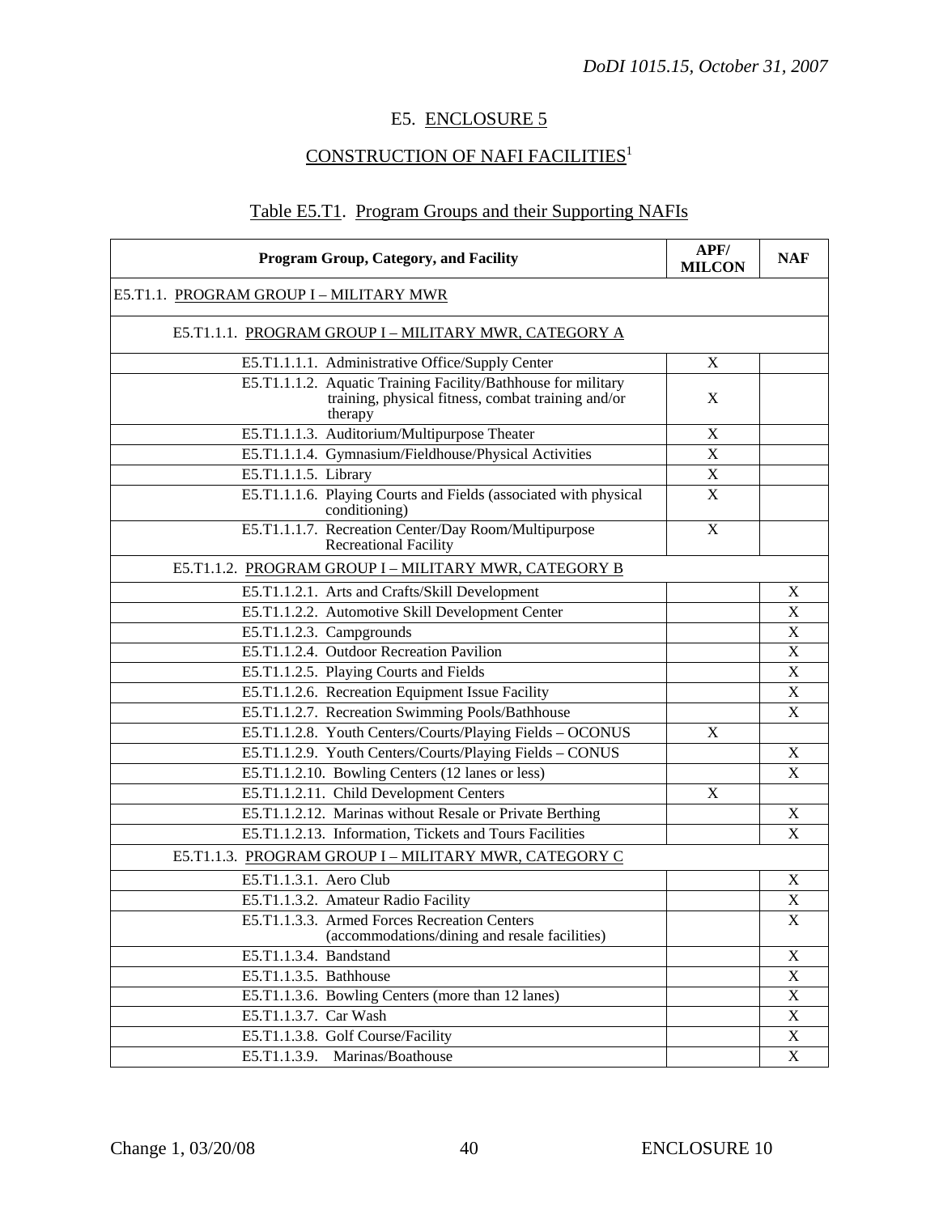## E5. ENCLOSURE 5

## CONSTRUCTION OF NAFI FACILITIES[1]

Table E5.T1. Program Groups and their Supporting NAFIs

| Program Group, Category, and Facility | APF/ MILCON | NAF |
|---|---|---|
| E5.T1.1. PROGRAM GROUP I – MILITARY MWR | | |
| E5.T1.1.1. PROGRAM GROUP I – MILITARY MWR, CATEGORY A | | |
| E5.T1.1.1.1. Administrative Office/Supply Center | X | |
| E5.T1.1.1.2. Aquatic Training Facility/Bathhouse for military training, physical fitness, combat training and/or therapy | X | |
| E5.T1.1.1.3. Auditorium/Multipurpose Theater | X | |
| E5.T1.1.1.4. Gymnasium/Fieldhouse/Physical Activities | X | |
| E5.T1.1.1.5. Library | X | |
| E5.T1.1.1.6. Playing Courts and Fields (associated with physical conditioning) | X | |
| E5.T1.1.1.7. Recreation Center/Day Room/Multipurpose Recreational Facility | X | |
| E5.T1.1.2. PROGRAM GROUP I – MILITARY MWR, CATEGORY B | | |
| E5.T1.1.2.1. Arts and Crafts/Skill Development | | X |
| E5.T1.1.2.2. Automotive Skill Development Center | | X |
| E5.T1.1.2.3. Campgrounds | | X |
| E5.T1.1.2.4. Outdoor Recreation Pavilion | | X |
| E5.T1.1.2.5. Playing Courts and Fields | | X |
| E5.T1.1.2.6. Recreation Equipment Issue Facility | | X |
| E5.T1.1.2.7. Recreation Swimming Pools/Bathhouse | | X |
| E5.T1.1.2.8. Youth Centers/Courts/Playing Fields – OCONUS | X | |
| E5.T1.1.2.9. Youth Centers/Courts/Playing Fields – CONUS | | X |
| E5.T1.1.2.10. Bowling Centers (12 lanes or less) | | X |
| E5.T1.1.2.11. Child Development Centers | X | |
| E5.T1.1.2.12. Marinas without Resale or Private Berthing | | X |
| E5.T1.1.2.13. Information, Tickets and Tours Facilities | | X |
| E5.T1.1.3. PROGRAM GROUP I – MILITARY MWR, CATEGORY C | | |
| E5.T1.1.3.1. Aero Club | | X |
| E5.T1.1.3.2. Amateur Radio Facility | | X |
| E5.T1.1.3.3. Armed Forces Recreation Centers (accommodations/dining and resale facilities) | | X |
| E5.T1.1.3.4. Bandstand | | X |
| E5.T1.1.3.5. Bathhouse | | X |
| E5.T1.1.3.6. Bowling Centers (more than 12 lanes) | | X |
| E5.T1.1.3.7. Car Wash | | X |
| E5.T1.1.3.8. Golf Course/Facility | | X |
| E5.T1.1.3.9. Marinas/Boathouse | | X |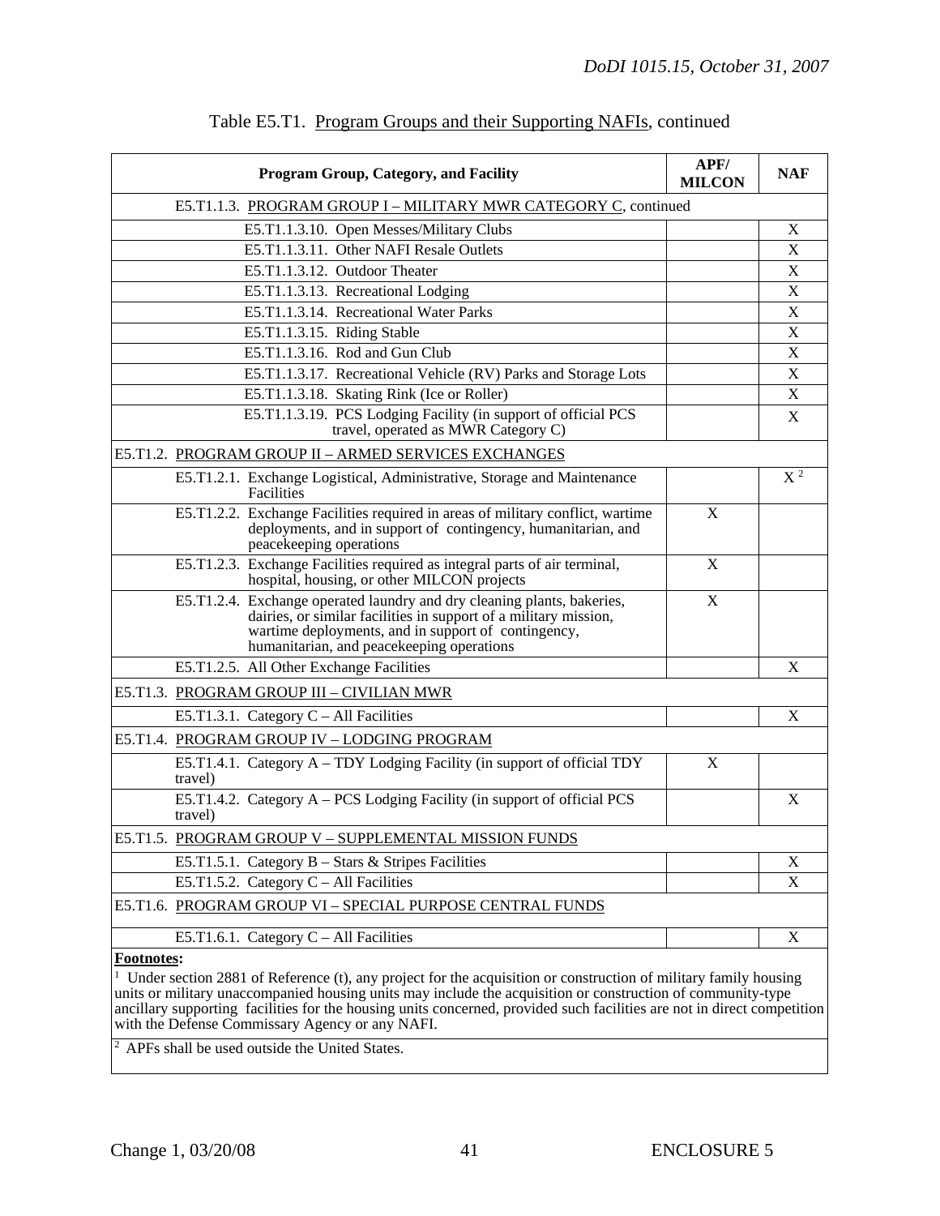Table E5.T1. Program Groups and their Supporting NAFIs, continued

| Program Group, Category, and Facility | APF/ MILCON | NAF |
|---|---|---|
| E5.T1.1.3. PROGRAM GROUP I – MILITARY MWR CATEGORY C, continued | | |
| E5.T1.1.3.10. Open Messes/Military Clubs | | X |
| E5.T1.1.3.11. Other NAFI Resale Outlets | | X |
| E5.T1.1.3.12. Outdoor Theater | | X |
| E5.T1.1.3.13. Recreational Lodging | | X |
| E5.T1.1.3.14. Recreational Water Parks | | X |
| E5.T1.1.3.15. Riding Stable | | X |
| E5.T1.1.3.16. Rod and Gun Club | | X |
| E5.T1.1.3.17. Recreational Vehicle (RV) Parks and Storage Lots | | X |
| E5.T1.1.3.18. Skating Rink (Ice or Roller) | | X |
| E5.T1.1.3.19. PCS Lodging Facility (in support of official PCS travel, operated as MWR Category C) | | X |
| E5.T1.2. PROGRAM GROUP II – ARMED SERVICES EXCHANGES | | |
| E5.T1.2.1. Exchange Logistical, Administrative, Storage and Maintenance Facilities | | X [2] |
| E5.T1.2.2. Exchange Facilities required in areas of military conflict, wartime deployments, and in support of contingency, humanitarian, and peacekeeping operations | X | |
| E5.T1.2.3. Exchange Facilities required as integral parts of air terminal, hospital, housing, or other MILCON projects | X | |
| E5.T1.2.4. Exchange operated laundry and dry cleaning plants, bakeries, dairies, or similar facilities in support of a military mission, wartime deployments, and in support of contingency, humanitarian, and peacekeeping operations | X | |
| E5.T1.2.5. All Other Exchange Facilities | | X |
| E5.T1.3. PROGRAM GROUP III – CIVILIAN MWR | | |
| E5.T1.3.1. Category C – All Facilities | | X |
| E5.T1.4. PROGRAM GROUP IV – LODGING PROGRAM | | |
| E5.T1.4.1. Category A – TDY Lodging Facility (in support of official TDY travel) | X | |
| E5.T1.4.2. Category A – PCS Lodging Facility (in support of official PCS travel) | | X |
| E5.T1.5. PROGRAM GROUP V – SUPPLEMENTAL MISSION FUNDS | | |
| E5.T1.5.1. Category B – Stars & Stripes Facilities | | X |
| E5.T1.5.2. Category C – All Facilities | | X |
| E5.T1.6. PROGRAM GROUP VI – SPECIAL PURPOSE CENTRAL FUNDS | | |
| E5.T1.6.1. Category C – All Facilities | | X |

**Footnotes:**

[1] Under section 2881 of Reference (t), any project for the acquisition or construction of military family housing units or military unaccompanied housing units may include the acquisition or construction of community-type ancillary supporting facilities for the housing units concerned, provided such facilities are not in direct competition with the Defense Commissary Agency or any NAFI.

[2] APFs shall be used outside the United States.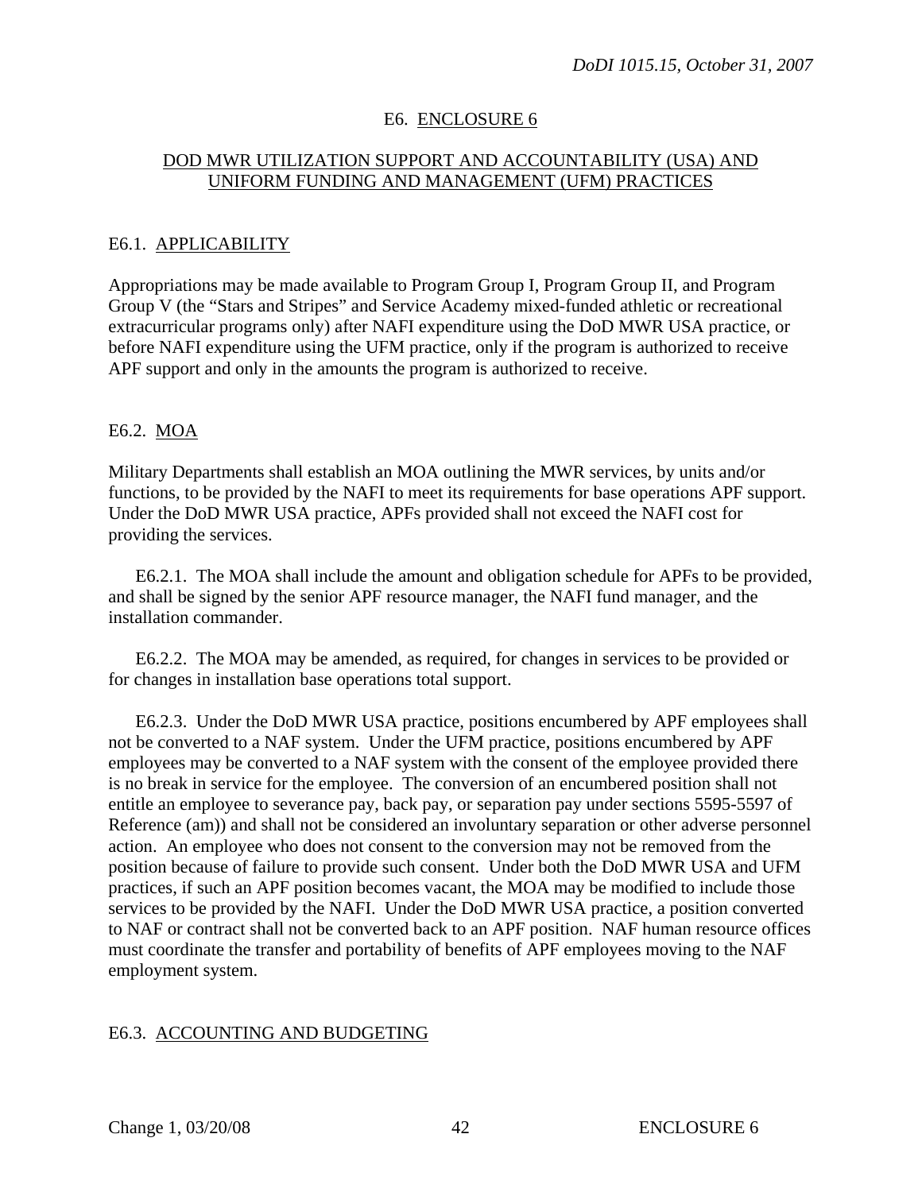## E6. ENCLOSURE 6

### DOD MWR UTILIZATION SUPPORT AND ACCOUNTABILITY (USA) AND UNIFORM FUNDING AND MANAGEMENT (UFM) PRACTICES

### E6.1. APPLICABILITY

Appropriations may be made available to Program Group I, Program Group II, and Program Group V (the "Stars and Stripes" and Service Academy mixed-funded athletic or recreational extracurricular programs only) after NAFI expenditure using the DoD MWR USA practice, or before NAFI expenditure using the UFM practice, only if the program is authorized to receive APF support and only in the amounts the program is authorized to receive.

### E6.2. MOA

Military Departments shall establish an MOA outlining the MWR services, by units and/or functions, to be provided by the NAFI to meet its requirements for base operations APF support. Under the DoD MWR USA practice, APFs provided shall not exceed the NAFI cost for providing the services.

E6.2.1. The MOA shall include the amount and obligation schedule for APFs to be provided, and shall be signed by the senior APF resource manager, the NAFI fund manager, and the installation commander.

E6.2.2. The MOA may be amended, as required, for changes in services to be provided or for changes in installation base operations total support.

E6.2.3. Under the DoD MWR USA practice, positions encumbered by APF employees shall not be converted to a NAF system. Under the UFM practice, positions encumbered by APF employees may be converted to a NAF system with the consent of the employee provided there is no break in service for the employee. The conversion of an encumbered position shall not entitle an employee to severance pay, back pay, or separation pay under sections 5595-5597 of Reference (am)) and shall not be considered an involuntary separation or other adverse personnel action. An employee who does not consent to the conversion may not be removed from the position because of failure to provide such consent. Under both the DoD MWR USA and UFM practices, if such an APF position becomes vacant, the MOA may be modified to include those services to be provided by the NAFI. Under the DoD MWR USA practice, a position converted to NAF or contract shall not be converted back to an APF position. NAF human resource offices must coordinate the transfer and portability of benefits of APF employees moving to the NAF employment system.

### E6.3. ACCOUNTING AND BUDGETING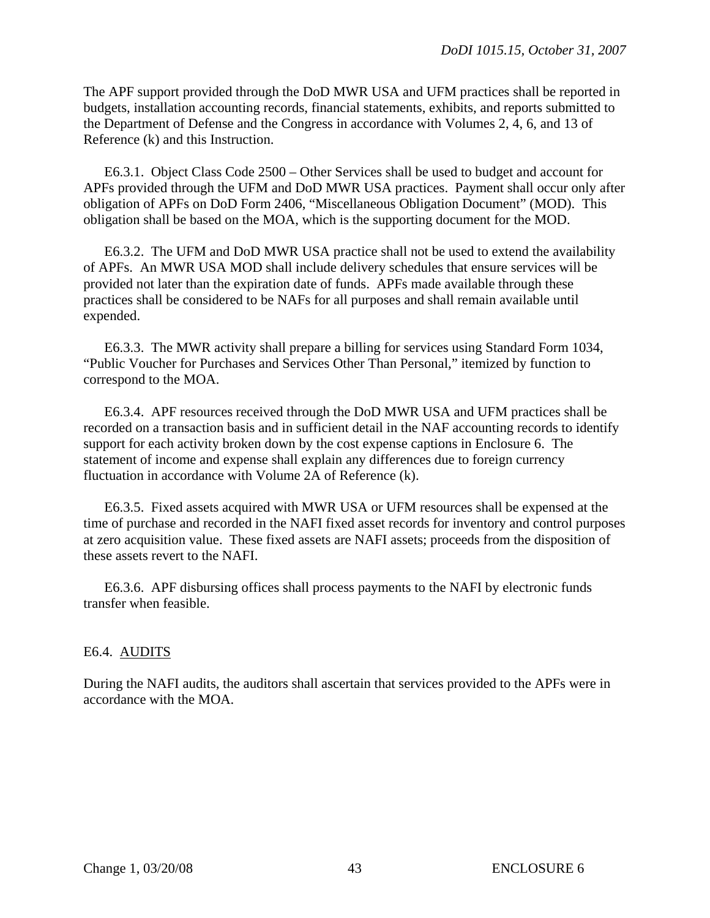The APF support provided through the DoD MWR USA and UFM practices shall be reported in budgets, installation accounting records, financial statements, exhibits, and reports submitted to the Department of Defense and the Congress in accordance with Volumes 2, 4, 6, and 13 of Reference (k) and this Instruction.

E6.3.1. Object Class Code 2500 – Other Services shall be used to budget and account for APFs provided through the UFM and DoD MWR USA practices. Payment shall occur only after obligation of APFs on DoD Form 2406, "Miscellaneous Obligation Document" (MOD). This obligation shall be based on the MOA, which is the supporting document for the MOD.

E6.3.2. The UFM and DoD MWR USA practice shall not be used to extend the availability of APFs. An MWR USA MOD shall include delivery schedules that ensure services will be provided not later than the expiration date of funds. APFs made available through these practices shall be considered to be NAFs for all purposes and shall remain available until expended.

E6.3.3. The MWR activity shall prepare a billing for services using Standard Form 1034, "Public Voucher for Purchases and Services Other Than Personal," itemized by function to correspond to the MOA.

E6.3.4. APF resources received through the DoD MWR USA and UFM practices shall be recorded on a transaction basis and in sufficient detail in the NAF accounting records to identify support for each activity broken down by the cost expense captions in Enclosure 6. The statement of income and expense shall explain any differences due to foreign currency fluctuation in accordance with Volume 2A of Reference (k).

E6.3.5. Fixed assets acquired with MWR USA or UFM resources shall be expensed at the time of purchase and recorded in the NAFI fixed asset records for inventory and control purposes at zero acquisition value. These fixed assets are NAFI assets; proceeds from the disposition of these assets revert to the NAFI.

E6.3.6. APF disbursing offices shall process payments to the NAFI by electronic funds transfer when feasible.

## E6.4. AUDITS

During the NAFI audits, the auditors shall ascertain that services provided to the APFs were in accordance with the MOA.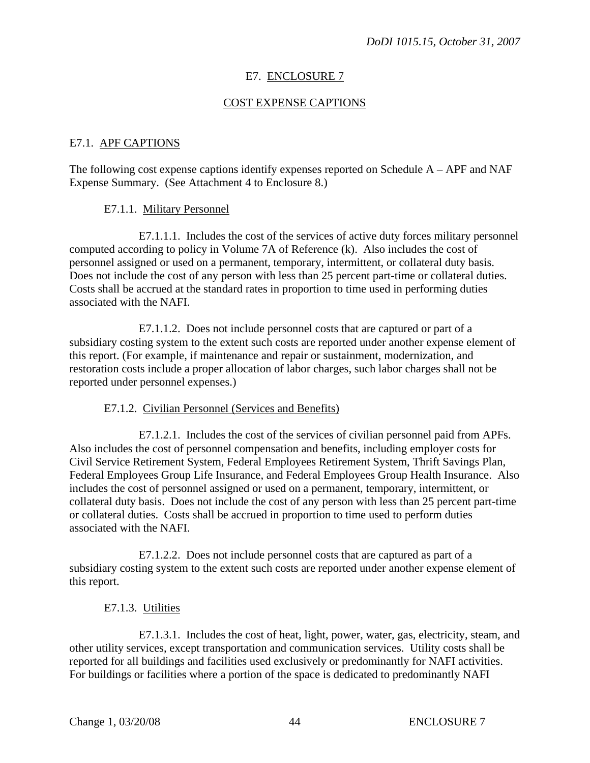## E7. ENCLOSURE 7

## COST EXPENSE CAPTIONS

### E7.1. APF CAPTIONS

The following cost expense captions identify expenses reported on Schedule A – APF and NAF Expense Summary. (See Attachment 4 to Enclosure 8.)

#### E7.1.1. Military Personnel

E7.1.1.1. Includes the cost of the services of active duty forces military personnel computed according to policy in Volume 7A of Reference (k). Also includes the cost of personnel assigned or used on a permanent, temporary, intermittent, or collateral duty basis. Does not include the cost of any person with less than 25 percent part-time or collateral duties. Costs shall be accrued at the standard rates in proportion to time used in performing duties associated with the NAFI.

E7.1.1.2. Does not include personnel costs that are captured or part of a subsidiary costing system to the extent such costs are reported under another expense element of this report. (For example, if maintenance and repair or sustainment, modernization, and restoration costs include a proper allocation of labor charges, such labor charges shall not be reported under personnel expenses.)

#### E7.1.2. Civilian Personnel (Services and Benefits)

E7.1.2.1. Includes the cost of the services of civilian personnel paid from APFs. Also includes the cost of personnel compensation and benefits, including employer costs for Civil Service Retirement System, Federal Employees Retirement System, Thrift Savings Plan, Federal Employees Group Life Insurance, and Federal Employees Group Health Insurance. Also includes the cost of personnel assigned or used on a permanent, temporary, intermittent, or collateral duty basis. Does not include the cost of any person with less than 25 percent part-time or collateral duties. Costs shall be accrued in proportion to time used to perform duties associated with the NAFI.

E7.1.2.2. Does not include personnel costs that are captured as part of a subsidiary costing system to the extent such costs are reported under another expense element of this report.

#### E7.1.3. Utilities

E7.1.3.1. Includes the cost of heat, light, power, water, gas, electricity, steam, and other utility services, except transportation and communication services. Utility costs shall be reported for all buildings and facilities used exclusively or predominantly for NAFI activities. For buildings or facilities where a portion of the space is dedicated to predominantly NAFI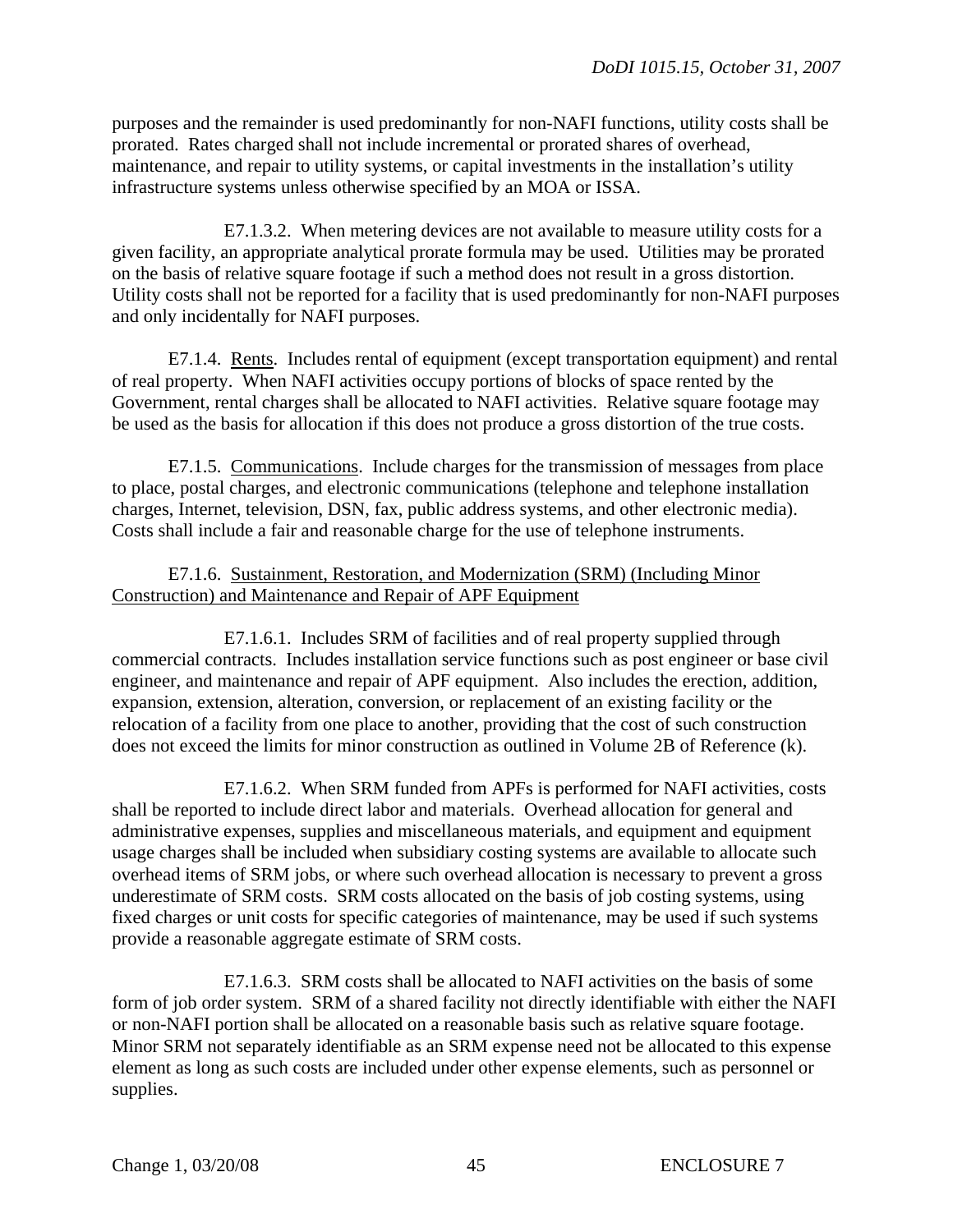purposes and the remainder is used predominantly for non-NAFI functions, utility costs shall be prorated. Rates charged shall not include incremental or prorated shares of overhead, maintenance, and repair to utility systems, or capital investments in the installation's utility infrastructure systems unless otherwise specified by an MOA or ISSA.

E7.1.3.2. When metering devices are not available to measure utility costs for a given facility, an appropriate analytical prorate formula may be used. Utilities may be prorated on the basis of relative square footage if such a method does not result in a gross distortion. Utility costs shall not be reported for a facility that is used predominantly for non-NAFI purposes and only incidentally for NAFI purposes.

E7.1.4. Rents. Includes rental of equipment (except transportation equipment) and rental of real property. When NAFI activities occupy portions of blocks of space rented by the Government, rental charges shall be allocated to NAFI activities. Relative square footage may be used as the basis for allocation if this does not produce a gross distortion of the true costs.

E7.1.5. Communications. Include charges for the transmission of messages from place to place, postal charges, and electronic communications (telephone and telephone installation charges, Internet, television, DSN, fax, public address systems, and other electronic media). Costs shall include a fair and reasonable charge for the use of telephone instruments.

E7.1.6. Sustainment, Restoration, and Modernization (SRM) (Including Minor Construction) and Maintenance and Repair of APF Equipment

E7.1.6.1. Includes SRM of facilities and of real property supplied through commercial contracts. Includes installation service functions such as post engineer or base civil engineer, and maintenance and repair of APF equipment. Also includes the erection, addition, expansion, extension, alteration, conversion, or replacement of an existing facility or the relocation of a facility from one place to another, providing that the cost of such construction does not exceed the limits for minor construction as outlined in Volume 2B of Reference (k).

E7.1.6.2. When SRM funded from APFs is performed for NAFI activities, costs shall be reported to include direct labor and materials. Overhead allocation for general and administrative expenses, supplies and miscellaneous materials, and equipment and equipment usage charges shall be included when subsidiary costing systems are available to allocate such overhead items of SRM jobs, or where such overhead allocation is necessary to prevent a gross underestimate of SRM costs. SRM costs allocated on the basis of job costing systems, using fixed charges or unit costs for specific categories of maintenance, may be used if such systems provide a reasonable aggregate estimate of SRM costs.

E7.1.6.3. SRM costs shall be allocated to NAFI activities on the basis of some form of job order system. SRM of a shared facility not directly identifiable with either the NAFI or non-NAFI portion shall be allocated on a reasonable basis such as relative square footage. Minor SRM not separately identifiable as an SRM expense need not be allocated to this expense element as long as such costs are included under other expense elements, such as personnel or supplies.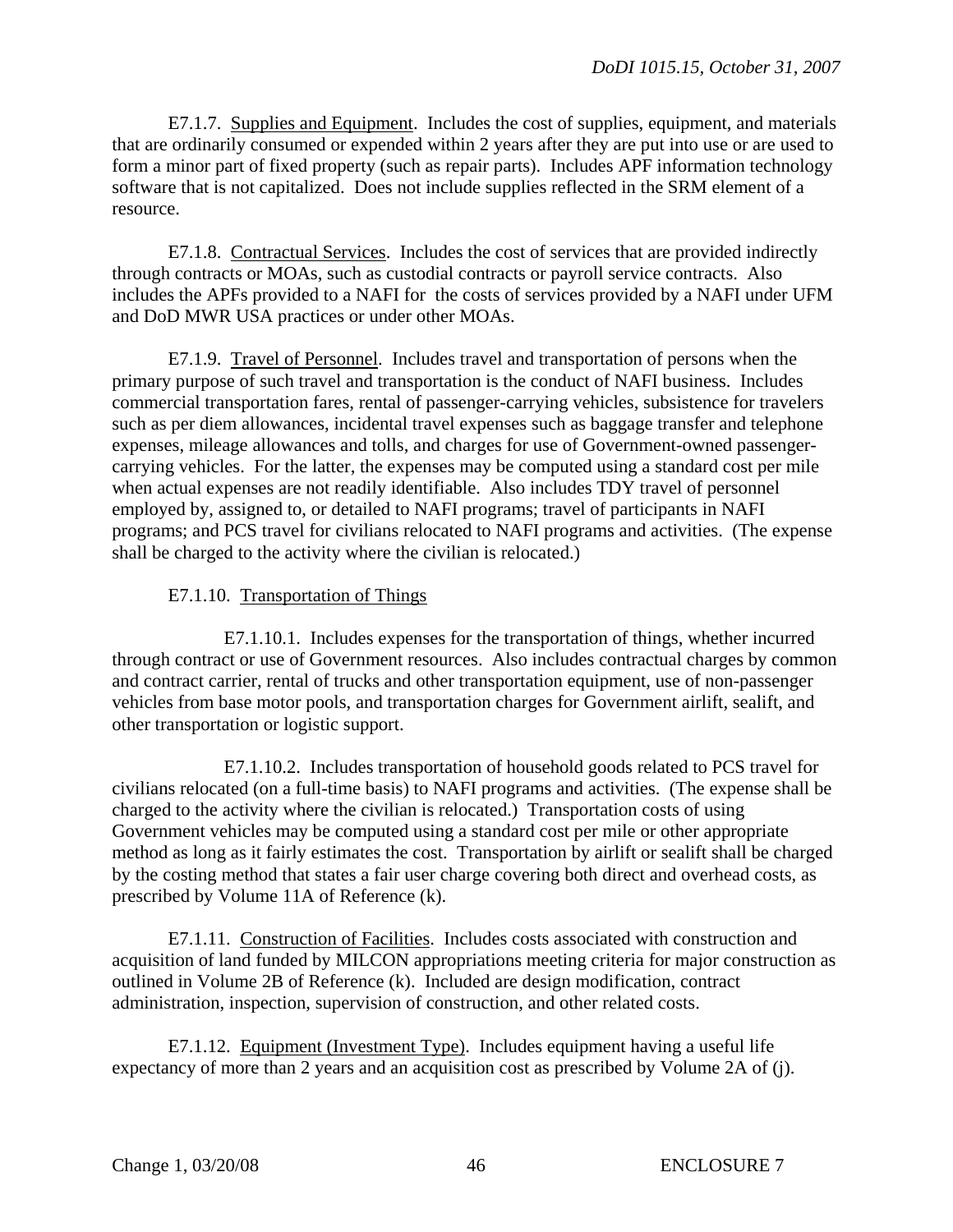E7.1.7. Supplies and Equipment. Includes the cost of supplies, equipment, and materials that are ordinarily consumed or expended within 2 years after they are put into use or are used to form a minor part of fixed property (such as repair parts). Includes APF information technology software that is not capitalized. Does not include supplies reflected in the SRM element of a resource.

E7.1.8. Contractual Services. Includes the cost of services that are provided indirectly through contracts or MOAs, such as custodial contracts or payroll service contracts. Also includes the APFs provided to a NAFI for the costs of services provided by a NAFI under UFM and DoD MWR USA practices or under other MOAs.

E7.1.9. Travel of Personnel. Includes travel and transportation of persons when the primary purpose of such travel and transportation is the conduct of NAFI business. Includes commercial transportation fares, rental of passenger-carrying vehicles, subsistence for travelers such as per diem allowances, incidental travel expenses such as baggage transfer and telephone expenses, mileage allowances and tolls, and charges for use of Government-owned passenger-carrying vehicles. For the latter, the expenses may be computed using a standard cost per mile when actual expenses are not readily identifiable. Also includes TDY travel of personnel employed by, assigned to, or detailed to NAFI programs; travel of participants in NAFI programs; and PCS travel for civilians relocated to NAFI programs and activities. (The expense shall be charged to the activity where the civilian is relocated.)

E7.1.10. Transportation of Things

E7.1.10.1. Includes expenses for the transportation of things, whether incurred through contract or use of Government resources. Also includes contractual charges by common and contract carrier, rental of trucks and other transportation equipment, use of non-passenger vehicles from base motor pools, and transportation charges for Government airlift, sealift, and other transportation or logistic support.

E7.1.10.2. Includes transportation of household goods related to PCS travel for civilians relocated (on a full-time basis) to NAFI programs and activities. (The expense shall be charged to the activity where the civilian is relocated.) Transportation costs of using Government vehicles may be computed using a standard cost per mile or other appropriate method as long as it fairly estimates the cost. Transportation by airlift or sealift shall be charged by the costing method that states a fair user charge covering both direct and overhead costs, as prescribed by Volume 11A of Reference (k).

E7.1.11. Construction of Facilities. Includes costs associated with construction and acquisition of land funded by MILCON appropriations meeting criteria for major construction as outlined in Volume 2B of Reference (k). Included are design modification, contract administration, inspection, supervision of construction, and other related costs.

E7.1.12. Equipment (Investment Type). Includes equipment having a useful life expectancy of more than 2 years and an acquisition cost as prescribed by Volume 2A of (j).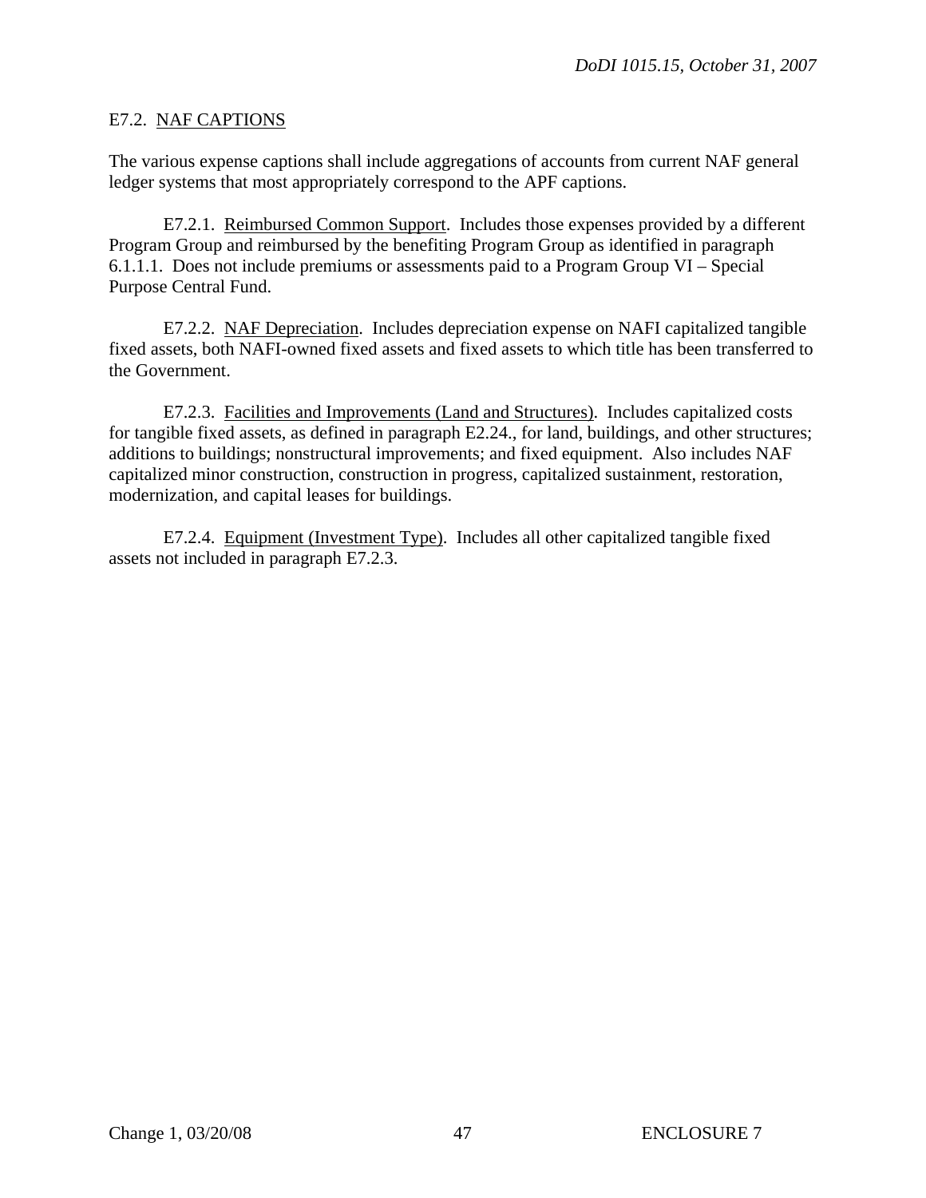## E7.2. NAF CAPTIONS

The various expense captions shall include aggregations of accounts from current NAF general ledger systems that most appropriately correspond to the APF captions.

E7.2.1. Reimbursed Common Support. Includes those expenses provided by a different Program Group and reimbursed by the benefiting Program Group as identified in paragraph 6.1.1.1. Does not include premiums or assessments paid to a Program Group VI – Special Purpose Central Fund.

E7.2.2. NAF Depreciation. Includes depreciation expense on NAFI capitalized tangible fixed assets, both NAFI-owned fixed assets and fixed assets to which title has been transferred to the Government.

E7.2.3. Facilities and Improvements (Land and Structures). Includes capitalized costs for tangible fixed assets, as defined in paragraph E2.24., for land, buildings, and other structures; additions to buildings; nonstructural improvements; and fixed equipment. Also includes NAF capitalized minor construction, construction in progress, capitalized sustainment, restoration, modernization, and capital leases for buildings.

E7.2.4. Equipment (Investment Type). Includes all other capitalized tangible fixed assets not included in paragraph E7.2.3.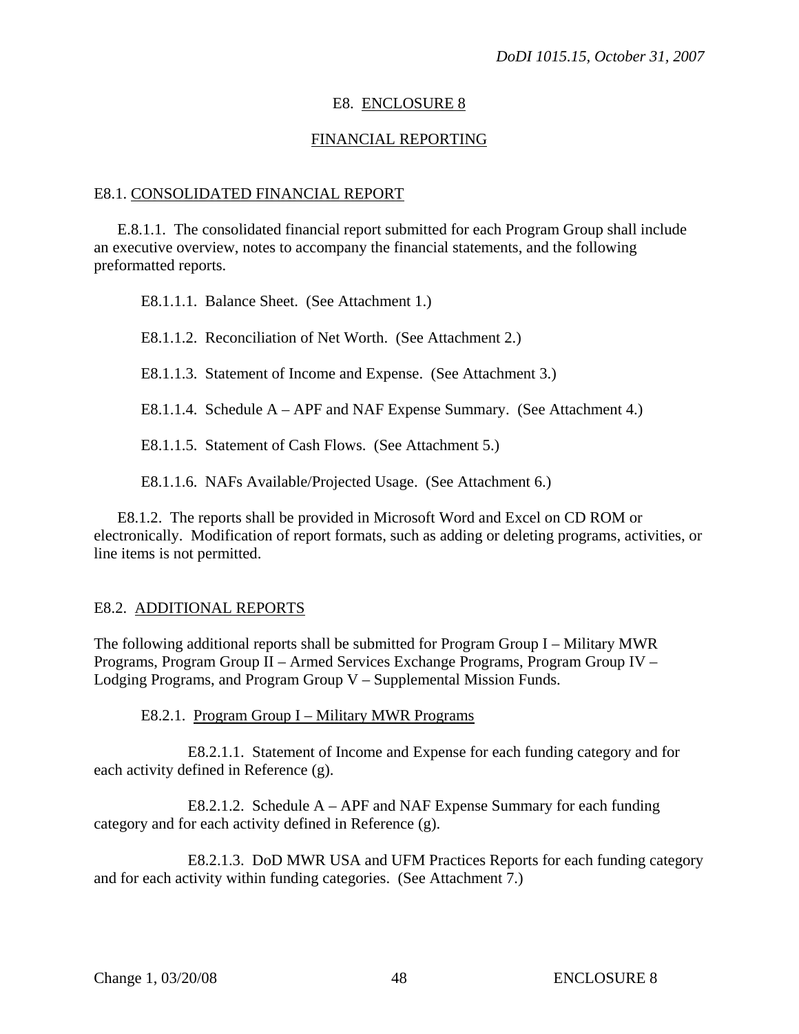## E8. ENCLOSURE 8

## FINANCIAL REPORTING

### E8.1. CONSOLIDATED FINANCIAL REPORT

E.8.1.1. The consolidated financial report submitted for each Program Group shall include an executive overview, notes to accompany the financial statements, and the following preformatted reports.

E8.1.1.1. Balance Sheet. (See Attachment 1.)

E8.1.1.2. Reconciliation of Net Worth. (See Attachment 2.)

E8.1.1.3. Statement of Income and Expense. (See Attachment 3.)

E8.1.1.4. Schedule A – APF and NAF Expense Summary. (See Attachment 4.)

E8.1.1.5. Statement of Cash Flows. (See Attachment 5.)

E8.1.1.6. NAFs Available/Projected Usage. (See Attachment 6.)

E8.1.2. The reports shall be provided in Microsoft Word and Excel on CD ROM or electronically. Modification of report formats, such as adding or deleting programs, activities, or line items is not permitted.

### E8.2. ADDITIONAL REPORTS

The following additional reports shall be submitted for Program Group I – Military MWR Programs, Program Group II – Armed Services Exchange Programs, Program Group IV – Lodging Programs, and Program Group V – Supplemental Mission Funds.

E8.2.1. Program Group I – Military MWR Programs

E8.2.1.1. Statement of Income and Expense for each funding category and for each activity defined in Reference (g).

E8.2.1.2. Schedule A – APF and NAF Expense Summary for each funding category and for each activity defined in Reference (g).

E8.2.1.3. DoD MWR USA and UFM Practices Reports for each funding category and for each activity within funding categories. (See Attachment 7.)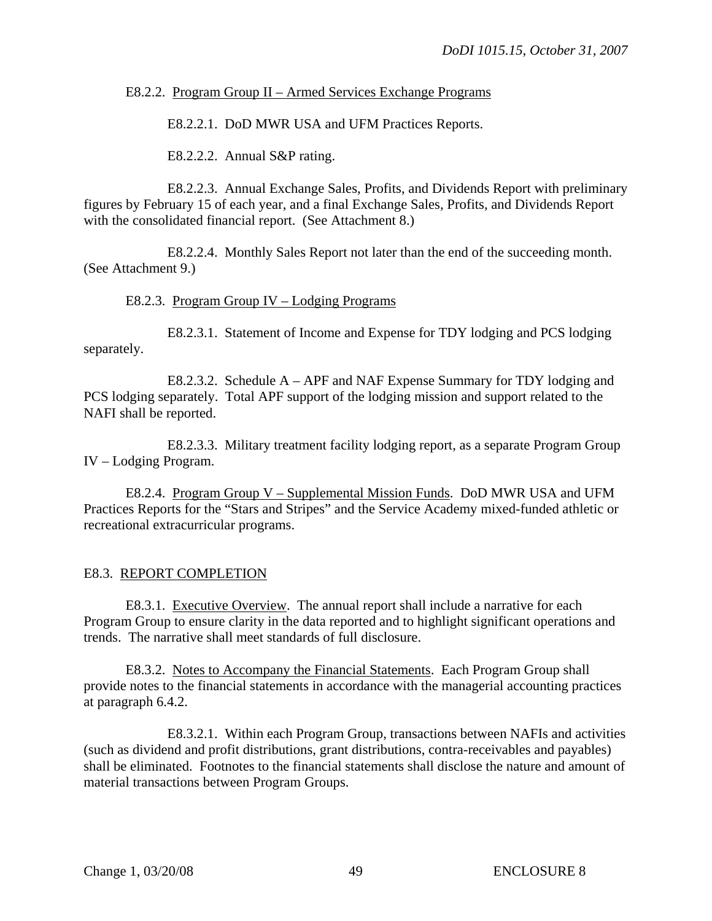E8.2.2. <u>Program Group II – Armed Services Exchange Programs</u>

E8.2.2.1. DoD MWR USA and UFM Practices Reports.

E8.2.2.2. Annual S&P rating.

E8.2.2.3. Annual Exchange Sales, Profits, and Dividends Report with preliminary figures by February 15 of each year, and a final Exchange Sales, Profits, and Dividends Report with the consolidated financial report. (See Attachment 8.)

E8.2.2.4. Monthly Sales Report not later than the end of the succeeding month. (See Attachment 9.)

E8.2.3. <u>Program Group IV – Lodging Programs</u>

E8.2.3.1. Statement of Income and Expense for TDY lodging and PCS lodging separately.

E8.2.3.2. Schedule A – APF and NAF Expense Summary for TDY lodging and PCS lodging separately. Total APF support of the lodging mission and support related to the NAFI shall be reported.

E8.2.3.3. Military treatment facility lodging report, as a separate Program Group IV – Lodging Program.

E8.2.4. <u>Program Group V – Supplemental Mission Funds</u>. DoD MWR USA and UFM Practices Reports for the "Stars and Stripes" and the Service Academy mixed-funded athletic or recreational extracurricular programs.

## E8.3. <u>REPORT COMPLETION</u>

E8.3.1. <u>Executive Overview</u>. The annual report shall include a narrative for each Program Group to ensure clarity in the data reported and to highlight significant operations and trends. The narrative shall meet standards of full disclosure.

E8.3.2. <u>Notes to Accompany the Financial Statements</u>. Each Program Group shall provide notes to the financial statements in accordance with the managerial accounting practices at paragraph 6.4.2.

E8.3.2.1. Within each Program Group, transactions between NAFIs and activities (such as dividend and profit distributions, grant distributions, contra-receivables and payables) shall be eliminated. Footnotes to the financial statements shall disclose the nature and amount of material transactions between Program Groups.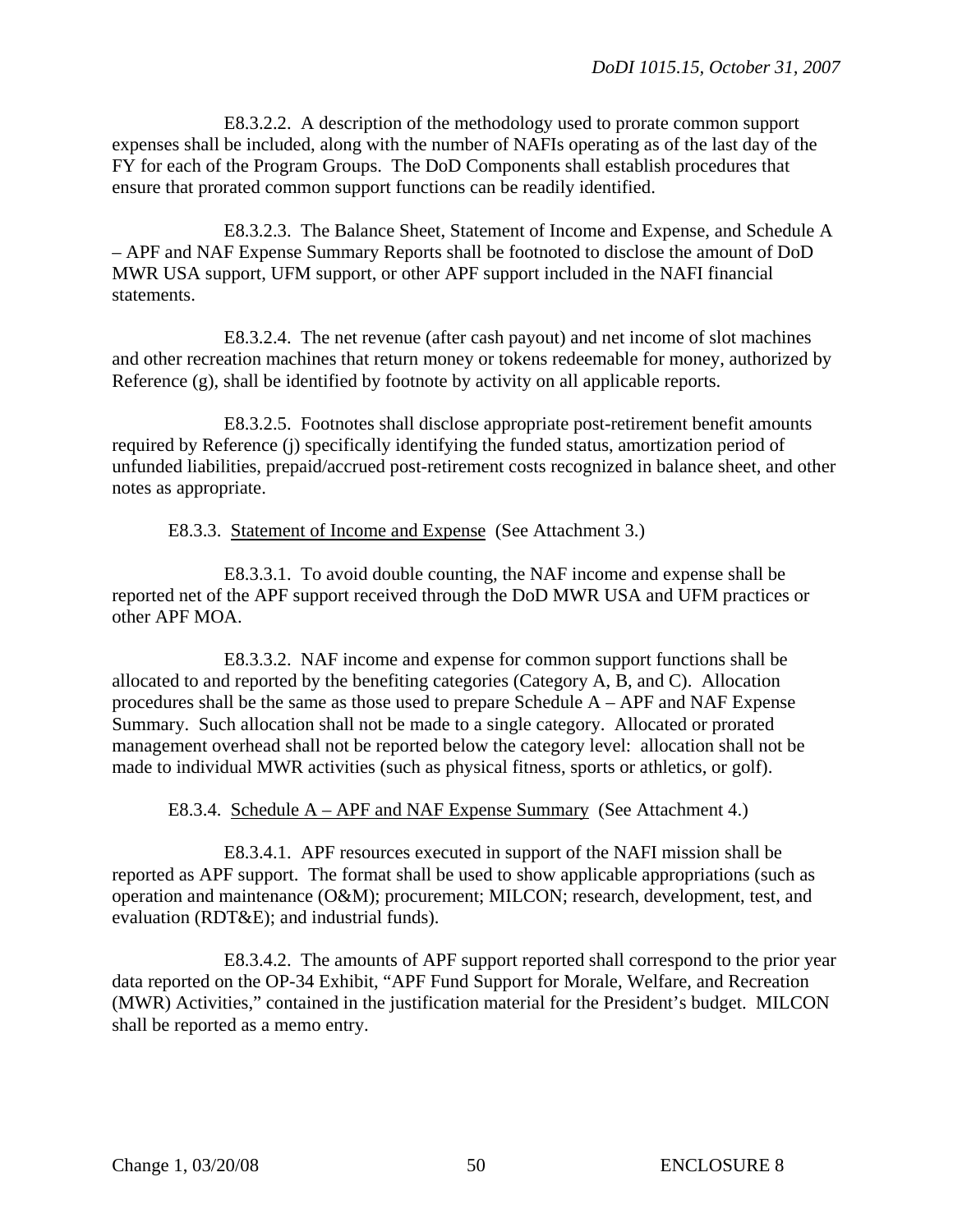E8.3.2.2. A description of the methodology used to prorate common support expenses shall be included, along with the number of NAFIs operating as of the last day of the FY for each of the Program Groups. The DoD Components shall establish procedures that ensure that prorated common support functions can be readily identified.

E8.3.2.3. The Balance Sheet, Statement of Income and Expense, and Schedule A – APF and NAF Expense Summary Reports shall be footnoted to disclose the amount of DoD MWR USA support, UFM support, or other APF support included in the NAFI financial statements.

E8.3.2.4. The net revenue (after cash payout) and net income of slot machines and other recreation machines that return money or tokens redeemable for money, authorized by Reference (g), shall be identified by footnote by activity on all applicable reports.

E8.3.2.5. Footnotes shall disclose appropriate post-retirement benefit amounts required by Reference (j) specifically identifying the funded status, amortization period of unfunded liabilities, prepaid/accrued post-retirement costs recognized in balance sheet, and other notes as appropriate.

E8.3.3. <u>Statement of Income and Expense</u> (See Attachment 3.)

E8.3.3.1. To avoid double counting, the NAF income and expense shall be reported net of the APF support received through the DoD MWR USA and UFM practices or other APF MOA.

E8.3.3.2. NAF income and expense for common support functions shall be allocated to and reported by the benefiting categories (Category A, B, and C). Allocation procedures shall be the same as those used to prepare Schedule A – APF and NAF Expense Summary. Such allocation shall not be made to a single category. Allocated or prorated management overhead shall not be reported below the category level: allocation shall not be made to individual MWR activities (such as physical fitness, sports or athletics, or golf).

E8.3.4. <u>Schedule A – APF and NAF Expense Summary</u> (See Attachment 4.)

E8.3.4.1. APF resources executed in support of the NAFI mission shall be reported as APF support. The format shall be used to show applicable appropriations (such as operation and maintenance (O&M); procurement; MILCON; research, development, test, and evaluation (RDT&E); and industrial funds).

E8.3.4.2. The amounts of APF support reported shall correspond to the prior year data reported on the OP-34 Exhibit, "APF Fund Support for Morale, Welfare, and Recreation (MWR) Activities," contained in the justification material for the President's budget. MILCON shall be reported as a memo entry.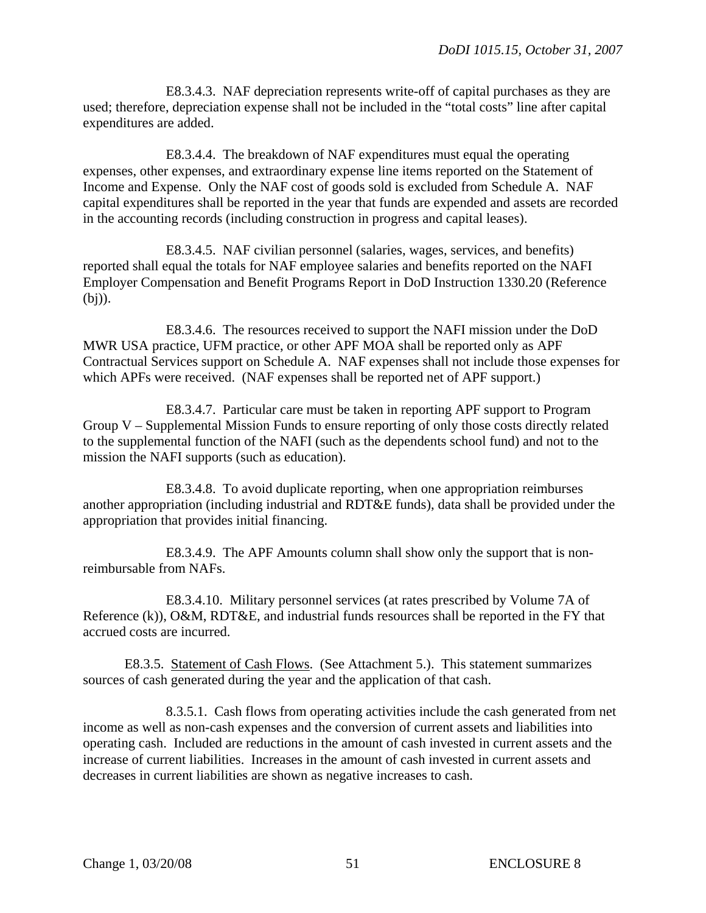E8.3.4.3. NAF depreciation represents write-off of capital purchases as they are used; therefore, depreciation expense shall not be included in the "total costs" line after capital expenditures are added.

E8.3.4.4. The breakdown of NAF expenditures must equal the operating expenses, other expenses, and extraordinary expense line items reported on the Statement of Income and Expense. Only the NAF cost of goods sold is excluded from Schedule A. NAF capital expenditures shall be reported in the year that funds are expended and assets are recorded in the accounting records (including construction in progress and capital leases).

E8.3.4.5. NAF civilian personnel (salaries, wages, services, and benefits) reported shall equal the totals for NAF employee salaries and benefits reported on the NAFI Employer Compensation and Benefit Programs Report in DoD Instruction 1330.20 (Reference (bj)).

E8.3.4.6. The resources received to support the NAFI mission under the DoD MWR USA practice, UFM practice, or other APF MOA shall be reported only as APF Contractual Services support on Schedule A. NAF expenses shall not include those expenses for which APFs were received. (NAF expenses shall be reported net of APF support.)

E8.3.4.7. Particular care must be taken in reporting APF support to Program Group V – Supplemental Mission Funds to ensure reporting of only those costs directly related to the supplemental function of the NAFI (such as the dependents school fund) and not to the mission the NAFI supports (such as education).

E8.3.4.8. To avoid duplicate reporting, when one appropriation reimburses another appropriation (including industrial and RDT&E funds), data shall be provided under the appropriation that provides initial financing.

E8.3.4.9. The APF Amounts column shall show only the support that is non-reimbursable from NAFs.

E8.3.4.10. Military personnel services (at rates prescribed by Volume 7A of Reference (k)), O&M, RDT&E, and industrial funds resources shall be reported in the FY that accrued costs are incurred.

E8.3.5. Statement of Cash Flows. (See Attachment 5.). This statement summarizes sources of cash generated during the year and the application of that cash.

8.3.5.1. Cash flows from operating activities include the cash generated from net income as well as non-cash expenses and the conversion of current assets and liabilities into operating cash. Included are reductions in the amount of cash invested in current assets and the increase of current liabilities. Increases in the amount of cash invested in current assets and decreases in current liabilities are shown as negative increases to cash.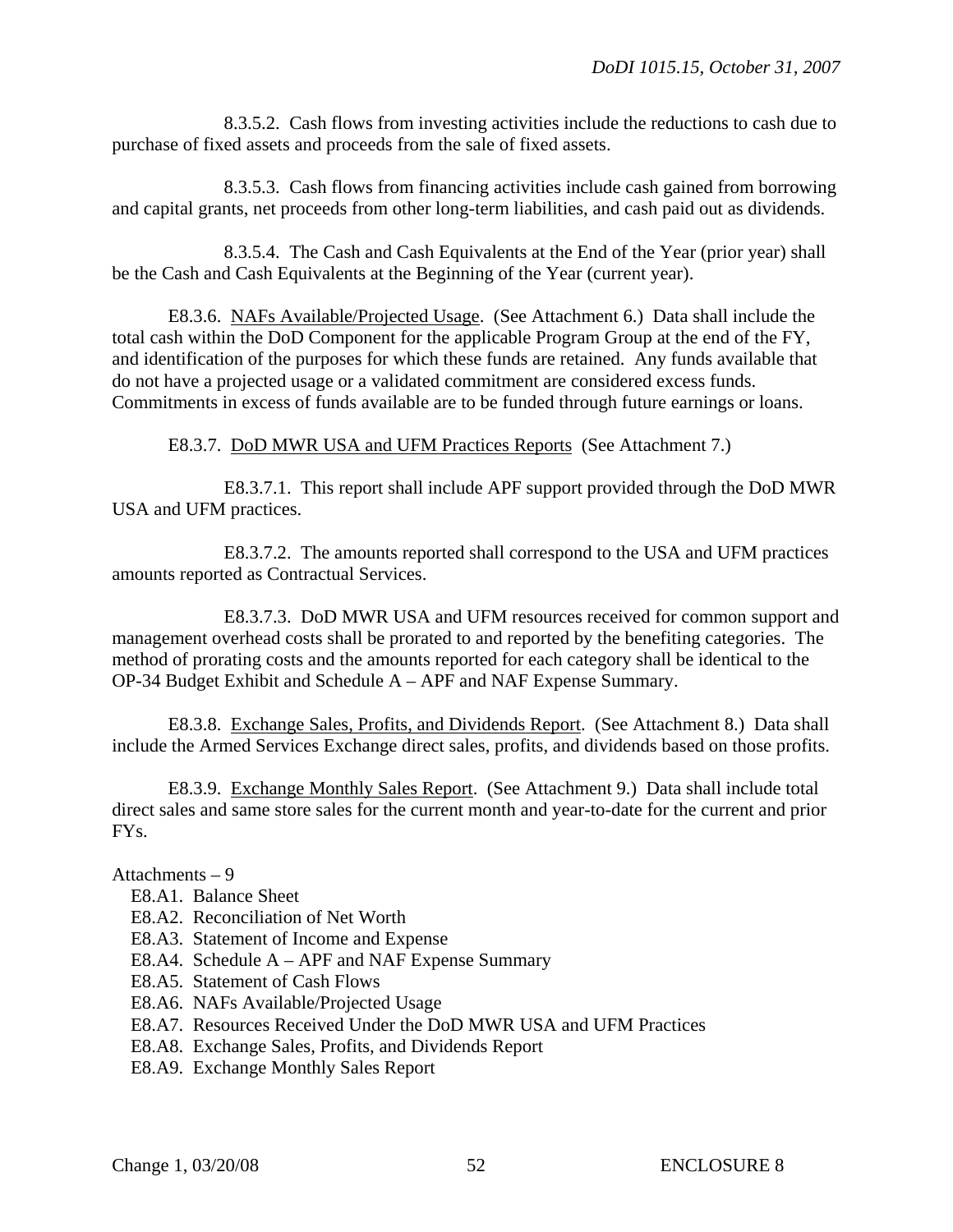8.3.5.2. Cash flows from investing activities include the reductions to cash due to purchase of fixed assets and proceeds from the sale of fixed assets.

8.3.5.3. Cash flows from financing activities include cash gained from borrowing and capital grants, net proceeds from other long-term liabilities, and cash paid out as dividends.

8.3.5.4. The Cash and Cash Equivalents at the End of the Year (prior year) shall be the Cash and Cash Equivalents at the Beginning of the Year (current year).

E8.3.6. <u>NAFs Available/Projected Usage</u>. (See Attachment 6.) Data shall include the total cash within the DoD Component for the applicable Program Group at the end of the FY, and identification of the purposes for which these funds are retained. Any funds available that do not have a projected usage or a validated commitment are considered excess funds. Commitments in excess of funds available are to be funded through future earnings or loans.

E8.3.7. <u>DoD MWR USA and UFM Practices Reports</u> (See Attachment 7.)

E8.3.7.1. This report shall include APF support provided through the DoD MWR USA and UFM practices.

E8.3.7.2. The amounts reported shall correspond to the USA and UFM practices amounts reported as Contractual Services.

E8.3.7.3. DoD MWR USA and UFM resources received for common support and management overhead costs shall be prorated to and reported by the benefiting categories. The method of prorating costs and the amounts reported for each category shall be identical to the OP-34 Budget Exhibit and Schedule A – APF and NAF Expense Summary.

E8.3.8. <u>Exchange Sales, Profits, and Dividends Report</u>. (See Attachment 8.) Data shall include the Armed Services Exchange direct sales, profits, and dividends based on those profits.

E8.3.9. <u>Exchange Monthly Sales Report</u>. (See Attachment 9.) Data shall include total direct sales and same store sales for the current month and year-to-date for the current and prior FYs.

Attachments – 9
- E8.A1. Balance Sheet
- E8.A2. Reconciliation of Net Worth
- E8.A3. Statement of Income and Expense
- E8.A4. Schedule A – APF and NAF Expense Summary
- E8.A5. Statement of Cash Flows
- E8.A6. NAFs Available/Projected Usage
- E8.A7. Resources Received Under the DoD MWR USA and UFM Practices
- E8.A8. Exchange Sales, Profits, and Dividends Report
- E8.A9. Exchange Monthly Sales Report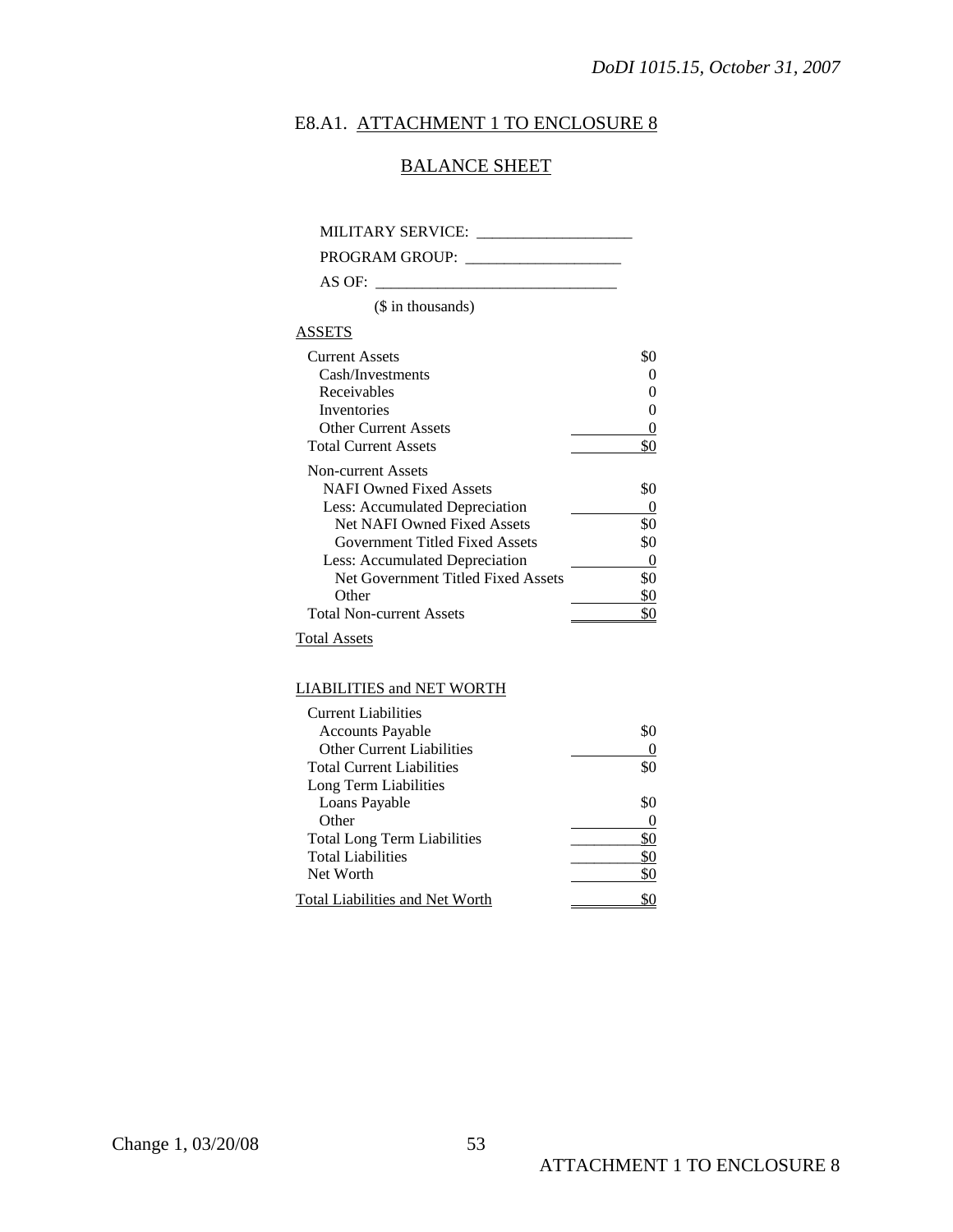## E8.A1. ATTACHMENT 1 TO ENCLOSURE 8

## BALANCE SHEET

MILITARY SERVICE: ____________________

PROGRAM GROUP: ____________________

AS OF: ________________________________

($ in thousands)

| ASSETS | |
|---|---|
| Current Assets | $0 |
| Cash/Investments | 0 |
| Receivables | 0 |
| Inventories | 0 |
| Other Current Assets | 0 |
| Total Current Assets | $0 |
| Non-current Assets | |
| NAFI Owned Fixed Assets | $0 |
| Less: Accumulated Depreciation | 0 |
| Net NAFI Owned Fixed Assets | $0 |
| Government Titled Fixed Assets | $0 |
| Less: Accumulated Depreciation | 0 |
| Net Government Titled Fixed Assets | $0 |
| Other | $0 |
| Total Non-current Assets | $0 |
| Total Assets | |

| LIABILITIES and NET WORTH | |
|---|---|
| Current Liabilities | |
| Accounts Payable | $0 |
| Other Current Liabilities | 0 |
| Total Current Liabilities | $0 |
| Long Term Liabilities | |
| Loans Payable | $0 |
| Other | 0 |
| Total Long Term Liabilities | $0 |
| Total Liabilities | $0 |
| Net Worth | $0 |
| Total Liabilities and Net Worth | $0 |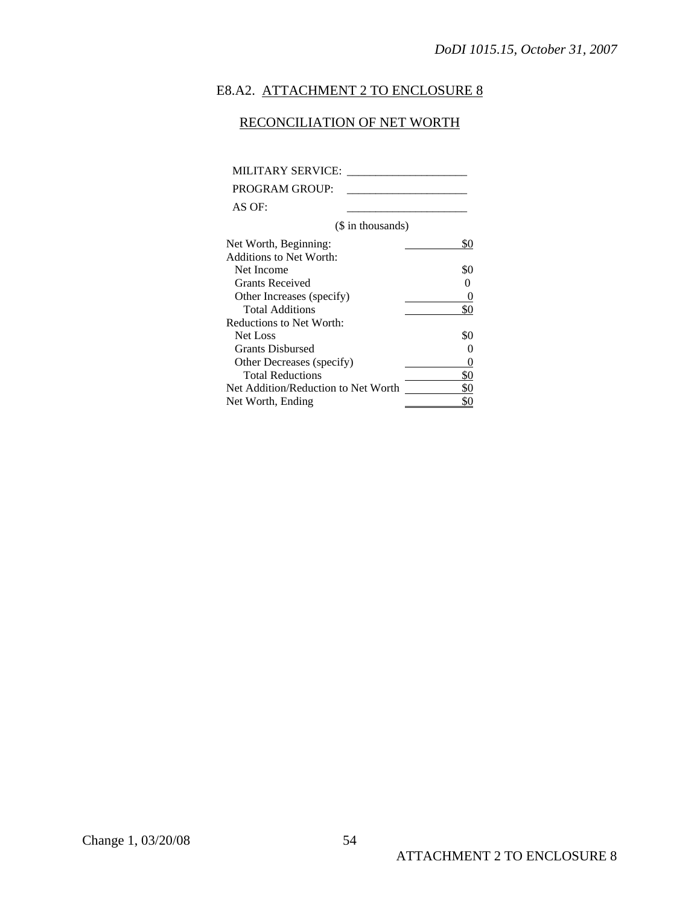## E8.A2. ATTACHMENT 2 TO ENCLOSURE 8

## RECONCILIATION OF NET WORTH

MILITARY SERVICE: _____________________

PROGRAM GROUP: _____________________

AS OF: _____________________

($ in thousands)

| | |
|---|---|
| Net Worth, Beginning: | $0 |
| Additions to Net Worth: | |
| Net Income | $0 |
| Grants Received | 0 |
| Other Increases (specify) | 0 |
| Total Additions | $0 |
| Reductions to Net Worth: | |
| Net Loss | $0 |
| Grants Disbursed | 0 |
| Other Decreases (specify) | 0 |
| Total Reductions | $0 |
| Net Addition/Reduction to Net Worth | $0 |
| Net Worth, Ending | $0 |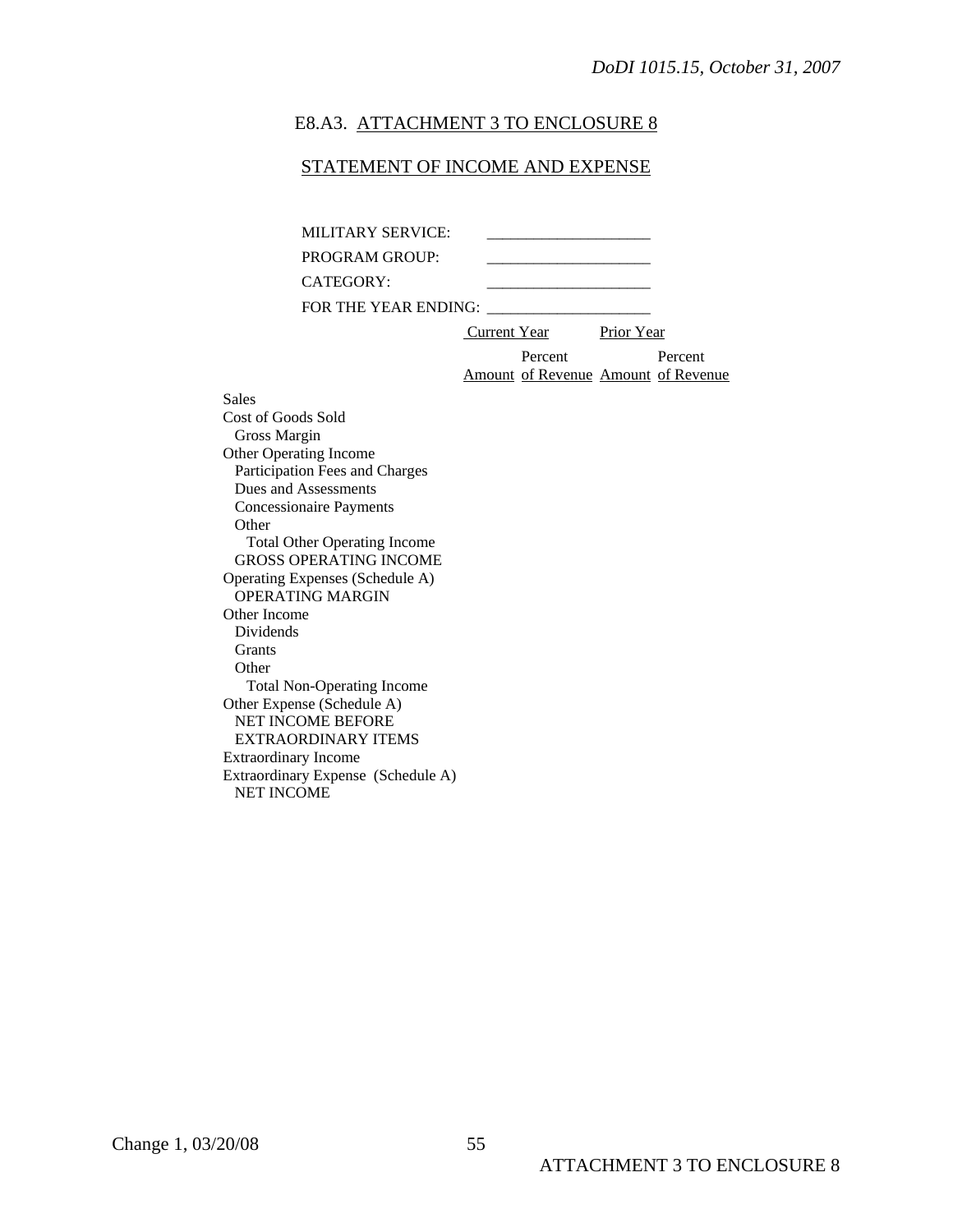## E8.A3. ATTACHMENT 3 TO ENCLOSURE 8

## STATEMENT OF INCOME AND EXPENSE

MILITARY SERVICE: ____________________

PROGRAM GROUP: ____________________

CATEGORY: ____________________

FOR THE YEAR ENDING: ____________________

| | Current Year | | Prior Year | |
|---|---|---|---|---|
| | Amount | Percent of Revenue | Amount | Percent of Revenue |
| Sales | | | | |
| Cost of Goods Sold | | | | |
| Gross Margin | | | | |
| Other Operating Income | | | | |
| Participation Fees and Charges | | | | |
| Dues and Assessments | | | | |
| Concessionaire Payments | | | | |
| Other | | | | |
| Total Other Operating Income | | | | |
| GROSS OPERATING INCOME | | | | |
| Operating Expenses (Schedule A) | | | | |
| OPERATING MARGIN | | | | |
| Other Income | | | | |
| Dividends | | | | |
| Grants | | | | |
| Other | | | | |
| Total Non-Operating Income | | | | |
| Other Expense (Schedule A) | | | | |
| NET INCOME BEFORE EXTRAORDINARY ITEMS | | | | |
| Extraordinary Income | | | | |
| Extraordinary Expense (Schedule A) | | | | |
| NET INCOME | | | | |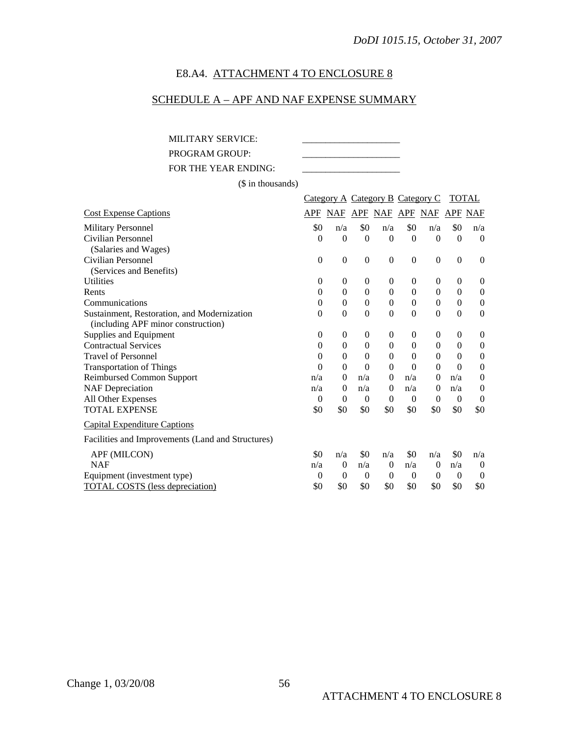## E8.A4. ATTACHMENT 4 TO ENCLOSURE 8

## SCHEDULE A – APF AND NAF EXPENSE SUMMARY

MILITARY SERVICE: ____________________

PROGRAM GROUP: ____________________

FOR THE YEAR ENDING: ____________________

($ in thousands)

| | Category A | | Category B | | Category C | | TOTAL | |
|---|---|---|---|---|---|---|---|---|
| Cost Expense Captions | APF | NAF | APF | NAF | APF | NAF | APF | NAF |
| Military Personnel | $0 | n/a | $0 | n/a | $0 | n/a | $0 | n/a |
| Civilian Personnel (Salaries and Wages) | 0 | 0 | 0 | 0 | 0 | 0 | 0 | 0 |
| Civilian Personnel (Services and Benefits) | 0 | 0 | 0 | 0 | 0 | 0 | 0 | 0 |
| Utilities | 0 | 0 | 0 | 0 | 0 | 0 | 0 | 0 |
| Rents | 0 | 0 | 0 | 0 | 0 | 0 | 0 | 0 |
| Communications | 0 | 0 | 0 | 0 | 0 | 0 | 0 | 0 |
| Sustainment, Restoration, and Modernization (including APF minor construction) | 0 | 0 | 0 | 0 | 0 | 0 | 0 | 0 |
| Supplies and Equipment | 0 | 0 | 0 | 0 | 0 | 0 | 0 | 0 |
| Contractual Services | 0 | 0 | 0 | 0 | 0 | 0 | 0 | 0 |
| Travel of Personnel | 0 | 0 | 0 | 0 | 0 | 0 | 0 | 0 |
| Transportation of Things | 0 | 0 | 0 | 0 | 0 | 0 | 0 | 0 |
| Reimbursed Common Support | n/a | 0 | n/a | 0 | n/a | 0 | n/a | 0 |
| NAF Depreciation | n/a | 0 | n/a | 0 | n/a | 0 | n/a | 0 |
| All Other Expenses | 0 | 0 | 0 | 0 | 0 | 0 | 0 | 0 |
| TOTAL EXPENSE | $0 | $0 | $0 | $0 | $0 | $0 | $0 | $0 |
| Capital Expenditure Captions | | | | | | | | |
| Facilities and Improvements (Land and Structures) | | | | | | | | |
| APF (MILCON) | $0 | n/a | $0 | n/a | $0 | n/a | $0 | n/a |
| NAF | n/a | 0 | n/a | 0 | n/a | 0 | n/a | 0 |
| Equipment (investment type) | 0 | 0 | 0 | 0 | 0 | 0 | 0 | 0 |
| TOTAL COSTS (less depreciation) | $0 | $0 | $0 | $0 | $0 | $0 | $0 | $0 |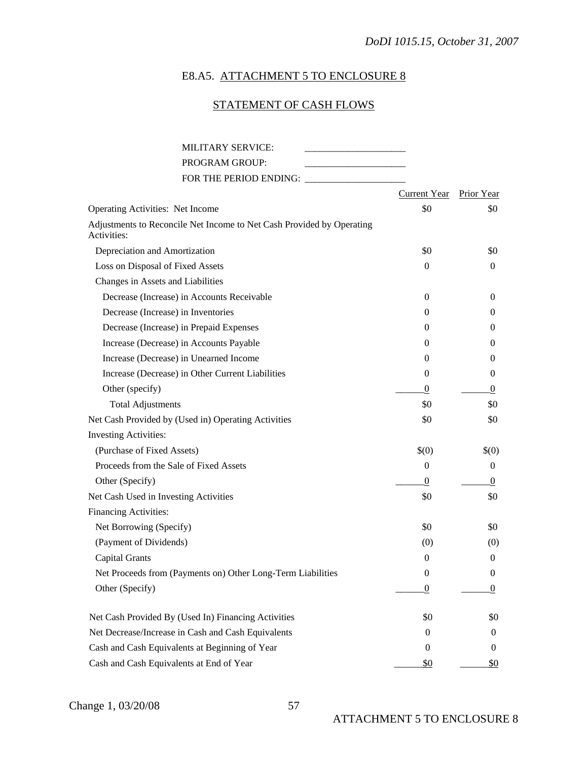## E8.A5. ATTACHMENT 5 TO ENCLOSURE 8

## STATEMENT OF CASH FLOWS

MILITARY SERVICE: ____________________

PROGRAM GROUP: ____________________

FOR THE PERIOD ENDING: ____________________

| | Current Year | Prior Year |
|---|---|---|
| Operating Activities: Net Income | $0 | $0 |
| Adjustments to Reconcile Net Income to Net Cash Provided by Operating Activities: | | |
| Depreciation and Amortization | $0 | $0 |
| Loss on Disposal of Fixed Assets | 0 | 0 |
| Changes in Assets and Liabilities | | |
| Decrease (Increase) in Accounts Receivable | 0 | 0 |
| Decrease (Increase) in Inventories | 0 | 0 |
| Decrease (Increase) in Prepaid Expenses | 0 | 0 |
| Increase (Decrease) in Accounts Payable | 0 | 0 |
| Increase (Decrease) in Unearned Income | 0 | 0 |
| Increase (Decrease) in Other Current Liabilities | 0 | 0 |
| Other (specify) | 0 | 0 |
| Total Adjustments | $0 | $0 |
| Net Cash Provided by (Used in) Operating Activities | $0 | $0 |
| Investing Activities: | | |
| (Purchase of Fixed Assets) | $(0) | $(0) |
| Proceeds from the Sale of Fixed Assets | 0 | 0 |
| Other (Specify) | 0 | 0 |
| Net Cash Used in Investing Activities | $0 | $0 |
| Financing Activities: | | |
| Net Borrowing (Specify) | $0 | $0 |
| (Payment of Dividends) | (0) | (0) |
| Capital Grants | 0 | 0 |
| Net Proceeds from (Payments on) Other Long-Term Liabilities | 0 | 0 |
| Other (Specify) | 0 | 0 |
| Net Cash Provided By (Used In) Financing Activities | $0 | $0 |
| Net Decrease/Increase in Cash and Cash Equivalents | 0 | 0 |
| Cash and Cash Equivalents at Beginning of Year | 0 | 0 |
| Cash and Cash Equivalents at End of Year | $0 | $0 |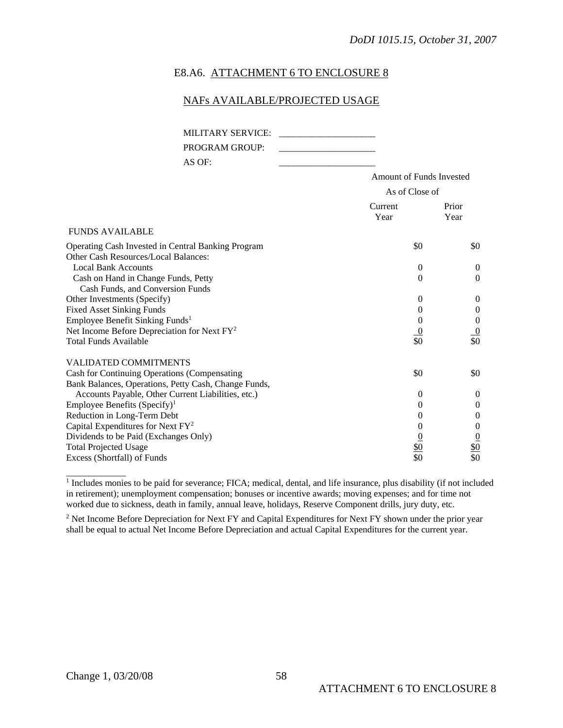## E8.A6. ATTACHMENT 6 TO ENCLOSURE 8

## NAFs AVAILABLE/PROJECTED USAGE

MILITARY SERVICE: ____________________

PROGRAM GROUP: ____________________

AS OF: ____________________

| | Amount of Funds Invested As of Close of | |
|---|---|---|
| | Current Year | Prior Year |
| **FUNDS AVAILABLE** | | |
| Operating Cash Invested in Central Banking Program | $0 | $0 |
| Other Cash Resources/Local Balances: | | |
| Local Bank Accounts | 0 | 0 |
| Cash on Hand in Change Funds, Petty Cash Funds, and Conversion Funds | 0 | 0 |
| Other Investments (Specify) | 0 | 0 |
| Fixed Asset Sinking Funds | 0 | 0 |
| Employee Benefit Sinking Funds[1] | 0 | 0 |
| Net Income Before Depreciation for Next FY[2] | 0 | 0 |
| Total Funds Available | $0 | $0 |
| **VALIDATED COMMITMENTS** | | |
| Cash for Continuing Operations (Compensating | $0 | $0 |
| Bank Balances, Operations, Petty Cash, Change Funds, Accounts Payable, Other Current Liabilities, etc.) | 0 | 0 |
| Employee Benefits (Specify)[1] | 0 | 0 |
| Reduction in Long-Term Debt | 0 | 0 |
| Capital Expenditures for Next FY[2] | 0 | 0 |
| Dividends to be Paid (Exchanges Only) | 0 | 0 |
| Total Projected Usage | $0 | $0 |
| Excess (Shortfall) of Funds | $0 | $0 |

---

[1] Includes monies to be paid for severance; FICA; medical, dental, and life insurance, plus disability (if not included in retirement); unemployment compensation; bonuses or incentive awards; moving expenses; and for time not worked due to sickness, death in family, annual leave, holidays, Reserve Component drills, jury duty, etc.

[2] Net Income Before Depreciation for Next FY and Capital Expenditures for Next FY shown under the prior year shall be equal to actual Net Income Before Depreciation and actual Capital Expenditures for the current year.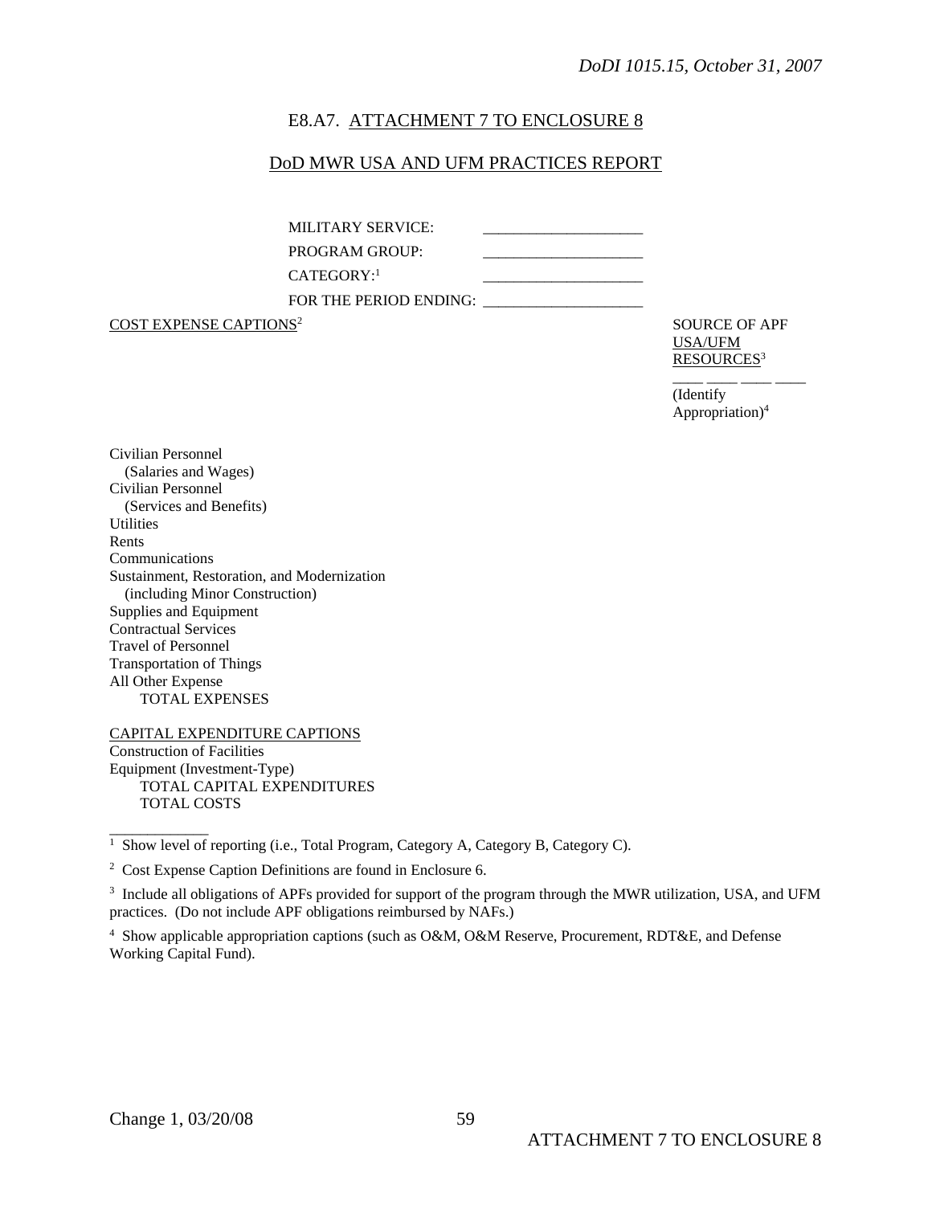## E8.A7. ATTACHMENT 7 TO ENCLOSURE 8

## DoD MWR USA AND UFM PRACTICES REPORT

MILITARY SERVICE: ____________________

PROGRAM GROUP: ____________________

CATEGORY:[1] ____________________

FOR THE PERIOD ENDING: ____________________

| COST EXPENSE CAPTIONS[2] | SOURCE OF APF USA/UFM RESOURCES[3] ____ ____ ____ ____ (Identify Appropriation)[4] |
|---|---|
| Civilian Personnel (Salaries and Wages) | |
| Civilian Personnel (Services and Benefits) | |
| Utilities | |
| Rents | |
| Communications | |
| Sustainment, Restoration, and Modernization (including Minor Construction) | |
| Supplies and Equipment | |
| Contractual Services | |
| Travel of Personnel | |
| Transportation of Things | |
| All Other Expense | |
| TOTAL EXPENSES | |
| **CAPITAL EXPENDITURE CAPTIONS** | |
| Construction of Facilities | |
| Equipment (Investment-Type) | |
| TOTAL CAPITAL EXPENDITURES | |
| TOTAL COSTS | |

---

[1] Show level of reporting (i.e., Total Program, Category A, Category B, Category C).

[2] Cost Expense Caption Definitions are found in Enclosure 6.

[3] Include all obligations of APFs provided for support of the program through the MWR utilization, USA, and UFM practices. (Do not include APF obligations reimbursed by NAFs.)

[4] Show applicable appropriation captions (such as O&M, O&M Reserve, Procurement, RDT&E, and Defense Working Capital Fund).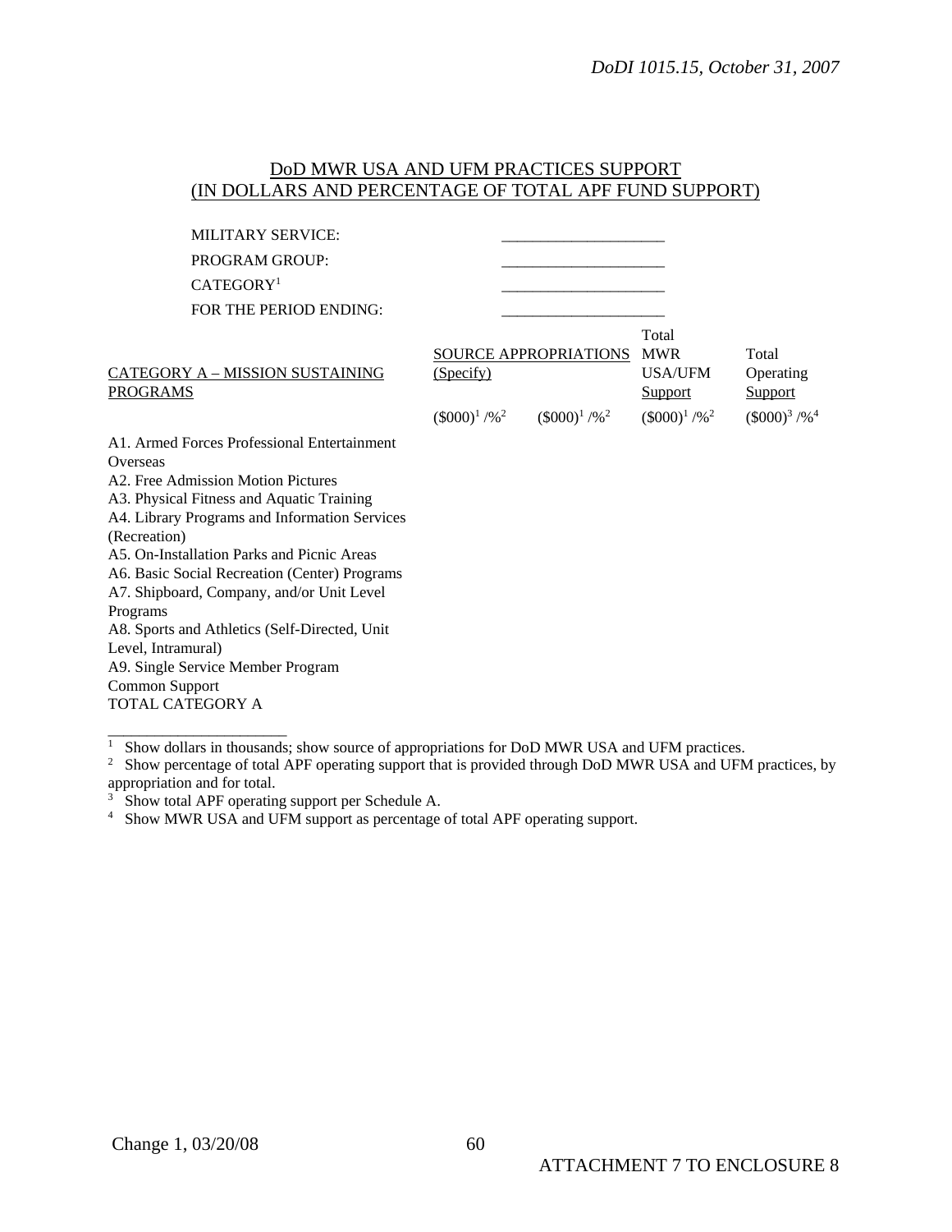## DoD MWR USA AND UFM PRACTICES SUPPORT
## (IN DOLLARS AND PERCENTAGE OF TOTAL APF FUND SUPPORT)

MILITARY SERVICE: ____________________

PROGRAM GROUP: ____________________

CATEGORY[1] ____________________

FOR THE PERIOD ENDING: ____________________

| CATEGORY A – MISSION SUSTAINING PROGRAMS | SOURCE APPROPRIATIONS (Specify) | | Total MWR USA/UFM Support | Total Operating Support |
|---|---|---|---|---|
| | ($000)[1] /%[2] | ($000)[1] /%[2] | ($000)[1] /%[2] | ($000)[3] /%[4] |
| A1. Armed Forces Professional Entertainment Overseas | | | | |
| A2. Free Admission Motion Pictures | | | | |
| A3. Physical Fitness and Aquatic Training | | | | |
| A4. Library Programs and Information Services (Recreation) | | | | |
| A5. On-Installation Parks and Picnic Areas | | | | |
| A6. Basic Social Recreation (Center) Programs | | | | |
| A7. Shipboard, Company, and/or Unit Level Programs | | | | |
| A8. Sports and Athletics (Self-Directed, Unit Level, Intramural) | | | | |
| A9. Single Service Member Program | | | | |
| Common Support | | | | |
| TOTAL CATEGORY A | | | | |

______________________

[1] Show dollars in thousands; show source of appropriations for DoD MWR USA and UFM practices.

[2] Show percentage of total APF operating support that is provided through DoD MWR USA and UFM practices, by appropriation and for total.

[3] Show total APF operating support per Schedule A.

[4] Show MWR USA and UFM support as percentage of total APF operating support.

ATTACHMENT 7 TO ENCLOSURE 8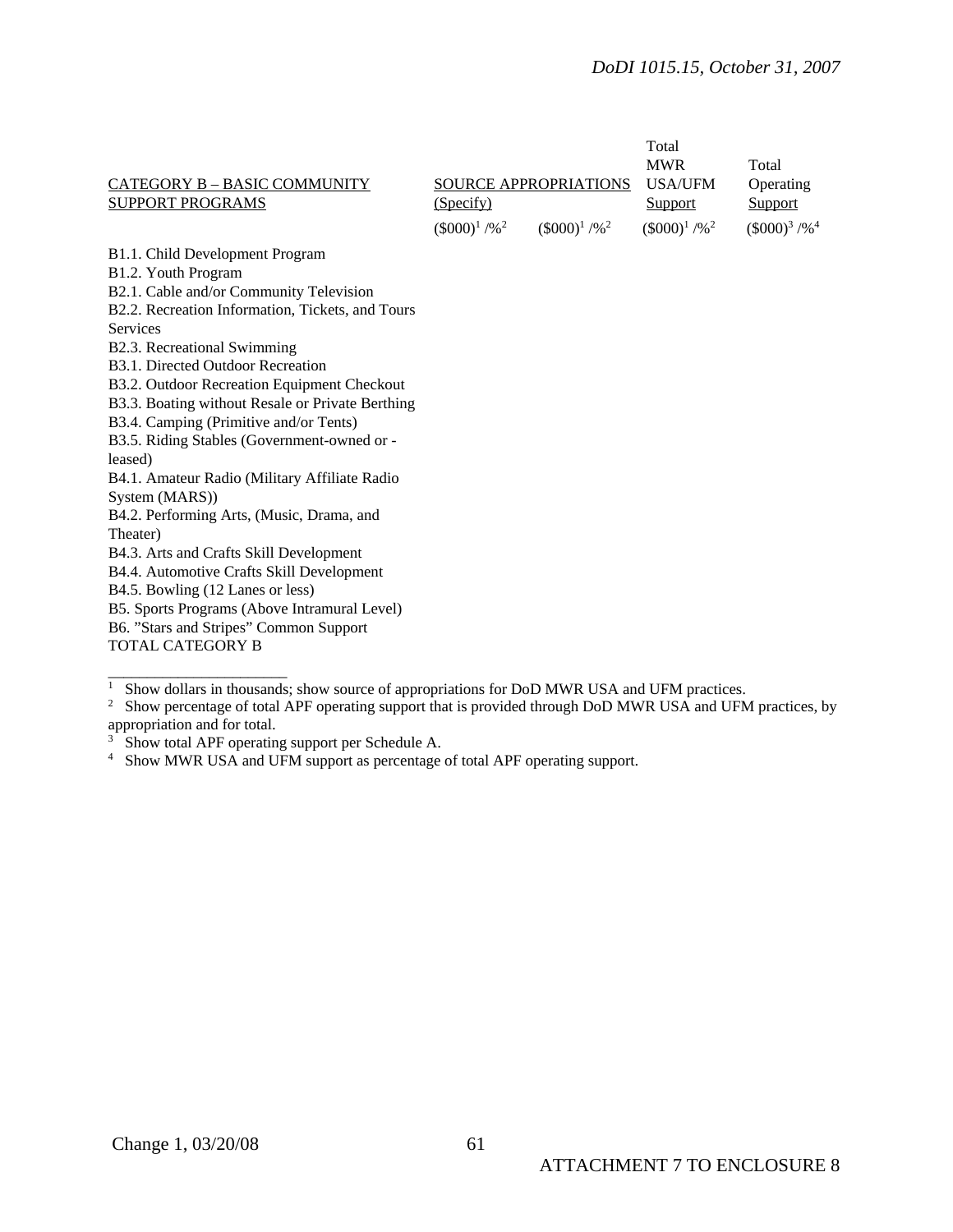| CATEGORY B – BASIC COMMUNITY SUPPORT PROGRAMS | SOURCE APPROPRIATIONS (Specify) | | Total MWR USA/UFM Support | Total Operating Support |
|---|---|---|---|---|
| | ($000)[1] /%[2] | ($000)[1] /%[2] | ($000)[1] /%[2] | ($000)[3] /%[4] |
| B1.1. Child Development Program | | | | |
| B1.2. Youth Program | | | | |
| B2.1. Cable and/or Community Television | | | | |
| B2.2. Recreation Information, Tickets, and Tours Services | | | | |
| B2.3. Recreational Swimming | | | | |
| B3.1. Directed Outdoor Recreation | | | | |
| B3.2. Outdoor Recreation Equipment Checkout | | | | |
| B3.3. Boating without Resale or Private Berthing | | | | |
| B3.4. Camping (Primitive and/or Tents) | | | | |
| B3.5. Riding Stables (Government-owned or -leased) | | | | |
| B4.1. Amateur Radio (Military Affiliate Radio System (MARS)) | | | | |
| B4.2. Performing Arts, (Music, Drama, and Theater) | | | | |
| B4.3. Arts and Crafts Skill Development | | | | |
| B4.4. Automotive Crafts Skill Development | | | | |
| B4.5. Bowling (12 Lanes or less) | | | | |
| B5. Sports Programs (Above Intramural Level) | | | | |
| B6. "Stars and Stripes" Common Support | | | | |
| TOTAL CATEGORY B | | | | |

---

[1] Show dollars in thousands; show source of appropriations for DoD MWR USA and UFM practices.

[2] Show percentage of total APF operating support that is provided through DoD MWR USA and UFM practices, by appropriation and for total.

[3] Show total APF operating support per Schedule A.

[4] Show MWR USA and UFM support as percentage of total APF operating support.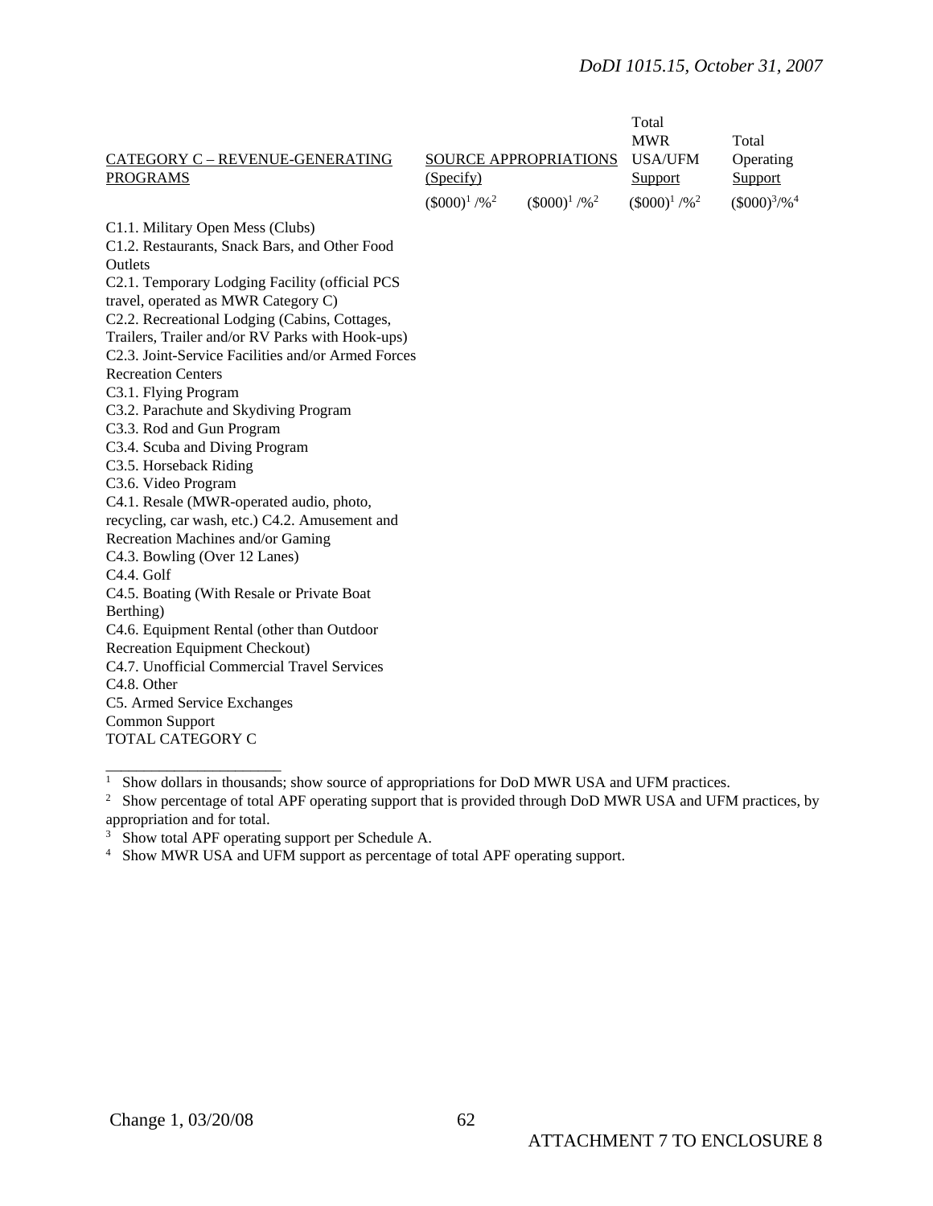| CATEGORY C – REVENUE-GENERATING PROGRAMS | SOURCE APPROPRIATIONS (Specify) | | Total MWR USA/UFM Support | Total Operating Support |
|---|---|---|---|---|
| | ($000)[1] /%[2] | ($000)[1] /%[2] | ($000)[1] /%[2] | ($000)[3]/%[4] |
| C1.1. Military Open Mess (Clubs) | | | | |
| C1.2. Restaurants, Snack Bars, and Other Food Outlets | | | | |
| C2.1. Temporary Lodging Facility (official PCS travel, operated as MWR Category C) | | | | |
| C2.2. Recreational Lodging (Cabins, Cottages, Trailers, Trailer and/or RV Parks with Hook-ups) | | | | |
| C2.3. Joint-Service Facilities and/or Armed Forces Recreation Centers | | | | |
| C3.1. Flying Program | | | | |
| C3.2. Parachute and Skydiving Program | | | | |
| C3.3. Rod and Gun Program | | | | |
| C3.4. Scuba and Diving Program | | | | |
| C3.5. Horseback Riding | | | | |
| C3.6. Video Program | | | | |
| C4.1. Resale (MWR-operated audio, photo, recycling, car wash, etc.) | | | | |
| C4.2. Amusement and Recreation Machines and/or Gaming | | | | |
| C4.3. Bowling (Over 12 Lanes) | | | | |
| C4.4. Golf | | | | |
| C4.5. Boating (With Resale or Private Boat Berthing) | | | | |
| C4.6. Equipment Rental (other than Outdoor Recreation Equipment Checkout) | | | | |
| C4.7. Unofficial Commercial Travel Services | | | | |
| C4.8. Other | | | | |
| C5. Armed Service Exchanges | | | | |
| Common Support | | | | |
| TOTAL CATEGORY C | | | | |

______________________

[1] Show dollars in thousands; show source of appropriations for DoD MWR USA and UFM practices.

[2] Show percentage of total APF operating support that is provided through DoD MWR USA and UFM practices, by appropriation and for total.

[3] Show total APF operating support per Schedule A.

[4] Show MWR USA and UFM support as percentage of total APF operating support.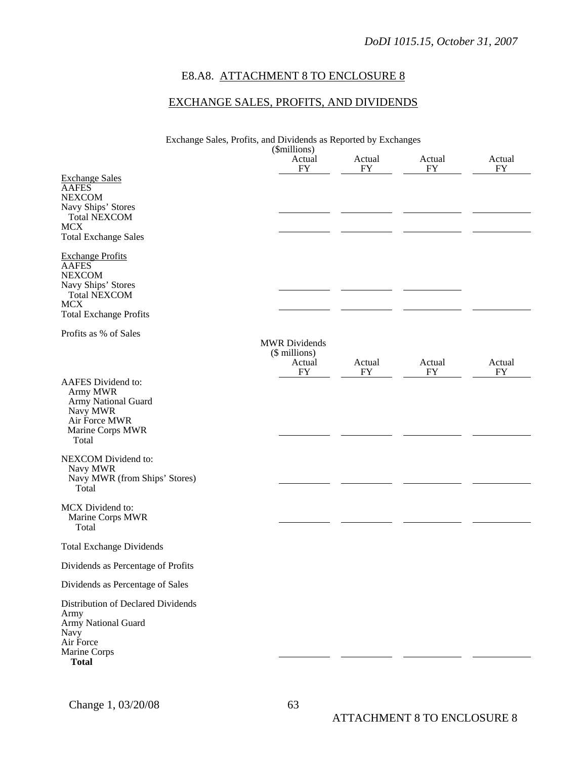## E8.A8. ATTACHMENT 8 TO ENCLOSURE 8

## EXCHANGE SALES, PROFITS, AND DIVIDENDS

Exchange Sales, Profits, and Dividends as Reported by Exchanges
($millions)

| | Actual FY | Actual FY | Actual FY | Actual FY |
|---|---|---|---|---|
| Exchange Sales | | | | |
| AAFES | | | | |
| NEXCOM | | | | |
| Navy Ships' Stores | | | | |
| Total NEXCOM | | | | |
| MCX | | | | |
| Total Exchange Sales | | | | |
| | | | | |
| Exchange Profits | | | | |
| AAFES | | | | |
| NEXCOM | | | | |
| Navy Ships' Stores | | | | |
| Total NEXCOM | | | | |
| MCX | | | | |
| Total Exchange Profits | | | | |
| | | | | |
| Profits as % of Sales | | | | |

MWR Dividends
($ millions)

| | Actual FY | Actual FY | Actual FY | Actual FY |
|---|---|---|---|---|
| AAFES Dividend to: | | | | |
| Army MWR | | | | |
| Army National Guard | | | | |
| Navy MWR | | | | |
| Air Force MWR | | | | |
| Marine Corps MWR | | | | |
| Total | | | | |
| | | | | |
| NEXCOM Dividend to: | | | | |
| Navy MWR | | | | |
| Navy MWR (from Ships' Stores) | | | | |
| Total | | | | |
| | | | | |
| MCX Dividend to: | | | | |
| Marine Corps MWR | | | | |
| Total | | | | |
| | | | | |
| Total Exchange Dividends | | | | |
| | | | | |
| Dividends as Percentage of Profits | | | | |
| | | | | |
| Dividends as Percentage of Sales | | | | |
| | | | | |
| Distribution of Declared Dividends | | | | |
| Army | | | | |
| Army National Guard | | | | |
| Navy | | | | |
| Air Force | | | | |
| Marine Corps | | | | |
| **Total** | | | | |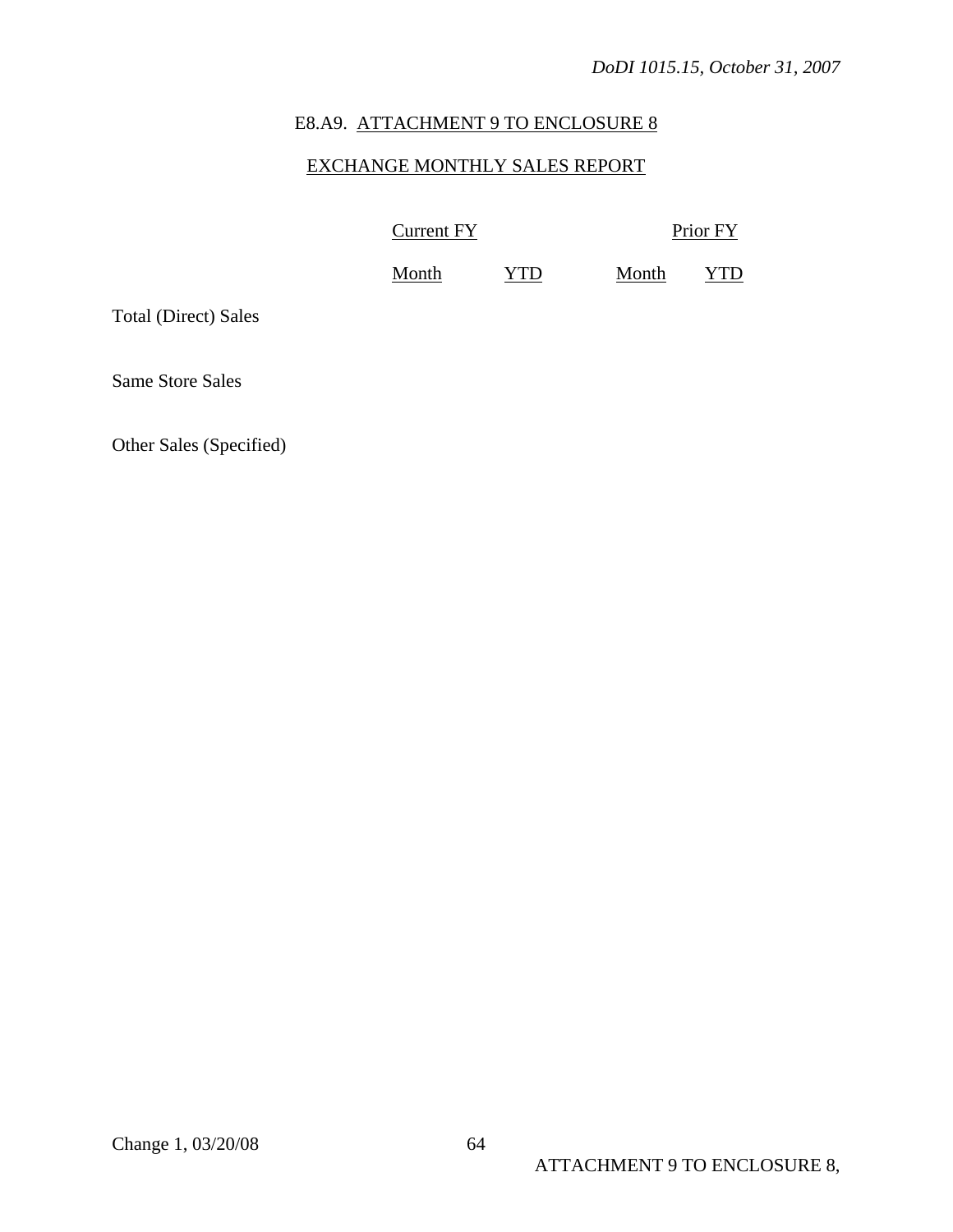## E8.A9. ATTACHMENT 9 TO ENCLOSURE 8

## EXCHANGE MONTHLY SALES REPORT

| | Current FY | | Prior FY | |
|---|---|---|---|---|
| | Month | YTD | Month | YTD |
| Total (Direct) Sales | | | | |
| Same Store Sales | | | | |
| Other Sales (Specified) | | | | |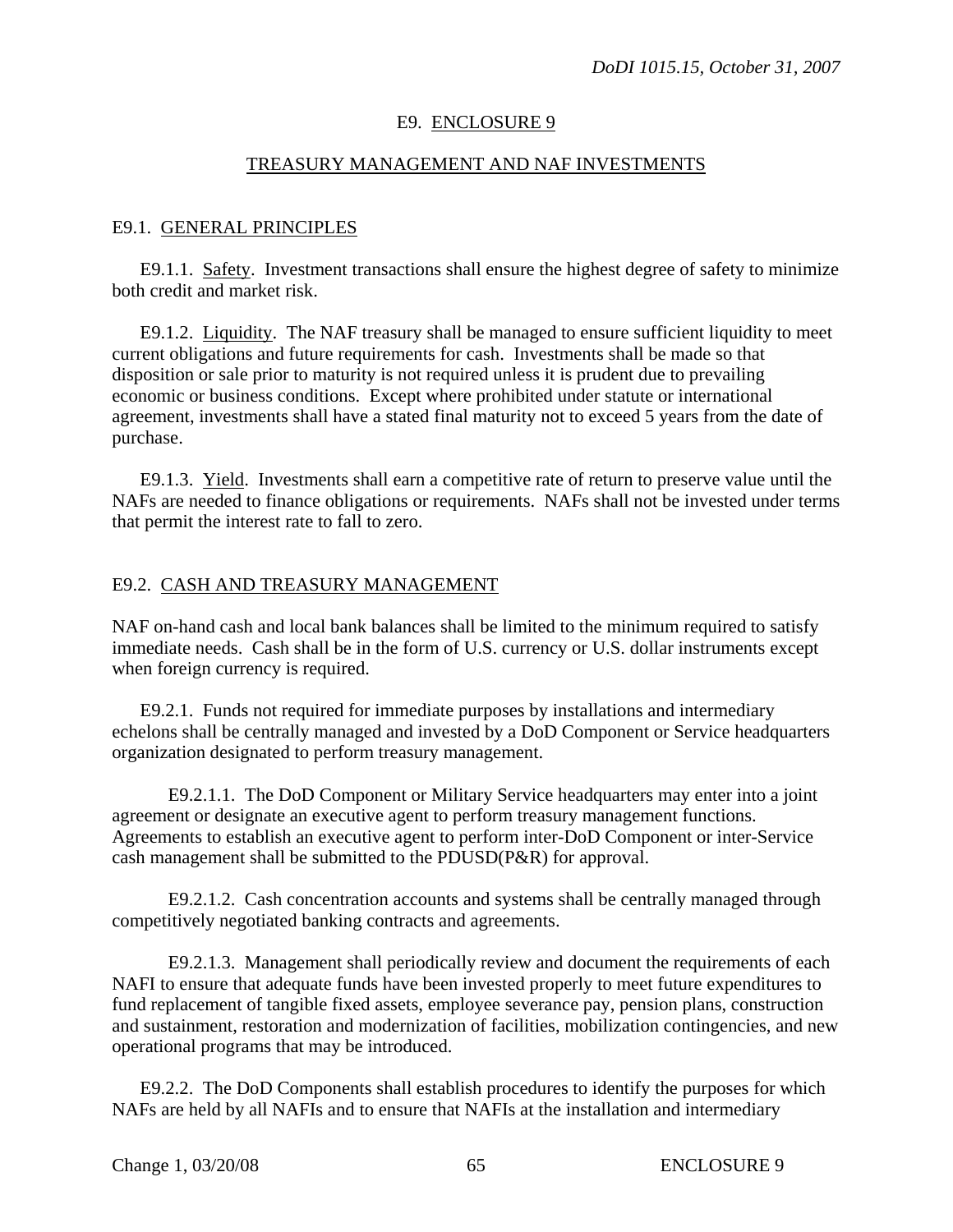## E9. ENCLOSURE 9

## TREASURY MANAGEMENT AND NAF INVESTMENTS

### E9.1. GENERAL PRINCIPLES

E9.1.1. Safety. Investment transactions shall ensure the highest degree of safety to minimize both credit and market risk.

E9.1.2. Liquidity. The NAF treasury shall be managed to ensure sufficient liquidity to meet current obligations and future requirements for cash. Investments shall be made so that disposition or sale prior to maturity is not required unless it is prudent due to prevailing economic or business conditions. Except where prohibited under statute or international agreement, investments shall have a stated final maturity not to exceed 5 years from the date of purchase.

E9.1.3. Yield. Investments shall earn a competitive rate of return to preserve value until the NAFs are needed to finance obligations or requirements. NAFs shall not be invested under terms that permit the interest rate to fall to zero.

### E9.2. CASH AND TREASURY MANAGEMENT

NAF on-hand cash and local bank balances shall be limited to the minimum required to satisfy immediate needs. Cash shall be in the form of U.S. currency or U.S. dollar instruments except when foreign currency is required.

E9.2.1. Funds not required for immediate purposes by installations and intermediary echelons shall be centrally managed and invested by a DoD Component or Service headquarters organization designated to perform treasury management.

E9.2.1.1. The DoD Component or Military Service headquarters may enter into a joint agreement or designate an executive agent to perform treasury management functions. Agreements to establish an executive agent to perform inter-DoD Component or inter-Service cash management shall be submitted to the PDUSD(P&R) for approval.

E9.2.1.2. Cash concentration accounts and systems shall be centrally managed through competitively negotiated banking contracts and agreements.

E9.2.1.3. Management shall periodically review and document the requirements of each NAFI to ensure that adequate funds have been invested properly to meet future expenditures to fund replacement of tangible fixed assets, employee severance pay, pension plans, construction and sustainment, restoration and modernization of facilities, mobilization contingencies, and new operational programs that may be introduced.

E9.2.2. The DoD Components shall establish procedures to identify the purposes for which NAFs are held by all NAFIs and to ensure that NAFIs at the installation and intermediary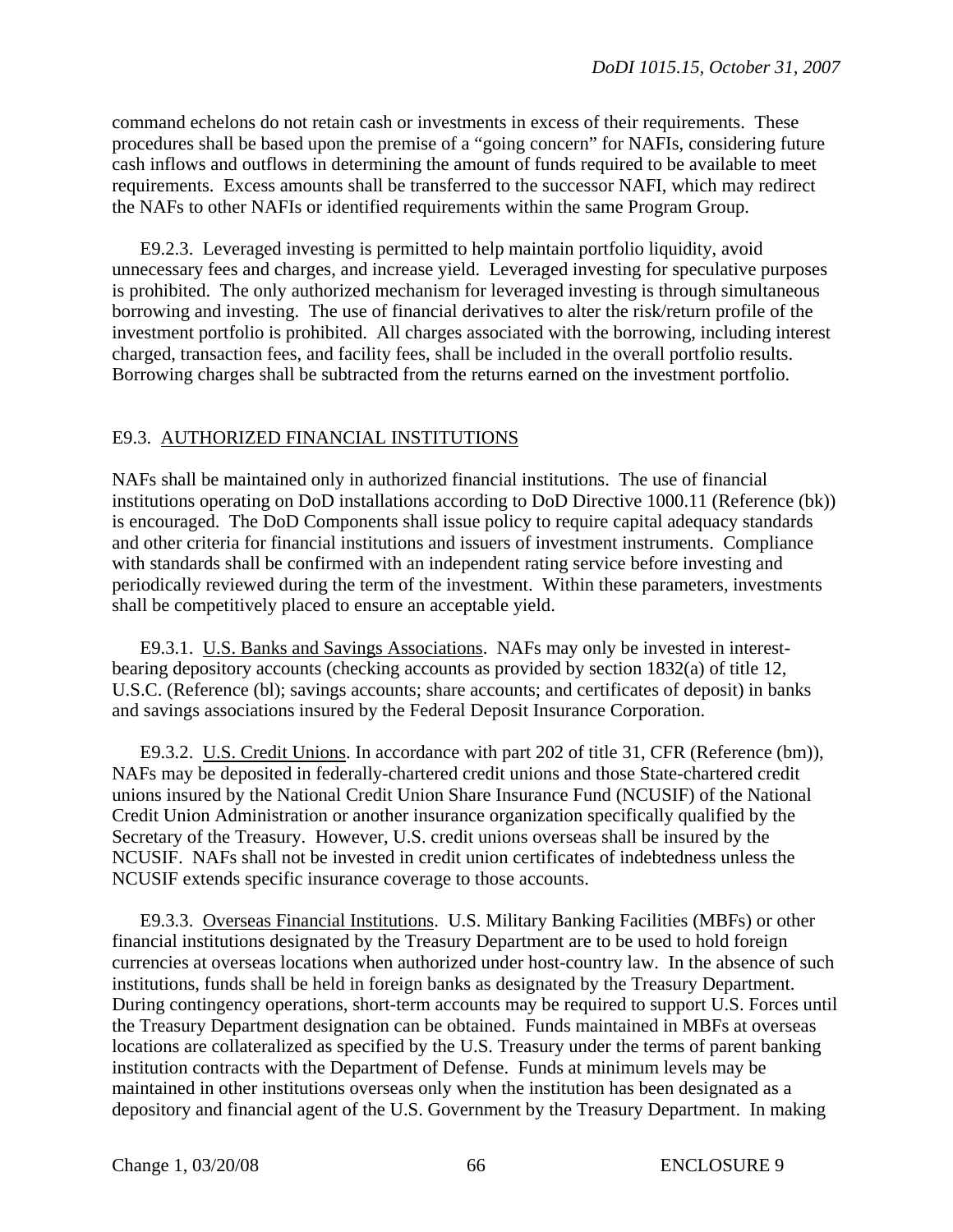command echelons do not retain cash or investments in excess of their requirements. These procedures shall be based upon the premise of a "going concern" for NAFIs, considering future cash inflows and outflows in determining the amount of funds required to be available to meet requirements. Excess amounts shall be transferred to the successor NAFI, which may redirect the NAFs to other NAFIs or identified requirements within the same Program Group.

E9.2.3. Leveraged investing is permitted to help maintain portfolio liquidity, avoid unnecessary fees and charges, and increase yield. Leveraged investing for speculative purposes is prohibited. The only authorized mechanism for leveraged investing is through simultaneous borrowing and investing. The use of financial derivatives to alter the risk/return profile of the investment portfolio is prohibited. All charges associated with the borrowing, including interest charged, transaction fees, and facility fees, shall be included in the overall portfolio results. Borrowing charges shall be subtracted from the returns earned on the investment portfolio.

## E9.3. AUTHORIZED FINANCIAL INSTITUTIONS

NAFs shall be maintained only in authorized financial institutions. The use of financial institutions operating on DoD installations according to DoD Directive 1000.11 (Reference (bk)) is encouraged. The DoD Components shall issue policy to require capital adequacy standards and other criteria for financial institutions and issuers of investment instruments. Compliance with standards shall be confirmed with an independent rating service before investing and periodically reviewed during the term of the investment. Within these parameters, investments shall be competitively placed to ensure an acceptable yield.

E9.3.1. U.S. Banks and Savings Associations. NAFs may only be invested in interest-bearing depository accounts (checking accounts as provided by section 1832(a) of title 12, U.S.C. (Reference (bl); savings accounts; share accounts; and certificates of deposit) in banks and savings associations insured by the Federal Deposit Insurance Corporation.

E9.3.2. U.S. Credit Unions. In accordance with part 202 of title 31, CFR (Reference (bm)), NAFs may be deposited in federally-chartered credit unions and those State-chartered credit unions insured by the National Credit Union Share Insurance Fund (NCUSIF) of the National Credit Union Administration or another insurance organization specifically qualified by the Secretary of the Treasury. However, U.S. credit unions overseas shall be insured by the NCUSIF. NAFs shall not be invested in credit union certificates of indebtedness unless the NCUSIF extends specific insurance coverage to those accounts.

E9.3.3. Overseas Financial Institutions. U.S. Military Banking Facilities (MBFs) or other financial institutions designated by the Treasury Department are to be used to hold foreign currencies at overseas locations when authorized under host-country law. In the absence of such institutions, funds shall be held in foreign banks as designated by the Treasury Department. During contingency operations, short-term accounts may be required to support U.S. Forces until the Treasury Department designation can be obtained. Funds maintained in MBFs at overseas locations are collateralized as specified by the U.S. Treasury under the terms of parent banking institution contracts with the Department of Defense. Funds at minimum levels may be maintained in other institutions overseas only when the institution has been designated as a depository and financial agent of the U.S. Government by the Treasury Department. In making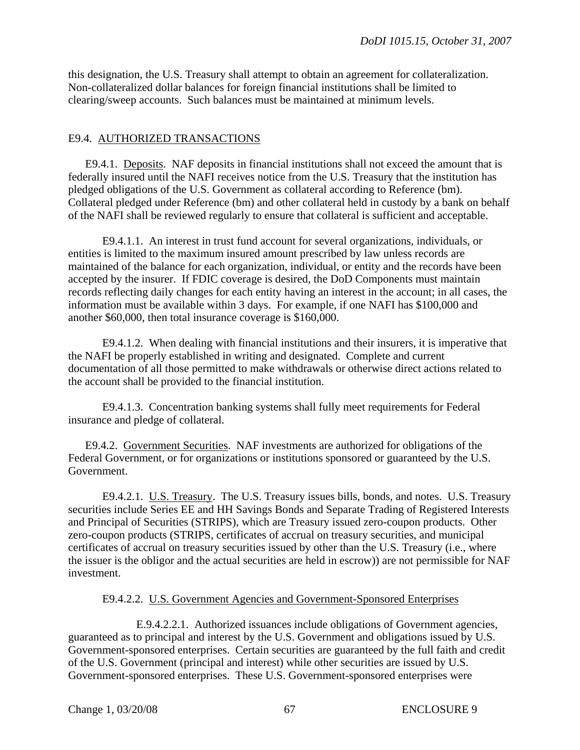this designation, the U.S. Treasury shall attempt to obtain an agreement for collateralization. Non-collateralized dollar balances for foreign financial institutions shall be limited to clearing/sweep accounts. Such balances must be maintained at minimum levels.

E9.4. <u>AUTHORIZED TRANSACTIONS</u>

E9.4.1. <u>Deposits</u>. NAF deposits in financial institutions shall not exceed the amount that is federally insured until the NAFI receives notice from the U.S. Treasury that the institution has pledged obligations of the U.S. Government as collateral according to Reference (bm). Collateral pledged under Reference (bm) and other collateral held in custody by a bank on behalf of the NAFI shall be reviewed regularly to ensure that collateral is sufficient and acceptable.

E9.4.1.1. An interest in trust fund account for several organizations, individuals, or entities is limited to the maximum insured amount prescribed by law unless records are maintained of the balance for each organization, individual, or entity and the records have been accepted by the insurer. If FDIC coverage is desired, the DoD Components must maintain records reflecting daily changes for each entity having an interest in the account; in all cases, the information must be available within 3 days. For example, if one NAFI has $100,000 and another $60,000, then total insurance coverage is $160,000.

E9.4.1.2. When dealing with financial institutions and their insurers, it is imperative that the NAFI be properly established in writing and designated. Complete and current documentation of all those permitted to make withdrawals or otherwise direct actions related to the account shall be provided to the financial institution.

E9.4.1.3. Concentration banking systems shall fully meet requirements for Federal insurance and pledge of collateral.

E9.4.2. <u>Government Securities</u>. NAF investments are authorized for obligations of the Federal Government, or for organizations or institutions sponsored or guaranteed by the U.S. Government.

E9.4.2.1. <u>U.S. Treasury</u>. The U.S. Treasury issues bills, bonds, and notes. U.S. Treasury securities include Series EE and HH Savings Bonds and Separate Trading of Registered Interests and Principal of Securities (STRIPS), which are Treasury issued zero-coupon products. Other zero-coupon products (STRIPS, certificates of accrual on treasury securities, and municipal certificates of accrual on treasury securities issued by other than the U.S. Treasury (i.e., where the issuer is the obligor and the actual securities are held in escrow)) are not permissible for NAF investment.

E9.4.2.2. <u>U.S. Government Agencies and Government-Sponsored Enterprises</u>

E.9.4.2.2.1. Authorized issuances include obligations of Government agencies, guaranteed as to principal and interest by the U.S. Government and obligations issued by U.S. Government-sponsored enterprises. Certain securities are guaranteed by the full faith and credit of the U.S. Government (principal and interest) while other securities are issued by U.S. Government-sponsored enterprises. These U.S. Government-sponsored enterprises were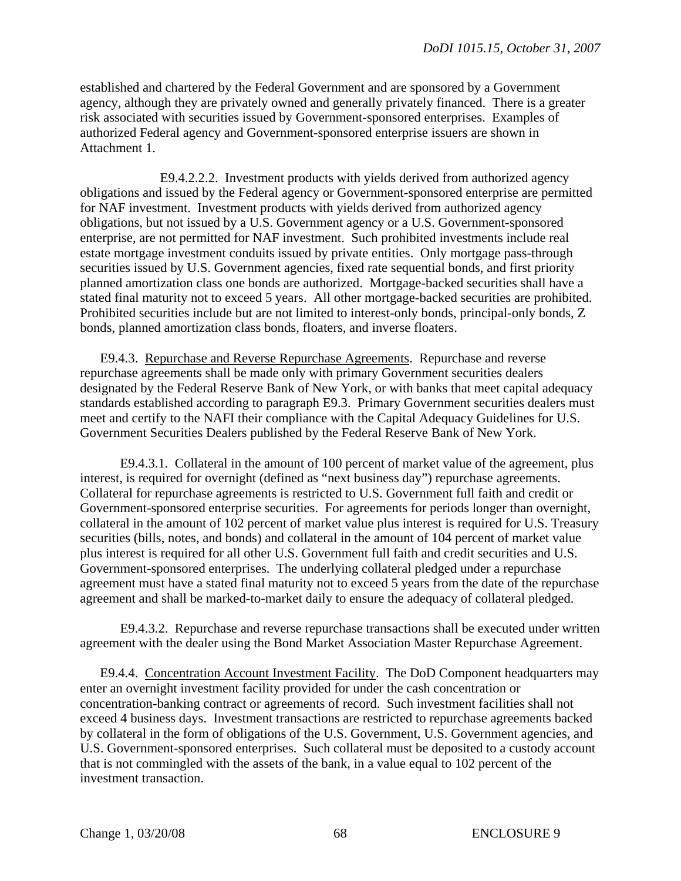established and chartered by the Federal Government and are sponsored by a Government agency, although they are privately owned and generally privately financed. There is a greater risk associated with securities issued by Government-sponsored enterprises. Examples of authorized Federal agency and Government-sponsored enterprise issuers are shown in Attachment 1.

E9.4.2.2.2. Investment products with yields derived from authorized agency obligations and issued by the Federal agency or Government-sponsored enterprise are permitted for NAF investment. Investment products with yields derived from authorized agency obligations, but not issued by a U.S. Government agency or a U.S. Government-sponsored enterprise, are not permitted for NAF investment. Such prohibited investments include real estate mortgage investment conduits issued by private entities. Only mortgage pass-through securities issued by U.S. Government agencies, fixed rate sequential bonds, and first priority planned amortization class one bonds are authorized. Mortgage-backed securities shall have a stated final maturity not to exceed 5 years. All other mortgage-backed securities are prohibited. Prohibited securities include but are not limited to interest-only bonds, principal-only bonds, Z bonds, planned amortization class bonds, floaters, and inverse floaters.

E9.4.3. Repurchase and Reverse Repurchase Agreements. Repurchase and reverse repurchase agreements shall be made only with primary Government securities dealers designated by the Federal Reserve Bank of New York, or with banks that meet capital adequacy standards established according to paragraph E9.3. Primary Government securities dealers must meet and certify to the NAFI their compliance with the Capital Adequacy Guidelines for U.S. Government Securities Dealers published by the Federal Reserve Bank of New York.

E9.4.3.1. Collateral in the amount of 100 percent of market value of the agreement, plus interest, is required for overnight (defined as "next business day") repurchase agreements. Collateral for repurchase agreements is restricted to U.S. Government full faith and credit or Government-sponsored enterprise securities. For agreements for periods longer than overnight, collateral in the amount of 102 percent of market value plus interest is required for U.S. Treasury securities (bills, notes, and bonds) and collateral in the amount of 104 percent of market value plus interest is required for all other U.S. Government full faith and credit securities and U.S. Government-sponsored enterprises. The underlying collateral pledged under a repurchase agreement must have a stated final maturity not to exceed 5 years from the date of the repurchase agreement and shall be marked-to-market daily to ensure the adequacy of collateral pledged.

E9.4.3.2. Repurchase and reverse repurchase transactions shall be executed under written agreement with the dealer using the Bond Market Association Master Repurchase Agreement.

E9.4.4. Concentration Account Investment Facility. The DoD Component headquarters may enter an overnight investment facility provided for under the cash concentration or concentration-banking contract or agreements of record. Such investment facilities shall not exceed 4 business days. Investment transactions are restricted to repurchase agreements backed by collateral in the form of obligations of the U.S. Government, U.S. Government agencies, and U.S. Government-sponsored enterprises. Such collateral must be deposited to a custody account that is not commingled with the assets of the bank, in a value equal to 102 percent of the investment transaction.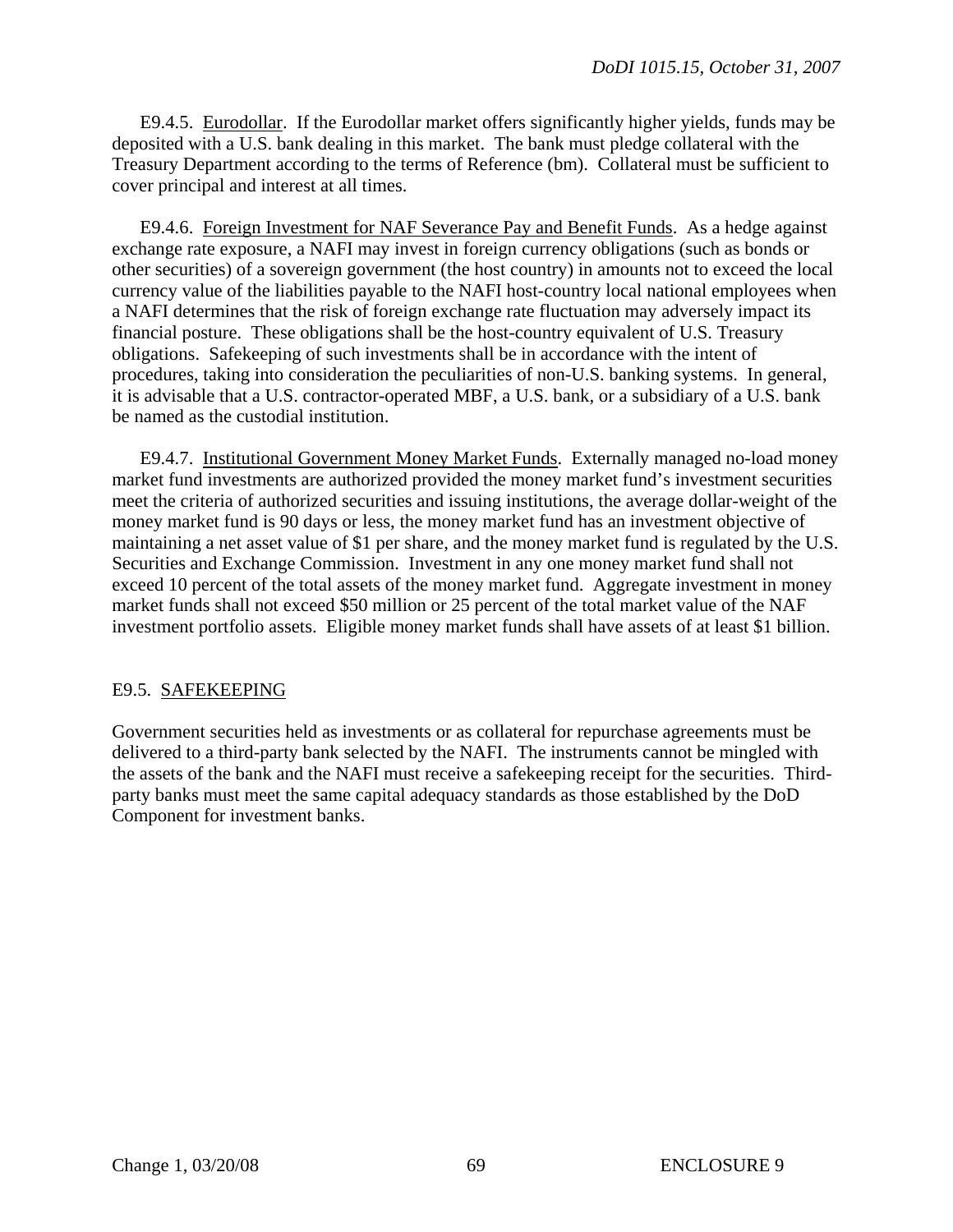E9.4.5. Eurodollar. If the Eurodollar market offers significantly higher yields, funds may be deposited with a U.S. bank dealing in this market. The bank must pledge collateral with the Treasury Department according to the terms of Reference (bm). Collateral must be sufficient to cover principal and interest at all times.

E9.4.6. Foreign Investment for NAF Severance Pay and Benefit Funds. As a hedge against exchange rate exposure, a NAFI may invest in foreign currency obligations (such as bonds or other securities) of a sovereign government (the host country) in amounts not to exceed the local currency value of the liabilities payable to the NAFI host-country local national employees when a NAFI determines that the risk of foreign exchange rate fluctuation may adversely impact its financial posture. These obligations shall be the host-country equivalent of U.S. Treasury obligations. Safekeeping of such investments shall be in accordance with the intent of procedures, taking into consideration the peculiarities of non-U.S. banking systems. In general, it is advisable that a U.S. contractor-operated MBF, a U.S. bank, or a subsidiary of a U.S. bank be named as the custodial institution.

E9.4.7. Institutional Government Money Market Funds. Externally managed no-load money market fund investments are authorized provided the money market fund's investment securities meet the criteria of authorized securities and issuing institutions, the average dollar-weight of the money market fund is 90 days or less, the money market fund has an investment objective of maintaining a net asset value of $1 per share, and the money market fund is regulated by the U.S. Securities and Exchange Commission. Investment in any one money market fund shall not exceed 10 percent of the total assets of the money market fund. Aggregate investment in money market funds shall not exceed $50 million or 25 percent of the total market value of the NAF investment portfolio assets. Eligible money market funds shall have assets of at least $1 billion.

## E9.5. SAFEKEEPING

Government securities held as investments or as collateral for repurchase agreements must be delivered to a third-party bank selected by the NAFI. The instruments cannot be mingled with the assets of the bank and the NAFI must receive a safekeeping receipt for the securities. Third-party banks must meet the same capital adequacy standards as those established by the DoD Component for investment banks.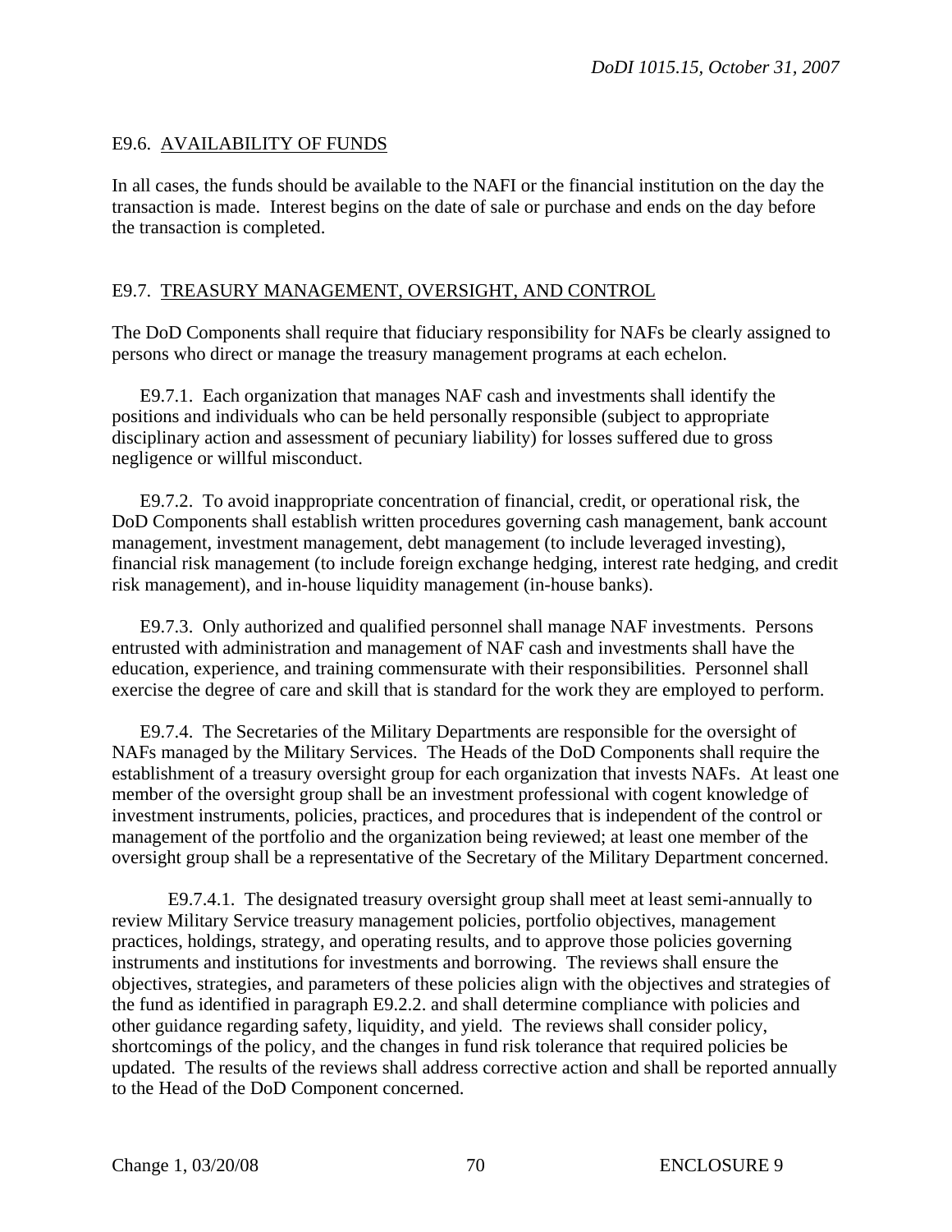## E9.6. AVAILABILITY OF FUNDS

In all cases, the funds should be available to the NAFI or the financial institution on the day the transaction is made. Interest begins on the date of sale or purchase and ends on the day before the transaction is completed.

## E9.7. TREASURY MANAGEMENT, OVERSIGHT, AND CONTROL

The DoD Components shall require that fiduciary responsibility for NAFs be clearly assigned to persons who direct or manage the treasury management programs at each echelon.

E9.7.1. Each organization that manages NAF cash and investments shall identify the positions and individuals who can be held personally responsible (subject to appropriate disciplinary action and assessment of pecuniary liability) for losses suffered due to gross negligence or willful misconduct.

E9.7.2. To avoid inappropriate concentration of financial, credit, or operational risk, the DoD Components shall establish written procedures governing cash management, bank account management, investment management, debt management (to include leveraged investing), financial risk management (to include foreign exchange hedging, interest rate hedging, and credit risk management), and in-house liquidity management (in-house banks).

E9.7.3. Only authorized and qualified personnel shall manage NAF investments. Persons entrusted with administration and management of NAF cash and investments shall have the education, experience, and training commensurate with their responsibilities. Personnel shall exercise the degree of care and skill that is standard for the work they are employed to perform.

E9.7.4. The Secretaries of the Military Departments are responsible for the oversight of NAFs managed by the Military Services. The Heads of the DoD Components shall require the establishment of a treasury oversight group for each organization that invests NAFs. At least one member of the oversight group shall be an investment professional with cogent knowledge of investment instruments, policies, practices, and procedures that is independent of the control or management of the portfolio and the organization being reviewed; at least one member of the oversight group shall be a representative of the Secretary of the Military Department concerned.

E9.7.4.1. The designated treasury oversight group shall meet at least semi-annually to review Military Service treasury management policies, portfolio objectives, management practices, holdings, strategy, and operating results, and to approve those policies governing instruments and institutions for investments and borrowing. The reviews shall ensure the objectives, strategies, and parameters of these policies align with the objectives and strategies of the fund as identified in paragraph E9.2.2. and shall determine compliance with policies and other guidance regarding safety, liquidity, and yield. The reviews shall consider policy, shortcomings of the policy, and the changes in fund risk tolerance that required policies be updated. The results of the reviews shall address corrective action and shall be reported annually to the Head of the DoD Component concerned.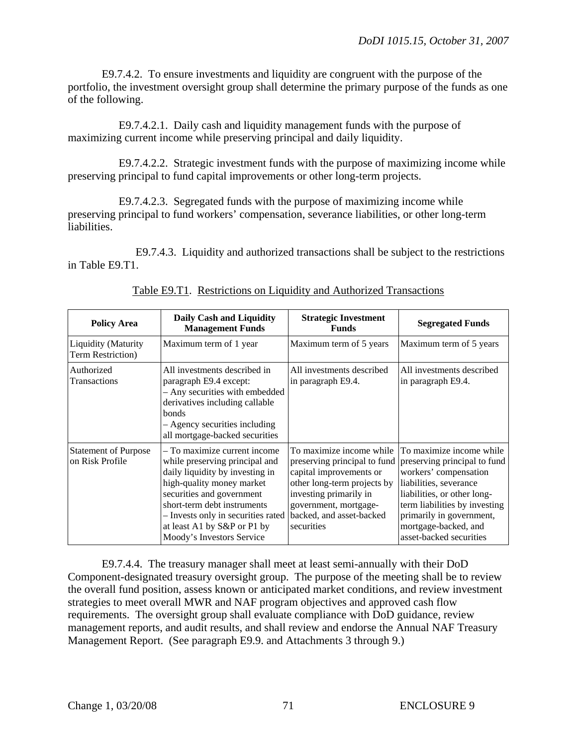E9.7.4.2. To ensure investments and liquidity are congruent with the purpose of the portfolio, the investment oversight group shall determine the primary purpose of the funds as one of the following.

E9.7.4.2.1. Daily cash and liquidity management funds with the purpose of maximizing current income while preserving principal and daily liquidity.

E9.7.4.2.2. Strategic investment funds with the purpose of maximizing income while preserving principal to fund capital improvements or other long-term projects.

E9.7.4.2.3. Segregated funds with the purpose of maximizing income while preserving principal to fund workers' compensation, severance liabilities, or other long-term liabilities.

E9.7.4.3. Liquidity and authorized transactions shall be subject to the restrictions in Table E9.T1.

Table E9.T1. Restrictions on Liquidity and Authorized Transactions

| Policy Area | Daily Cash and Liquidity Management Funds | Strategic Investment Funds | Segregated Funds |
|---|---|---|---|
| Liquidity (Maturity Term Restriction) | Maximum term of 1 year | Maximum term of 5 years | Maximum term of 5 years |
| Authorized Transactions | All investments described in paragraph E9.4 except:<br>– Any securities with embedded derivatives including callable bonds<br>– Agency securities including all mortgage-backed securities | All investments described in paragraph E9.4. | All investments described in paragraph E9.4. |
| Statement of Purpose on Risk Profile | – To maximize current income while preserving principal and daily liquidity by investing in high-quality money market securities and government short-term debt instruments<br>– Invests only in securities rated at least A1 by S&P or P1 by Moody's Investors Service | To maximize income while preserving principal to fund capital improvements or other long-term projects by investing primarily in government, mortgage-backed, and asset-backed securities | To maximize income while preserving principal to fund workers' compensation liabilities, severance liabilities, or other long-term liabilities by investing primarily in government, mortgage-backed, and asset-backed securities |

E9.7.4.4. The treasury manager shall meet at least semi-annually with their DoD Component-designated treasury oversight group. The purpose of the meeting shall be to review the overall fund position, assess known or anticipated market conditions, and review investment strategies to meet overall MWR and NAF program objectives and approved cash flow requirements. The oversight group shall evaluate compliance with DoD guidance, review management reports, and audit results, and shall review and endorse the Annual NAF Treasury Management Report. (See paragraph E9.9. and Attachments 3 through 9.)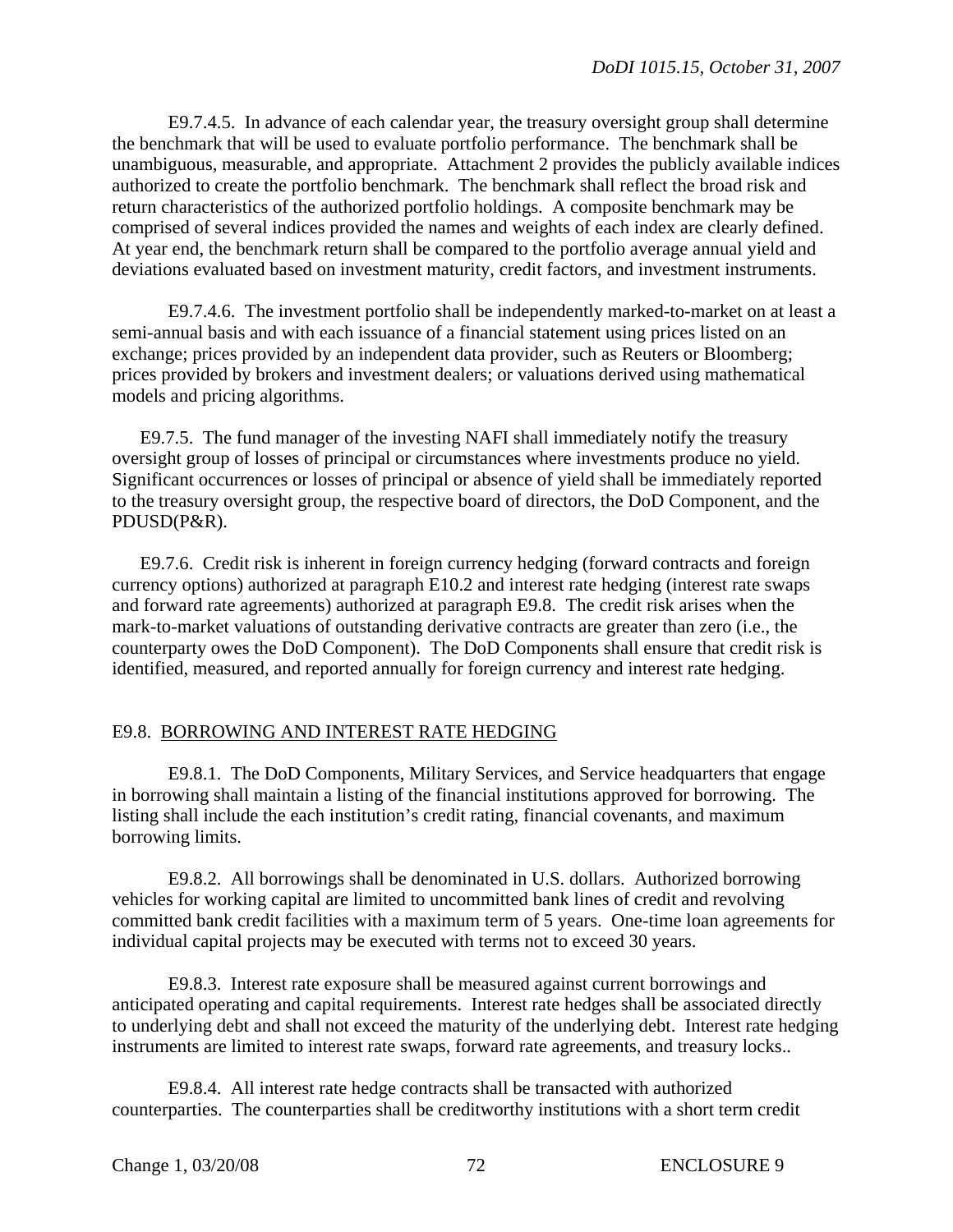E9.7.4.5. In advance of each calendar year, the treasury oversight group shall determine the benchmark that will be used to evaluate portfolio performance. The benchmark shall be unambiguous, measurable, and appropriate. Attachment 2 provides the publicly available indices authorized to create the portfolio benchmark. The benchmark shall reflect the broad risk and return characteristics of the authorized portfolio holdings. A composite benchmark may be comprised of several indices provided the names and weights of each index are clearly defined. At year end, the benchmark return shall be compared to the portfolio average annual yield and deviations evaluated based on investment maturity, credit factors, and investment instruments.

E9.7.4.6. The investment portfolio shall be independently marked-to-market on at least a semi-annual basis and with each issuance of a financial statement using prices listed on an exchange; prices provided by an independent data provider, such as Reuters or Bloomberg; prices provided by brokers and investment dealers; or valuations derived using mathematical models and pricing algorithms.

E9.7.5. The fund manager of the investing NAFI shall immediately notify the treasury oversight group of losses of principal or circumstances where investments produce no yield. Significant occurrences or losses of principal or absence of yield shall be immediately reported to the treasury oversight group, the respective board of directors, the DoD Component, and the PDUSD(P&R).

E9.7.6. Credit risk is inherent in foreign currency hedging (forward contracts and foreign currency options) authorized at paragraph E10.2 and interest rate hedging (interest rate swaps and forward rate agreements) authorized at paragraph E9.8. The credit risk arises when the mark-to-market valuations of outstanding derivative contracts are greater than zero (i.e., the counterparty owes the DoD Component). The DoD Components shall ensure that credit risk is identified, measured, and reported annually for foreign currency and interest rate hedging.

## E9.8. BORROWING AND INTEREST RATE HEDGING

E9.8.1. The DoD Components, Military Services, and Service headquarters that engage in borrowing shall maintain a listing of the financial institutions approved for borrowing. The listing shall include the each institution's credit rating, financial covenants, and maximum borrowing limits.

E9.8.2. All borrowings shall be denominated in U.S. dollars. Authorized borrowing vehicles for working capital are limited to uncommitted bank lines of credit and revolving committed bank credit facilities with a maximum term of 5 years. One-time loan agreements for individual capital projects may be executed with terms not to exceed 30 years.

E9.8.3. Interest rate exposure shall be measured against current borrowings and anticipated operating and capital requirements. Interest rate hedges shall be associated directly to underlying debt and shall not exceed the maturity of the underlying debt. Interest rate hedging instruments are limited to interest rate swaps, forward rate agreements, and treasury locks..

E9.8.4. All interest rate hedge contracts shall be transacted with authorized counterparties. The counterparties shall be creditworthy institutions with a short term credit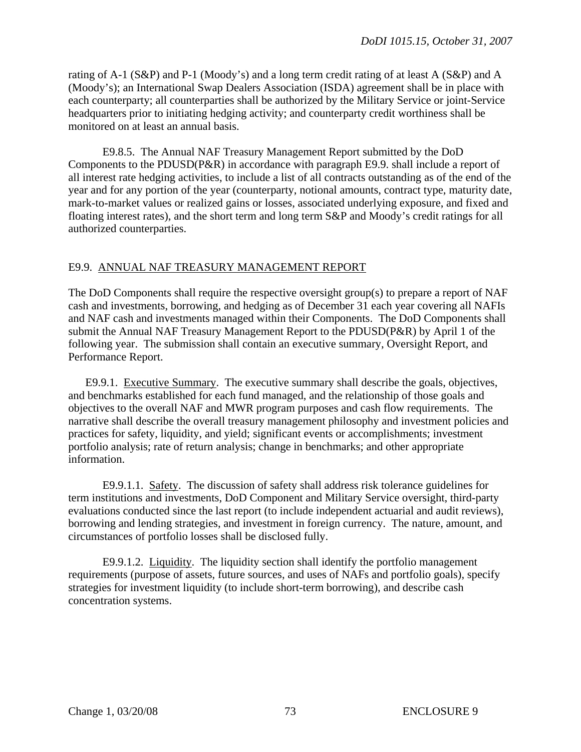rating of A-1 (S&P) and P-1 (Moody's) and a long term credit rating of at least A (S&P) and A (Moody's); an International Swap Dealers Association (ISDA) agreement shall be in place with each counterparty; all counterparties shall be authorized by the Military Service or joint-Service headquarters prior to initiating hedging activity; and counterparty credit worthiness shall be monitored on at least an annual basis.

E9.8.5. The Annual NAF Treasury Management Report submitted by the DoD Components to the PDUSD(P&R) in accordance with paragraph E9.9. shall include a report of all interest rate hedging activities, to include a list of all contracts outstanding as of the end of the year and for any portion of the year (counterparty, notional amounts, contract type, maturity date, mark-to-market values or realized gains or losses, associated underlying exposure, and fixed and floating interest rates), and the short term and long term S&P and Moody's credit ratings for all authorized counterparties.

## E9.9. ANNUAL NAF TREASURY MANAGEMENT REPORT

The DoD Components shall require the respective oversight group(s) to prepare a report of NAF cash and investments, borrowing, and hedging as of December 31 each year covering all NAFIs and NAF cash and investments managed within their Components. The DoD Components shall submit the Annual NAF Treasury Management Report to the PDUSD(P&R) by April 1 of the following year. The submission shall contain an executive summary, Oversight Report, and Performance Report.

E9.9.1. Executive Summary. The executive summary shall describe the goals, objectives, and benchmarks established for each fund managed, and the relationship of those goals and objectives to the overall NAF and MWR program purposes and cash flow requirements. The narrative shall describe the overall treasury management philosophy and investment policies and practices for safety, liquidity, and yield; significant events or accomplishments; investment portfolio analysis; rate of return analysis; change in benchmarks; and other appropriate information.

E9.9.1.1. Safety. The discussion of safety shall address risk tolerance guidelines for term institutions and investments, DoD Component and Military Service oversight, third-party evaluations conducted since the last report (to include independent actuarial and audit reviews), borrowing and lending strategies, and investment in foreign currency. The nature, amount, and circumstances of portfolio losses shall be disclosed fully.

E9.9.1.2. Liquidity. The liquidity section shall identify the portfolio management requirements (purpose of assets, future sources, and uses of NAFs and portfolio goals), specify strategies for investment liquidity (to include short-term borrowing), and describe cash concentration systems.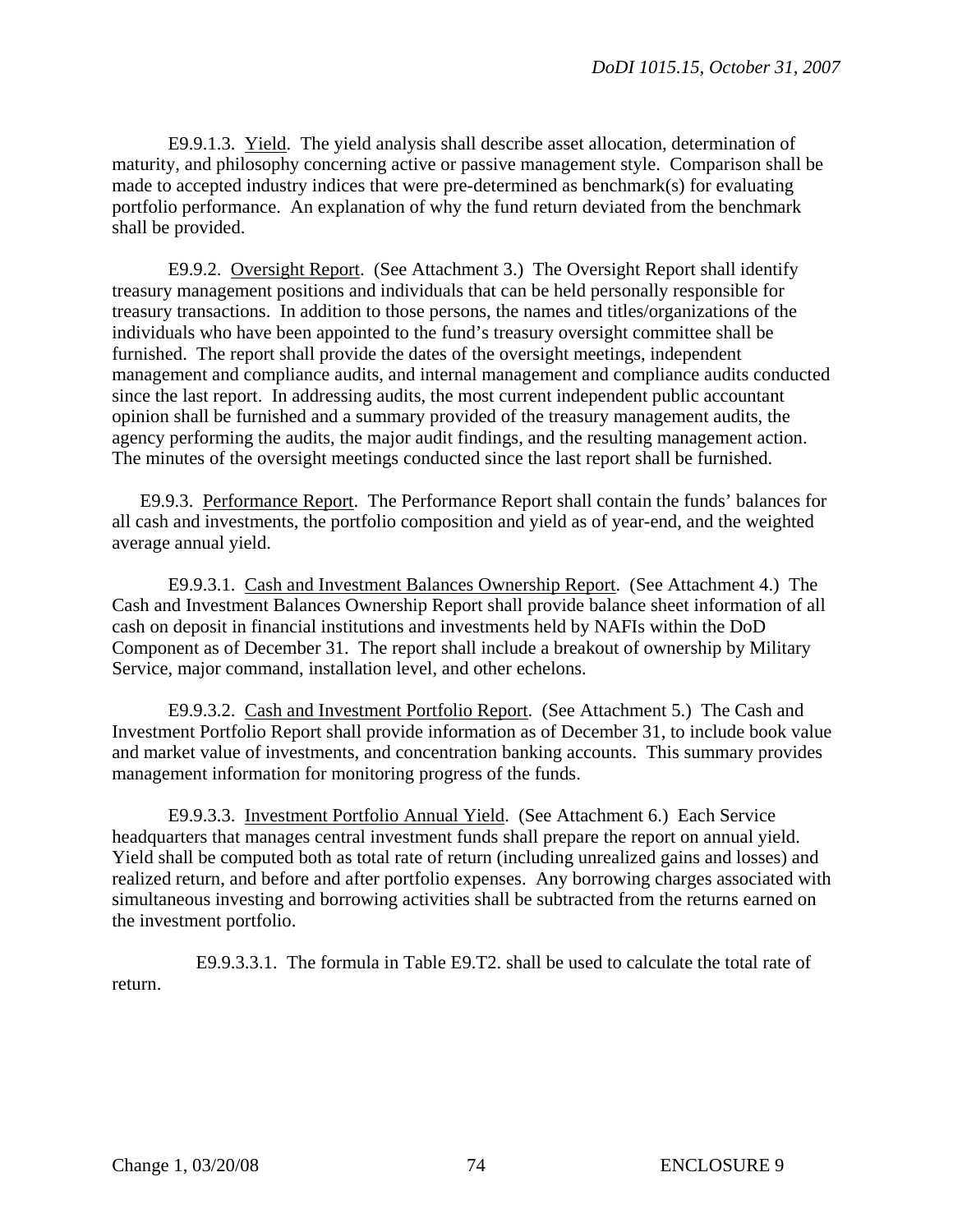E9.9.1.3. Yield. The yield analysis shall describe asset allocation, determination of maturity, and philosophy concerning active or passive management style. Comparison shall be made to accepted industry indices that were pre-determined as benchmark(s) for evaluating portfolio performance. An explanation of why the fund return deviated from the benchmark shall be provided.

E9.9.2. Oversight Report. (See Attachment 3.) The Oversight Report shall identify treasury management positions and individuals that can be held personally responsible for treasury transactions. In addition to those persons, the names and titles/organizations of the individuals who have been appointed to the fund's treasury oversight committee shall be furnished. The report shall provide the dates of the oversight meetings, independent management and compliance audits, and internal management and compliance audits conducted since the last report. In addressing audits, the most current independent public accountant opinion shall be furnished and a summary provided of the treasury management audits, the agency performing the audits, the major audit findings, and the resulting management action. The minutes of the oversight meetings conducted since the last report shall be furnished.

E9.9.3. Performance Report. The Performance Report shall contain the funds' balances for all cash and investments, the portfolio composition and yield as of year-end, and the weighted average annual yield.

E9.9.3.1. Cash and Investment Balances Ownership Report. (See Attachment 4.) The Cash and Investment Balances Ownership Report shall provide balance sheet information of all cash on deposit in financial institutions and investments held by NAFIs within the DoD Component as of December 31. The report shall include a breakout of ownership by Military Service, major command, installation level, and other echelons.

E9.9.3.2. Cash and Investment Portfolio Report. (See Attachment 5.) The Cash and Investment Portfolio Report shall provide information as of December 31, to include book value and market value of investments, and concentration banking accounts. This summary provides management information for monitoring progress of the funds.

E9.9.3.3. Investment Portfolio Annual Yield. (See Attachment 6.) Each Service headquarters that manages central investment funds shall prepare the report on annual yield. Yield shall be computed both as total rate of return (including unrealized gains and losses) and realized return, and before and after portfolio expenses. Any borrowing charges associated with simultaneous investing and borrowing activities shall be subtracted from the returns earned on the investment portfolio.

E9.9.3.3.1. The formula in Table E9.T2. shall be used to calculate the total rate of return.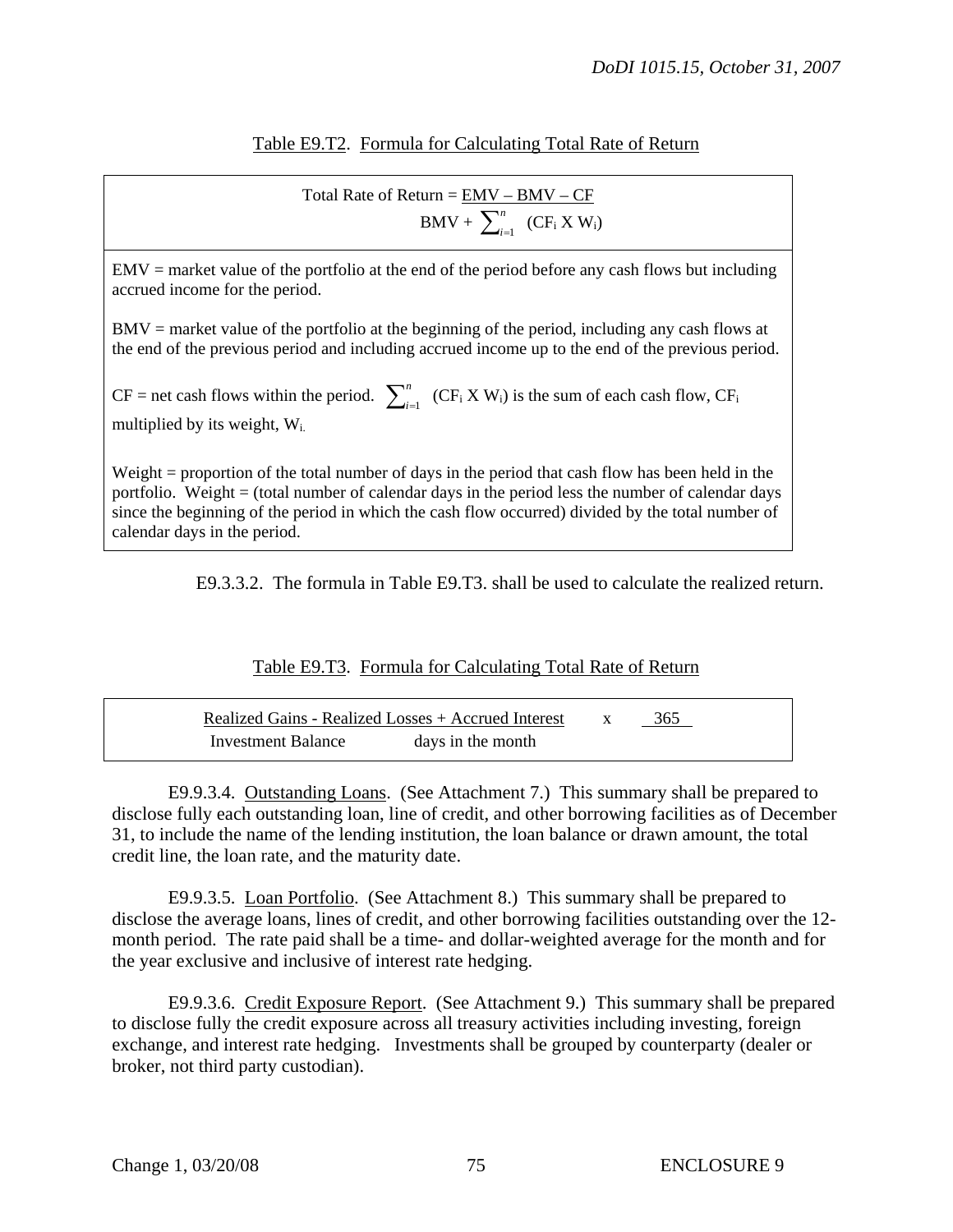Table E9.T2. Formula for Calculating Total Rate of Return

$$\text{Total Rate of Return} = \frac{EMV - BMV - CF}{BMV + \sum_{i=1}^{n} (CF_i \times W_i)}$$

EMV = market value of the portfolio at the end of the period before any cash flows but including accrued income for the period.

BMV = market value of the portfolio at the beginning of the period, including any cash flows at the end of the previous period and including accrued income up to the end of the previous period.

CF = net cash flows within the period. $\sum_{i=1}^{n} (CF_i \times W_i)$ is the sum of each cash flow, $CF_i$ multiplied by its weight, $W_i$.

Weight = proportion of the total number of days in the period that cash flow has been held in the portfolio. Weight = (total number of calendar days in the period less the number of calendar days since the beginning of the period in which the cash flow occurred) divided by the total number of calendar days in the period.

E9.3.3.2. The formula in Table E9.T3. shall be used to calculate the realized return.

Table E9.T3. Formula for Calculating Total Rate of Return

$$\frac{\text{Realized Gains - Realized Losses + Accrued Interest}}{\text{Investment Balance} \quad \text{days in the month}} \times \frac{365}{}$$

E9.9.3.4. Outstanding Loans. (See Attachment 7.) This summary shall be prepared to disclose fully each outstanding loan, line of credit, and other borrowing facilities as of December 31, to include the name of the lending institution, the loan balance or drawn amount, the total credit line, the loan rate, and the maturity date.

E9.9.3.5. Loan Portfolio. (See Attachment 8.) This summary shall be prepared to disclose the average loans, lines of credit, and other borrowing facilities outstanding over the 12-month period. The rate paid shall be a time- and dollar-weighted average for the month and for the year exclusive and inclusive of interest rate hedging.

E9.9.3.6. Credit Exposure Report. (See Attachment 9.) This summary shall be prepared to disclose fully the credit exposure across all treasury activities including investing, foreign exchange, and interest rate hedging. Investments shall be grouped by counterparty (dealer or broker, not third party custodian).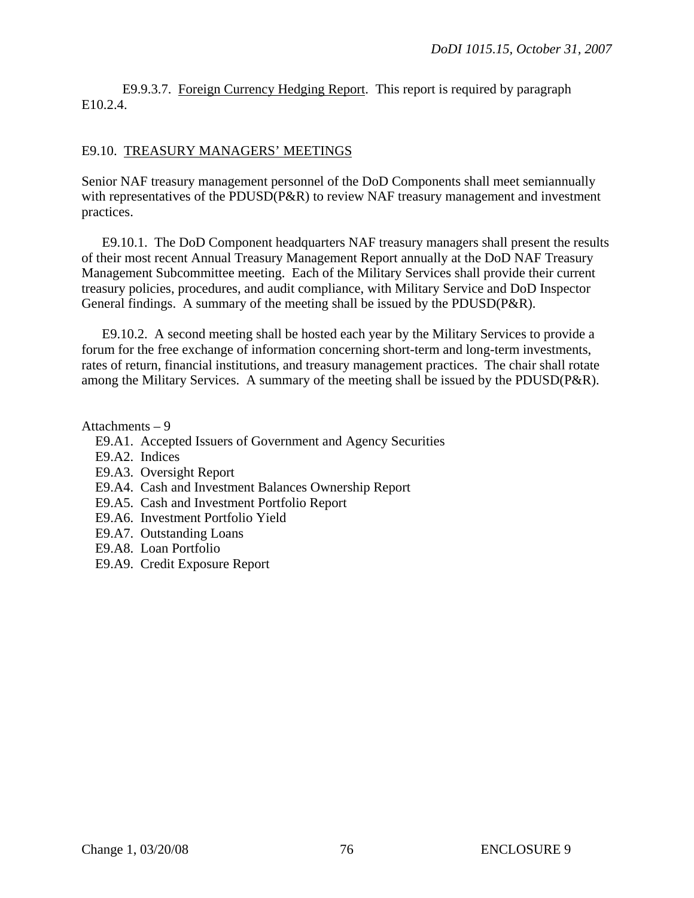E9.9.3.7. Foreign Currency Hedging Report. This report is required by paragraph E10.2.4.

## E9.10. TREASURY MANAGERS' MEETINGS

Senior NAF treasury management personnel of the DoD Components shall meet semiannually with representatives of the PDUSD(P&R) to review NAF treasury management and investment practices.

E9.10.1. The DoD Component headquarters NAF treasury managers shall present the results of their most recent Annual Treasury Management Report annually at the DoD NAF Treasury Management Subcommittee meeting. Each of the Military Services shall provide their current treasury policies, procedures, and audit compliance, with Military Service and DoD Inspector General findings. A summary of the meeting shall be issued by the PDUSD(P&R).

E9.10.2. A second meeting shall be hosted each year by the Military Services to provide a forum for the free exchange of information concerning short-term and long-term investments, rates of return, financial institutions, and treasury management practices. The chair shall rotate among the Military Services. A summary of the meeting shall be issued by the PDUSD(P&R).

Attachments – 9

- E9.A1. Accepted Issuers of Government and Agency Securities
- E9.A2. Indices
- E9.A3. Oversight Report
- E9.A4. Cash and Investment Balances Ownership Report
- E9.A5. Cash and Investment Portfolio Report
- E9.A6. Investment Portfolio Yield
- E9.A7. Outstanding Loans
- E9.A8. Loan Portfolio
- E9.A9. Credit Exposure Report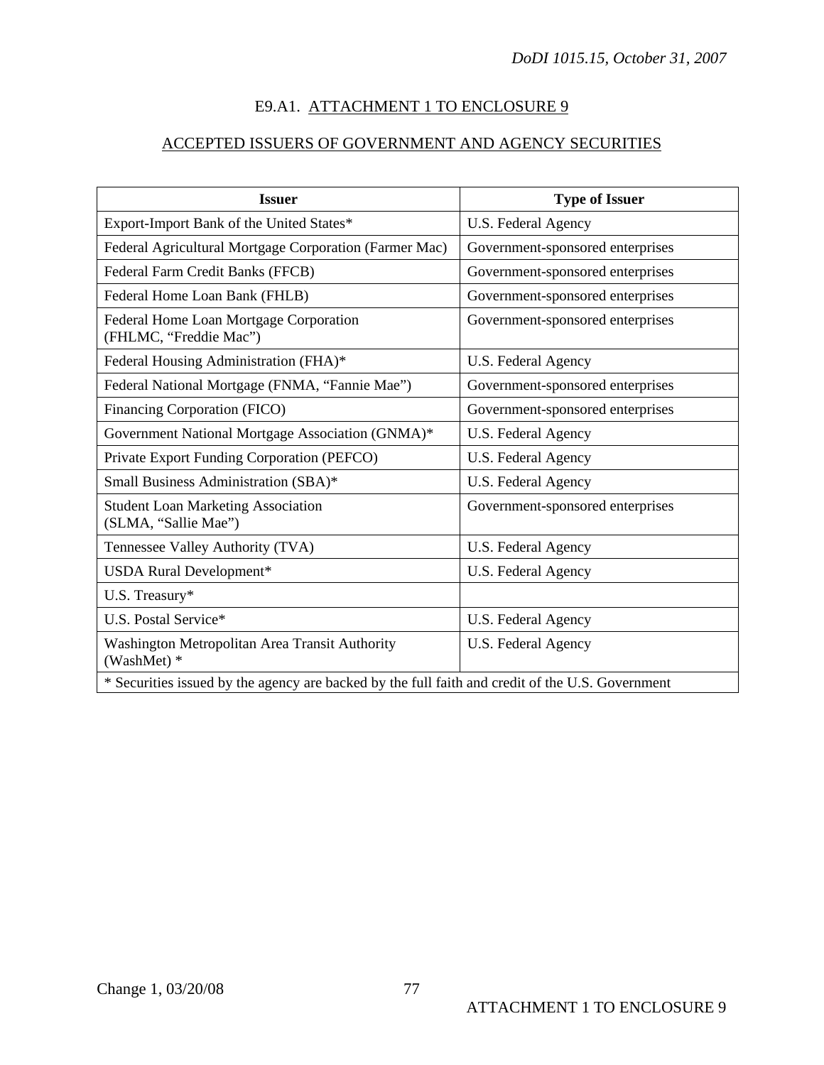## E9.A1. ATTACHMENT 1 TO ENCLOSURE 9

## ACCEPTED ISSUERS OF GOVERNMENT AND AGENCY SECURITIES

| Issuer | Type of Issuer |
|---|---|
| Export-Import Bank of the United States* | U.S. Federal Agency |
| Federal Agricultural Mortgage Corporation (Farmer Mac) | Government-sponsored enterprises |
| Federal Farm Credit Banks (FFCB) | Government-sponsored enterprises |
| Federal Home Loan Bank (FHLB) | Government-sponsored enterprises |
| Federal Home Loan Mortgage Corporation (FHLMC, "Freddie Mac") | Government-sponsored enterprises |
| Federal Housing Administration (FHA)* | U.S. Federal Agency |
| Federal National Mortgage (FNMA, "Fannie Mae") | Government-sponsored enterprises |
| Financing Corporation (FICO) | Government-sponsored enterprises |
| Government National Mortgage Association (GNMA)* | U.S. Federal Agency |
| Private Export Funding Corporation (PEFCO) | U.S. Federal Agency |
| Small Business Administration (SBA)* | U.S. Federal Agency |
| Student Loan Marketing Association (SLMA, "Sallie Mae") | Government-sponsored enterprises |
| Tennessee Valley Authority (TVA) | U.S. Federal Agency |
| USDA Rural Development* | U.S. Federal Agency |
| U.S. Treasury* | |
| U.S. Postal Service* | U.S. Federal Agency |
| Washington Metropolitan Area Transit Authority (WashMet) * | U.S. Federal Agency |
| * Securities issued by the agency are backed by the full faith and credit of the U.S. Government | |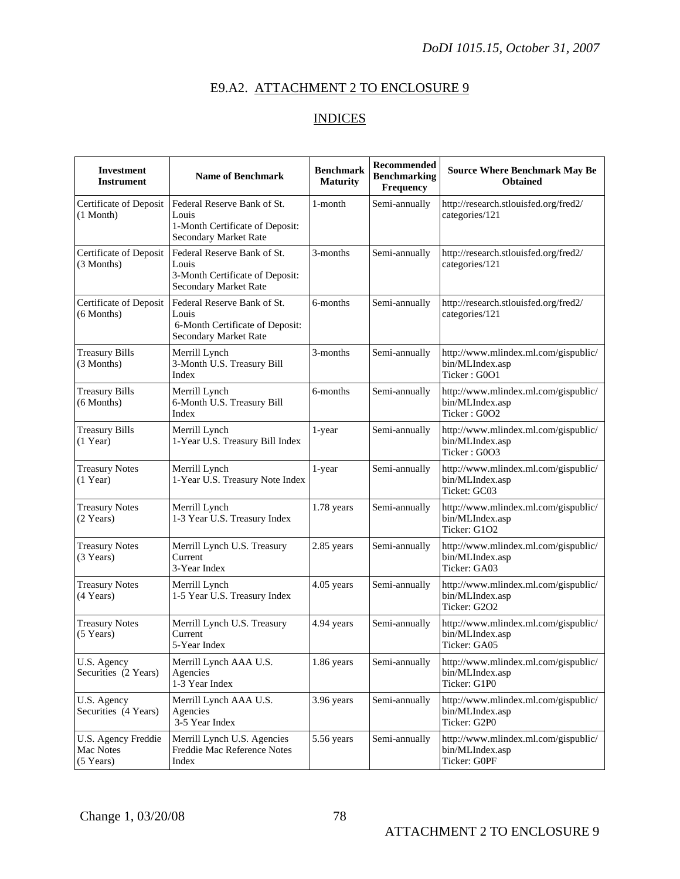## E9.A2. ATTACHMENT 2 TO ENCLOSURE 9

## INDICES

| Investment Instrument | Name of Benchmark | Benchmark Maturity | Recommended Benchmarking Frequency | Source Where Benchmark May Be Obtained |
|---|---|---|---|---|
| Certificate of Deposit (1 Month) | Federal Reserve Bank of St. Louis 1-Month Certificate of Deposit: Secondary Market Rate | 1-month | Semi-annually | http://research.stlouisfed.org/fred2/categories/121 |
| Certificate of Deposit (3 Months) | Federal Reserve Bank of St. Louis 3-Month Certificate of Deposit: Secondary Market Rate | 3-months | Semi-annually | http://research.stlouisfed.org/fred2/categories/121 |
| Certificate of Deposit (6 Months) | Federal Reserve Bank of St. Louis 6-Month Certificate of Deposit: Secondary Market Rate | 6-months | Semi-annually | http://research.stlouisfed.org/fred2/categories/121 |
| Treasury Bills (3 Months) | Merrill Lynch 3-Month U.S. Treasury Bill Index | 3-months | Semi-annually | http://www.mlindex.ml.com/gispublic/bin/MLIndex.asp Ticker : G0O1 |
| Treasury Bills (6 Months) | Merrill Lynch 6-Month U.S. Treasury Bill Index | 6-months | Semi-annually | http://www.mlindex.ml.com/gispublic/bin/MLIndex.asp Ticker : G0O2 |
| Treasury Bills (1 Year) | Merrill Lynch 1-Year U.S. Treasury Bill Index | 1-year | Semi-annually | http://www.mlindex.ml.com/gispublic/bin/MLIndex.asp Ticker : G0O3 |
| Treasury Notes (1 Year) | Merrill Lynch 1-Year U.S. Treasury Note Index | 1-year | Semi-annually | http://www.mlindex.ml.com/gispublic/bin/MLIndex.asp Ticket: GC03 |
| Treasury Notes (2 Years) | Merrill Lynch 1-3 Year U.S. Treasury Index | 1.78 years | Semi-annually | http://www.mlindex.ml.com/gispublic/bin/MLIndex.asp Ticker: G1O2 |
| Treasury Notes (3 Years) | Merrill Lynch U.S. Treasury Current 3-Year Index | 2.85 years | Semi-annually | http://www.mlindex.ml.com/gispublic/bin/MLIndex.asp Ticker: GA03 |
| Treasury Notes (4 Years) | Merrill Lynch 1-5 Year U.S. Treasury Index | 4.05 years | Semi-annually | http://www.mlindex.ml.com/gispublic/bin/MLIndex.asp Ticker: G2O2 |
| Treasury Notes (5 Years) | Merrill Lynch U.S. Treasury Current 5-Year Index | 4.94 years | Semi-annually | http://www.mlindex.ml.com/gispublic/bin/MLIndex.asp Ticker: GA05 |
| U.S. Agency Securities (2 Years) | Merrill Lynch AAA U.S. Agencies 1-3 Year Index | 1.86 years | Semi-annually | http://www.mlindex.ml.com/gispublic/bin/MLIndex.asp Ticker: G1P0 |
| U.S. Agency Securities (4 Years) | Merrill Lynch AAA U.S. Agencies 3-5 Year Index | 3.96 years | Semi-annually | http://www.mlindex.ml.com/gispublic/bin/MLIndex.asp Ticker: G2P0 |
| U.S. Agency Freddie Mac Notes (5 Years) | Merrill Lynch U.S. Agencies Freddie Mac Reference Notes Index | 5.56 years | Semi-annually | http://www.mlindex.ml.com/gispublic/bin/MLIndex.asp Ticker: G0PF |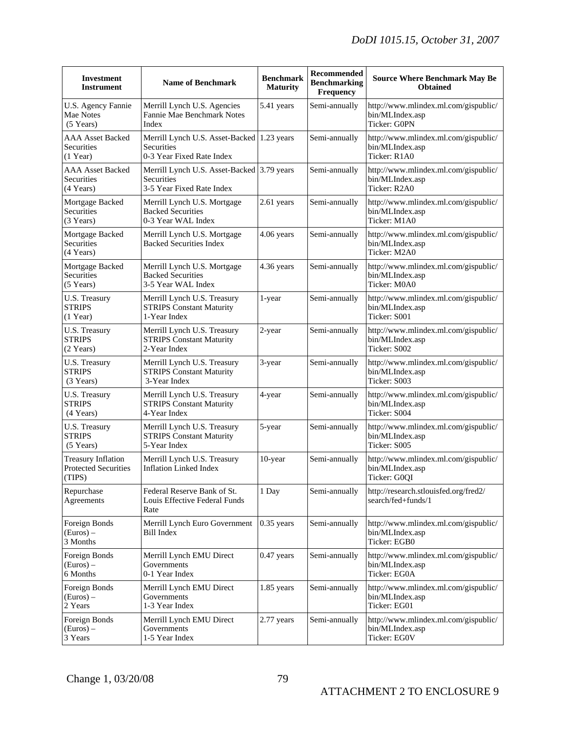| Investment Instrument | Name of Benchmark | Benchmark Maturity | Recommended Benchmarking Frequency | Source Where Benchmark May Be Obtained |
|---|---|---|---|---|
| U.S. Agency Fannie Mae Notes (5 Years) | Merrill Lynch U.S. Agencies Fannie Mae Benchmark Notes Index | 5.41 years | Semi-annually | http://www.mlindex.ml.com/gispublic/bin/MLIndex.asp Ticker: G0PN |
| AAA Asset Backed Securities (1 Year) | Merrill Lynch U.S. Asset-Backed Securities 0-3 Year Fixed Rate Index | 1.23 years | Semi-annually | http://www.mlindex.ml.com/gispublic/bin/MLIndex.asp Ticker: R1A0 |
| AAA Asset Backed Securities (4 Years) | Merrill Lynch U.S. Asset-Backed Securities 3-5 Year Fixed Rate Index | 3.79 years | Semi-annually | http://www.mlindex.ml.com/gispublic/bin/MLIndex.asp Ticker: R2A0 |
| Mortgage Backed Securities (3 Years) | Merrill Lynch U.S. Mortgage Backed Securities 0-3 Year WAL Index | 2.61 years | Semi-annually | http://www.mlindex.ml.com/gispublic/bin/MLIndex.asp Ticker: M1A0 |
| Mortgage Backed Securities (4 Years) | Merrill Lynch U.S. Mortgage Backed Securities Index | 4.06 years | Semi-annually | http://www.mlindex.ml.com/gispublic/bin/MLIndex.asp Ticker: M2A0 |
| Mortgage Backed Securities (5 Years) | Merrill Lynch U.S. Mortgage Backed Securities 3-5 Year WAL Index | 4.36 years | Semi-annually | http://www.mlindex.ml.com/gispublic/bin/MLIndex.asp Ticker: M0A0 |
| U.S. Treasury STRIPS (1 Year) | Merrill Lynch U.S. Treasury STRIPS Constant Maturity 1-Year Index | 1-year | Semi-annually | http://www.mlindex.ml.com/gispublic/bin/MLIndex.asp Ticker: S001 |
| U.S. Treasury STRIPS (2 Years) | Merrill Lynch U.S. Treasury STRIPS Constant Maturity 2-Year Index | 2-year | Semi-annually | http://www.mlindex.ml.com/gispublic/bin/MLIndex.asp Ticker: S002 |
| U.S. Treasury STRIPS (3 Years) | Merrill Lynch U.S. Treasury STRIPS Constant Maturity 3-Year Index | 3-year | Semi-annually | http://www.mlindex.ml.com/gispublic/bin/MLIndex.asp Ticker: S003 |
| U.S. Treasury STRIPS (4 Years) | Merrill Lynch U.S. Treasury STRIPS Constant Maturity 4-Year Index | 4-year | Semi-annually | http://www.mlindex.ml.com/gispublic/bin/MLIndex.asp Ticker: S004 |
| U.S. Treasury STRIPS (5 Years) | Merrill Lynch U.S. Treasury STRIPS Constant Maturity 5-Year Index | 5-year | Semi-annually | http://www.mlindex.ml.com/gispublic/bin/MLIndex.asp Ticker: S005 |
| Treasury Inflation Protected Securities (TIPS) | Merrill Lynch U.S. Treasury Inflation Linked Index | 10-year | Semi-annually | http://www.mlindex.ml.com/gispublic/bin/MLIndex.asp Ticker: G0QI |
| Repurchase Agreements | Federal Reserve Bank of St. Louis Effective Federal Funds Rate | 1 Day | Semi-annually | http://research.stlouisfed.org/fred2/search/fed+funds/1 |
| Foreign Bonds (Euros) – 3 Months | Merrill Lynch Euro Government Bill Index | 0.35 years | Semi-annually | http://www.mlindex.ml.com/gispublic/bin/MLIndex.asp Ticker: EGB0 |
| Foreign Bonds (Euros) – 6 Months | Merrill Lynch EMU Direct Governments 0-1 Year Index | 0.47 years | Semi-annually | http://www.mlindex.ml.com/gispublic/bin/MLIndex.asp Ticker: EG0A |
| Foreign Bonds (Euros) – 2 Years | Merrill Lynch EMU Direct Governments 1-3 Year Index | 1.85 years | Semi-annually | http://www.mlindex.ml.com/gispublic/bin/MLIndex.asp Ticker: EG01 |
| Foreign Bonds (Euros) – 3 Years | Merrill Lynch EMU Direct Governments 1-5 Year Index | 2.77 years | Semi-annually | http://www.mlindex.ml.com/gispublic/bin/MLIndex.asp Ticker: EG0V |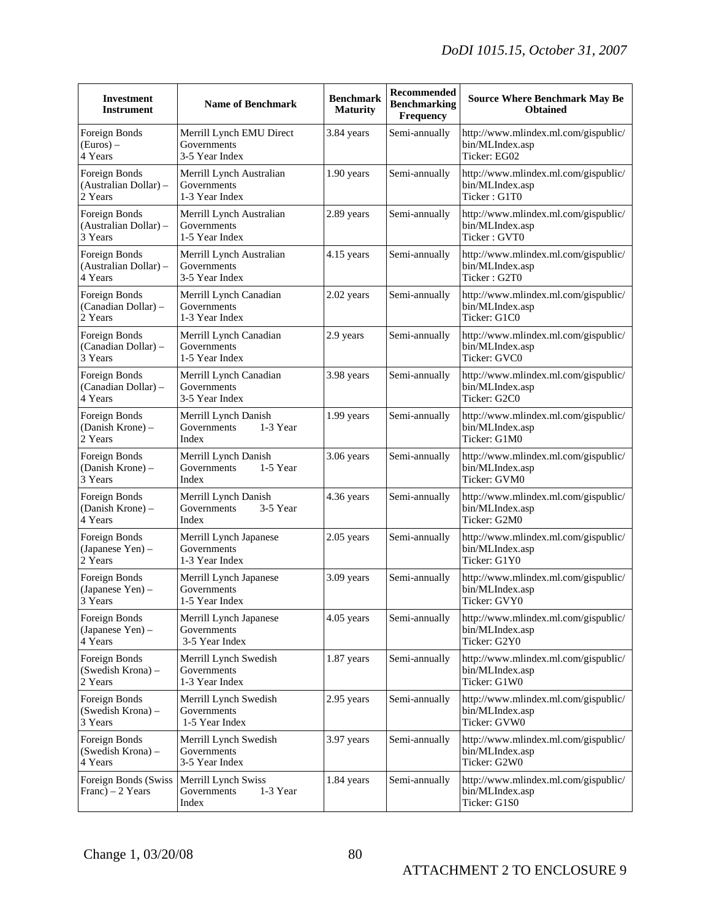| Investment Instrument | Name of Benchmark | Benchmark Maturity | Recommended Benchmarking Frequency | Source Where Benchmark May Be Obtained |
|---|---|---|---|---|
| Foreign Bonds (Euros) – 4 Years | Merrill Lynch EMU Direct Governments 3-5 Year Index | 3.84 years | Semi-annually | http://www.mlindex.ml.com/gispublic/bin/MLIndex.asp Ticker: EG02 |
| Foreign Bonds (Australian Dollar) – 2 Years | Merrill Lynch Australian Governments 1-3 Year Index | 1.90 years | Semi-annually | http://www.mlindex.ml.com/gispublic/bin/MLIndex.asp Ticker : G1T0 |
| Foreign Bonds (Australian Dollar) – 3 Years | Merrill Lynch Australian Governments 1-5 Year Index | 2.89 years | Semi-annually | http://www.mlindex.ml.com/gispublic/bin/MLIndex.asp Ticker : GVT0 |
| Foreign Bonds (Australian Dollar) – 4 Years | Merrill Lynch Australian Governments 3-5 Year Index | 4.15 years | Semi-annually | http://www.mlindex.ml.com/gispublic/bin/MLIndex.asp Ticker : G2T0 |
| Foreign Bonds (Canadian Dollar) – 2 Years | Merrill Lynch Canadian Governments 1-3 Year Index | 2.02 years | Semi-annually | http://www.mlindex.ml.com/gispublic/bin/MLIndex.asp Ticker: G1C0 |
| Foreign Bonds (Canadian Dollar) – 3 Years | Merrill Lynch Canadian Governments 1-5 Year Index | 2.9 years | Semi-annually | http://www.mlindex.ml.com/gispublic/bin/MLIndex.asp Ticker: GVC0 |
| Foreign Bonds (Canadian Dollar) – 4 Years | Merrill Lynch Canadian Governments 3-5 Year Index | 3.98 years | Semi-annually | http://www.mlindex.ml.com/gispublic/bin/MLIndex.asp Ticker: G2C0 |
| Foreign Bonds (Danish Krone) – 2 Years | Merrill Lynch Danish Governments 1-3 Year Index | 1.99 years | Semi-annually | http://www.mlindex.ml.com/gispublic/bin/MLIndex.asp Ticker: G1M0 |
| Foreign Bonds (Danish Krone) – 3 Years | Merrill Lynch Danish Governments 1-5 Year Index | 3.06 years | Semi-annually | http://www.mlindex.ml.com/gispublic/bin/MLIndex.asp Ticker: GVM0 |
| Foreign Bonds (Danish Krone) – 4 Years | Merrill Lynch Danish Governments 3-5 Year Index | 4.36 years | Semi-annually | http://www.mlindex.ml.com/gispublic/bin/MLIndex.asp Ticker: G2M0 |
| Foreign Bonds (Japanese Yen) – 2 Years | Merrill Lynch Japanese Governments 1-3 Year Index | 2.05 years | Semi-annually | http://www.mlindex.ml.com/gispublic/bin/MLIndex.asp Ticker: G1Y0 |
| Foreign Bonds (Japanese Yen) – 3 Years | Merrill Lynch Japanese Governments 1-5 Year Index | 3.09 years | Semi-annually | http://www.mlindex.ml.com/gispublic/bin/MLIndex.asp Ticker: GVY0 |
| Foreign Bonds (Japanese Yen) – 4 Years | Merrill Lynch Japanese Governments 3-5 Year Index | 4.05 years | Semi-annually | http://www.mlindex.ml.com/gispublic/bin/MLIndex.asp Ticker: G2Y0 |
| Foreign Bonds (Swedish Krona) – 2 Years | Merrill Lynch Swedish Governments 1-3 Year Index | 1.87 years | Semi-annually | http://www.mlindex.ml.com/gispublic/bin/MLIndex.asp Ticker: G1W0 |
| Foreign Bonds (Swedish Krona) – 3 Years | Merrill Lynch Swedish Governments 1-5 Year Index | 2.95 years | Semi-annually | http://www.mlindex.ml.com/gispublic/bin/MLIndex.asp Ticker: GVW0 |
| Foreign Bonds (Swedish Krona) – 4 Years | Merrill Lynch Swedish Governments 3-5 Year Index | 3.97 years | Semi-annually | http://www.mlindex.ml.com/gispublic/bin/MLIndex.asp Ticker: G2W0 |
| Foreign Bonds (Swiss Franc) – 2 Years | Merrill Lynch Swiss Governments 1-3 Year Index | 1.84 years | Semi-annually | http://www.mlindex.ml.com/gispublic/bin/MLIndex.asp Ticker: G1S0 |

ATTACHMENT 2 TO ENCLOSURE 9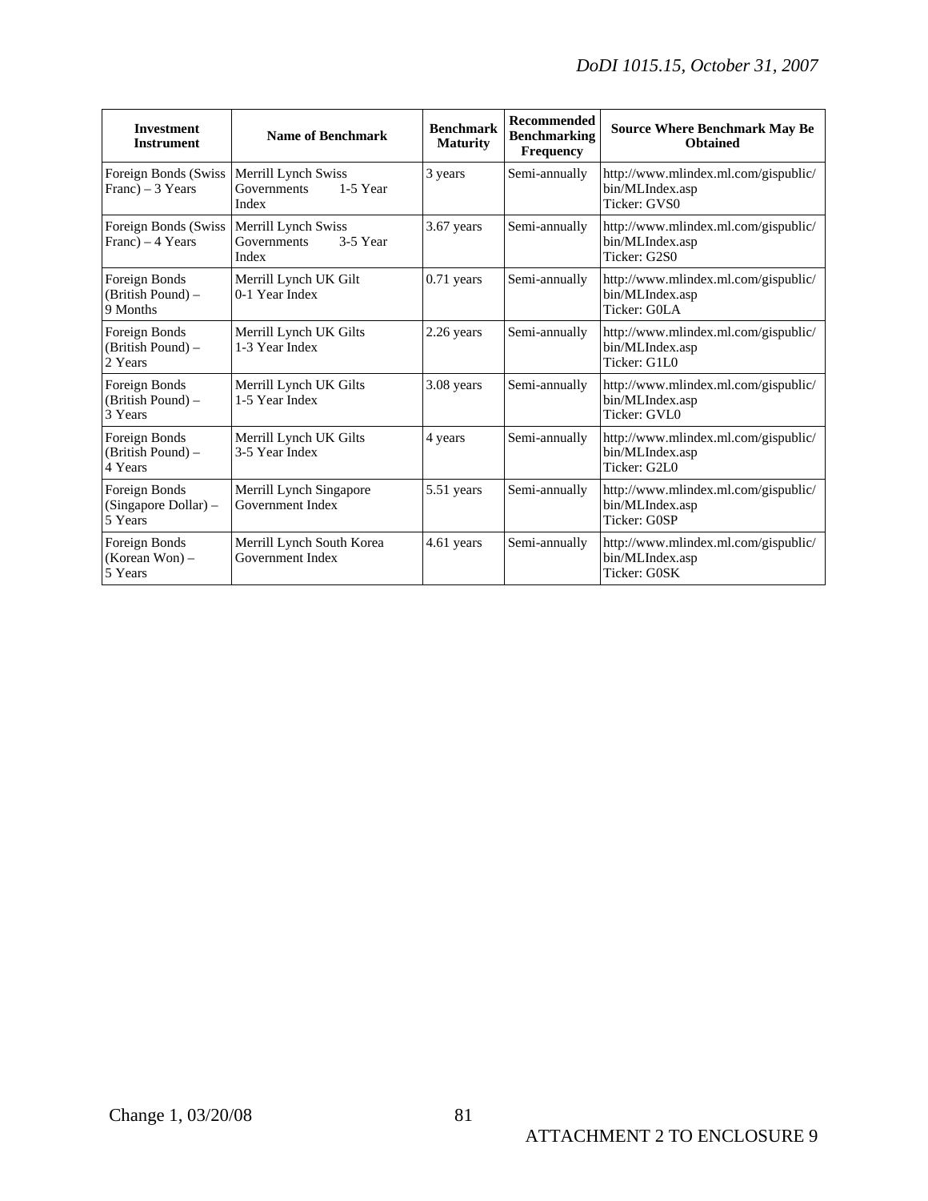| Investment Instrument | Name of Benchmark | Benchmark Maturity | Recommended Benchmarking Frequency | Source Where Benchmark May Be Obtained |
| --- | --- | --- | --- | --- |
| Foreign Bonds (Swiss Franc) – 3 Years | Merrill Lynch Swiss Governments 1-5 Year Index | 3 years | Semi-annually | http://www.mlindex.ml.com/gispublic/bin/MLIndex.asp Ticker: GVS0 |
| Foreign Bonds (Swiss Franc) – 4 Years | Merrill Lynch Swiss Governments 3-5 Year Index | 3.67 years | Semi-annually | http://www.mlindex.ml.com/gispublic/bin/MLIndex.asp Ticker: G2S0 |
| Foreign Bonds (British Pound) – 9 Months | Merrill Lynch UK Gilt 0-1 Year Index | 0.71 years | Semi-annually | http://www.mlindex.ml.com/gispublic/bin/MLIndex.asp Ticker: G0LA |
| Foreign Bonds (British Pound) – 2 Years | Merrill Lynch UK Gilts 1-3 Year Index | 2.26 years | Semi-annually | http://www.mlindex.ml.com/gispublic/bin/MLIndex.asp Ticker: G1L0 |
| Foreign Bonds (British Pound) – 3 Years | Merrill Lynch UK Gilts 1-5 Year Index | 3.08 years | Semi-annually | http://www.mlindex.ml.com/gispublic/bin/MLIndex.asp Ticker: GVL0 |
| Foreign Bonds (British Pound) – 4 Years | Merrill Lynch UK Gilts 3-5 Year Index | 4 years | Semi-annually | http://www.mlindex.ml.com/gispublic/bin/MLIndex.asp Ticker: G2L0 |
| Foreign Bonds (Singapore Dollar) – 5 Years | Merrill Lynch Singapore Government Index | 5.51 years | Semi-annually | http://www.mlindex.ml.com/gispublic/bin/MLIndex.asp Ticker: G0SP |
| Foreign Bonds (Korean Won) – 5 Years | Merrill Lynch South Korea Government Index | 4.61 years | Semi-annually | http://www.mlindex.ml.com/gispublic/bin/MLIndex.asp Ticker: G0SK |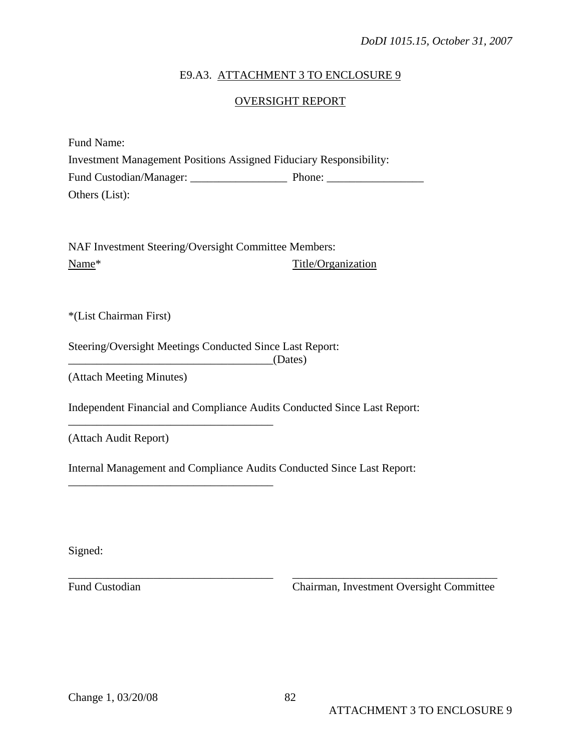## E9.A3. ATTACHMENT 3 TO ENCLOSURE 9

## OVERSIGHT REPORT

Fund Name:

Investment Management Positions Assigned Fiduciary Responsibility:

Fund Custodian/Manager: _________________ Phone: _________________

Others (List):

NAF Investment Steering/Oversight Committee Members:

<u>Name</u>* <u>Title/Organization</u>

*(List Chairman First)

Steering/Oversight Meetings Conducted Since Last Report:

____________________________________(Dates)

(Attach Meeting Minutes)

Independent Financial and Compliance Audits Conducted Since Last Report:

____________________________________

(Attach Audit Report)

Internal Management and Compliance Audits Conducted Since Last Report:

____________________________________

Signed:

____________________________________ ____________________________________

Fund Custodian Chairman, Investment Oversight Committee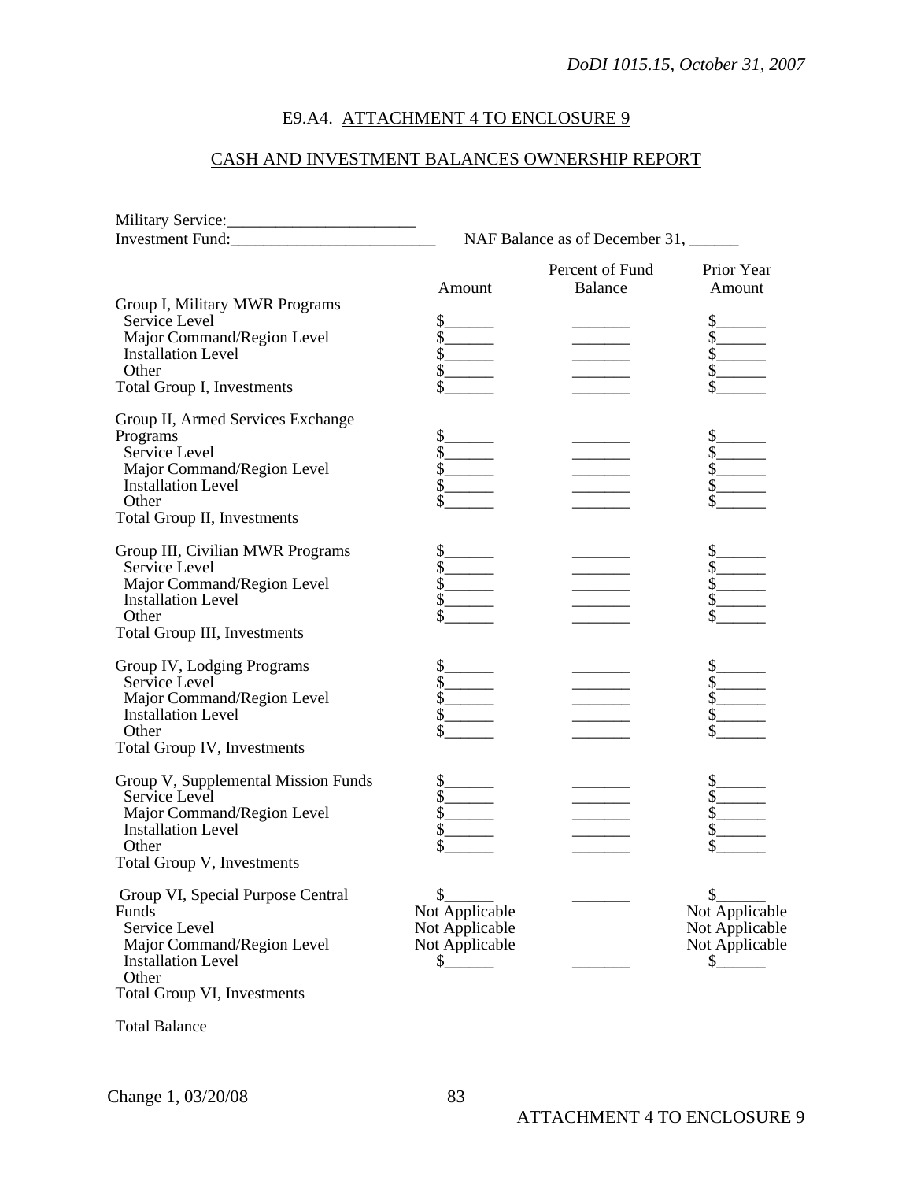## E9.A4. ATTACHMENT 4 TO ENCLOSURE 9

## CASH AND INVESTMENT BALANCES OWNERSHIP REPORT

Military Service:_______________________

Investment Fund:_________________________ NAF Balance as of December 31, ______

| | Amount | Percent of Fund Balance | Prior Year Amount |
|---|---|---|---|
| Group I, Military MWR Programs | | | |
| Service Level | $______ | _______ | $______ |
| Major Command/Region Level | $______ | _______ | $______ |
| Installation Level | $______ | _______ | $______ |
| Other | $______ | _______ | $______ |
| Total Group I, Investments | $______ | _______ | $______ |
| | | | |
| Group II, Armed Services Exchange Programs | $______ | _______ | $______ |
| Service Level | $______ | _______ | $______ |
| Major Command/Region Level | $______ | _______ | $______ |
| Installation Level | $______ | _______ | $______ |
| Other | $______ | _______ | $______ |
| Total Group II, Investments | | | |
| | | | |
| Group III, Civilian MWR Programs | $______ | _______ | $______ |
| Service Level | $______ | _______ | $______ |
| Major Command/Region Level | $______ | _______ | $______ |
| Installation Level | $______ | _______ | $______ |
| Other | $______ | _______ | $______ |
| Total Group III, Investments | | | |
| | | | |
| Group IV, Lodging Programs | $______ | _______ | $______ |
| Service Level | $______ | _______ | $______ |
| Major Command/Region Level | $______ | _______ | $______ |
| Installation Level | $______ | _______ | $______ |
| Other | $______ | _______ | $______ |
| Total Group IV, Investments | | | |
| | | | |
| Group V, Supplemental Mission Funds | $______ | _______ | $______ |
| Service Level | $______ | _______ | $______ |
| Major Command/Region Level | $______ | _______ | $______ |
| Installation Level | $______ | _______ | $______ |
| Other | $______ | _______ | $______ |
| Total Group V, Investments | | | |
| | | | |
| Group VI, Special Purpose Central Funds | $______ | _______ | $______ |
| Service Level | Not Applicable | | Not Applicable |
| Major Command/Region Level | Not Applicable | | Not Applicable |
| Installation Level | Not Applicable | | Not Applicable |
| Other | $______ | _______ | $______ |
| Total Group VI, Investments | | | |
| | | | |
| Total Balance | | | |

Change 1, 03/20/08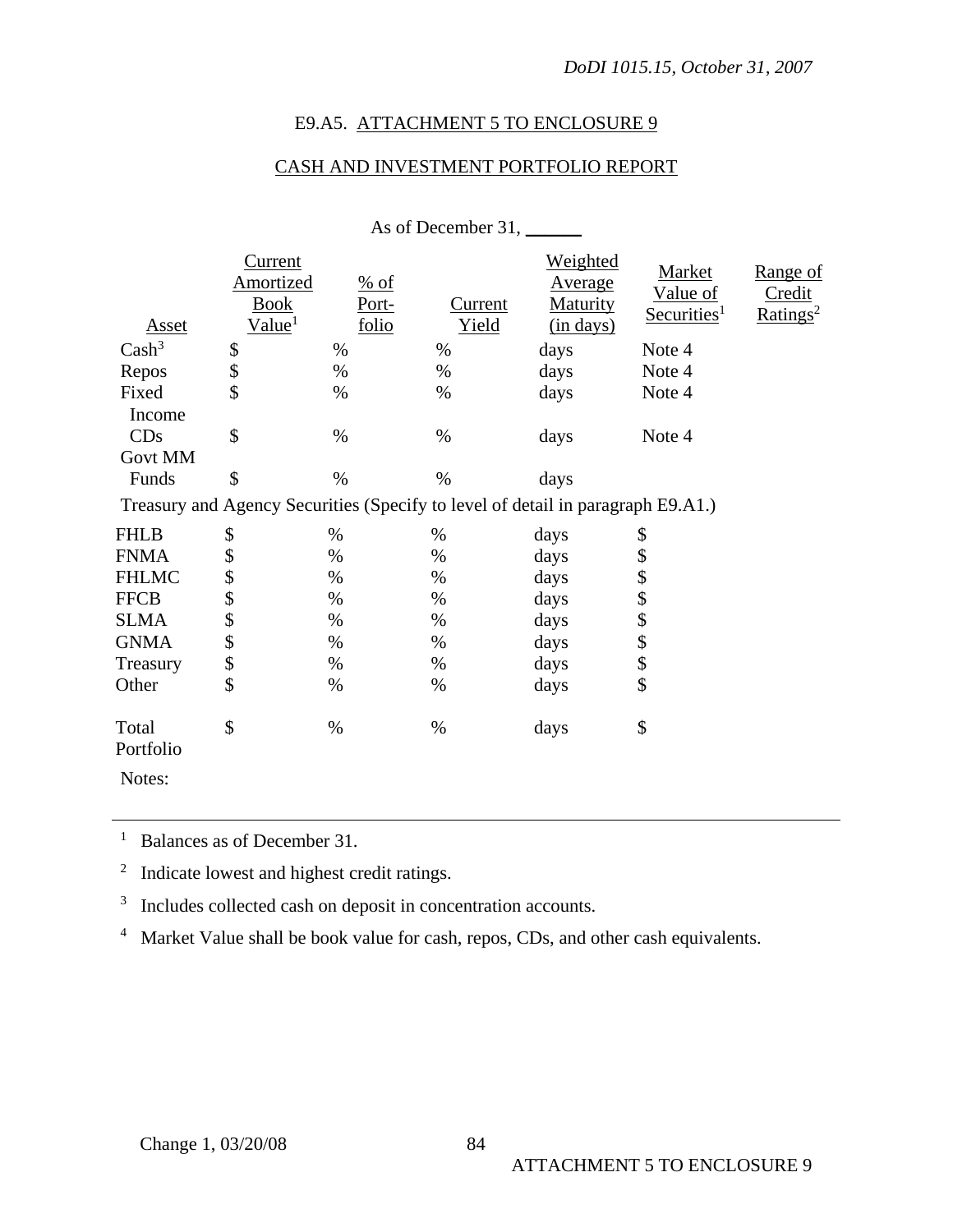## E9.A5. ATTACHMENT 5 TO ENCLOSURE 9

## CASH AND INVESTMENT PORTFOLIO REPORT

As of December 31, ______

| Asset | Current Amortized Book Value[1] | % of Port-folio | Current Yield | Weighted Average Maturity (in days) | Market Value of Securities[1] | Range of Credit Ratings[2] |
|---|---|---|---|---|---|---|
| Cash[3] | $ | % | % | days | Note 4 | |
| Repos | $ | % | % | days | Note 4 | |
| Fixed Income | $ | % | % | days | Note 4 | |
| CDs | $ | % | % | days | Note 4 | |
| Govt MM Funds | $ | % | % | days | | |
| Treasury and Agency Securities (Specify to level of detail in paragraph E9.A1.) | | | | | | |
| FHLB | $ | % | % | days | $ | |
| FNMA | $ | % | % | days | $ | |
| FHLMC | $ | % | % | days | $ | |
| FFCB | $ | % | % | days | $ | |
| SLMA | $ | % | % | days | $ | |
| GNMA | $ | % | % | days | $ | |
| Treasury | $ | % | % | days | $ | |
| Other | $ | % | % | days | $ | |
| Total Portfolio | $ | % | % | days | $ | |

Notes:

---

[1] Balances as of December 31.

[2] Indicate lowest and highest credit ratings.

[3] Includes collected cash on deposit in concentration accounts.

[4] Market Value shall be book value for cash, repos, CDs, and other cash equivalents.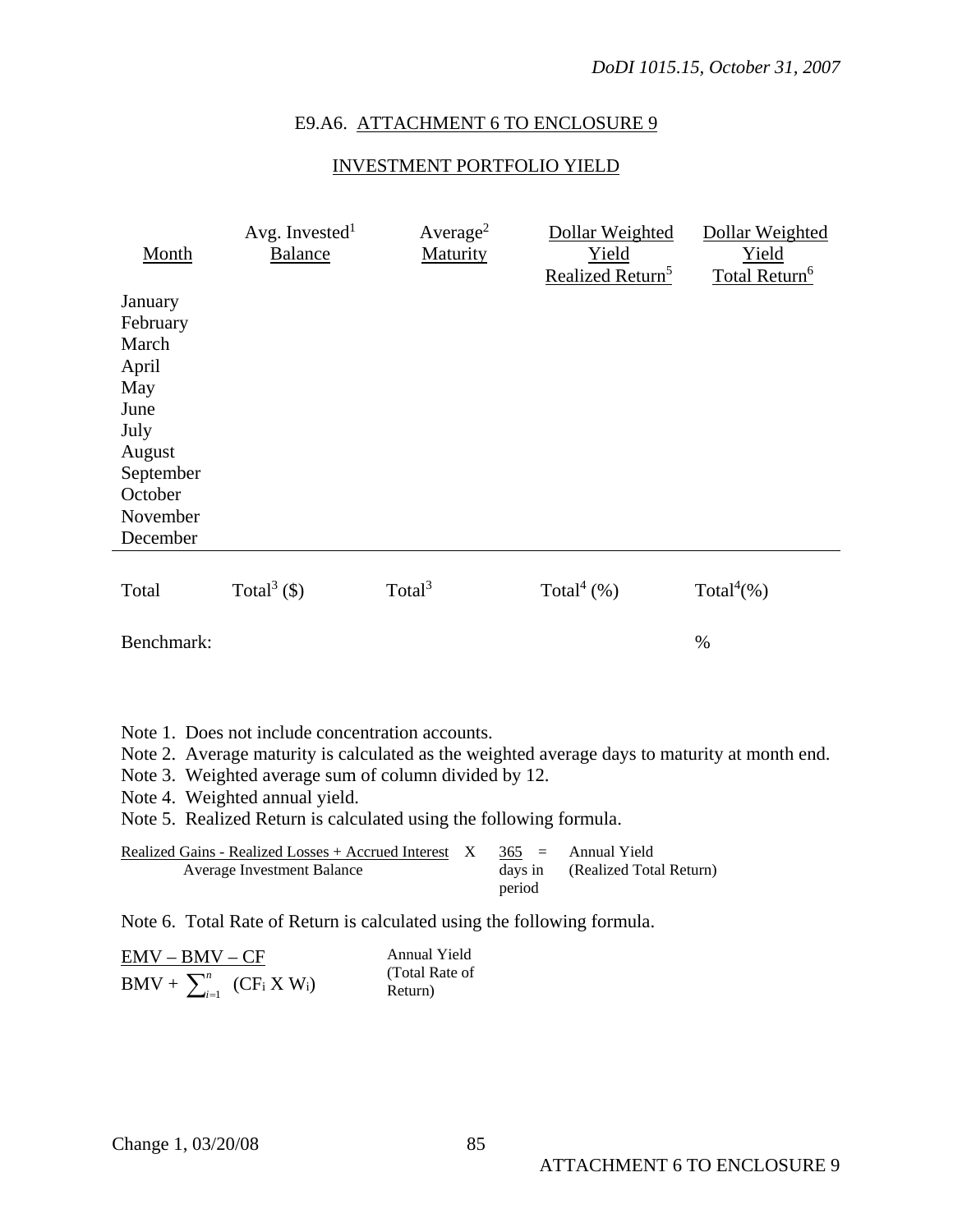## E9.A6. ATTACHMENT 6 TO ENCLOSURE 9

## INVESTMENT PORTFOLIO YIELD

| Month | Avg. Invested[1] Balance | Average[2] Maturity | Dollar Weighted Yield Realized Return[5] | Dollar Weighted Yield Total Return[6] |
|---|---|---|---|---|
| January | | | | |
| February | | | | |
| March | | | | |
| April | | | | |
| May | | | | |
| June | | | | |
| July | | | | |
| August | | | | |
| September | | | | |
| October | | | | |
| November | | | | |
| December | | | | |
| Total | Total[3] ($) | Total[3] | Total[4] (%) | Total[4] (%) |
| Benchmark: | | | | % |

Note 1. Does not include concentration accounts.

Note 2. Average maturity is calculated as the weighted average days to maturity at month end.

Note 3. Weighted average sum of column divided by 12.

Note 4. Weighted annual yield.

Note 5. Realized Return is calculated using the following formula.

$$\frac{\text{Realized Gains} - \text{Realized Losses} + \text{Accrued Interest}}{\text{Average Investment Balance}} \times \frac{365}{\text{days in period}} = \text{Annual Yield (Realized Total Return)}$$

Note 6. Total Rate of Return is calculated using the following formula.

$$\frac{EMV - BMV - CF}{BMV + \sum_{i=1}^{n} (CF_i \times W_i)} \quad \text{Annual Yield (Total Rate of Return)}$$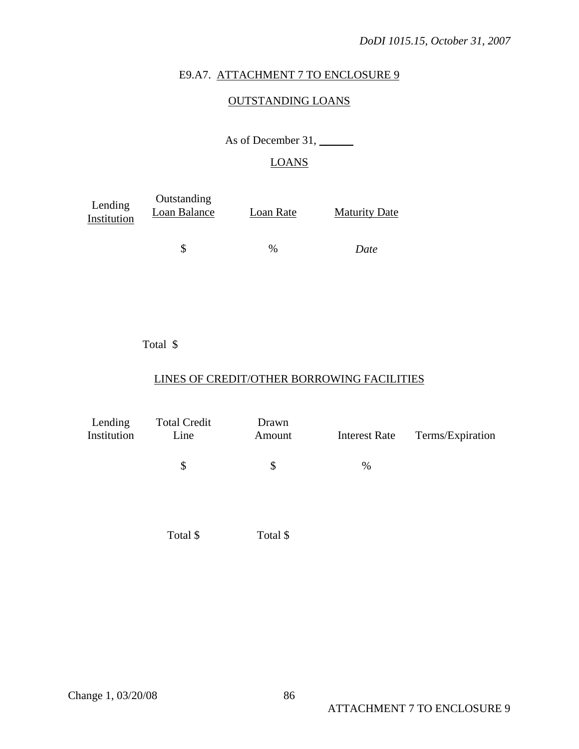## E9.A7. ATTACHMENT 7 TO ENCLOSURE 9

## OUTSTANDING LOANS

As of December 31, ______

### LOANS

| Lending Institution | Outstanding Loan Balance | Loan Rate | Maturity Date |
|---|---|---|---|
| | $ | % | *Date* |
| | Total $ | | |

### LINES OF CREDIT/OTHER BORROWING FACILITIES

| Lending Institution | Total Credit Line | Drawn Amount | Interest Rate | Terms/Expiration |
|---|---|---|---|---|
| | $ | $ | % | |
| | Total $ | Total $ | | |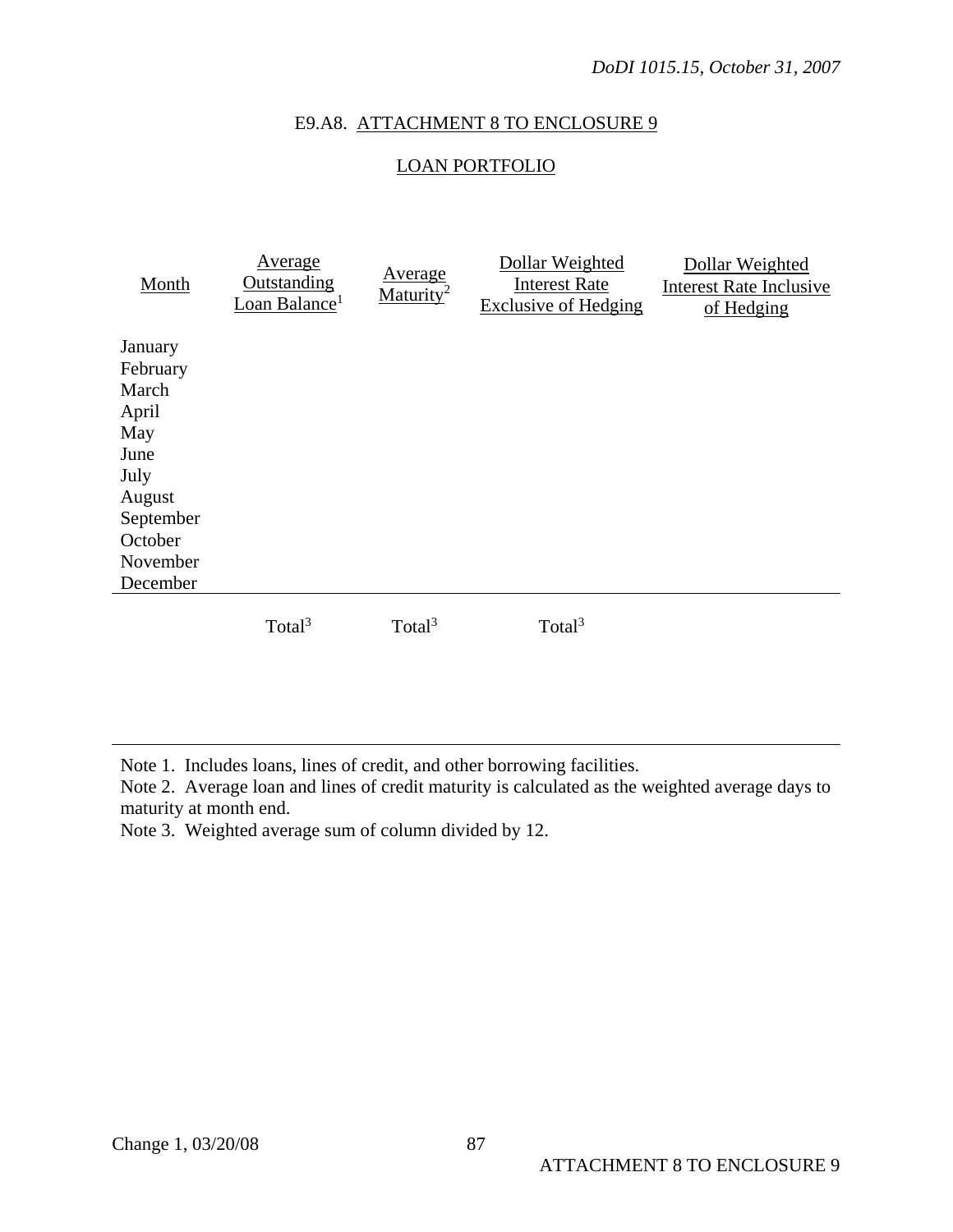E9.A8. ATTACHMENT 8 TO ENCLOSURE 9

## LOAN PORTFOLIO

| Month | Average Outstanding Loan Balance[1] | Average Maturity[2] | Dollar Weighted Interest Rate Exclusive of Hedging | Dollar Weighted Interest Rate Inclusive of Hedging |
|---|---|---|---|---|
| January | | | | |
| February | | | | |
| March | | | | |
| April | | | | |
| May | | | | |
| June | | | | |
| July | | | | |
| August | | | | |
| September | | | | |
| October | | | | |
| November | | | | |
| December | | | | |
| | Total[3] | Total[3] | Total[3] | |

Note 1. Includes loans, lines of credit, and other borrowing facilities.

Note 2. Average loan and lines of credit maturity is calculated as the weighted average days to maturity at month end.

Note 3. Weighted average sum of column divided by 12.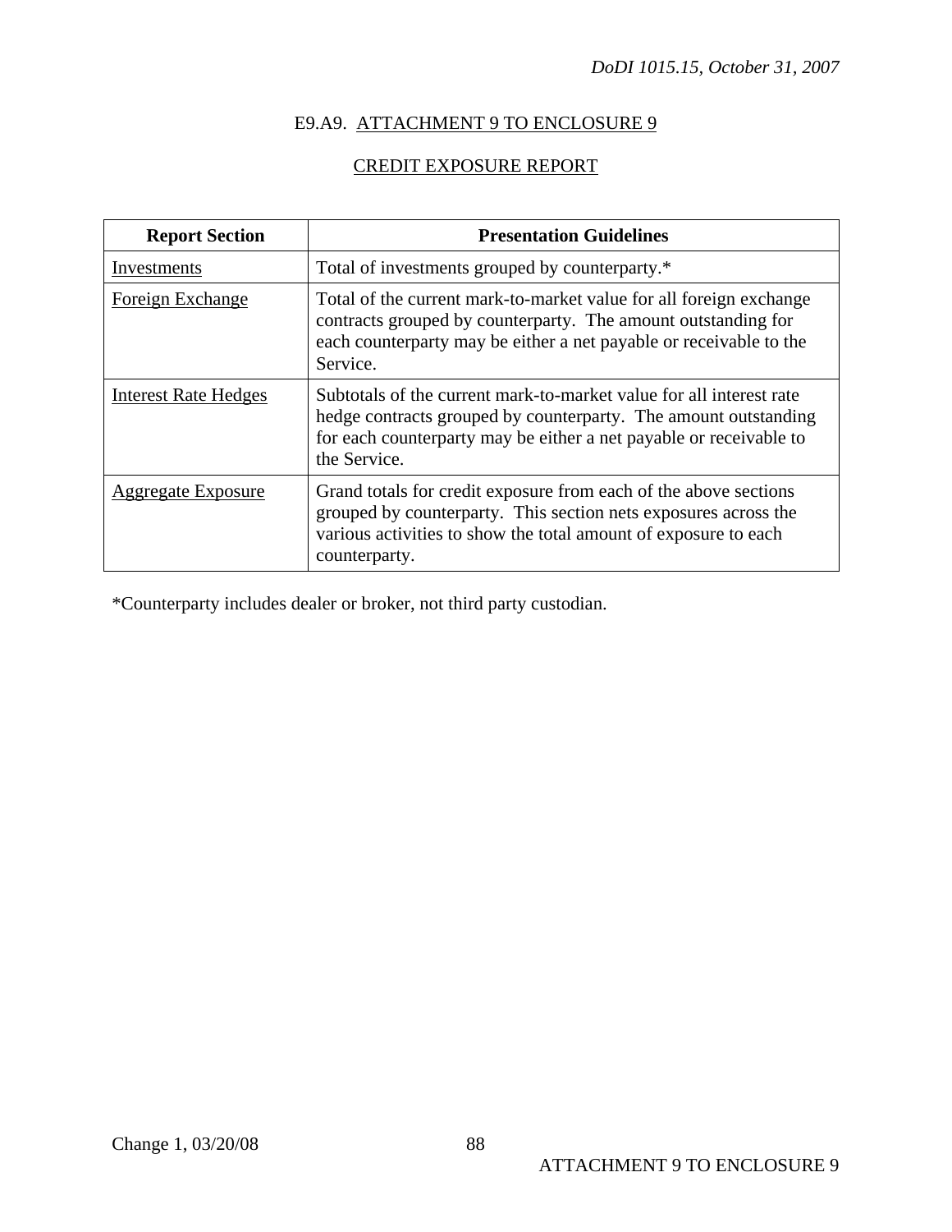E9.A9. ATTACHMENT 9 TO ENCLOSURE 9

CREDIT EXPOSURE REPORT

| Report Section | Presentation Guidelines |
| --- | --- |
| Investments | Total of investments grouped by counterparty.* |
| Foreign Exchange | Total of the current mark-to-market value for all foreign exchange contracts grouped by counterparty. The amount outstanding for each counterparty may be either a net payable or receivable to the Service. |
| Interest Rate Hedges | Subtotals of the current mark-to-market value for all interest rate hedge contracts grouped by counterparty. The amount outstanding for each counterparty may be either a net payable or receivable to the Service. |
| Aggregate Exposure | Grand totals for credit exposure from each of the above sections grouped by counterparty. This section nets exposures across the various activities to show the total amount of exposure to each counterparty. |

*Counterparty includes dealer or broker, not third party custodian.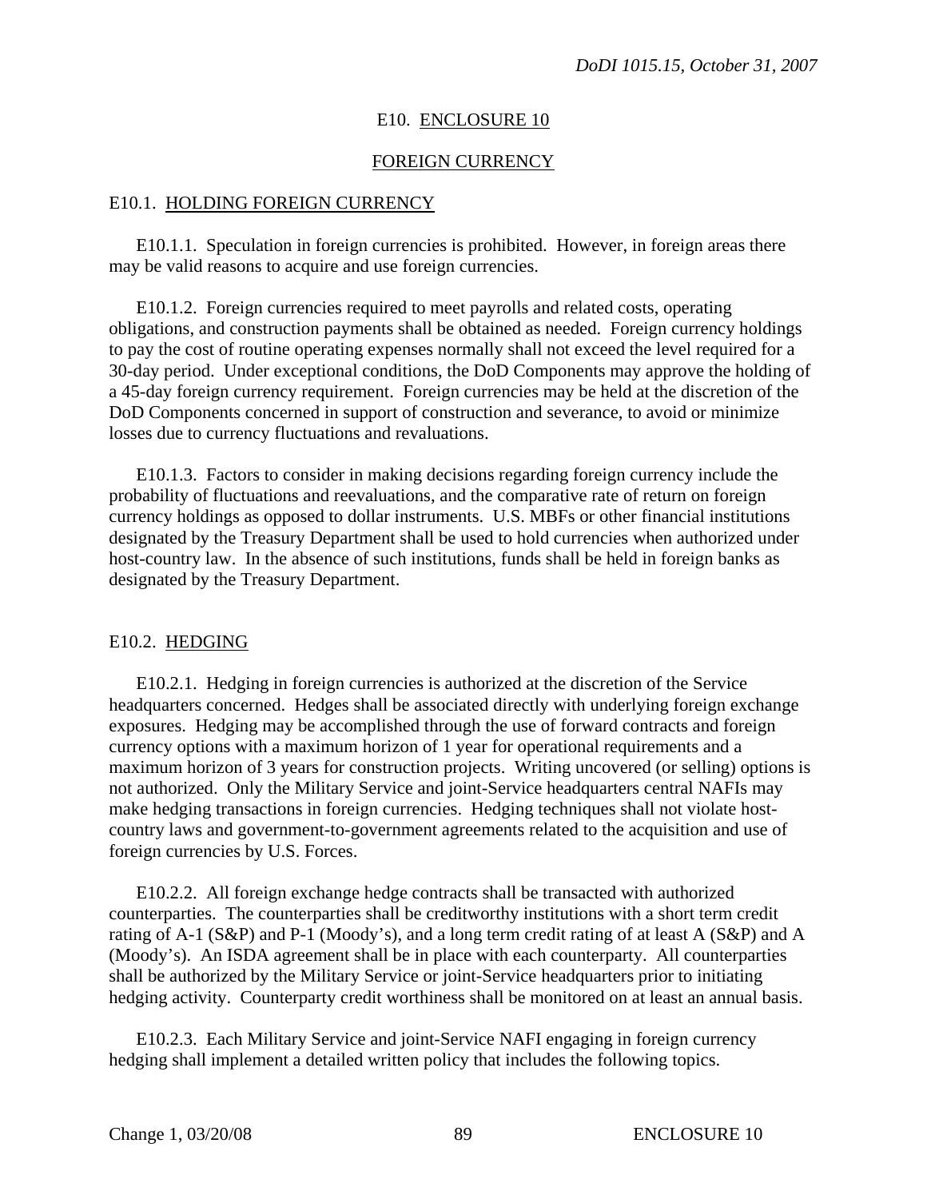## E10. ENCLOSURE 10

## FOREIGN CURRENCY

### E10.1. HOLDING FOREIGN CURRENCY

E10.1.1. Speculation in foreign currencies is prohibited. However, in foreign areas there may be valid reasons to acquire and use foreign currencies.

E10.1.2. Foreign currencies required to meet payrolls and related costs, operating obligations, and construction payments shall be obtained as needed. Foreign currency holdings to pay the cost of routine operating expenses normally shall not exceed the level required for a 30-day period. Under exceptional conditions, the DoD Components may approve the holding of a 45-day foreign currency requirement. Foreign currencies may be held at the discretion of the DoD Components concerned in support of construction and severance, to avoid or minimize losses due to currency fluctuations and revaluations.

E10.1.3. Factors to consider in making decisions regarding foreign currency include the probability of fluctuations and reevaluations, and the comparative rate of return on foreign currency holdings as opposed to dollar instruments. U.S. MBFs or other financial institutions designated by the Treasury Department shall be used to hold currencies when authorized under host-country law. In the absence of such institutions, funds shall be held in foreign banks as designated by the Treasury Department.

### E10.2. HEDGING

E10.2.1. Hedging in foreign currencies is authorized at the discretion of the Service headquarters concerned. Hedges shall be associated directly with underlying foreign exchange exposures. Hedging may be accomplished through the use of forward contracts and foreign currency options with a maximum horizon of 1 year for operational requirements and a maximum horizon of 3 years for construction projects. Writing uncovered (or selling) options is not authorized. Only the Military Service and joint-Service headquarters central NAFIs may make hedging transactions in foreign currencies. Hedging techniques shall not violate host-country laws and government-to-government agreements related to the acquisition and use of foreign currencies by U.S. Forces.

E10.2.2. All foreign exchange hedge contracts shall be transacted with authorized counterparties. The counterparties shall be creditworthy institutions with a short term credit rating of A-1 (S&P) and P-1 (Moody's), and a long term credit rating of at least A (S&P) and A (Moody's). An ISDA agreement shall be in place with each counterparty. All counterparties shall be authorized by the Military Service or joint-Service headquarters prior to initiating hedging activity. Counterparty credit worthiness shall be monitored on at least an annual basis.

E10.2.3. Each Military Service and joint-Service NAFI engaging in foreign currency hedging shall implement a detailed written policy that includes the following topics.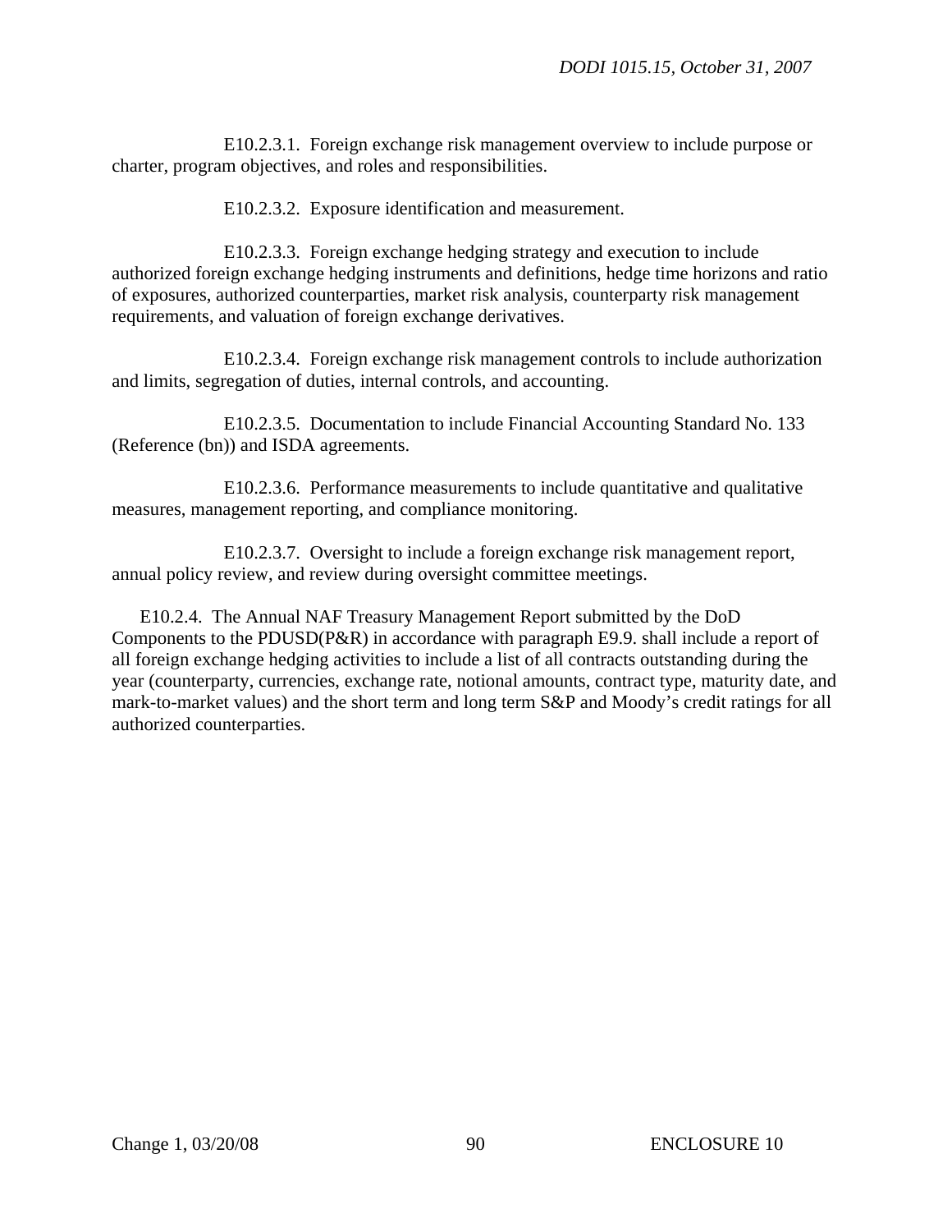E10.2.3.1. Foreign exchange risk management overview to include purpose or charter, program objectives, and roles and responsibilities.

E10.2.3.2. Exposure identification and measurement.

E10.2.3.3. Foreign exchange hedging strategy and execution to include authorized foreign exchange hedging instruments and definitions, hedge time horizons and ratio of exposures, authorized counterparties, market risk analysis, counterparty risk management requirements, and valuation of foreign exchange derivatives.

E10.2.3.4. Foreign exchange risk management controls to include authorization and limits, segregation of duties, internal controls, and accounting.

E10.2.3.5. Documentation to include Financial Accounting Standard No. 133 (Reference (bn)) and ISDA agreements.

E10.2.3.6. Performance measurements to include quantitative and qualitative measures, management reporting, and compliance monitoring.

E10.2.3.7. Oversight to include a foreign exchange risk management report, annual policy review, and review during oversight committee meetings.

E10.2.4. The Annual NAF Treasury Management Report submitted by the DoD Components to the PDUSD(P&R) in accordance with paragraph E9.9. shall include a report of all foreign exchange hedging activities to include a list of all contracts outstanding during the year (counterparty, currencies, exchange rate, notional amounts, contract type, maturity date, and mark-to-market values) and the short term and long term S&P and Moody's credit ratings for all authorized counterparties.